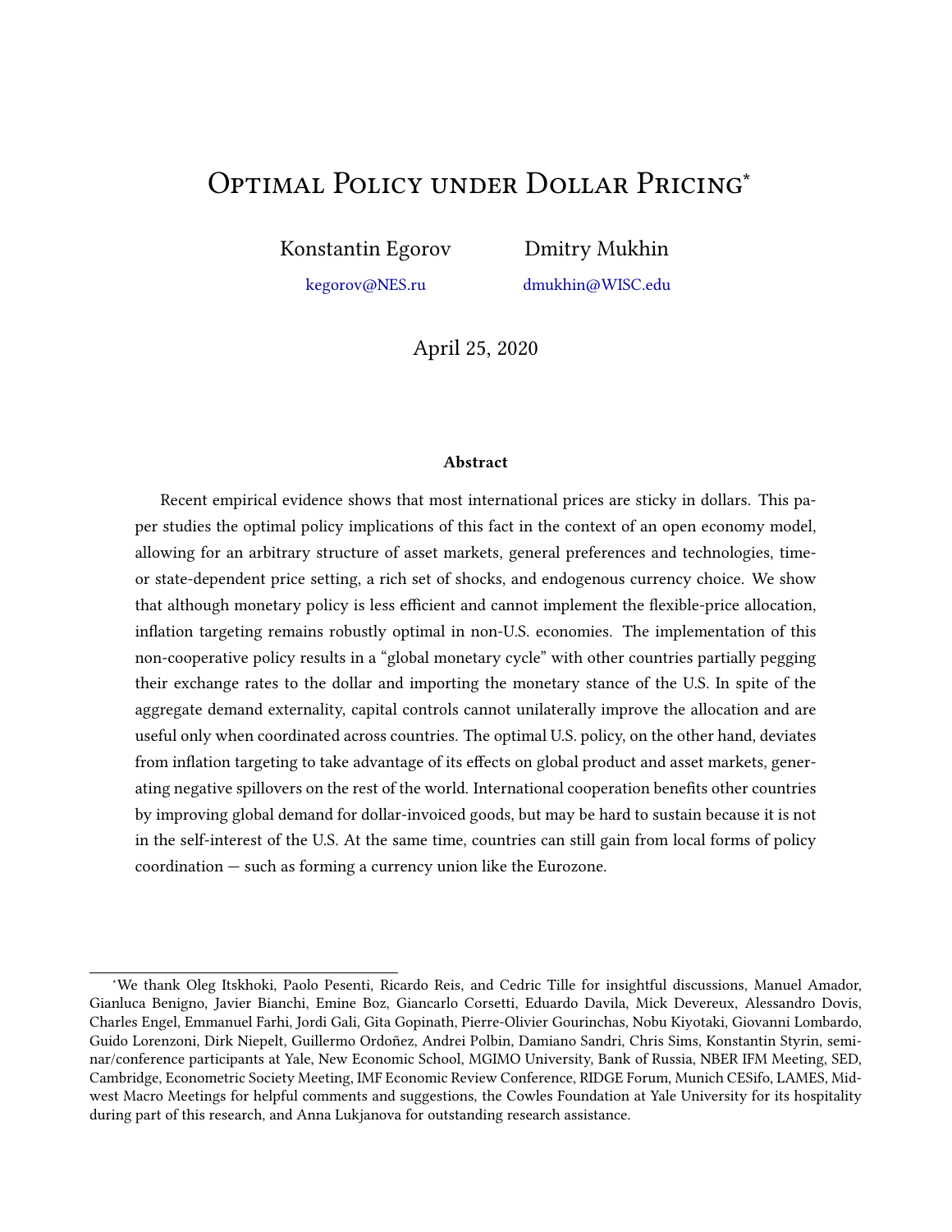# Optimal Policy under Dollar Pricing*

Konstantin Egorov

kegorov@NES.ru

Dmitry Mukhin

dmukhin@WISC.edu

April 25, 2020

### Abstract

Recent empirical evidence shows that most international prices are sticky in dollars. This paper studies the optimal policy implications of this fact in the context of an open economy model, allowing for an arbitrary structure of asset markets, general preferences and technologies, time- or state-dependent price setting, a rich set of shocks, and endogenous currency choice. We show that although monetary policy is less efficient and cannot implement the flexible-price allocation, inflation targeting remains robustly optimal in non-U.S. economies. The implementation of this non-cooperative policy results in a "global monetary cycle" with other countries partially pegging their exchange rates to the dollar and importing the monetary stance of the U.S. In spite of the aggregate demand externality, capital controls cannot unilaterally improve the allocation and are useful only when coordinated across countries. The optimal U.S. policy, on the other hand, deviates from inflation targeting to take advantage of its effects on global product and asset markets, generating negative spillovers on the rest of the world. International cooperation benefits other countries by improving global demand for dollar-invoiced goods, but may be hard to sustain because it is not in the self-interest of the U.S. At the same time, countries can still gain from local forms of policy coordination — such as forming a currency union like the Eurozone.

---

*We thank Oleg Itskhoki, Paolo Pesenti, Ricardo Reis, and Cedric Tille for insightful discussions, Manuel Amador, Gianluca Benigno, Javier Bianchi, Emine Boz, Giancarlo Corsetti, Eduardo Davila, Mick Devereux, Alessandro Dovis, Charles Engel, Emmanuel Farhi, Jordi Gali, Gita Gopinath, Pierre-Olivier Gourinchas, Nobu Kiyotaki, Giovanni Lombardo, Guido Lorenzoni, Dirk Niepelt, Guillermo Ordoñez, Andrei Polbin, Damiano Sandri, Chris Sims, Konstantin Styrin, seminar/conference participants at Yale, New Economic School, MGIMO University, Bank of Russia, NBER IFM Meeting, SED, Cambridge, Econometric Society Meeting, IMF Economic Review Conference, RIDGE Forum, Munich CESifo, LAMES, Midwest Macro Meetings for helpful comments and suggestions, the Cowles Foundation at Yale University for its hospitality during part of this research, and Anna Lukjanova for outstanding research assistance.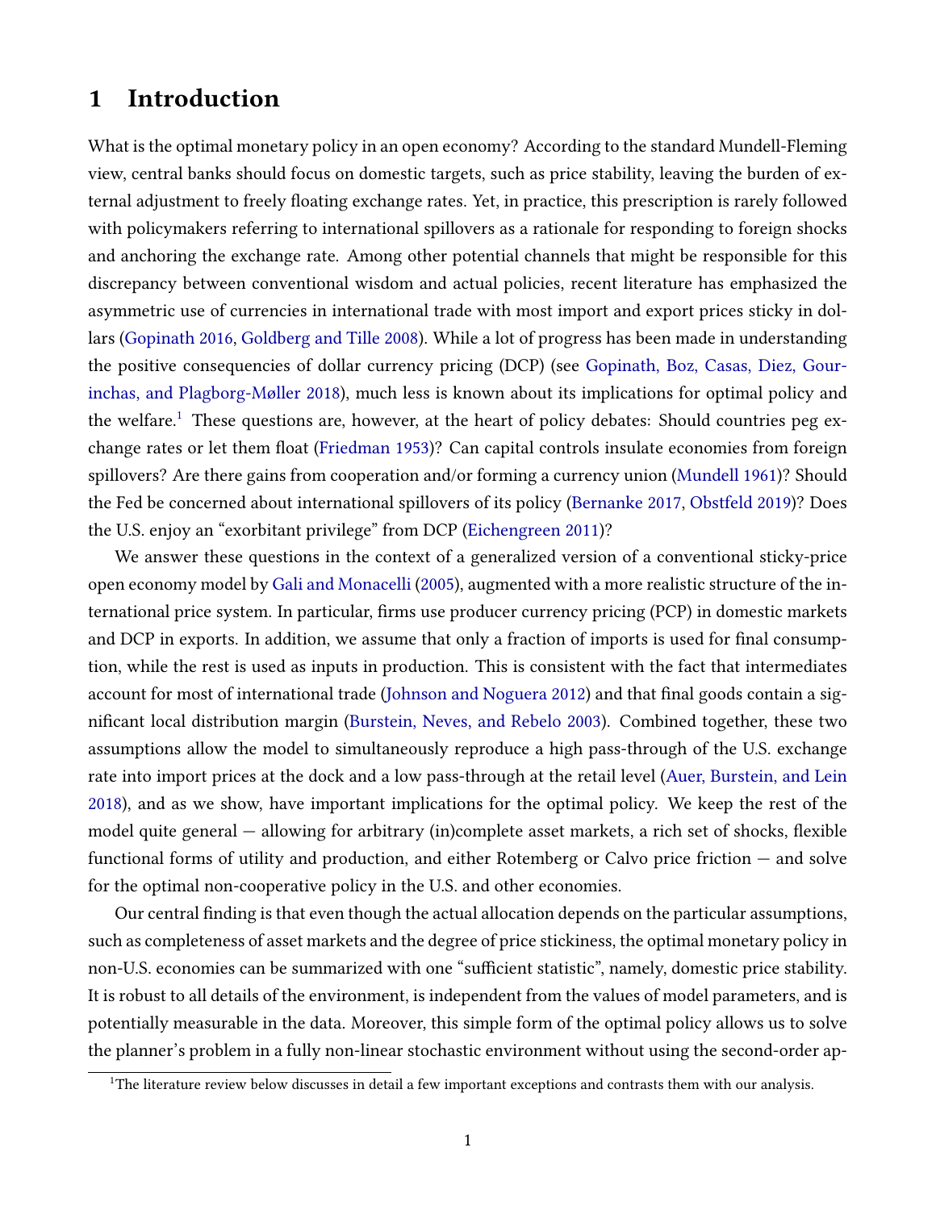# 1 Introduction

What is the optimal monetary policy in an open economy? According to the standard Mundell-Fleming view, central banks should focus on domestic targets, such as price stability, leaving the burden of external adjustment to freely floating exchange rates. Yet, in practice, this prescription is rarely followed with policymakers referring to international spillovers as a rationale for responding to foreign shocks and anchoring the exchange rate. Among other potential channels that might be responsible for this discrepancy between conventional wisdom and actual policies, recent literature has emphasized the asymmetric use of currencies in international trade with most import and export prices sticky in dollars (Gopinath 2016, Goldberg and Tille 2008). While a lot of progress has been made in understanding the positive consequences of dollar currency pricing (DCP) (see Gopinath, Boz, Casas, Diez, Gourinchas, and Plagborg-Møller 2018), much less is known about its implications for optimal policy and the welfare.[1] These questions are, however, at the heart of policy debates: Should countries peg exchange rates or let them float (Friedman 1953)? Can capital controls insulate economies from foreign spillovers? Are there gains from cooperation and/or forming a currency union (Mundell 1961)? Should the Fed be concerned about international spillovers of its policy (Bernanke 2017, Obstfeld 2019)? Does the U.S. enjoy an "exorbitant privilege" from DCP (Eichengreen 2011)?

We answer these questions in the context of a generalized version of a conventional sticky-price open economy model by Gali and Monacelli (2005), augmented with a more realistic structure of the international price system. In particular, firms use producer currency pricing (PCP) in domestic markets and DCP in exports. In addition, we assume that only a fraction of imports is used for final consumption, while the rest is used as inputs in production. This is consistent with the fact that intermediates account for most of international trade (Johnson and Noguera 2012) and that final goods contain a significant local distribution margin (Burstein, Neves, and Rebelo 2003). Combined together, these two assumptions allow the model to simultaneously reproduce a high pass-through of the U.S. exchange rate into import prices at the dock and a low pass-through at the retail level (Auer, Burstein, and Lein 2018), and as we show, have important implications for the optimal policy. We keep the rest of the model quite general — allowing for arbitrary (in)complete asset markets, a rich set of shocks, flexible functional forms of utility and production, and either Rotemberg or Calvo price friction — and solve for the optimal non-cooperative policy in the U.S. and other economies.

Our central finding is that even though the actual allocation depends on the particular assumptions, such as completeness of asset markets and the degree of price stickiness, the optimal monetary policy in non-U.S. economies can be summarized with one "sufficient statistic", namely, domestic price stability. It is robust to all details of the environment, is independent from the values of model parameters, and is potentially measurable in the data. Moreover, this simple form of the optimal policy allows us to solve the planner's problem in a fully non-linear stochastic environment without using the second-order ap-

[1] The literature review below discusses in detail a few important exceptions and contrasts them with our analysis.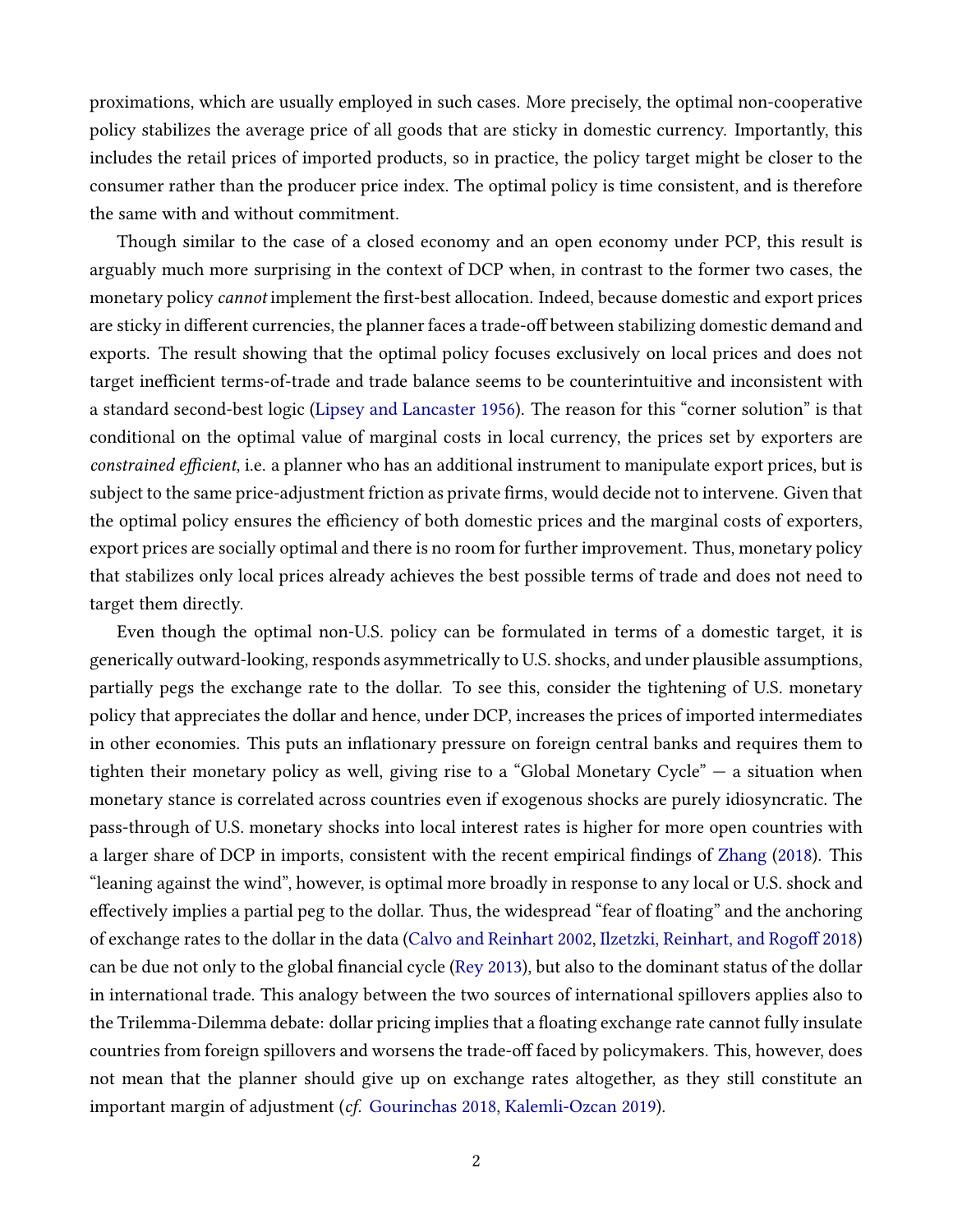proximations, which are usually employed in such cases. More precisely, the optimal non-cooperative policy stabilizes the average price of all goods that are sticky in domestic currency. Importantly, this includes the retail prices of imported products, so in practice, the policy target might be closer to the consumer rather than the producer price index. The optimal policy is time consistent, and is therefore the same with and without commitment.

Though similar to the case of a closed economy and an open economy under PCP, this result is arguably much more surprising in the context of DCP when, in contrast to the former two cases, the monetary policy *cannot* implement the first-best allocation. Indeed, because domestic and export prices are sticky in different currencies, the planner faces a trade-off between stabilizing domestic demand and exports. The result showing that the optimal policy focuses exclusively on local prices and does not target inefficient terms-of-trade and trade balance seems to be counterintuitive and inconsistent with a standard second-best logic (Lipsey and Lancaster 1956). The reason for this "corner solution" is that conditional on the optimal value of marginal costs in local currency, the prices set by exporters are *constrained efficient*, i.e. a planner who has an additional instrument to manipulate export prices, but is subject to the same price-adjustment friction as private firms, would decide not to intervene. Given that the optimal policy ensures the efficiency of both domestic prices and the marginal costs of exporters, export prices are socially optimal and there is no room for further improvement. Thus, monetary policy that stabilizes only local prices already achieves the best possible terms of trade and does not need to target them directly.

Even though the optimal non-U.S. policy can be formulated in terms of a domestic target, it is generically outward-looking, responds asymmetrically to U.S. shocks, and under plausible assumptions, partially pegs the exchange rate to the dollar. To see this, consider the tightening of U.S. monetary policy that appreciates the dollar and hence, under DCP, increases the prices of imported intermediates in other economies. This puts an inflationary pressure on foreign central banks and requires them to tighten their monetary policy as well, giving rise to a "Global Monetary Cycle" — a situation when monetary stance is correlated across countries even if exogenous shocks are purely idiosyncratic. The pass-through of U.S. monetary shocks into local interest rates is higher for more open countries with a larger share of DCP in imports, consistent with the recent empirical findings of Zhang (2018). This "leaning against the wind", however, is optimal more broadly in response to any local or U.S. shock and effectively implies a partial peg to the dollar. Thus, the widespread "fear of floating" and the anchoring of exchange rates to the dollar in the data (Calvo and Reinhart 2002, Ilzetzki, Reinhart, and Rogoff 2018) can be due not only to the global financial cycle (Rey 2013), but also to the dominant status of the dollar in international trade. This analogy between the two sources of international spillovers applies also to the Trilemma-Dilemma debate: dollar pricing implies that a floating exchange rate cannot fully insulate countries from foreign spillovers and worsens the trade-off faced by policymakers. This, however, does not mean that the planner should give up on exchange rates altogether, as they still constitute an important margin of adjustment (*cf.* Gourinchas 2018, Kalemli-Ozcan 2019).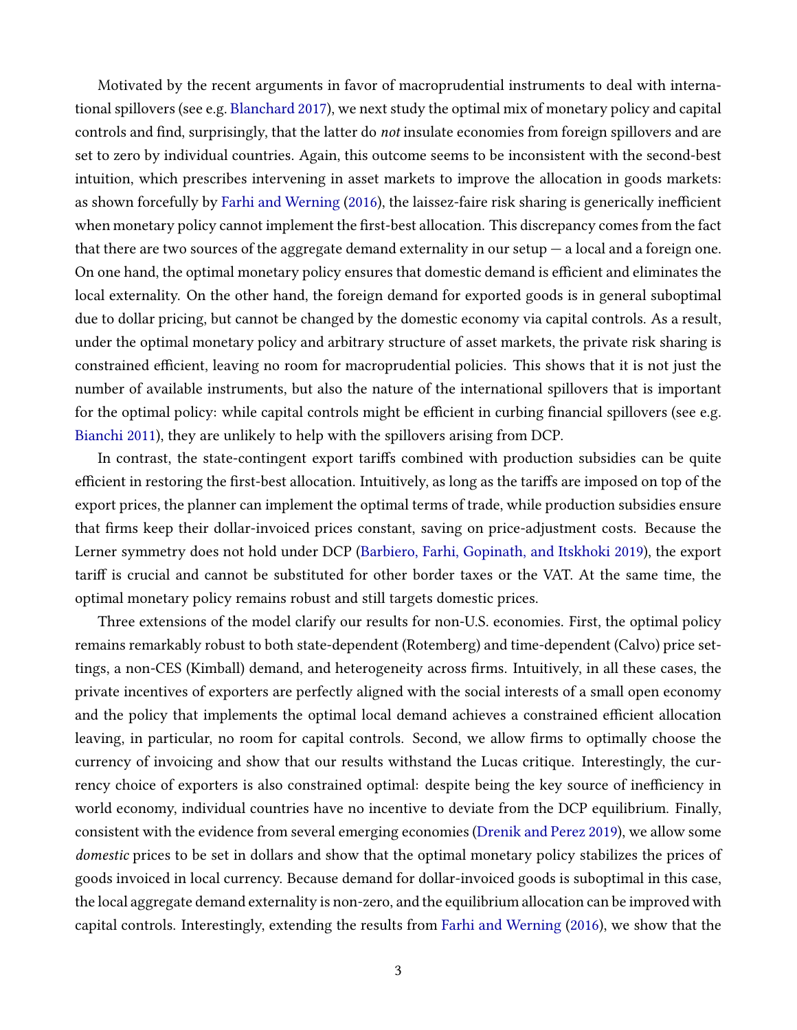Motivated by the recent arguments in favor of macroprudential instruments to deal with international spillovers (see e.g. Blanchard 2017), we next study the optimal mix of monetary policy and capital controls and find, surprisingly, that the latter do *not* insulate economies from foreign spillovers and are set to zero by individual countries. Again, this outcome seems to be inconsistent with the second-best intuition, which prescribes intervening in asset markets to improve the allocation in goods markets: as shown forcefully by Farhi and Werning (2016), the laissez-faire risk sharing is generically inefficient when monetary policy cannot implement the first-best allocation. This discrepancy comes from the fact that there are two sources of the aggregate demand externality in our setup — a local and a foreign one. On one hand, the optimal monetary policy ensures that domestic demand is efficient and eliminates the local externality. On the other hand, the foreign demand for exported goods is in general suboptimal due to dollar pricing, but cannot be changed by the domestic economy via capital controls. As a result, under the optimal monetary policy and arbitrary structure of asset markets, the private risk sharing is constrained efficient, leaving no room for macroprudential policies. This shows that it is not just the number of available instruments, but also the nature of the international spillovers that is important for the optimal policy: while capital controls might be efficient in curbing financial spillovers (see e.g. Bianchi 2011), they are unlikely to help with the spillovers arising from DCP.

In contrast, the state-contingent export tariffs combined with production subsidies can be quite efficient in restoring the first-best allocation. Intuitively, as long as the tariffs are imposed on top of the export prices, the planner can implement the optimal terms of trade, while production subsidies ensure that firms keep their dollar-invoiced prices constant, saving on price-adjustment costs. Because the Lerner symmetry does not hold under DCP (Barbiero, Farhi, Gopinath, and Itskhoki 2019), the export tariff is crucial and cannot be substituted for other border taxes or the VAT. At the same time, the optimal monetary policy remains robust and still targets domestic prices.

Three extensions of the model clarify our results for non-U.S. economies. First, the optimal policy remains remarkably robust to both state-dependent (Rotemberg) and time-dependent (Calvo) price settings, a non-CES (Kimball) demand, and heterogeneity across firms. Intuitively, in all these cases, the private incentives of exporters are perfectly aligned with the social interests of a small open economy and the policy that implements the optimal local demand achieves a constrained efficient allocation leaving, in particular, no room for capital controls. Second, we allow firms to optimally choose the currency of invoicing and show that our results withstand the Lucas critique. Interestingly, the currency choice of exporters is also constrained optimal: despite being the key source of inefficiency in world economy, individual countries have no incentive to deviate from the DCP equilibrium. Finally, consistent with the evidence from several emerging economies (Drenik and Perez 2019), we allow some *domestic* prices to be set in dollars and show that the optimal monetary policy stabilizes the prices of goods invoiced in local currency. Because demand for dollar-invoiced goods is suboptimal in this case, the local aggregate demand externality is non-zero, and the equilibrium allocation can be improved with capital controls. Interestingly, extending the results from Farhi and Werning (2016), we show that the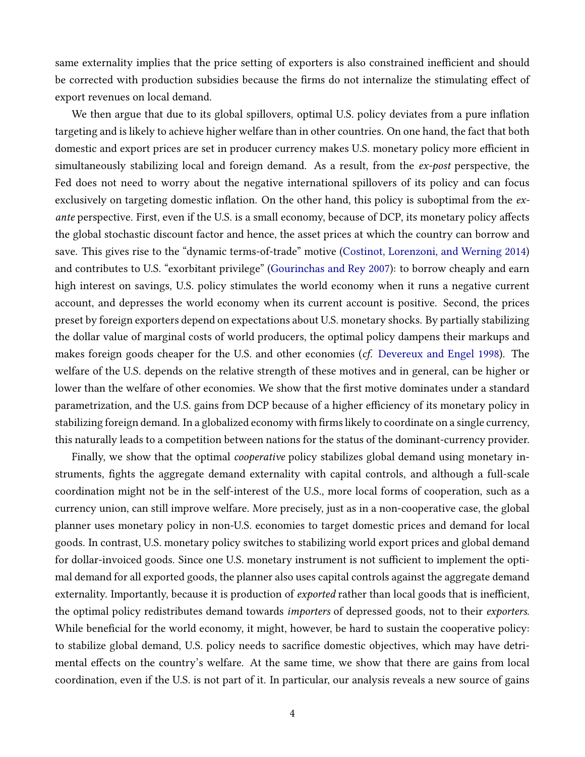same externality implies that the price setting of exporters is also constrained inefficient and should be corrected with production subsidies because the firms do not internalize the stimulating effect of export revenues on local demand.

We then argue that due to its global spillovers, optimal U.S. policy deviates from a pure inflation targeting and is likely to achieve higher welfare than in other countries. On one hand, the fact that both domestic and export prices are set in producer currency makes U.S. monetary policy more efficient in simultaneously stabilizing local and foreign demand. As a result, from the *ex-post* perspective, the Fed does not need to worry about the negative international spillovers of its policy and can focus exclusively on targeting domestic inflation. On the other hand, this policy is suboptimal from the *ex-ante* perspective. First, even if the U.S. is a small economy, because of DCP, its monetary policy affects the global stochastic discount factor and hence, the asset prices at which the country can borrow and save. This gives rise to the "dynamic terms-of-trade" motive (Costinot, Lorenzoni, and Werning 2014) and contributes to U.S. "exorbitant privilege" (Gourinchas and Rey 2007): to borrow cheaply and earn high interest on savings, U.S. policy stimulates the world economy when it runs a negative current account, and depresses the world economy when its current account is positive. Second, the prices preset by foreign exporters depend on expectations about U.S. monetary shocks. By partially stabilizing the dollar value of marginal costs of world producers, the optimal policy dampens their markups and makes foreign goods cheaper for the U.S. and other economies (*cf.* Devereux and Engel 1998). The welfare of the U.S. depends on the relative strength of these motives and in general, can be higher or lower than the welfare of other economies. We show that the first motive dominates under a standard parametrization, and the U.S. gains from DCP because of a higher efficiency of its monetary policy in stabilizing foreign demand. In a globalized economy with firms likely to coordinate on a single currency, this naturally leads to a competition between nations for the status of the dominant-currency provider.

Finally, we show that the optimal *cooperative* policy stabilizes global demand using monetary instruments, fights the aggregate demand externality with capital controls, and although a full-scale coordination might not be in the self-interest of the U.S., more local forms of cooperation, such as a currency union, can still improve welfare. More precisely, just as in a non-cooperative case, the global planner uses monetary policy in non-U.S. economies to target domestic prices and demand for local goods. In contrast, U.S. monetary policy switches to stabilizing world export prices and global demand for dollar-invoiced goods. Since one U.S. monetary instrument is not sufficient to implement the optimal demand for all exported goods, the planner also uses capital controls against the aggregate demand externality. Importantly, because it is production of *exported* rather than local goods that is inefficient, the optimal policy redistributes demand towards *importers* of depressed goods, not to their *exporters*. While beneficial for the world economy, it might, however, be hard to sustain the cooperative policy: to stabilize global demand, U.S. policy needs to sacrifice domestic objectives, which may have detrimental effects on the country's welfare. At the same time, we show that there are gains from local coordination, even if the U.S. is not part of it. In particular, our analysis reveals a new source of gains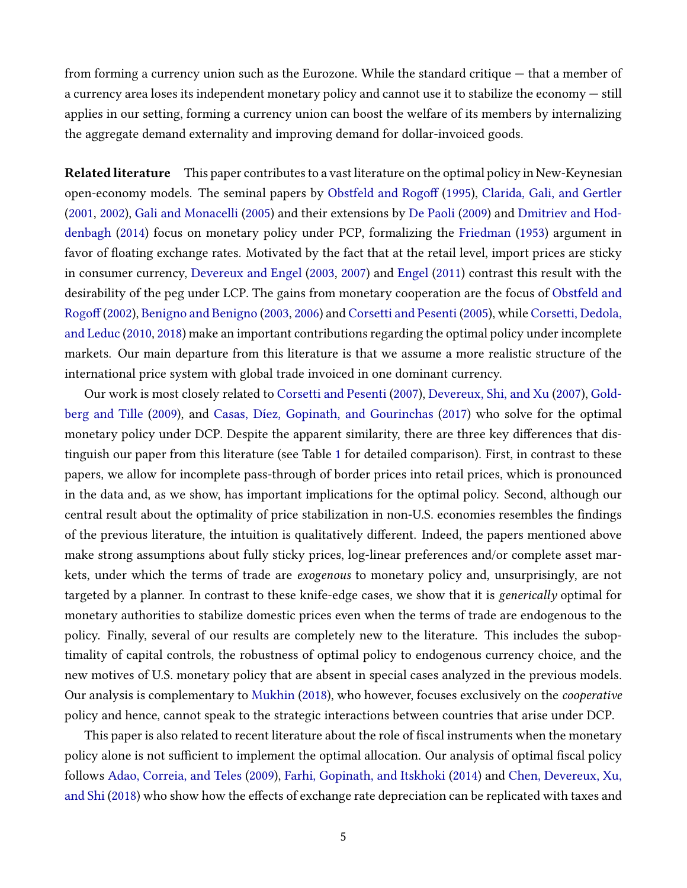from forming a currency union such as the Eurozone. While the standard critique — that a member of a currency area loses its independent monetary policy and cannot use it to stabilize the economy — still applies in our setting, forming a currency union can boost the welfare of its members by internalizing the aggregate demand externality and improving demand for dollar-invoiced goods.

**Related literature** This paper contributes to a vast literature on the optimal policy in New-Keynesian open-economy models. The seminal papers by Obstfeld and Rogoff (1995), Clarida, Gali, and Gertler (2001, 2002), Gali and Monacelli (2005) and their extensions by De Paoli (2009) and Dmitriev and Hoddenbagh (2014) focus on monetary policy under PCP, formalizing the Friedman (1953) argument in favor of floating exchange rates. Motivated by the fact that at the retail level, import prices are sticky in consumer currency, Devereux and Engel (2003, 2007) and Engel (2011) contrast this result with the desirability of the peg under LCP. The gains from monetary cooperation are the focus of Obstfeld and Rogoff (2002), Benigno and Benigno (2003, 2006) and Corsetti and Pesenti (2005), while Corsetti, Dedola, and Leduc (2010, 2018) make an important contributions regarding the optimal policy under incomplete markets. Our main departure from this literature is that we assume a more realistic structure of the international price system with global trade invoiced in one dominant currency.

Our work is most closely related to Corsetti and Pesenti (2007), Devereux, Shi, and Xu (2007), Goldberg and Tille (2009), and Casas, Díez, Gopinath, and Gourinchas (2017) who solve for the optimal monetary policy under DCP. Despite the apparent similarity, there are three key differences that distinguish our paper from this literature (see Table 1 for detailed comparison). First, in contrast to these papers, we allow for incomplete pass-through of border prices into retail prices, which is pronounced in the data and, as we show, has important implications for the optimal policy. Second, although our central result about the optimality of price stabilization in non-U.S. economies resembles the findings of the previous literature, the intuition is qualitatively different. Indeed, the papers mentioned above make strong assumptions about fully sticky prices, log-linear preferences and/or complete asset markets, under which the terms of trade are *exogenous* to monetary policy and, unsurprisingly, are not targeted by a planner. In contrast to these knife-edge cases, we show that it is *generically* optimal for monetary authorities to stabilize domestic prices even when the terms of trade are endogenous to the policy. Finally, several of our results are completely new to the literature. This includes the suboptimality of capital controls, the robustness of optimal policy to endogenous currency choice, and the new motives of U.S. monetary policy that are absent in special cases analyzed in the previous models. Our analysis is complementary to Mukhin (2018), who however, focuses exclusively on the *cooperative* policy and hence, cannot speak to the strategic interactions between countries that arise under DCP.

This paper is also related to recent literature about the role of fiscal instruments when the monetary policy alone is not sufficient to implement the optimal allocation. Our analysis of optimal fiscal policy follows Adao, Correia, and Teles (2009), Farhi, Gopinath, and Itskhoki (2014) and Chen, Devereux, Xu, and Shi (2018) who show how the effects of exchange rate depreciation can be replicated with taxes and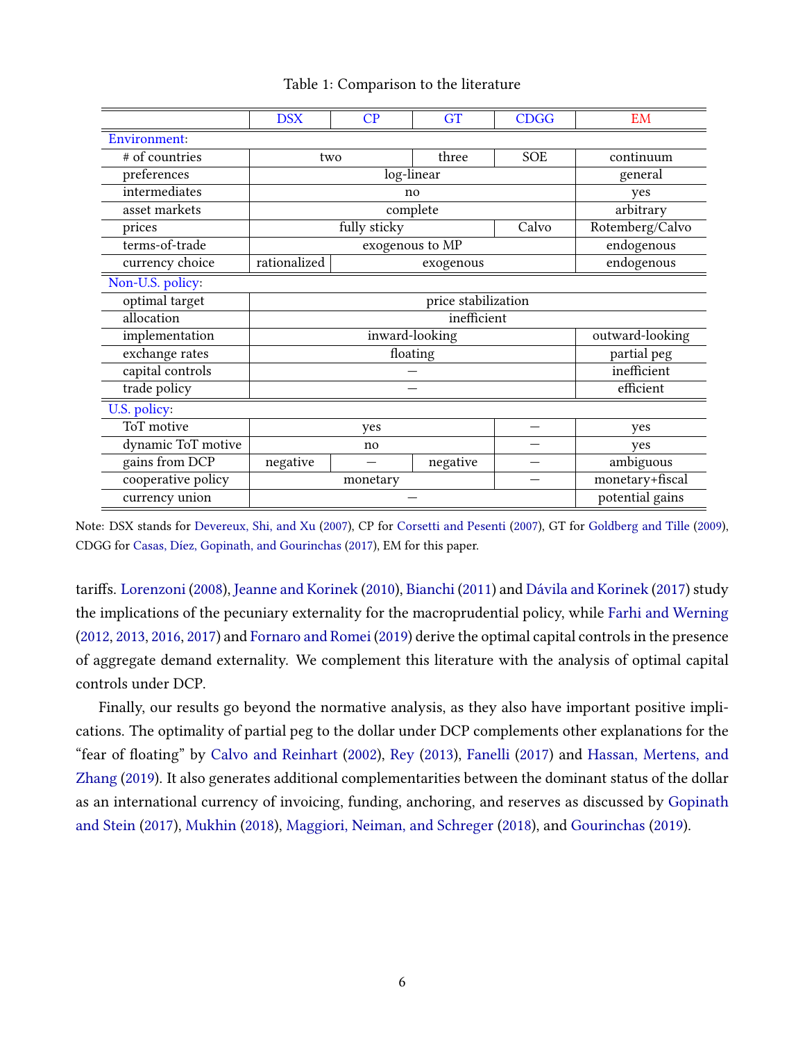Table 1: Comparison to the literature

| | DSX | CP | GT | CDGG | EM |
|---|---|---|---|---|---|
| Environment: | | | | | |
| # of countries | two | | three | SOE | continuum |
| preferences | log-linear | | | | general |
| intermediates | no | | | | yes |
| asset markets | complete | | | | arbitrary |
| prices | fully sticky | | | Calvo | Rotemberg/Calvo |
| terms-of-trade | exogenous to MP | | | | endogenous |
| currency choice | rationalized | exogenous | | | endogenous |
| Non-U.S. policy: | | | | | |
| optimal target | price stabilization | | | | |
| allocation | inefficient | | | | |
| implementation | inward-looking | | | | outward-looking |
| exchange rates | floating | | | | partial peg |
| capital controls | — | | | | inefficient |
| trade policy | — | | | | efficient |
| U.S. policy: | | | | | |
| ToT motive | yes | | | — | yes |
| dynamic ToT motive | no | | | — | yes |
| gains from DCP | negative | — | negative | — | ambiguous |
| cooperative policy | monetary | | | — | monetary+fiscal |
| currency union | — | | | | potential gains |

Note: DSX stands for Devereux, Shi, and Xu (2007), CP for Corsetti and Pesenti (2007), GT for Goldberg and Tille (2009), CDGG for Casas, Díez, Gopinath, and Gourinchas (2017), EM for this paper.

tariffs. Lorenzoni (2008), Jeanne and Korinek (2010), Bianchi (2011) and Dávila and Korinek (2017) study the implications of the pecuniary externality for the macroprudential policy, while Farhi and Werning (2012, 2013, 2016, 2017) and Fornaro and Romei (2019) derive the optimal capital controls in the presence of aggregate demand externality. We complement this literature with the analysis of optimal capital controls under DCP.

Finally, our results go beyond the normative analysis, as they also have important positive implications. The optimality of partial peg to the dollar under DCP complements other explanations for the "fear of floating" by Calvo and Reinhart (2002), Rey (2013), Fanelli (2017) and Hassan, Mertens, and Zhang (2019). It also generates additional complementarities between the dominant status of the dollar as an international currency of invoicing, funding, anchoring, and reserves as discussed by Gopinath and Stein (2017), Mukhin (2018), Maggiori, Neiman, and Schreger (2018), and Gourinchas (2019).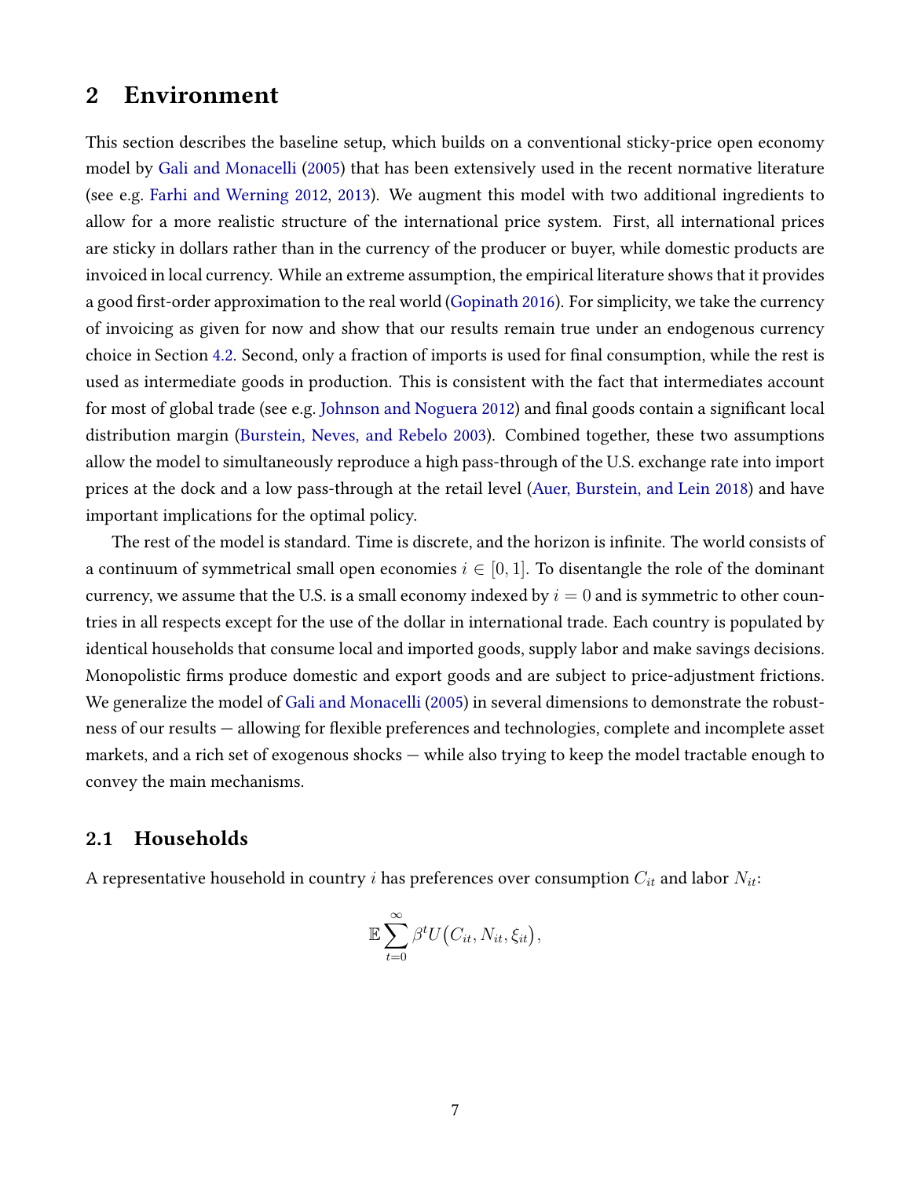## 2 Environment

This section describes the baseline setup, which builds on a conventional sticky-price open economy model by Gali and Monacelli (2005) that has been extensively used in the recent normative literature (see e.g. Farhi and Werning 2012, 2013). We augment this model with two additional ingredients to allow for a more realistic structure of the international price system. First, all international prices are sticky in dollars rather than in the currency of the producer or buyer, while domestic products are invoiced in local currency. While an extreme assumption, the empirical literature shows that it provides a good first-order approximation to the real world (Gopinath 2016). For simplicity, we take the currency of invoicing as given for now and show that our results remain true under an endogenous currency choice in Section 4.2. Second, only a fraction of imports is used for final consumption, while the rest is used as intermediate goods in production. This is consistent with the fact that intermediates account for most of global trade (see e.g. Johnson and Noguera 2012) and final goods contain a significant local distribution margin (Burstein, Neves, and Rebelo 2003). Combined together, these two assumptions allow the model to simultaneously reproduce a high pass-through of the U.S. exchange rate into import prices at the dock and a low pass-through at the retail level (Auer, Burstein, and Lein 2018) and have important implications for the optimal policy.

The rest of the model is standard. Time is discrete, and the horizon is infinite. The world consists of a continuum of symmetrical small open economies $i \in [0, 1]$. To disentangle the role of the dominant currency, we assume that the U.S. is a small economy indexed by $i = 0$ and is symmetric to other countries in all respects except for the use of the dollar in international trade. Each country is populated by identical households that consume local and imported goods, supply labor and make savings decisions. Monopolistic firms produce domestic and export goods and are subject to price-adjustment frictions. We generalize the model of Gali and Monacelli (2005) in several dimensions to demonstrate the robustness of our results — allowing for flexible preferences and technologies, complete and incomplete asset markets, and a rich set of exogenous shocks — while also trying to keep the model tractable enough to convey the main mechanisms.

### 2.1 Households

A representative household in country $i$ has preferences over consumption $C_{it}$ and labor $N_{it}$:

$$\mathbb{E} \sum_{t=0}^{\infty} \beta^t U\big(C_{it}, N_{it}, \xi_{it}\big),$$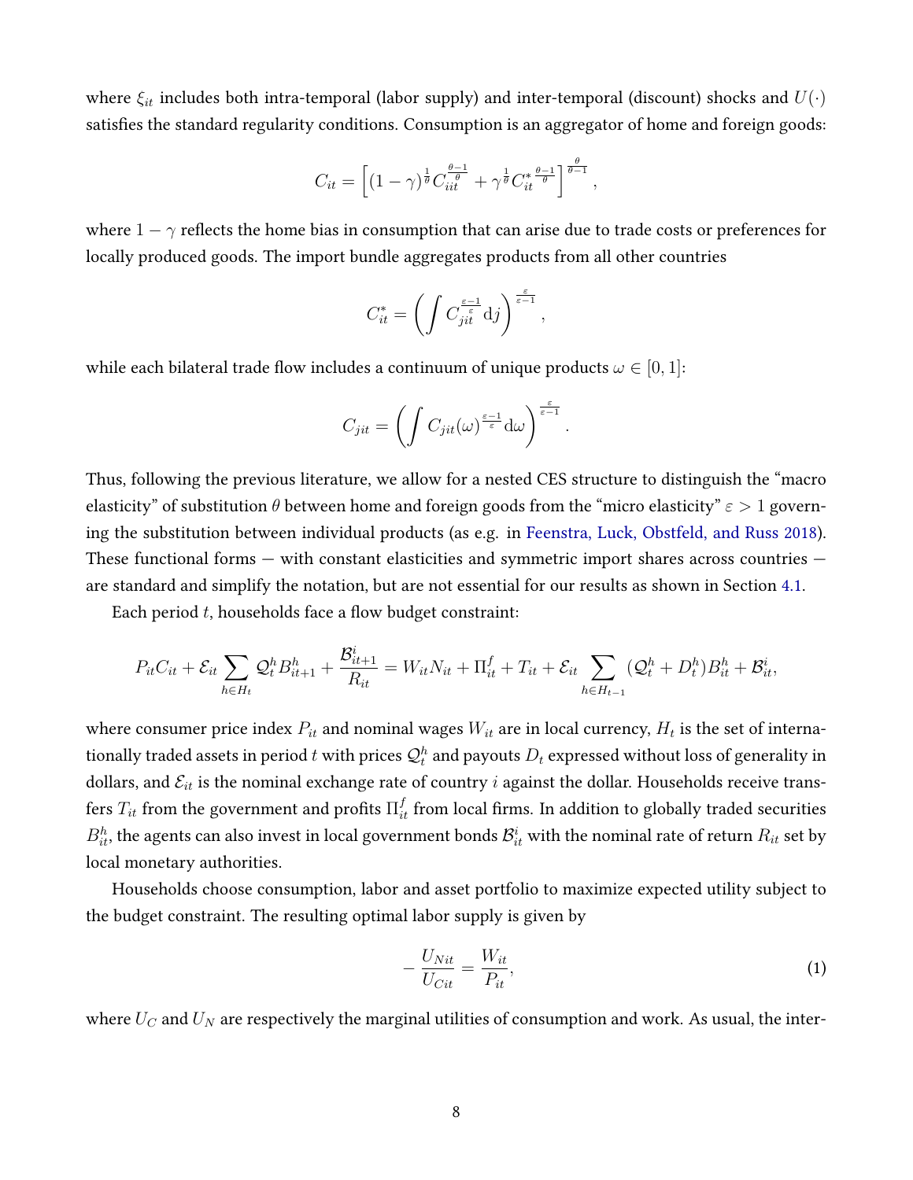where $\xi_{it}$ includes both intra-temporal (labor supply) and inter-temporal (discount) shocks and $U(\cdot)$ satisfies the standard regularity conditions. Consumption is an aggregator of home and foreign goods:

$$C_{it} = \left[ (1-\gamma)^{\frac{1}{\theta}} C_{iit}^{\frac{\theta-1}{\theta}} + \gamma^{\frac{1}{\theta}} C_{it}^{*\,\frac{\theta-1}{\theta}} \right]^{\frac{\theta}{\theta-1}},$$

where $1-\gamma$ reflects the home bias in consumption that can arise due to trade costs or preferences for locally produced goods. The import bundle aggregates products from all other countries

$$C_{it}^{*} = \left( \int C_{jit}^{\frac{\varepsilon-1}{\varepsilon}} \mathrm{d}j \right)^{\frac{\varepsilon}{\varepsilon-1}},$$

while each bilateral trade flow includes a continuum of unique products $\omega \in [0,1]$:

$$C_{jit} = \left( \int C_{jit}(\omega)^{\frac{\varepsilon-1}{\varepsilon}} \mathrm{d}\omega \right)^{\frac{\varepsilon}{\varepsilon-1}}.$$

Thus, following the previous literature, we allow for a nested CES structure to distinguish the "macro elasticity" of substitution $\theta$ between home and foreign goods from the "micro elasticity" $\varepsilon > 1$ governing the substitution between individual products (as e.g. in Feenstra, Luck, Obstfeld, and Russ 2018). These functional forms — with constant elasticities and symmetric import shares across countries — are standard and simplify the notation, but are not essential for our results as shown in Section 4.1.

Each period $t$, households face a flow budget constraint:

$$P_{it}C_{it} + \mathcal{E}_{it} \sum_{h \in H_t} \mathcal{Q}_t^h B_{it+1}^h + \frac{\mathcal{B}_{it+1}^i}{R_{it}} = W_{it}N_{it} + \Pi_{it}^f + T_{it} + \mathcal{E}_{it} \sum_{h \in H_{t-1}} (\mathcal{Q}_t^h + D_t^h) B_{it}^h + \mathcal{B}_{it}^i,$$

where consumer price index $P_{it}$ and nominal wages $W_{it}$ are in local currency, $H_t$ is the set of internationally traded assets in period $t$ with prices $\mathcal{Q}_t^h$ and payouts $D_t$ expressed without loss of generality in dollars, and $\mathcal{E}_{it}$ is the nominal exchange rate of country $i$ against the dollar. Households receive transfers $T_{it}$ from the government and profits $\Pi_{it}^f$ from local firms. In addition to globally traded securities $B_{it}^h$, the agents can also invest in local government bonds $\mathcal{B}_{it}^i$ with the nominal rate of return $R_{it}$ set by local monetary authorities.

Households choose consumption, labor and asset portfolio to maximize expected utility subject to the budget constraint. The resulting optimal labor supply is given by

$$-\frac{U_{Nit}}{U_{Cit}} = \frac{W_{it}}{P_{it}}, \tag{1}$$

where $U_C$ and $U_N$ are respectively the marginal utilities of consumption and work. As usual, the inter-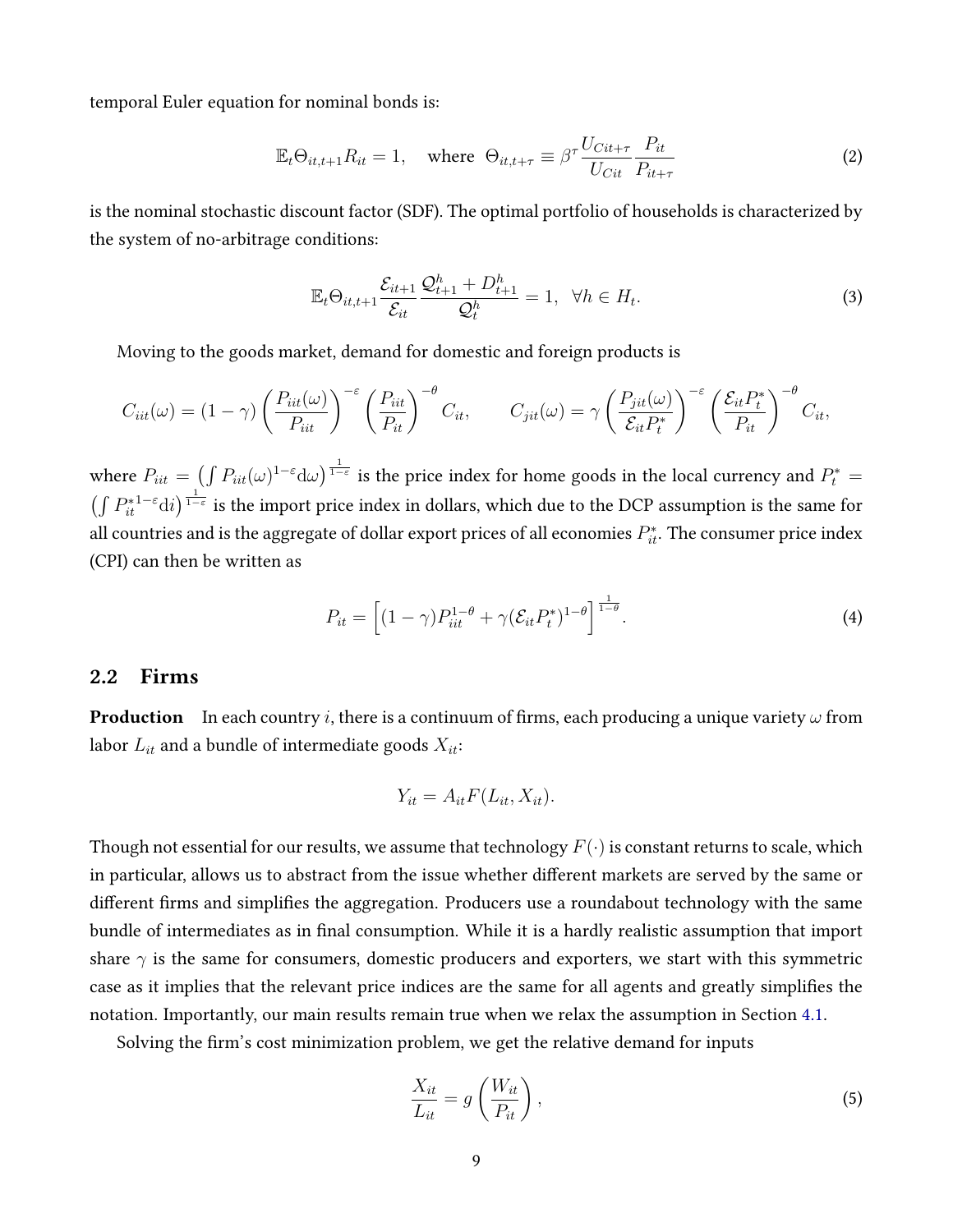temporal Euler equation for nominal bonds is:

$$\mathbb{E}_t \Theta_{it,t+1} R_{it} = 1, \quad \text{where } \Theta_{it,t+\tau} \equiv \beta^\tau \frac{U_{Cit+\tau}}{U_{Cit}} \frac{P_{it}}{P_{it+\tau}} \tag{2}$$

is the nominal stochastic discount factor (SDF). The optimal portfolio of households is characterized by the system of no-arbitrage conditions:

$$\mathbb{E}_t \Theta_{it,t+1} \frac{\mathcal{E}_{it+1}}{\mathcal{E}_{it}} \frac{\mathcal{Q}^h_{t+1} + D^h_{t+1}}{\mathcal{Q}^h_t} = 1, \quad \forall h \in H_t. \tag{3}$$

Moving to the goods market, demand for domestic and foreign products is

$$C_{iit}(\omega) = (1-\gamma) \left( \frac{P_{iit}(\omega)}{P_{iit}} \right)^{-\varepsilon} \left( \frac{P_{iit}}{P_{it}} \right)^{-\theta} C_{it}, \qquad C_{jit}(\omega) = \gamma \left( \frac{P_{jit}(\omega)}{\mathcal{E}_{it} P^*_t} \right)^{-\varepsilon} \left( \frac{\mathcal{E}_{it} P^*_t}{P_{it}} \right)^{-\theta} C_{it},$$

where $P_{iit} = \left( \int P_{iit}(\omega)^{1-\varepsilon} \mathrm{d}\omega \right)^{\frac{1}{1-\varepsilon}}$ is the price index for home goods in the local currency and $P^*_t = \left( \int P^{*\,1-\varepsilon}_{it} \mathrm{d}i \right)^{\frac{1}{1-\varepsilon}}$ is the import price index in dollars, which due to the DCP assumption is the same for all countries and is the aggregate of dollar export prices of all economies $P^*_{it}$. The consumer price index (CPI) can then be written as

$$P_{it} = \left[ (1-\gamma) P^{1-\theta}_{iit} + \gamma (\mathcal{E}_{it} P^*_t)^{1-\theta} \right]^{\frac{1}{1-\theta}}. \tag{4}$$

## 2.2 Firms

**Production** In each country $i$, there is a continuum of firms, each producing a unique variety $\omega$ from labor $L_{it}$ and a bundle of intermediate goods $X_{it}$:

$$Y_{it} = A_{it} F(L_{it}, X_{it}).$$

Though not essential for our results, we assume that technology $F(\cdot)$ is constant returns to scale, which in particular, allows us to abstract from the issue whether different markets are served by the same or different firms and simplifies the aggregation. Producers use a roundabout technology with the same bundle of intermediates as in final consumption. While it is a hardly realistic assumption that import share $\gamma$ is the same for consumers, domestic producers and exporters, we start with this symmetric case as it implies that the relevant price indices are the same for all agents and greatly simplifies the notation. Importantly, our main results remain true when we relax the assumption in Section 4.1.

Solving the firm's cost minimization problem, we get the relative demand for inputs

$$\frac{X_{it}}{L_{it}} = g\left( \frac{W_{it}}{P_{it}} \right), \tag{5}$$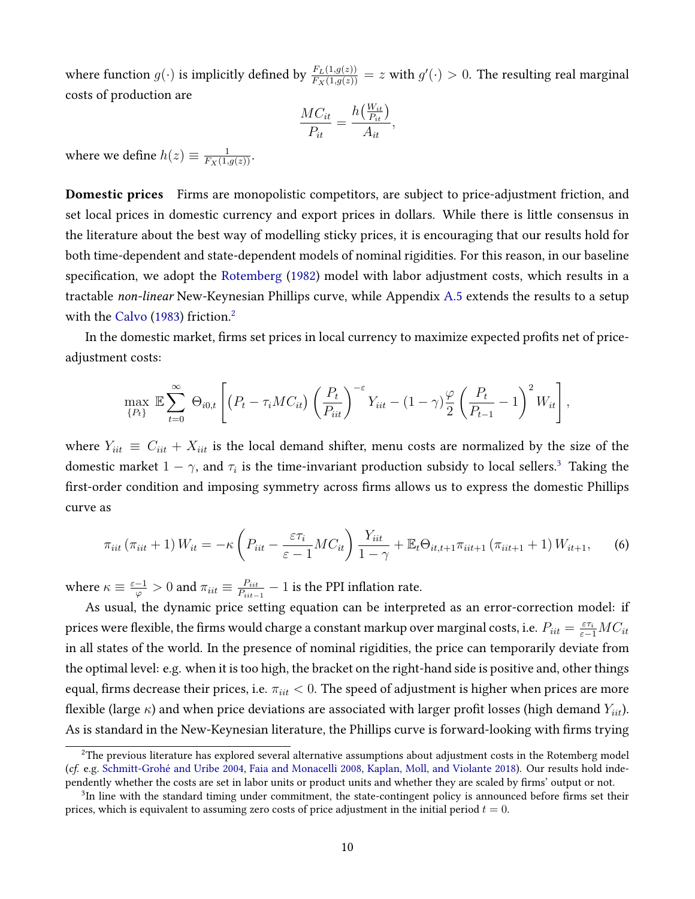where function $g(\cdot)$ is implicitly defined by $\frac{F_L(1,g(z))}{F_X(1,g(z))} = z$ with $g'(\cdot) > 0$. The resulting real marginal costs of production are

$$\frac{MC_{it}}{P_{it}} = \frac{h\left(\frac{W_{it}}{P_{it}}\right)}{A_{it}},$$

where we define $h(z) \equiv \frac{1}{F_X(1,g(z))}$.

**Domestic prices** Firms are monopolistic competitors, are subject to price-adjustment friction, and set local prices in domestic currency and export prices in dollars. While there is little consensus in the literature about the best way of modelling sticky prices, it is encouraging that our results hold for both time-dependent and state-dependent models of nominal rigidities. For this reason, in our baseline specification, we adopt the Rotemberg (1982) model with labor adjustment costs, which results in a tractable *non-linear* New-Keynesian Phillips curve, while Appendix A.5 extends the results to a setup with the Calvo (1983) friction.[2]

In the domestic market, firms set prices in local currency to maximize expected profits net of price-adjustment costs:

$$\max_{\{P_t\}} \mathbb{E} \sum_{t=0}^{\infty} \Theta_{i0,t} \left[ \left(P_t - \tau_i MC_{it}\right) \left(\frac{P_t}{P_{iit}}\right)^{-\varepsilon} Y_{iit} - (1-\gamma)\frac{\varphi}{2}\left(\frac{P_t}{P_{t-1}} - 1\right)^2 W_{it} \right],$$

where $Y_{iit} \equiv C_{iit} + X_{iit}$ is the local demand shifter, menu costs are normalized by the size of the domestic market $1-\gamma$, and $\tau_i$ is the time-invariant production subsidy to local sellers.[3] Taking the first-order condition and imposing symmetry across firms allows us to express the domestic Phillips curve as

$$\pi_{iit}\left(\pi_{iit}+1\right) W_{it} = -\kappa \left(P_{iit} - \frac{\varepsilon \tau_i}{\varepsilon - 1} MC_{it}\right) \frac{Y_{iit}}{1-\gamma} + \mathbb{E}_t \Theta_{it,t+1} \pi_{iit+1}\left(\pi_{iit+1}+1\right) W_{it+1}, \qquad (6)$$

where $\kappa \equiv \frac{\varepsilon - 1}{\varphi} > 0$ and $\pi_{iit} \equiv \frac{P_{iit}}{P_{iit-1}} - 1$ is the PPI inflation rate.

As usual, the dynamic price setting equation can be interpreted as an error-correction model: if prices were flexible, the firms would charge a constant markup over marginal costs, i.e. $P_{iit} = \frac{\varepsilon \tau_i}{\varepsilon - 1} MC_{it}$ in all states of the world. In the presence of nominal rigidities, the price can temporarily deviate from the optimal level: e.g. when it is too high, the bracket on the right-hand side is positive and, other things equal, firms decrease their prices, i.e. $\pi_{iit} < 0$. The speed of adjustment is higher when prices are more flexible (large $\kappa$) and when price deviations are associated with larger profit losses (high demand $Y_{iit}$). As is standard in the New-Keynesian literature, the Phillips curve is forward-looking with firms trying

[2] The previous literature has explored several alternative assumptions about adjustment costs in the Rotemberg model (*cf.* e.g. Schmitt-Grohé and Uribe 2004, Faia and Monacelli 2008, Kaplan, Moll, and Violante 2018). Our results hold independently whether the costs are set in labor units or product units and whether they are scaled by firms' output or not.

[3] In line with the standard timing under commitment, the state-contingent policy is announced before firms set their prices, which is equivalent to assuming zero costs of price adjustment in the initial period $t = 0$.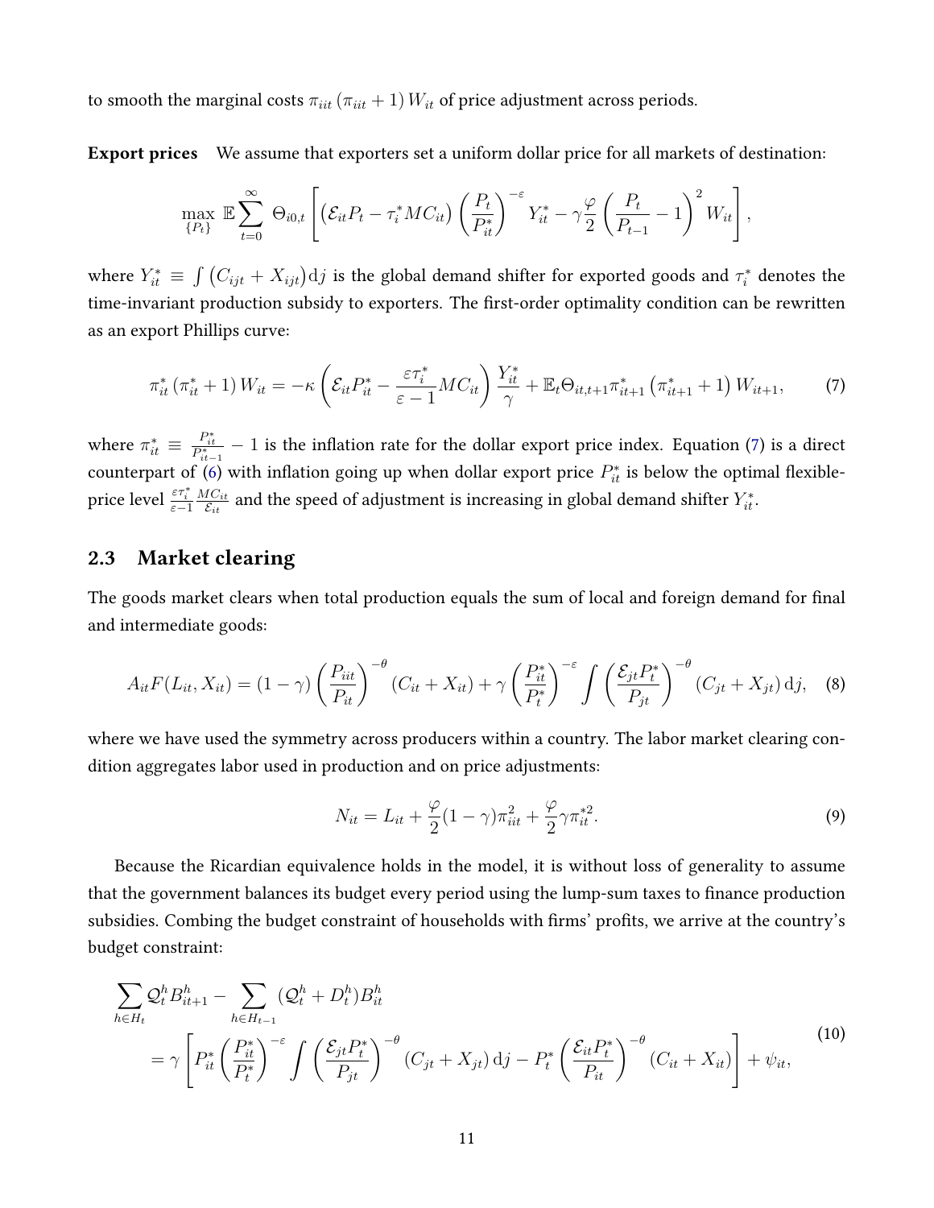to smooth the marginal costs $\pi_{iit}(\pi_{iit}+1)W_{it}$ of price adjustment across periods.

**Export prices** We assume that exporters set a uniform dollar price for all markets of destination:

$$\max_{\{P_t\}} \mathbb{E}\sum_{t=0}^{\infty} \Theta_{i0,t}\left[\left(\mathcal{E}_{it}P_t - \tau_i^* MC_{it}\right)\left(\frac{P_t}{P_{it}^*}\right)^{-\varepsilon} Y_{it}^* - \gamma\frac{\varphi}{2}\left(\frac{P_t}{P_{t-1}}-1\right)^2 W_{it}\right],$$

where $Y_{it}^* \equiv \int \left(C_{ijt} + X_{ijt}\right)\mathrm{d}j$ is the global demand shifter for exported goods and $\tau_i^*$ denotes the time-invariant production subsidy to exporters. The first-order optimality condition can be rewritten as an export Phillips curve:

$$\pi_{it}^*\left(\pi_{it}^*+1\right)W_{it} = -\kappa\left(\mathcal{E}_{it}P_{it}^* - \frac{\varepsilon\tau_i^*}{\varepsilon-1}MC_{it}\right)\frac{Y_{it}^*}{\gamma} + \mathbb{E}_t\Theta_{it,t+1}\pi_{it+1}^*\left(\pi_{it+1}^*+1\right)W_{it+1}, \tag{7}$$

where $\pi_{it}^* \equiv \frac{P_{it}^*}{P_{it-1}^*} - 1$ is the inflation rate for the dollar export price index. Equation (7) is a direct counterpart of (6) with inflation going up when dollar export price $P_{it}^*$ is below the optimal flexible-price level $\frac{\varepsilon\tau_i^*}{\varepsilon-1}\frac{MC_{it}}{\mathcal{E}_{it}}$ and the speed of adjustment is increasing in global demand shifter $Y_{it}^*$.

## 2.3 Market clearing

The goods market clears when total production equals the sum of local and foreign demand for final and intermediate goods:

$$A_{it}F(L_{it}, X_{it}) = (1-\gamma)\left(\frac{P_{iit}}{P_{it}}\right)^{-\theta}\left(C_{it}+X_{it}\right) + \gamma\left(\frac{P_{it}^*}{P_t^*}\right)^{-\varepsilon}\int\left(\frac{\mathcal{E}_{jt}P_t^*}{P_{jt}}\right)^{-\theta}\left(C_{jt}+X_{jt}\right)\mathrm{d}j, \tag{8}$$

where we have used the symmetry across producers within a country. The labor market clearing condition aggregates labor used in production and on price adjustments:

$$N_{it} = L_{it} + \frac{\varphi}{2}(1-\gamma)\pi_{iit}^2 + \frac{\varphi}{2}\gamma\pi_{it}^{*2}. \tag{9}$$

Because the Ricardian equivalence holds in the model, it is without loss of generality to assume that the government balances its budget every period using the lump-sum taxes to finance production subsidies. Combing the budget constraint of households with firms' profits, we arrive at the country's budget constraint:

$$\begin{aligned}\sum_{h\in H_t}\mathcal{Q}_t^h B_{it+1}^h &- \sum_{h\in H_{t-1}}(\mathcal{Q}_t^h + D_t^h)B_{it}^h \\ &= \gamma\left[P_{it}^*\left(\frac{P_{it}^*}{P_t^*}\right)^{-\varepsilon}\int\left(\frac{\mathcal{E}_{jt}P_t^*}{P_{jt}}\right)^{-\theta}\left(C_{jt}+X_{jt}\right)\mathrm{d}j - P_t^*\left(\frac{\mathcal{E}_{it}P_t^*}{P_{it}}\right)^{-\theta}\left(C_{it}+X_{it}\right)\right] + \psi_{it},\end{aligned} \tag{10}$$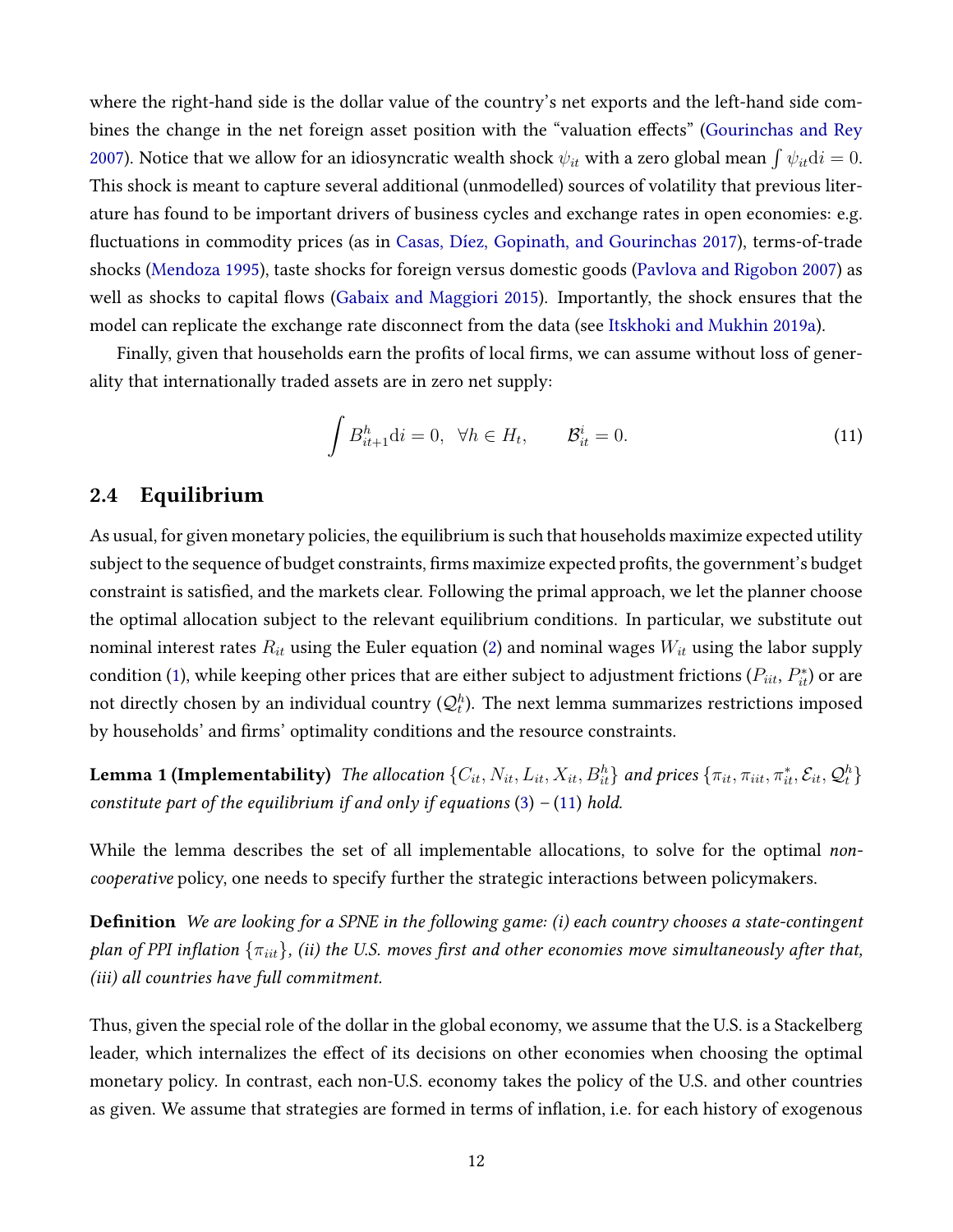where the right-hand side is the dollar value of the country's net exports and the left-hand side combines the change in the net foreign asset position with the "valuation effects" (Gourinchas and Rey 2007). Notice that we allow for an idiosyncratic wealth shock $\psi_{it}$ with a zero global mean $\int \psi_{it} \mathrm{d}i = 0$. This shock is meant to capture several additional (unmodelled) sources of volatility that previous literature has found to be important drivers of business cycles and exchange rates in open economies: e.g. fluctuations in commodity prices (as in Casas, Díez, Gopinath, and Gourinchas 2017), terms-of-trade shocks (Mendoza 1995), taste shocks for foreign versus domestic goods (Pavlova and Rigobon 2007) as well as shocks to capital flows (Gabaix and Maggiori 2015). Importantly, the shock ensures that the model can replicate the exchange rate disconnect from the data (see Itskhoki and Mukhin 2019a).

Finally, given that households earn the profits of local firms, we can assume without loss of generality that internationally traded assets are in zero net supply:

$$\int B^h_{it+1} \mathrm{d}i = 0, \quad \forall h \in H_t, \qquad \mathcal{B}^i_{it} = 0. \tag{11}$$

## 2.4 Equilibrium

As usual, for given monetary policies, the equilibrium is such that households maximize expected utility subject to the sequence of budget constraints, firms maximize expected profits, the government's budget constraint is satisfied, and the markets clear. Following the primal approach, we let the planner choose the optimal allocation subject to the relevant equilibrium conditions. In particular, we substitute out nominal interest rates $R_{it}$ using the Euler equation (2) and nominal wages $W_{it}$ using the labor supply condition (1), while keeping other prices that are either subject to adjustment frictions ($P_{iit}$, $P^*_{it}$) or are not directly chosen by an individual country ($\mathcal{Q}^h_t$). The next lemma summarizes restrictions imposed by households' and firms' optimality conditions and the resource constraints.

**Lemma 1 (Implementability)** *The allocation $\{C_{it}, N_{it}, L_{it}, X_{it}, B^h_{it}\}$ and prices $\{\pi_{it}, \pi_{iit}, \pi^*_{it}, \mathcal{E}_{it}, \mathcal{Q}^h_t\}$ constitute part of the equilibrium if and only if equations (3) – (11) hold.*

While the lemma describes the set of all implementable allocations, to solve for the optimal *non-cooperative* policy, one needs to specify further the strategic interactions between policymakers.

**Definition** *We are looking for a SPNE in the following game: (i) each country chooses a state-contingent plan of PPI inflation $\{\pi_{iit}\}$, (ii) the U.S. moves first and other economies move simultaneously after that, (iii) all countries have full commitment.*

Thus, given the special role of the dollar in the global economy, we assume that the U.S. is a Stackelberg leader, which internalizes the effect of its decisions on other economies when choosing the optimal monetary policy. In contrast, each non-U.S. economy takes the policy of the U.S. and other countries as given. We assume that strategies are formed in terms of inflation, i.e. for each history of exogenous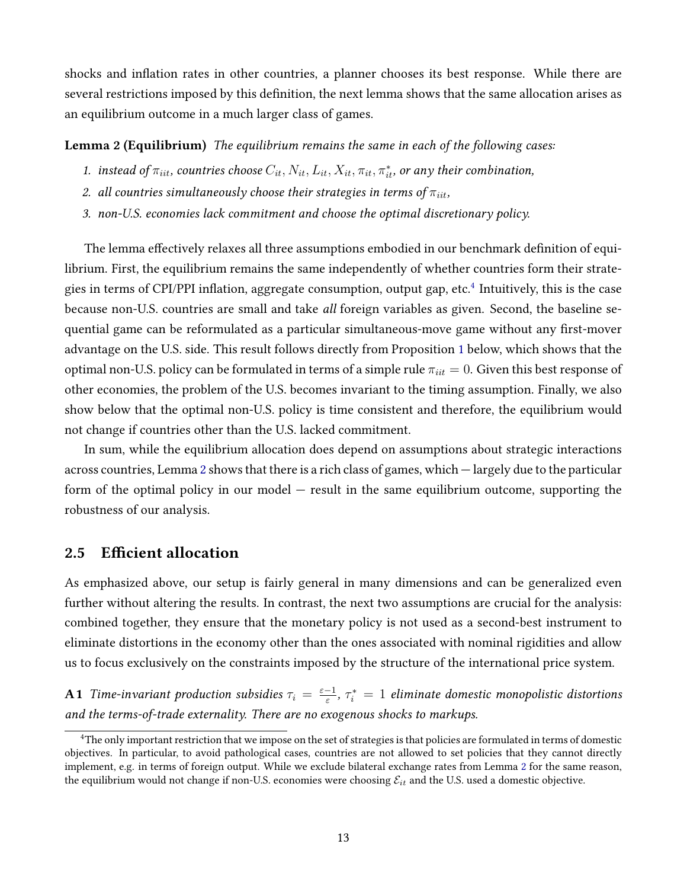shocks and inflation rates in other countries, a planner chooses its best response. While there are several restrictions imposed by this definition, the next lemma shows that the same allocation arises as an equilibrium outcome in a much larger class of games.

**Lemma 2 (Equilibrium)** *The equilibrium remains the same in each of the following cases:*

1. *instead of $\pi_{iit}$, countries choose $C_{it}, N_{it}, L_{it}, X_{it}, \pi_{it}, \pi^*_{it}$, or any their combination,*
2. *all countries simultaneously choose their strategies in terms of $\pi_{iit}$,*
3. *non-U.S. economies lack commitment and choose the optimal discretionary policy.*

The lemma effectively relaxes all three assumptions embodied in our benchmark definition of equilibrium. First, the equilibrium remains the same independently of whether countries form their strategies in terms of CPI/PPI inflation, aggregate consumption, output gap, etc.[4] Intuitively, this is the case because non-U.S. countries are small and take *all* foreign variables as given. Second, the baseline sequential game can be reformulated as a particular simultaneous-move game without any first-mover advantage on the U.S. side. This result follows directly from Proposition 1 below, which shows that the optimal non-U.S. policy can be formulated in terms of a simple rule $\pi_{iit} = 0$. Given this best response of other economies, the problem of the U.S. becomes invariant to the timing assumption. Finally, we also show below that the optimal non-U.S. policy is time consistent and therefore, the equilibrium would not change if countries other than the U.S. lacked commitment.

In sum, while the equilibrium allocation does depend on assumptions about strategic interactions across countries, Lemma 2 shows that there is a rich class of games, which — largely due to the particular form of the optimal policy in our model — result in the same equilibrium outcome, supporting the robustness of our analysis.

## 2.5 Efficient allocation

As emphasized above, our setup is fairly general in many dimensions and can be generalized even further without altering the results. In contrast, the next two assumptions are crucial for the analysis: combined together, they ensure that the monetary policy is not used as a second-best instrument to eliminate distortions in the economy other than the ones associated with nominal rigidities and allow us to focus exclusively on the constraints imposed by the structure of the international price system.

**A 1** *Time-invariant production subsidies $\tau_i = \frac{\varepsilon - 1}{\varepsilon}$, $\tau^*_i = 1$ eliminate domestic monopolistic distortions and the terms-of-trade externality. There are no exogenous shocks to markups.*

[4] The only important restriction that we impose on the set of strategies is that policies are formulated in terms of domestic objectives. In particular, to avoid pathological cases, countries are not allowed to set policies that they cannot directly implement, e.g. in terms of foreign output. While we exclude bilateral exchange rates from Lemma 2 for the same reason, the equilibrium would not change if non-U.S. economies were choosing $\mathcal{E}_{it}$ and the U.S. used a domestic objective.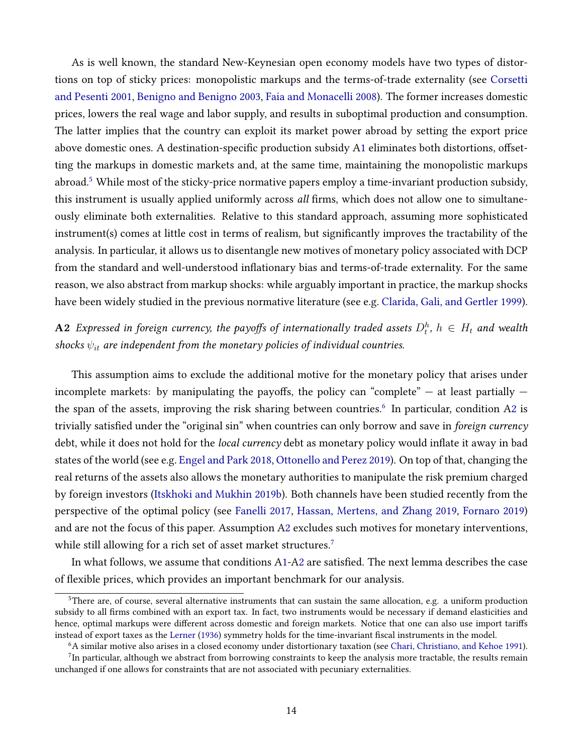As is well known, the standard New-Keynesian open economy models have two types of distortions on top of sticky prices: monopolistic markups and the terms-of-trade externality (see Corsetti and Pesenti 2001, Benigno and Benigno 2003, Faia and Monacelli 2008). The former increases domestic prices, lowers the real wage and labor supply, and results in suboptimal production and consumption. The latter implies that the country can exploit its market power abroad by setting the export price above domestic ones. A destination-specific production subsidy A1 eliminates both distortions, offsetting the markups in domestic markets and, at the same time, maintaining the monopolistic markups abroad.[5] While most of the sticky-price normative papers employ a time-invariant production subsidy, this instrument is usually applied uniformly across *all* firms, which does not allow one to simultaneously eliminate both externalities. Relative to this standard approach, assuming more sophisticated instrument(s) comes at little cost in terms of realism, but significantly improves the tractability of the analysis. In particular, it allows us to disentangle new motives of monetary policy associated with DCP from the standard and well-understood inflationary bias and terms-of-trade externality. For the same reason, we also abstract from markup shocks: while arguably important in practice, the markup shocks have been widely studied in the previous normative literature (see e.g. Clarida, Gali, and Gertler 1999).

**A2** *Expressed in foreign currency, the payoffs of internationally traded assets $D_t^h$, $h \in H_t$ and wealth shocks $\psi_{it}$ are independent from the monetary policies of individual countries.*

This assumption aims to exclude the additional motive for the monetary policy that arises under incomplete markets: by manipulating the payoffs, the policy can "complete" — at least partially — the span of the assets, improving the risk sharing between countries.[6] In particular, condition A2 is trivially satisfied under the "original sin" when countries can only borrow and save in *foreign currency* debt, while it does not hold for the *local currency* debt as monetary policy would inflate it away in bad states of the world (see e.g. Engel and Park 2018, Ottonello and Perez 2019). On top of that, changing the real returns of the assets also allows the monetary authorities to manipulate the risk premium charged by foreign investors (Itskhoki and Mukhin 2019b). Both channels have been studied recently from the perspective of the optimal policy (see Fanelli 2017, Hassan, Mertens, and Zhang 2019, Fornaro 2019) and are not the focus of this paper. Assumption A2 excludes such motives for monetary interventions, while still allowing for a rich set of asset market structures.[7]

In what follows, we assume that conditions A1-A2 are satisfied. The next lemma describes the case of flexible prices, which provides an important benchmark for our analysis.

---

[5] There are, of course, several alternative instruments that can sustain the same allocation, e.g. a uniform production subsidy to all firms combined with an export tax. In fact, two instruments would be necessary if demand elasticities and hence, optimal markups were different across domestic and foreign markets. Notice that one can also use import tariffs instead of export taxes as the Lerner (1936) symmetry holds for the time-invariant fiscal instruments in the model.

[6] A similar motive also arises in a closed economy under distortionary taxation (see Chari, Christiano, and Kehoe 1991).

[7] In particular, although we abstract from borrowing constraints to keep the analysis more tractable, the results remain unchanged if one allows for constraints that are not associated with pecuniary externalities.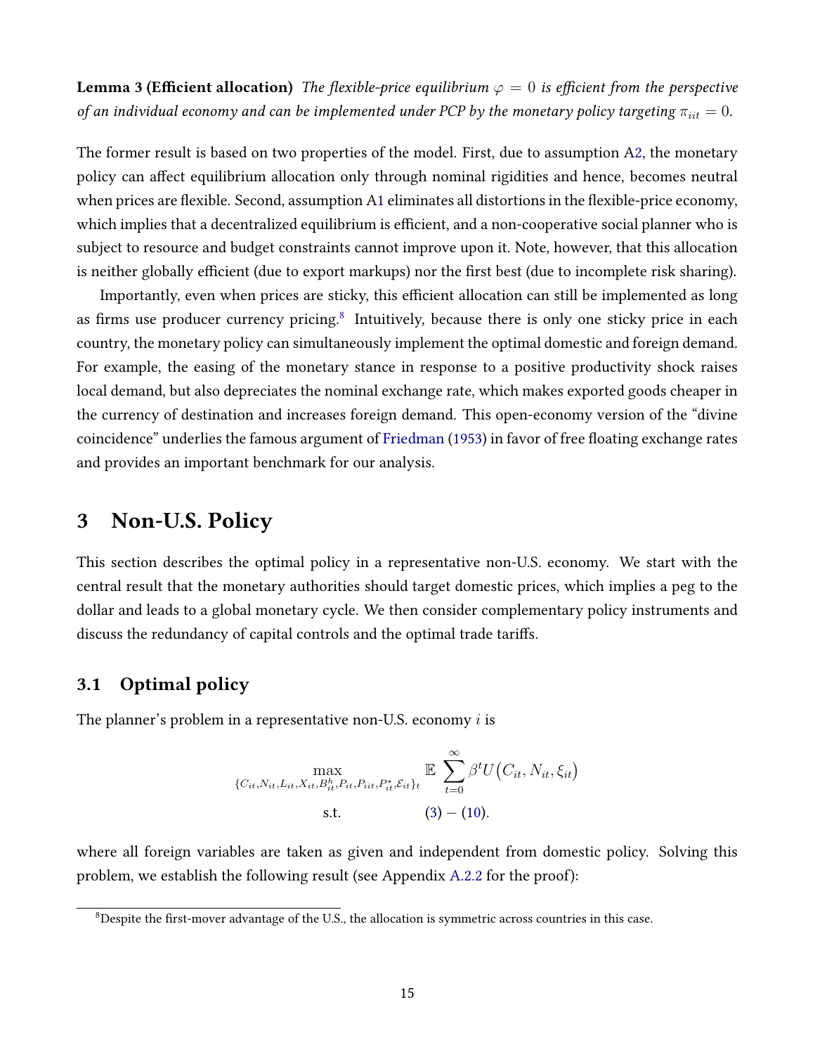**Lemma 3 (Efficient allocation)** *The flexible-price equilibrium $\varphi = 0$ is efficient from the perspective of an individual economy and can be implemented under PCP by the monetary policy targeting $\pi_{iit} = 0$.*

The former result is based on two properties of the model. First, due to assumption A2, the monetary policy can affect equilibrium allocation only through nominal rigidities and hence, becomes neutral when prices are flexible. Second, assumption A1 eliminates all distortions in the flexible-price economy, which implies that a decentralized equilibrium is efficient, and a non-cooperative social planner who is subject to resource and budget constraints cannot improve upon it. Note, however, that this allocation is neither globally efficient (due to export markups) nor the first best (due to incomplete risk sharing).

Importantly, even when prices are sticky, this efficient allocation can still be implemented as long as firms use producer currency pricing.[8] Intuitively, because there is only one sticky price in each country, the monetary policy can simultaneously implement the optimal domestic and foreign demand. For example, the easing of the monetary stance in response to a positive productivity shock raises local demand, but also depreciates the nominal exchange rate, which makes exported goods cheaper in the currency of destination and increases foreign demand. This open-economy version of the "divine coincidence" underlies the famous argument of Friedman (1953) in favor of free floating exchange rates and provides an important benchmark for our analysis.

# 3 Non-U.S. Policy

This section describes the optimal policy in a representative non-U.S. economy. We start with the central result that the monetary authorities should target domestic prices, which implies a peg to the dollar and leads to a global monetary cycle. We then consider complementary policy instruments and discuss the redundancy of capital controls and the optimal trade tariffs.

## 3.1 Optimal policy

The planner's problem in a representative non-U.S. economy $i$ is

$$\max_{\{C_{it}, N_{it}, L_{it}, X_{it}, B^h_{it}, P_{it}, P_{iit}, P^*_{it}, \mathcal{E}_{it}\}_t} \mathbb{E} \sum_{t=0}^{\infty} \beta^t U\big(C_{it}, N_{it}, \xi_{it}\big)$$

$$\text{s.t.} \qquad (3) - (10).$$

where all foreign variables are taken as given and independent from domestic policy. Solving this problem, we establish the following result (see Appendix A.2.2 for the proof):

[8] Despite the first-mover advantage of the U.S., the allocation is symmetric across countries in this case.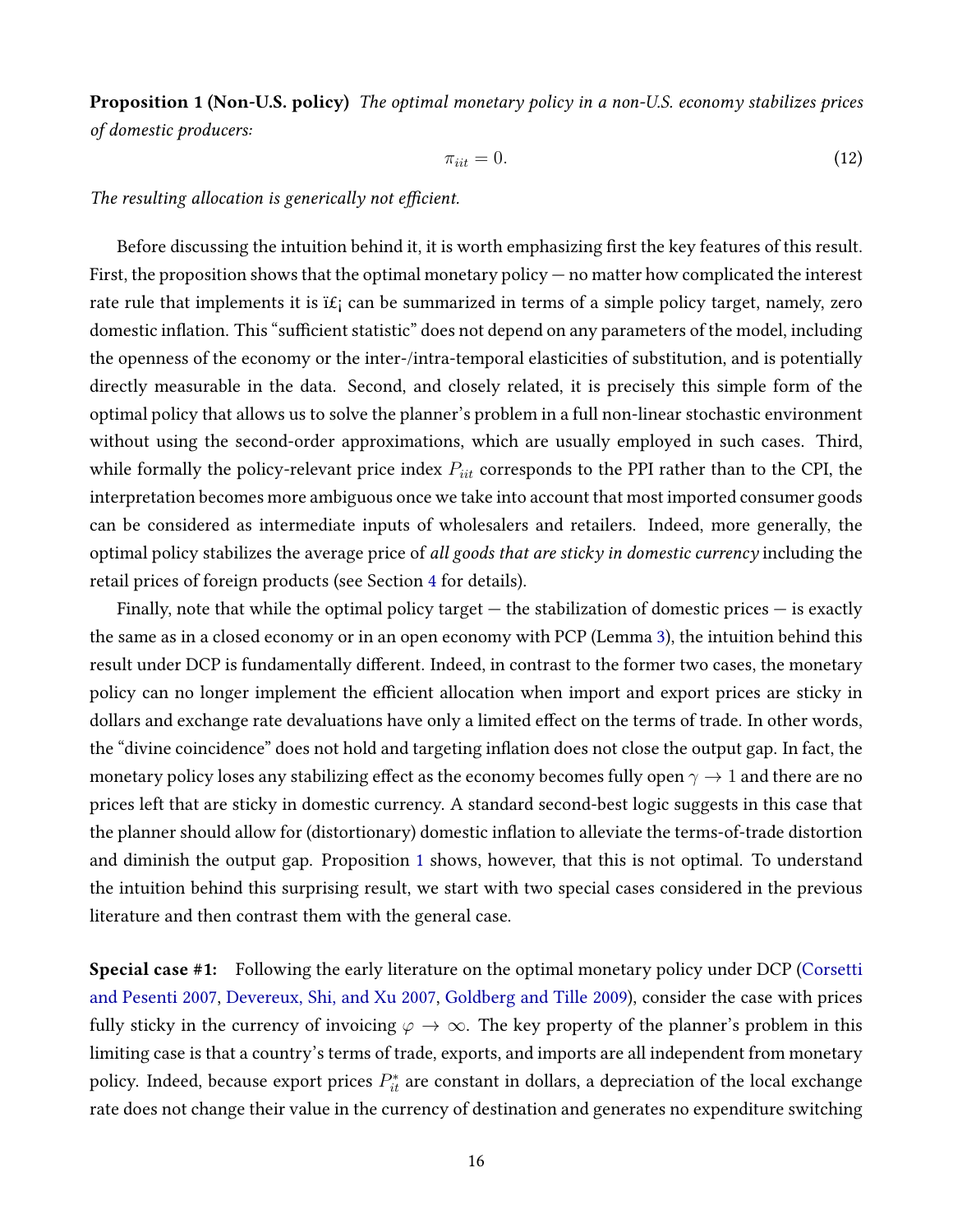**Proposition 1 (Non-U.S. policy)** *The optimal monetary policy in a non-U.S. economy stabilizes prices of domestic producers:*

$$\pi_{iit} = 0. \tag{12}$$

*The resulting allocation is generically not efficient.*

Before discussing the intuition behind it, it is worth emphasizing first the key features of this result. First, the proposition shows that the optimal monetary policy — no matter how complicated the interest rate rule that implements it is ï£¡ can be summarized in terms of a simple policy target, namely, zero domestic inflation. This "sufficient statistic" does not depend on any parameters of the model, including the openness of the economy or the inter-/intra-temporal elasticities of substitution, and is potentially directly measurable in the data. Second, and closely related, it is precisely this simple form of the optimal policy that allows us to solve the planner's problem in a full non-linear stochastic environment without using the second-order approximations, which are usually employed in such cases. Third, while formally the policy-relevant price index $P_{iit}$ corresponds to the PPI rather than to the CPI, the interpretation becomes more ambiguous once we take into account that most imported consumer goods can be considered as intermediate inputs of wholesalers and retailers. Indeed, more generally, the optimal policy stabilizes the average price of *all goods that are sticky in domestic currency* including the retail prices of foreign products (see Section 4 for details).

Finally, note that while the optimal policy target — the stabilization of domestic prices — is exactly the same as in a closed economy or in an open economy with PCP (Lemma 3), the intuition behind this result under DCP is fundamentally different. Indeed, in contrast to the former two cases, the monetary policy can no longer implement the efficient allocation when import and export prices are sticky in dollars and exchange rate devaluations have only a limited effect on the terms of trade. In other words, the "divine coincidence" does not hold and targeting inflation does not close the output gap. In fact, the monetary policy loses any stabilizing effect as the economy becomes fully open $\gamma \to 1$ and there are no prices left that are sticky in domestic currency. A standard second-best logic suggests in this case that the planner should allow for (distortionary) domestic inflation to alleviate the terms-of-trade distortion and diminish the output gap. Proposition 1 shows, however, that this is not optimal. To understand the intuition behind this surprising result, we start with two special cases considered in the previous literature and then contrast them with the general case.

**Special case #1:** Following the early literature on the optimal monetary policy under DCP (Corsetti and Pesenti 2007, Devereux, Shi, and Xu 2007, Goldberg and Tille 2009), consider the case with prices fully sticky in the currency of invoicing $\varphi \to \infty$. The key property of the planner's problem in this limiting case is that a country's terms of trade, exports, and imports are all independent from monetary policy. Indeed, because export prices $P^*_{it}$ are constant in dollars, a depreciation of the local exchange rate does not change their value in the currency of destination and generates no expenditure switching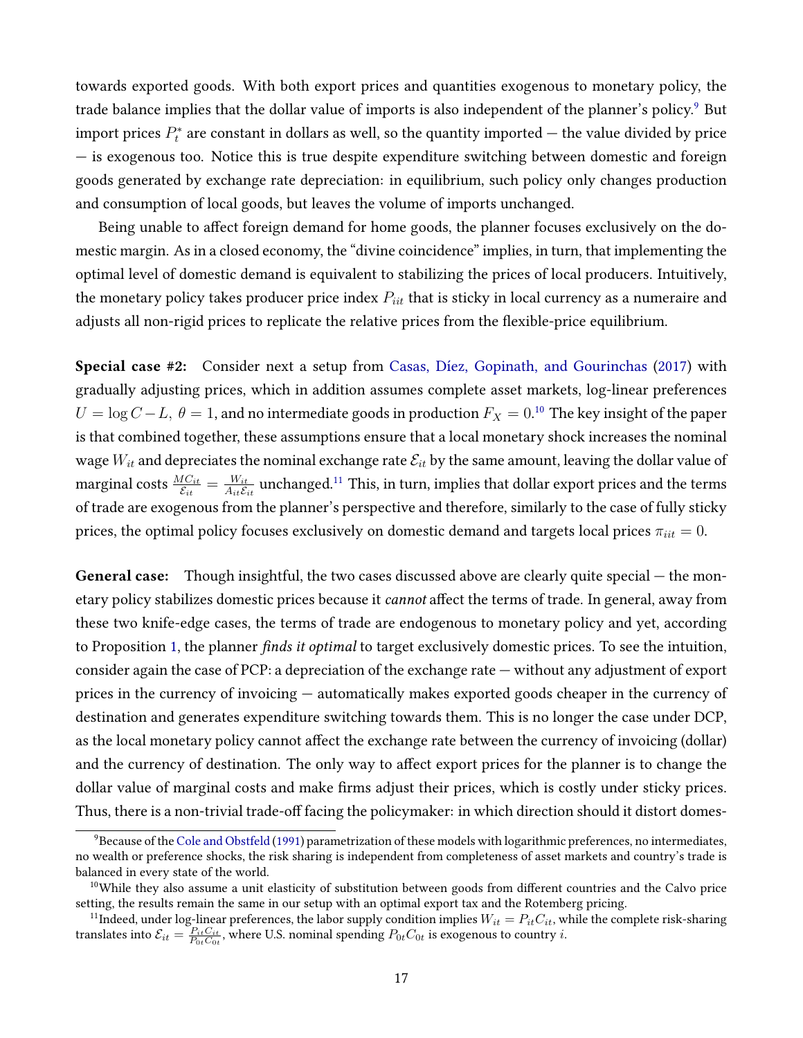towards exported goods. With both export prices and quantities exogenous to monetary policy, the trade balance implies that the dollar value of imports is also independent of the planner's policy.[9] But import prices $P_t^*$ are constant in dollars as well, so the quantity imported — the value divided by price — is exogenous too. Notice this is true despite expenditure switching between domestic and foreign goods generated by exchange rate depreciation: in equilibrium, such policy only changes production and consumption of local goods, but leaves the volume of imports unchanged.

Being unable to affect foreign demand for home goods, the planner focuses exclusively on the domestic margin. As in a closed economy, the "divine coincidence" implies, in turn, that implementing the optimal level of domestic demand is equivalent to stabilizing the prices of local producers. Intuitively, the monetary policy takes producer price index $P_{iit}$ that is sticky in local currency as a numeraire and adjusts all non-rigid prices to replicate the relative prices from the flexible-price equilibrium.

**Special case #2:** Consider next a setup from Casas, Díez, Gopinath, and Gourinchas (2017) with gradually adjusting prices, which in addition assumes complete asset markets, log-linear preferences $U = \log C - L,\ \theta = 1$, and no intermediate goods in production $F_X = 0$.[10] The key insight of the paper is that combined together, these assumptions ensure that a local monetary shock increases the nominal wage $W_{it}$ and depreciates the nominal exchange rate $\mathcal{E}_{it}$ by the same amount, leaving the dollar value of marginal costs $\frac{MC_{it}}{\mathcal{E}_{it}} = \frac{W_{it}}{A_{it}\mathcal{E}_{it}}$ unchanged.[11] This, in turn, implies that dollar export prices and the terms of trade are exogenous from the planner's perspective and therefore, similarly to the case of fully sticky prices, the optimal policy focuses exclusively on domestic demand and targets local prices $\pi_{iit} = 0$.

**General case:** Though insightful, the two cases discussed above are clearly quite special — the monetary policy stabilizes domestic prices because it *cannot* affect the terms of trade. In general, away from these two knife-edge cases, the terms of trade are endogenous to monetary policy and yet, according to Proposition 1, the planner *finds it optimal* to target exclusively domestic prices. To see the intuition, consider again the case of PCP: a depreciation of the exchange rate — without any adjustment of export prices in the currency of invoicing — automatically makes exported goods cheaper in the currency of destination and generates expenditure switching towards them. This is no longer the case under DCP, as the local monetary policy cannot affect the exchange rate between the currency of invoicing (dollar) and the currency of destination. The only way to affect export prices for the planner is to change the dollar value of marginal costs and make firms adjust their prices, which is costly under sticky prices. Thus, there is a non-trivial trade-off facing the policymaker: in which direction should it distort domes-

[9] Because of the Cole and Obstfeld (1991) parametrization of these models with logarithmic preferences, no intermediates, no wealth or preference shocks, the risk sharing is independent from completeness of asset markets and country's trade is balanced in every state of the world.

[10] While they also assume a unit elasticity of substitution between goods from different countries and the Calvo price setting, the results remain the same in our setup with an optimal export tax and the Rotemberg pricing.

[11] Indeed, under log-linear preferences, the labor supply condition implies $W_{it} = P_{it}C_{it}$, while the complete risk-sharing translates into $\mathcal{E}_{it} = \frac{P_{it}C_{it}}{P_{0t}C_{0t}}$, where U.S. nominal spending $P_{0t}C_{0t}$ is exogenous to country $i$.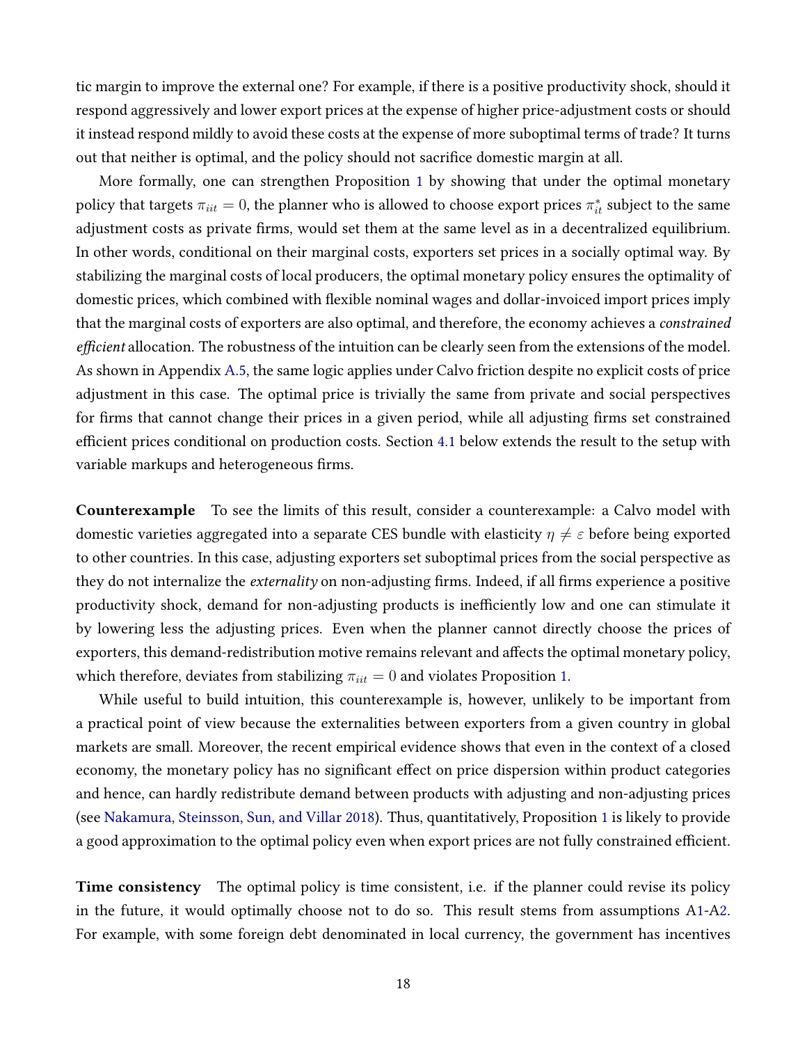tic margin to improve the external one? For example, if there is a positive productivity shock, should it respond aggressively and lower export prices at the expense of higher price-adjustment costs or should it instead respond mildly to avoid these costs at the expense of more suboptimal terms of trade? It turns out that neither is optimal, and the policy should not sacrifice domestic margin at all.

More formally, one can strengthen Proposition 1 by showing that under the optimal monetary policy that targets $\pi_{iit} = 0$, the planner who is allowed to choose export prices $\pi^*_{it}$ subject to the same adjustment costs as private firms, would set them at the same level as in a decentralized equilibrium. In other words, conditional on their marginal costs, exporters set prices in a socially optimal way. By stabilizing the marginal costs of local producers, the optimal monetary policy ensures the optimality of domestic prices, which combined with flexible nominal wages and dollar-invoiced import prices imply that the marginal costs of exporters are also optimal, and therefore, the economy achieves a *constrained efficient* allocation. The robustness of the intuition can be clearly seen from the extensions of the model. As shown in Appendix A.5, the same logic applies under Calvo friction despite no explicit costs of price adjustment in this case. The optimal price is trivially the same from private and social perspectives for firms that cannot change their prices in a given period, while all adjusting firms set constrained efficient prices conditional on production costs. Section 4.1 below extends the result to the setup with variable markups and heterogeneous firms.

**Counterexample** To see the limits of this result, consider a counterexample: a Calvo model with domestic varieties aggregated into a separate CES bundle with elasticity $\eta \neq \varepsilon$ before being exported to other countries. In this case, adjusting exporters set suboptimal prices from the social perspective as they do not internalize the *externality* on non-adjusting firms. Indeed, if all firms experience a positive productivity shock, demand for non-adjusting products is inefficiently low and one can stimulate it by lowering less the adjusting prices. Even when the planner cannot directly choose the prices of exporters, this demand-redistribution motive remains relevant and affects the optimal monetary policy, which therefore, deviates from stabilizing $\pi_{iit} = 0$ and violates Proposition 1.

While useful to build intuition, this counterexample is, however, unlikely to be important from a practical point of view because the externalities between exporters from a given country in global markets are small. Moreover, the recent empirical evidence shows that even in the context of a closed economy, the monetary policy has no significant effect on price dispersion within product categories and hence, can hardly redistribute demand between products with adjusting and non-adjusting prices (see Nakamura, Steinsson, Sun, and Villar 2018). Thus, quantitatively, Proposition 1 is likely to provide a good approximation to the optimal policy even when export prices are not fully constrained efficient.

**Time consistency** The optimal policy is time consistent, i.e. if the planner could revise its policy in the future, it would optimally choose not to do so. This result stems from assumptions A1-A2. For example, with some foreign debt denominated in local currency, the government has incentives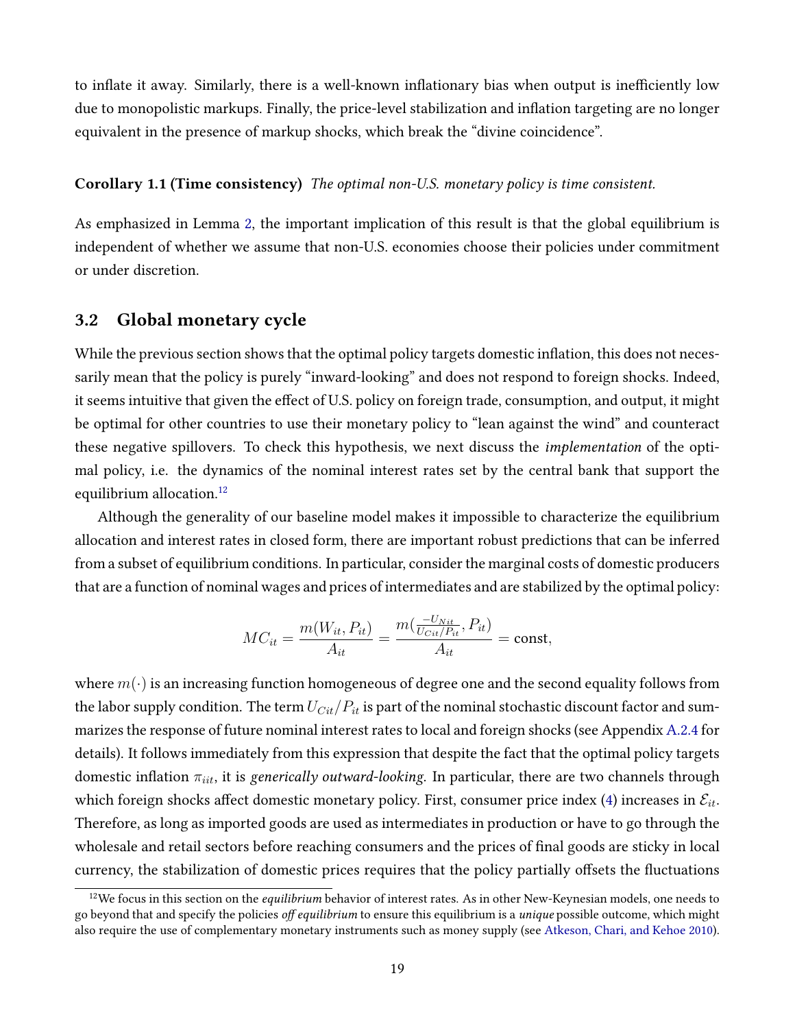to inflate it away. Similarly, there is a well-known inflationary bias when output is inefficiently low due to monopolistic markups. Finally, the price-level stabilization and inflation targeting are no longer equivalent in the presence of markup shocks, which break the "divine coincidence".

**Corollary 1.1 (Time consistency)** *The optimal non-U.S. monetary policy is time consistent.*

As emphasized in Lemma 2, the important implication of this result is that the global equilibrium is independent of whether we assume that non-U.S. economies choose their policies under commitment or under discretion.

## 3.2 Global monetary cycle

While the previous section shows that the optimal policy targets domestic inflation, this does not necessarily mean that the policy is purely "inward-looking" and does not respond to foreign shocks. Indeed, it seems intuitive that given the effect of U.S. policy on foreign trade, consumption, and output, it might be optimal for other countries to use their monetary policy to "lean against the wind" and counteract these negative spillovers. To check this hypothesis, we next discuss the *implementation* of the optimal policy, i.e. the dynamics of the nominal interest rates set by the central bank that support the equilibrium allocation.[12]

Although the generality of our baseline model makes it impossible to characterize the equilibrium allocation and interest rates in closed form, there are important robust predictions that can be inferred from a subset of equilibrium conditions. In particular, consider the marginal costs of domestic producers that are a function of nominal wages and prices of intermediates and are stabilized by the optimal policy:

$$MC_{it} = \frac{m(W_{it}, P_{it})}{A_{it}} = \frac{m(\frac{-U_{Nit}}{U_{Cit}/P_{it}}, P_{it})}{A_{it}} = \text{const},$$

where $m(\cdot)$ is an increasing function homogeneous of degree one and the second equality follows from the labor supply condition. The term $U_{Cit}/P_{it}$ is part of the nominal stochastic discount factor and summarizes the response of future nominal interest rates to local and foreign shocks (see Appendix A.2.4 for details). It follows immediately from this expression that despite the fact that the optimal policy targets domestic inflation $\pi_{iit}$, it is *generically outward-looking*. In particular, there are two channels through which foreign shocks affect domestic monetary policy. First, consumer price index (4) increases in $\mathcal{E}_{it}$. Therefore, as long as imported goods are used as intermediates in production or have to go through the wholesale and retail sectors before reaching consumers and the prices of final goods are sticky in local currency, the stabilization of domestic prices requires that the policy partially offsets the fluctuations

[12]We focus in this section on the *equilibrium* behavior of interest rates. As in other New-Keynesian models, one needs to go beyond that and specify the policies *off equilibrium* to ensure this equilibrium is a *unique* possible outcome, which might also require the use of complementary monetary instruments such as money supply (see Atkeson, Chari, and Kehoe 2010).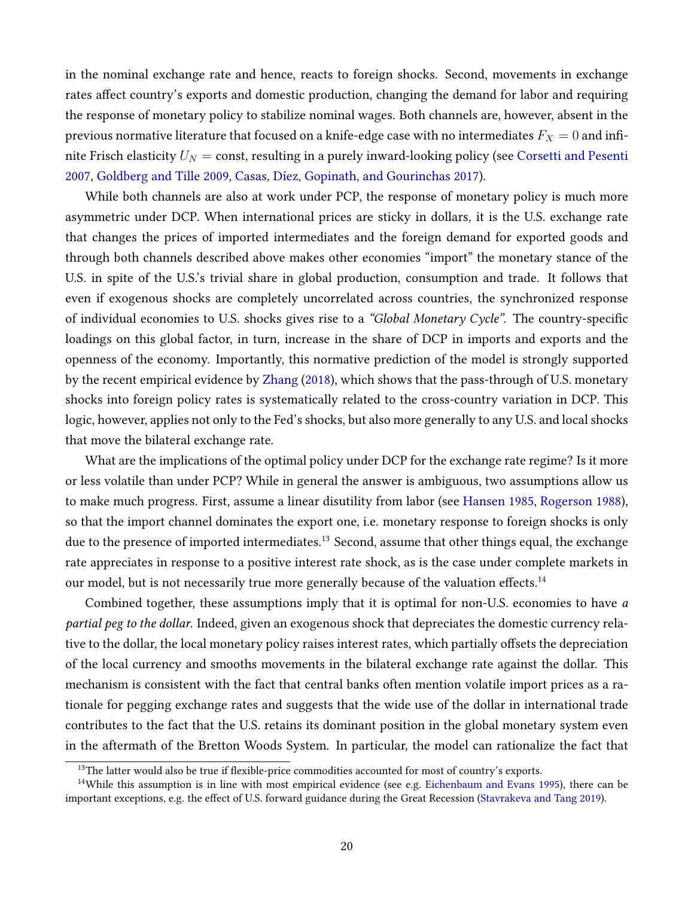in the nominal exchange rate and hence, reacts to foreign shocks. Second, movements in exchange rates affect country's exports and domestic production, changing the demand for labor and requiring the response of monetary policy to stabilize nominal wages. Both channels are, however, absent in the previous normative literature that focused on a knife-edge case with no intermediates $F_X = 0$ and infinite Frisch elasticity $U_N = \text{const}$, resulting in a purely inward-looking policy (see Corsetti and Pesenti 2007, Goldberg and Tille 2009, Casas, Díez, Gopinath, and Gourinchas 2017).

While both channels are also at work under PCP, the response of monetary policy is much more asymmetric under DCP. When international prices are sticky in dollars, it is the U.S. exchange rate that changes the prices of imported intermediates and the foreign demand for exported goods and through both channels described above makes other economies "import" the monetary stance of the U.S. in spite of the U.S.'s trivial share in global production, consumption and trade. It follows that even if exogenous shocks are completely uncorrelated across countries, the synchronized response of individual economies to U.S. shocks gives rise to a *"Global Monetary Cycle"*. The country-specific loadings on this global factor, in turn, increase in the share of DCP in imports and exports and the openness of the economy. Importantly, this normative prediction of the model is strongly supported by the recent empirical evidence by Zhang (2018), which shows that the pass-through of U.S. monetary shocks into foreign policy rates is systematically related to the cross-country variation in DCP. This logic, however, applies not only to the Fed's shocks, but also more generally to any U.S. and local shocks that move the bilateral exchange rate.

What are the implications of the optimal policy under DCP for the exchange rate regime? Is it more or less volatile than under PCP? While in general the answer is ambiguous, two assumptions allow us to make much progress. First, assume a linear disutility from labor (see Hansen 1985, Rogerson 1988), so that the import channel dominates the export one, i.e. monetary response to foreign shocks is only due to the presence of imported intermediates.[13] Second, assume that other things equal, the exchange rate appreciates in response to a positive interest rate shock, as is the case under complete markets in our model, but is not necessarily true more generally because of the valuation effects.[14]

Combined together, these assumptions imply that it is optimal for non-U.S. economies to have *a partial peg to the dollar*. Indeed, given an exogenous shock that depreciates the domestic currency relative to the dollar, the local monetary policy raises interest rates, which partially offsets the depreciation of the local currency and smooths movements in the bilateral exchange rate against the dollar. This mechanism is consistent with the fact that central banks often mention volatile import prices as a rationale for pegging exchange rates and suggests that the wide use of the dollar in international trade contributes to the fact that the U.S. retains its dominant position in the global monetary system even in the aftermath of the Bretton Woods System. In particular, the model can rationalize the fact that

[13] The latter would also be true if flexible-price commodities accounted for most of country's exports.

[14] While this assumption is in line with most empirical evidence (see e.g. Eichenbaum and Evans 1995), there can be important exceptions, e.g. the effect of U.S. forward guidance during the Great Recession (Stavrakeva and Tang 2019).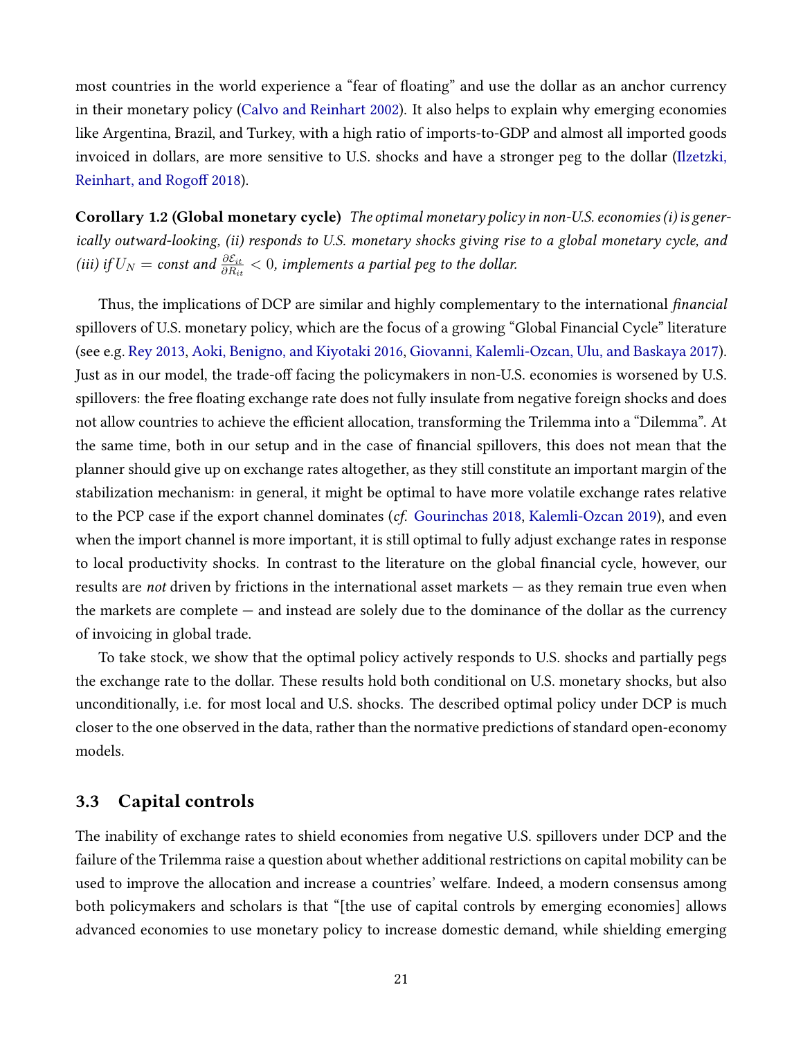most countries in the world experience a "fear of floating" and use the dollar as an anchor currency in their monetary policy (Calvo and Reinhart 2002). It also helps to explain why emerging economies like Argentina, Brazil, and Turkey, with a high ratio of imports-to-GDP and almost all imported goods invoiced in dollars, are more sensitive to U.S. shocks and have a stronger peg to the dollar (Ilzetzki, Reinhart, and Rogoff 2018).

**Corollary 1.2 (Global monetary cycle)** *The optimal monetary policy in non-U.S. economies (i) is generically outward-looking, (ii) responds to U.S. monetary shocks giving rise to a global monetary cycle, and (iii) if $U_N = const$ and $\frac{\partial \mathcal{E}_{it}}{\partial R_{it}} < 0$, implements a partial peg to the dollar.*

Thus, the implications of DCP are similar and highly complementary to the international *financial* spillovers of U.S. monetary policy, which are the focus of a growing "Global Financial Cycle" literature (see e.g. Rey 2013, Aoki, Benigno, and Kiyotaki 2016, Giovanni, Kalemli-Ozcan, Ulu, and Baskaya 2017). Just as in our model, the trade-off facing the policymakers in non-U.S. economies is worsened by U.S. spillovers: the free floating exchange rate does not fully insulate from negative foreign shocks and does not allow countries to achieve the efficient allocation, transforming the Trilemma into a "Dilemma". At the same time, both in our setup and in the case of financial spillovers, this does not mean that the planner should give up on exchange rates altogether, as they still constitute an important margin of the stabilization mechanism: in general, it might be optimal to have more volatile exchange rates relative to the PCP case if the export channel dominates (*cf.* Gourinchas 2018, Kalemli-Ozcan 2019), and even when the import channel is more important, it is still optimal to fully adjust exchange rates in response to local productivity shocks. In contrast to the literature on the global financial cycle, however, our results are *not* driven by frictions in the international asset markets — as they remain true even when the markets are complete — and instead are solely due to the dominance of the dollar as the currency of invoicing in global trade.

To take stock, we show that the optimal policy actively responds to U.S. shocks and partially pegs the exchange rate to the dollar. These results hold both conditional on U.S. monetary shocks, but also unconditionally, i.e. for most local and U.S. shocks. The described optimal policy under DCP is much closer to the one observed in the data, rather than the normative predictions of standard open-economy models.

### 3.3 Capital controls

The inability of exchange rates to shield economies from negative U.S. spillovers under DCP and the failure of the Trilemma raise a question about whether additional restrictions on capital mobility can be used to improve the allocation and increase a countries' welfare. Indeed, a modern consensus among both policymakers and scholars is that "[the use of capital controls by emerging economies] allows advanced economies to use monetary policy to increase domestic demand, while shielding emerging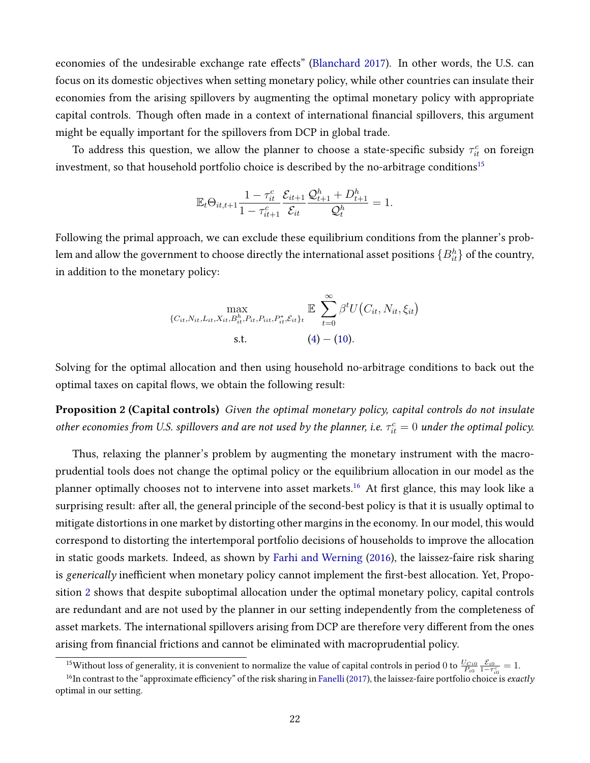economies of the undesirable exchange rate effects" (Blanchard 2017). In other words, the U.S. can focus on its domestic objectives when setting monetary policy, while other countries can insulate their economies from the arising spillovers by augmenting the optimal monetary policy with appropriate capital controls. Though often made in a context of international financial spillovers, this argument might be equally important for the spillovers from DCP in global trade.

To address this question, we allow the planner to choose a state-specific subsidy $\tau^c_{it}$ on foreign investment, so that household portfolio choice is described by the no-arbitrage conditions[15]

$$\mathbb{E}_t \Theta_{it,t+1} \frac{1-\tau^c_{it}}{1-\tau^c_{it+1}} \frac{\mathcal{E}_{it+1}}{\mathcal{E}_{it}} \frac{\mathcal{Q}^h_{t+1} + D^h_{t+1}}{\mathcal{Q}^h_t} = 1.$$

Following the primal approach, we can exclude these equilibrium conditions from the planner's problem and allow the government to choose directly the international asset positions $\{B^h_{it}\}$ of the country, in addition to the monetary policy:

$$\max_{\{C_{it}, N_{it}, L_{it}, X_{it}, B^h_{it}, P_{it}, P_{iit}, P^*_{it}, \mathcal{E}_{it}\}_t} \mathbb{E} \sum_{t=0}^{\infty} \beta^t U\big(C_{it}, N_{it}, \xi_{it}\big)$$
$$\text{s.t.} \qquad (4) - (10).$$

Solving for the optimal allocation and then using household no-arbitrage conditions to back out the optimal taxes on capital flows, we obtain the following result:

**Proposition 2 (Capital controls)** *Given the optimal monetary policy, capital controls do not insulate other economies from U.S. spillovers and are not used by the planner, i.e.* $\tau^c_{it} = 0$ *under the optimal policy.*

Thus, relaxing the planner's problem by augmenting the monetary instrument with the macroprudential tools does not change the optimal policy or the equilibrium allocation in our model as the planner optimally chooses not to intervene into asset markets.[16] At first glance, this may look like a surprising result: after all, the general principle of the second-best policy is that it is usually optimal to mitigate distortions in one market by distorting other margins in the economy. In our model, this would correspond to distorting the intertemporal portfolio decisions of households to improve the allocation in static goods markets. Indeed, as shown by Farhi and Werning (2016), the laissez-faire risk sharing is *generically* inefficient when monetary policy cannot implement the first-best allocation. Yet, Proposition 2 shows that despite suboptimal allocation under the optimal monetary policy, capital controls are redundant and are not used by the planner in our setting independently from the completeness of asset markets. The international spillovers arising from DCP are therefore very different from the ones arising from financial frictions and cannot be eliminated with macroprudential policy.

[15] Without loss of generality, it is convenient to normalize the value of capital controls in period 0 to $\frac{U_{Ci0}}{P_{i0}} \frac{\mathcal{E}_{i0}}{1-\tau^c_{i0}} = 1$.

[16] In contrast to the "approximate efficiency" of the risk sharing in Fanelli (2017), the laissez-faire portfolio choice is *exactly* optimal in our setting.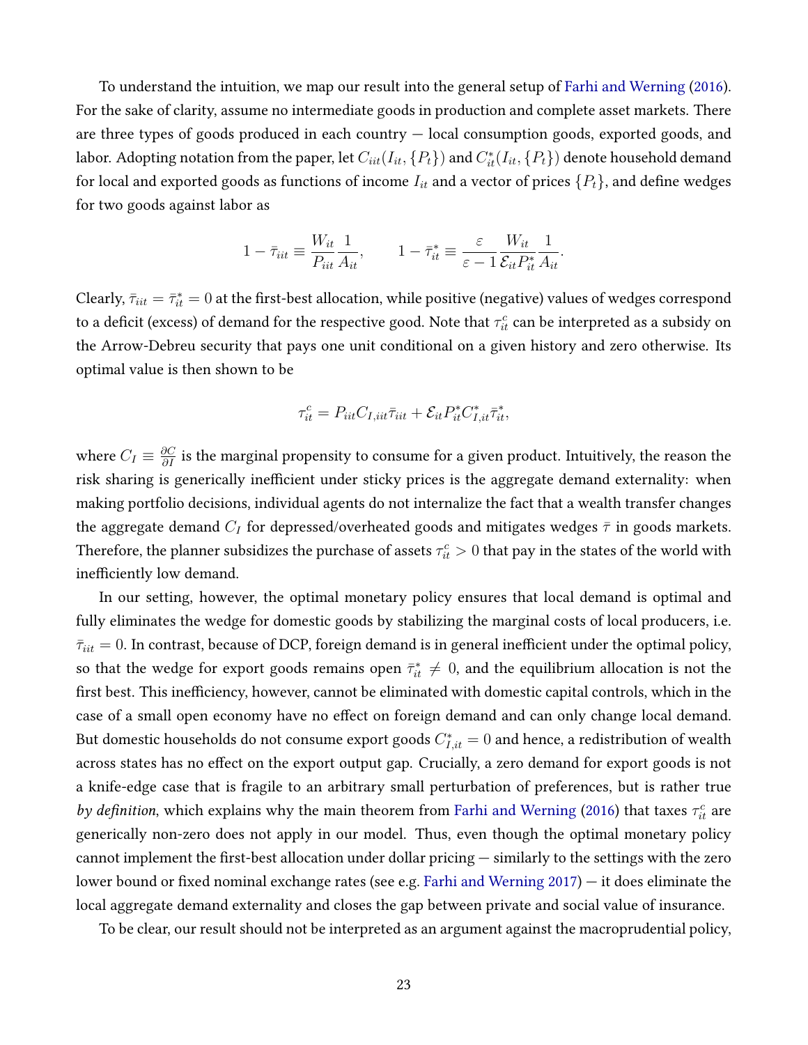To understand the intuition, we map our result into the general setup of Farhi and Werning (2016). For the sake of clarity, assume no intermediate goods in production and complete asset markets. There are three types of goods produced in each country — local consumption goods, exported goods, and labor. Adopting notation from the paper, let $C_{iit}(I_{it}, \{P_t\})$ and $C^*_{it}(I_{it}, \{P_t\})$ denote household demand for local and exported goods as functions of income $I_{it}$ and a vector of prices $\{P_t\}$, and define wedges for two goods against labor as

$$1 - \bar{\tau}_{iit} \equiv \frac{W_{it}}{P_{iit}} \frac{1}{A_{it}}, \qquad 1 - \bar{\tau}^*_{it} \equiv \frac{\varepsilon}{\varepsilon - 1} \frac{W_{it}}{\mathcal{E}_{it} P^*_{it}} \frac{1}{A_{it}}.$$

Clearly, $\bar{\tau}_{iit} = \bar{\tau}^*_{it} = 0$ at the first-best allocation, while positive (negative) values of wedges correspond to a deficit (excess) of demand for the respective good. Note that $\tau^c_{it}$ can be interpreted as a subsidy on the Arrow-Debreu security that pays one unit conditional on a given history and zero otherwise. Its optimal value is then shown to be

$$\tau^c_{it} = P_{iit} C_{I,iit} \bar{\tau}_{iit} + \mathcal{E}_{it} P^*_{it} C^*_{I,it} \bar{\tau}^*_{it},$$

where $C_I \equiv \frac{\partial C}{\partial I}$ is the marginal propensity to consume for a given product. Intuitively, the reason the risk sharing is generically inefficient under sticky prices is the aggregate demand externality: when making portfolio decisions, individual agents do not internalize the fact that a wealth transfer changes the aggregate demand $C_I$ for depressed/overheated goods and mitigates wedges $\bar{\tau}$ in goods markets. Therefore, the planner subsidizes the purchase of assets $\tau^c_{it} > 0$ that pay in the states of the world with inefficiently low demand.

In our setting, however, the optimal monetary policy ensures that local demand is optimal and fully eliminates the wedge for domestic goods by stabilizing the marginal costs of local producers, i.e. $\bar{\tau}_{iit} = 0$. In contrast, because of DCP, foreign demand is in general inefficient under the optimal policy, so that the wedge for export goods remains open $\bar{\tau}^*_{it} \neq 0$, and the equilibrium allocation is not the first best. This inefficiency, however, cannot be eliminated with domestic capital controls, which in the case of a small open economy have no effect on foreign demand and can only change local demand. But domestic households do not consume export goods $C^*_{I,it} = 0$ and hence, a redistribution of wealth across states has no effect on the export output gap. Crucially, a zero demand for export goods is not a knife-edge case that is fragile to an arbitrary small perturbation of preferences, but is rather true *by definition*, which explains why the main theorem from Farhi and Werning (2016) that taxes $\tau^c_{it}$ are generically non-zero does not apply in our model. Thus, even though the optimal monetary policy cannot implement the first-best allocation under dollar pricing — similarly to the settings with the zero lower bound or fixed nominal exchange rates (see e.g. Farhi and Werning 2017) — it does eliminate the local aggregate demand externality and closes the gap between private and social value of insurance.

To be clear, our result should not be interpreted as an argument against the macroprudential policy,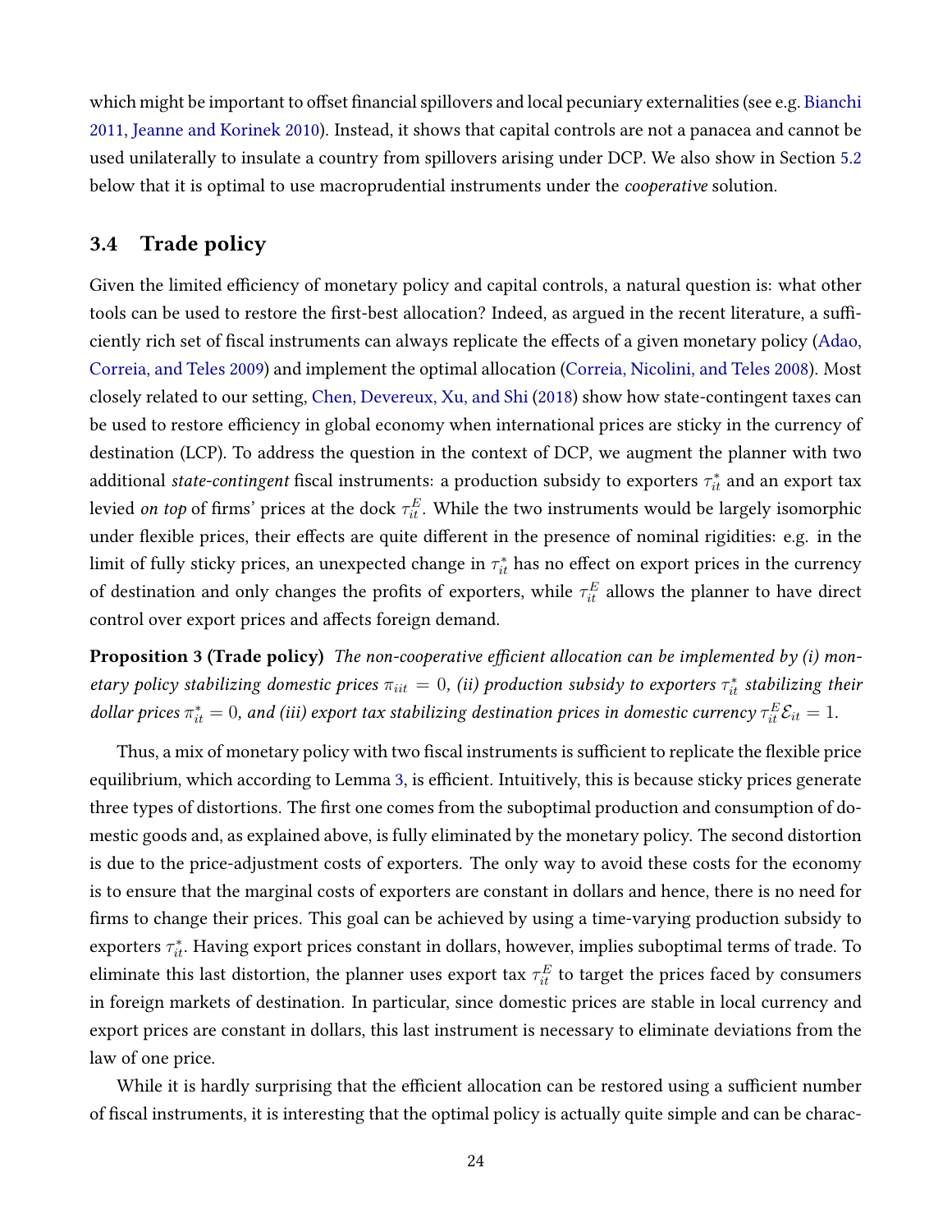which might be important to offset financial spillovers and local pecuniary externalities (see e.g. Bianchi 2011, Jeanne and Korinek 2010). Instead, it shows that capital controls are not a panacea and cannot be used unilaterally to insulate a country from spillovers arising under DCP. We also show in Section 5.2 below that it is optimal to use macroprudential instruments under the *cooperative* solution.

### 3.4 Trade policy

Given the limited efficiency of monetary policy and capital controls, a natural question is: what other tools can be used to restore the first-best allocation? Indeed, as argued in the recent literature, a sufficiently rich set of fiscal instruments can always replicate the effects of a given monetary policy (Adao, Correia, and Teles 2009) and implement the optimal allocation (Correia, Nicolini, and Teles 2008). Most closely related to our setting, Chen, Devereux, Xu, and Shi (2018) show how state-contingent taxes can be used to restore efficiency in global economy when international prices are sticky in the currency of destination (LCP). To address the question in the context of DCP, we augment the planner with two additional *state-contingent* fiscal instruments: a production subsidy to exporters $\tau^*_{it}$ and an export tax levied *on top* of firms' prices at the dock $\tau^E_{it}$. While the two instruments would be largely isomorphic under flexible prices, their effects are quite different in the presence of nominal rigidities: e.g. in the limit of fully sticky prices, an unexpected change in $\tau^*_{it}$ has no effect on export prices in the currency of destination and only changes the profits of exporters, while $\tau^E_{it}$ allows the planner to have direct control over export prices and affects foreign demand.

**Proposition 3 (Trade policy)** *The non-cooperative efficient allocation can be implemented by (i) monetary policy stabilizing domestic prices $\pi_{iit} = 0$, (ii) production subsidy to exporters $\tau^*_{it}$ stabilizing their dollar prices $\pi^*_{it} = 0$, and (iii) export tax stabilizing destination prices in domestic currency $\tau^E_{it}\mathcal{E}_{it} = 1$.*

Thus, a mix of monetary policy with two fiscal instruments is sufficient to replicate the flexible price equilibrium, which according to Lemma 3, is efficient. Intuitively, this is because sticky prices generate three types of distortions. The first one comes from the suboptimal production and consumption of domestic goods and, as explained above, is fully eliminated by the monetary policy. The second distortion is due to the price-adjustment costs of exporters. The only way to avoid these costs for the economy is to ensure that the marginal costs of exporters are constant in dollars and hence, there is no need for firms to change their prices. This goal can be achieved by using a time-varying production subsidy to exporters $\tau^*_{it}$. Having export prices constant in dollars, however, implies suboptimal terms of trade. To eliminate this last distortion, the planner uses export tax $\tau^E_{it}$ to target the prices faced by consumers in foreign markets of destination. In particular, since domestic prices are stable in local currency and export prices are constant in dollars, this last instrument is necessary to eliminate deviations from the law of one price.

While it is hardly surprising that the efficient allocation can be restored using a sufficient number of fiscal instruments, it is interesting that the optimal policy is actually quite simple and can be charac-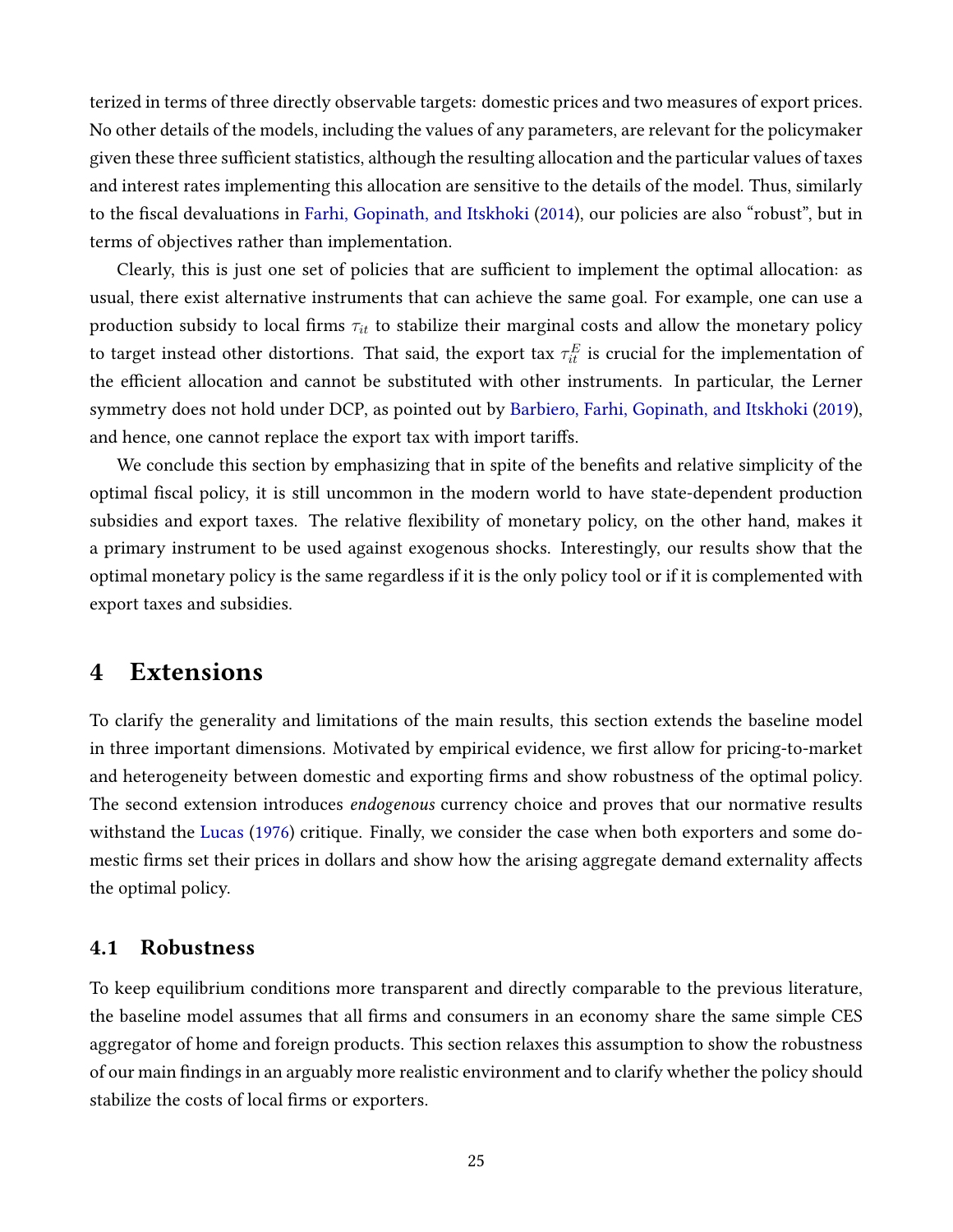terized in terms of three directly observable targets: domestic prices and two measures of export prices. No other details of the models, including the values of any parameters, are relevant for the policymaker given these three sufficient statistics, although the resulting allocation and the particular values of taxes and interest rates implementing this allocation are sensitive to the details of the model. Thus, similarly to the fiscal devaluations in Farhi, Gopinath, and Itskhoki (2014), our policies are also "robust", but in terms of objectives rather than implementation.

Clearly, this is just one set of policies that are sufficient to implement the optimal allocation: as usual, there exist alternative instruments that can achieve the same goal. For example, one can use a production subsidy to local firms $\tau_{it}$ to stabilize their marginal costs and allow the monetary policy to target instead other distortions. That said, the export tax $\tau^E_{it}$ is crucial for the implementation of the efficient allocation and cannot be substituted with other instruments. In particular, the Lerner symmetry does not hold under DCP, as pointed out by Barbiero, Farhi, Gopinath, and Itskhoki (2019), and hence, one cannot replace the export tax with import tariffs.

We conclude this section by emphasizing that in spite of the benefits and relative simplicity of the optimal fiscal policy, it is still uncommon in the modern world to have state-dependent production subsidies and export taxes. The relative flexibility of monetary policy, on the other hand, makes it a primary instrument to be used against exogenous shocks. Interestingly, our results show that the optimal monetary policy is the same regardless if it is the only policy tool or if it is complemented with export taxes and subsidies.

# 4 Extensions

To clarify the generality and limitations of the main results, this section extends the baseline model in three important dimensions. Motivated by empirical evidence, we first allow for pricing-to-market and heterogeneity between domestic and exporting firms and show robustness of the optimal policy. The second extension introduces *endogenous* currency choice and proves that our normative results withstand the Lucas (1976) critique. Finally, we consider the case when both exporters and some domestic firms set their prices in dollars and show how the arising aggregate demand externality affects the optimal policy.

## 4.1 Robustness

To keep equilibrium conditions more transparent and directly comparable to the previous literature, the baseline model assumes that all firms and consumers in an economy share the same simple CES aggregator of home and foreign products. This section relaxes this assumption to show the robustness of our main findings in an arguably more realistic environment and to clarify whether the policy should stabilize the costs of local firms or exporters.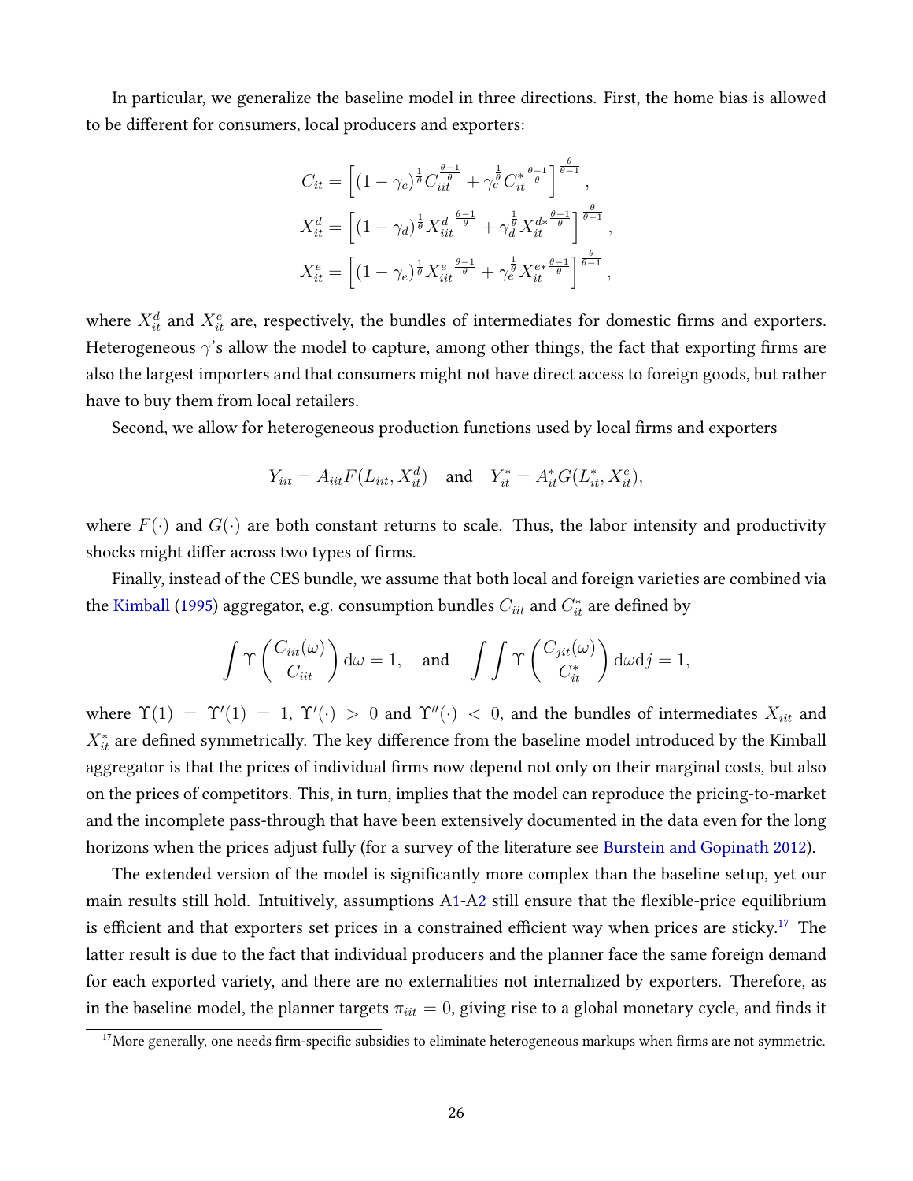In particular, we generalize the baseline model in three directions. First, the home bias is allowed to be different for consumers, local producers and exporters:

$$C_{it} = \left[ (1-\gamma_c)^{\frac{1}{\theta}} C_{iit}^{\frac{\theta-1}{\theta}} + \gamma_c^{\frac{1}{\theta}} C_{it}^{*\,\frac{\theta-1}{\theta}} \right]^{\frac{\theta}{\theta-1}},$$

$$X_{it}^{d} = \left[ (1-\gamma_d)^{\frac{1}{\theta}} X_{iit}^{d\,\frac{\theta-1}{\theta}} + \gamma_d^{\frac{1}{\theta}} X_{it}^{d*\,\frac{\theta-1}{\theta}} \right]^{\frac{\theta}{\theta-1}},$$

$$X_{it}^{e} = \left[ (1-\gamma_e)^{\frac{1}{\theta}} X_{iit}^{e\,\frac{\theta-1}{\theta}} + \gamma_e^{\frac{1}{\theta}} X_{it}^{e*\,\frac{\theta-1}{\theta}} \right]^{\frac{\theta}{\theta-1}},$$

where $X_{it}^d$ and $X_{it}^e$ are, respectively, the bundles of intermediates for domestic firms and exporters. Heterogeneous $\gamma$'s allow the model to capture, among other things, the fact that exporting firms are also the largest importers and that consumers might not have direct access to foreign goods, but rather have to buy them from local retailers.

Second, we allow for heterogeneous production functions used by local firms and exporters

$$Y_{iit} = A_{iit} F(L_{iit}, X_{it}^d) \quad \text{and} \quad Y_{it}^* = A_{it}^* G(L_{it}^*, X_{it}^e),$$

where $F(\cdot)$ and $G(\cdot)$ are both constant returns to scale. Thus, the labor intensity and productivity shocks might differ across two types of firms.

Finally, instead of the CES bundle, we assume that both local and foreign varieties are combined via the Kimball (1995) aggregator, e.g. consumption bundles $C_{iit}$ and $C_{it}^*$ are defined by

$$\int \Upsilon\left(\frac{C_{iit}(\omega)}{C_{iit}}\right) \mathrm{d}\omega = 1, \quad \text{and} \quad \int\int \Upsilon\left(\frac{C_{jit}(\omega)}{C_{it}^*}\right) \mathrm{d}\omega \mathrm{d}j = 1,$$

where $\Upsilon(1) = \Upsilon'(1) = 1$, $\Upsilon'(\cdot) > 0$ and $\Upsilon''(\cdot) < 0$, and the bundles of intermediates $X_{iit}$ and $X_{it}^*$ are defined symmetrically. The key difference from the baseline model introduced by the Kimball aggregator is that the prices of individual firms now depend not only on their marginal costs, but also on the prices of competitors. This, in turn, implies that the model can reproduce the pricing-to-market and the incomplete pass-through that have been extensively documented in the data even for the long horizons when the prices adjust fully (for a survey of the literature see Burstein and Gopinath 2012).

The extended version of the model is significantly more complex than the baseline setup, yet our main results still hold. Intuitively, assumptions A1-A2 still ensure that the flexible-price equilibrium is efficient and that exporters set prices in a constrained efficient way when prices are sticky.[17] The latter result is due to the fact that individual producers and the planner face the same foreign demand for each exported variety, and there are no externalities not internalized by exporters. Therefore, as in the baseline model, the planner targets $\pi_{iit} = 0$, giving rise to a global monetary cycle, and finds it

[17] More generally, one needs firm-specific subsidies to eliminate heterogeneous markups when firms are not symmetric.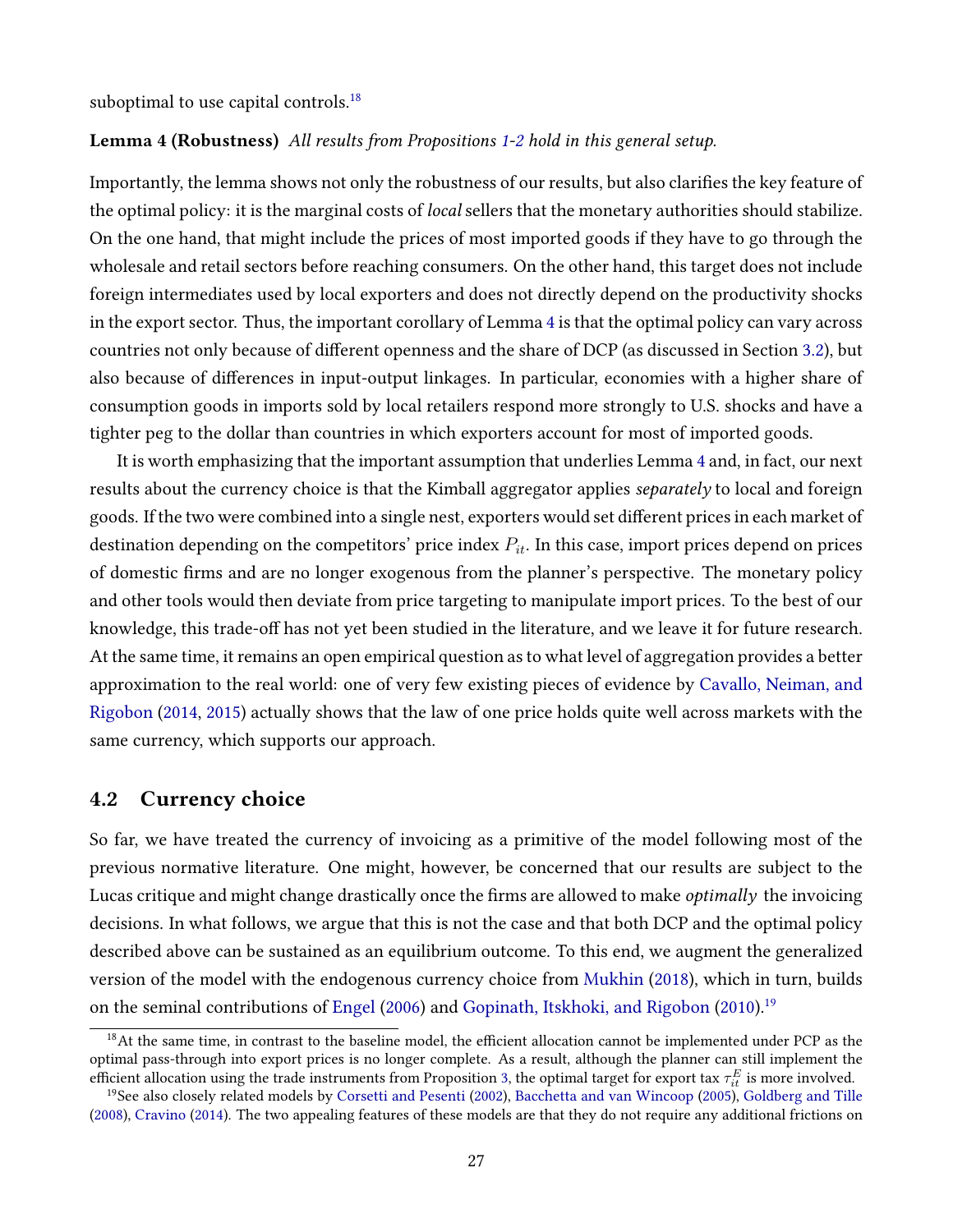suboptimal to use capital controls.[18]

**Lemma 4 (Robustness)** *All results from Propositions 1-2 hold in this general setup.*

Importantly, the lemma shows not only the robustness of our results, but also clarifies the key feature of the optimal policy: it is the marginal costs of *local* sellers that the monetary authorities should stabilize. On the one hand, that might include the prices of most imported goods if they have to go through the wholesale and retail sectors before reaching consumers. On the other hand, this target does not include foreign intermediates used by local exporters and does not directly depend on the productivity shocks in the export sector. Thus, the important corollary of Lemma 4 is that the optimal policy can vary across countries not only because of different openness and the share of DCP (as discussed in Section 3.2), but also because of differences in input-output linkages. In particular, economies with a higher share of consumption goods in imports sold by local retailers respond more strongly to U.S. shocks and have a tighter peg to the dollar than countries in which exporters account for most of imported goods.

It is worth emphasizing that the important assumption that underlies Lemma 4 and, in fact, our next results about the currency choice is that the Kimball aggregator applies *separately* to local and foreign goods. If the two were combined into a single nest, exporters would set different prices in each market of destination depending on the competitors' price index $P_{it}$. In this case, import prices depend on prices of domestic firms and are no longer exogenous from the planner's perspective. The monetary policy and other tools would then deviate from price targeting to manipulate import prices. To the best of our knowledge, this trade-off has not yet been studied in the literature, and we leave it for future research. At the same time, it remains an open empirical question as to what level of aggregation provides a better approximation to the real world: one of very few existing pieces of evidence by Cavallo, Neiman, and Rigobon (2014, 2015) actually shows that the law of one price holds quite well across markets with the same currency, which supports our approach.

## 4.2 Currency choice

So far, we have treated the currency of invoicing as a primitive of the model following most of the previous normative literature. One might, however, be concerned that our results are subject to the Lucas critique and might change drastically once the firms are allowed to make *optimally* the invoicing decisions. In what follows, we argue that this is not the case and that both DCP and the optimal policy described above can be sustained as an equilibrium outcome. To this end, we augment the generalized version of the model with the endogenous currency choice from Mukhin (2018), which in turn, builds on the seminal contributions of Engel (2006) and Gopinath, Itskhoki, and Rigobon (2010).[19]

[18] At the same time, in contrast to the baseline model, the efficient allocation cannot be implemented under PCP as the optimal pass-through into export prices is no longer complete. As a result, although the planner can still implement the efficient allocation using the trade instruments from Proposition 3, the optimal target for export tax $\tau_{it}^{E}$ is more involved.

[19] See also closely related models by Corsetti and Pesenti (2002), Bacchetta and van Wincoop (2005), Goldberg and Tille (2008), Cravino (2014). The two appealing features of these models are that they do not require any additional frictions on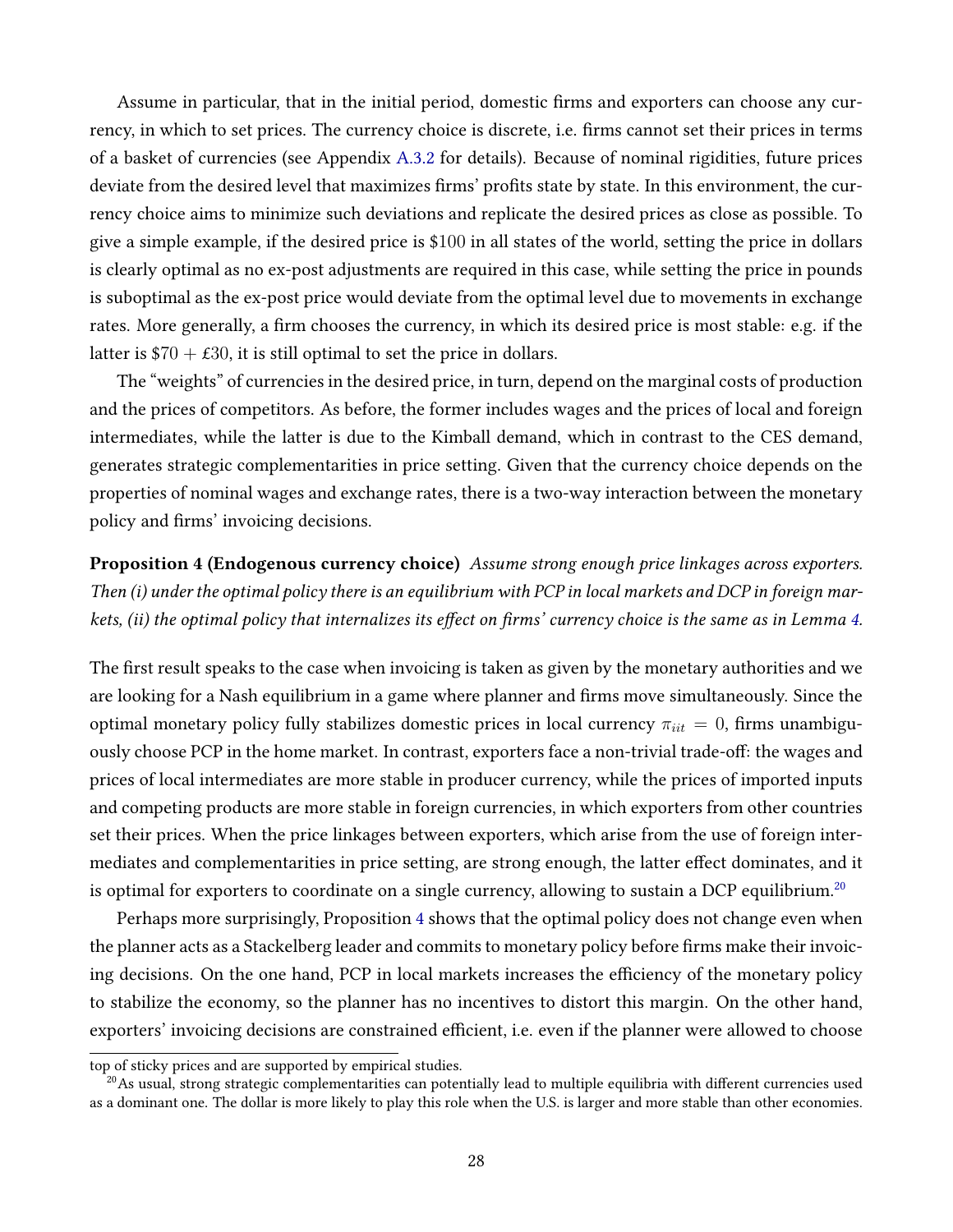Assume in particular, that in the initial period, domestic firms and exporters can choose any currency, in which to set prices. The currency choice is discrete, i.e. firms cannot set their prices in terms of a basket of currencies (see Appendix A.3.2 for details). Because of nominal rigidities, future prices deviate from the desired level that maximizes firms' profits state by state. In this environment, the currency choice aims to minimize such deviations and replicate the desired prices as close as possible. To give a simple example, if the desired price is $100 in all states of the world, setting the price in dollars is clearly optimal as no ex-post adjustments are required in this case, while setting the price in pounds is suboptimal as the ex-post price would deviate from the optimal level due to movements in exchange rates. More generally, a firm chooses the currency, in which its desired price is most stable: e.g. if the latter is $70 + £30, it is still optimal to set the price in dollars.

The "weights" of currencies in the desired price, in turn, depend on the marginal costs of production and the prices of competitors. As before, the former includes wages and the prices of local and foreign intermediates, while the latter is due to the Kimball demand, which in contrast to the CES demand, generates strategic complementarities in price setting. Given that the currency choice depends on the properties of nominal wages and exchange rates, there is a two-way interaction between the monetary policy and firms' invoicing decisions.

**Proposition 4 (Endogenous currency choice)** *Assume strong enough price linkages across exporters. Then (i) under the optimal policy there is an equilibrium with PCP in local markets and DCP in foreign markets, (ii) the optimal policy that internalizes its effect on firms' currency choice is the same as in Lemma 4.*

The first result speaks to the case when invoicing is taken as given by the monetary authorities and we are looking for a Nash equilibrium in a game where planner and firms move simultaneously. Since the optimal monetary policy fully stabilizes domestic prices in local currency $\pi_{iit} = 0$, firms unambiguously choose PCP in the home market. In contrast, exporters face a non-trivial trade-off: the wages and prices of local intermediates are more stable in producer currency, while the prices of imported inputs and competing products are more stable in foreign currencies, in which exporters from other countries set their prices. When the price linkages between exporters, which arise from the use of foreign intermediates and complementarities in price setting, are strong enough, the latter effect dominates, and it is optimal for exporters to coordinate on a single currency, allowing to sustain a DCP equilibrium.[20]

Perhaps more surprisingly, Proposition 4 shows that the optimal policy does not change even when the planner acts as a Stackelberg leader and commits to monetary policy before firms make their invoicing decisions. On the one hand, PCP in local markets increases the efficiency of the monetary policy to stabilize the economy, so the planner has no incentives to distort this margin. On the other hand, exporters' invoicing decisions are constrained efficient, i.e. even if the planner were allowed to choose

top of sticky prices and are supported by empirical studies.

[20] As usual, strong strategic complementarities can potentially lead to multiple equilibria with different currencies used as a dominant one. The dollar is more likely to play this role when the U.S. is larger and more stable than other economies.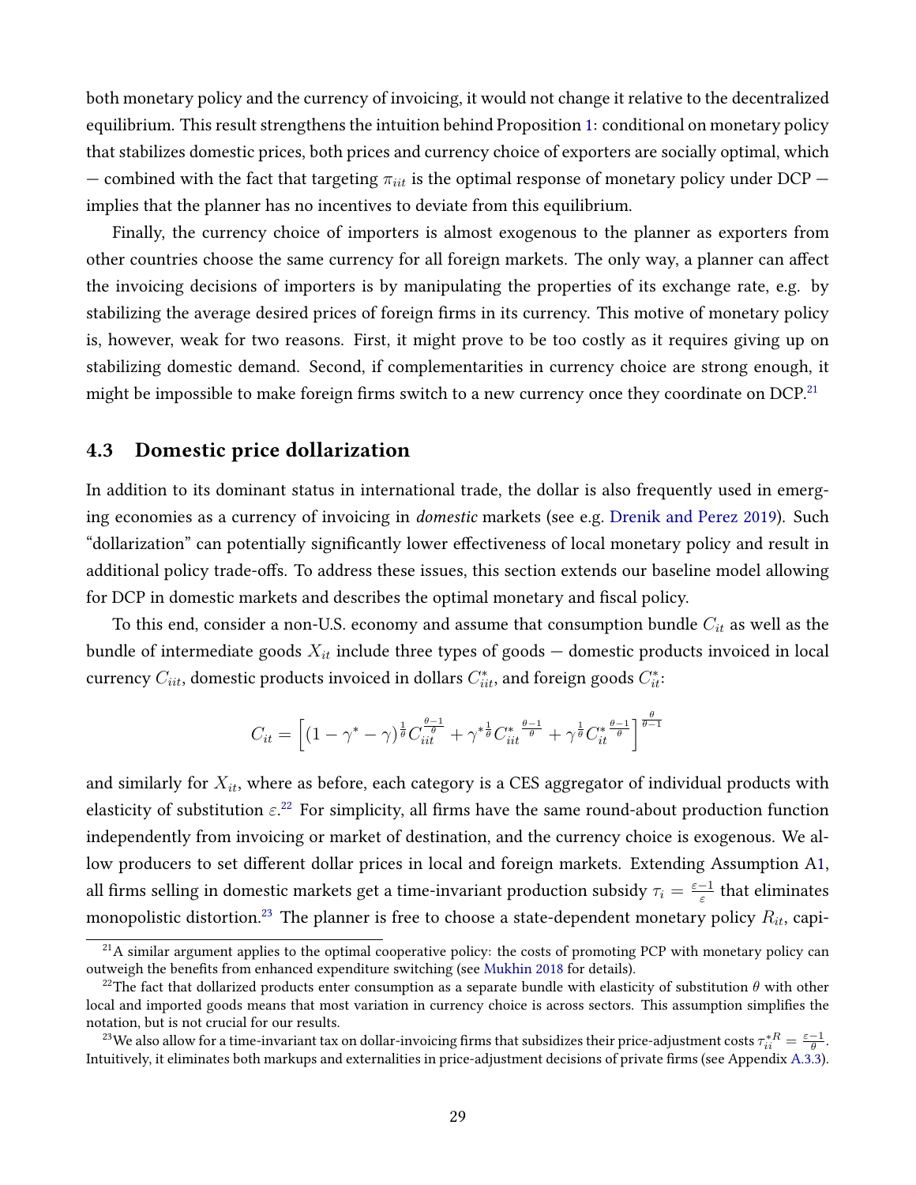both monetary policy and the currency of invoicing, it would not change it relative to the decentralized equilibrium. This result strengthens the intuition behind Proposition 1: conditional on monetary policy that stabilizes domestic prices, both prices and currency choice of exporters are socially optimal, which — combined with the fact that targeting $\pi_{iit}$ is the optimal response of monetary policy under DCP — implies that the planner has no incentives to deviate from this equilibrium.

Finally, the currency choice of importers is almost exogenous to the planner as exporters from other countries choose the same currency for all foreign markets. The only way, a planner can affect the invoicing decisions of importers is by manipulating the properties of its exchange rate, e.g. by stabilizing the average desired prices of foreign firms in its currency. This motive of monetary policy is, however, weak for two reasons. First, it might prove to be too costly as it requires giving up on stabilizing domestic demand. Second, if complementarities in currency choice are strong enough, it might be impossible to make foreign firms switch to a new currency once they coordinate on DCP.[21]

## 4.3 Domestic price dollarization

In addition to its dominant status in international trade, the dollar is also frequently used in emerging economies as a currency of invoicing in *domestic* markets (see e.g. Drenik and Perez 2019). Such "dollarization" can potentially significantly lower effectiveness of local monetary policy and result in additional policy trade-offs. To address these issues, this section extends our baseline model allowing for DCP in domestic markets and describes the optimal monetary and fiscal policy.

To this end, consider a non-U.S. economy and assume that consumption bundle $C_{it}$ as well as the bundle of intermediate goods $X_{it}$ include three types of goods — domestic products invoiced in local currency $C_{iit}$, domestic products invoiced in dollars $C^*_{iit}$, and foreign goods $C^*_{it}$:

$$C_{it} = \left[ (1 - \gamma^* - \gamma)^{\frac{1}{\theta}} C_{iit}^{\frac{\theta-1}{\theta}} + \gamma^{*\frac{1}{\theta}} C^{*\,\frac{\theta-1}{\theta}}_{iit} + \gamma^{\frac{1}{\theta}} C^{*\,\frac{\theta-1}{\theta}}_{it} \right]^{\frac{\theta}{\theta-1}}$$

and similarly for $X_{it}$, where as before, each category is a CES aggregator of individual products with elasticity of substitution $\varepsilon$.[22] For simplicity, all firms have the same round-about production function independently from invoicing or market of destination, and the currency choice is exogenous. We allow producers to set different dollar prices in local and foreign markets. Extending Assumption A1, all firms selling in domestic markets get a time-invariant production subsidy $\tau_i = \frac{\varepsilon-1}{\varepsilon}$ that eliminates monopolistic distortion.[23] The planner is free to choose a state-dependent monetary policy $R_{it}$, capi-

[21] A similar argument applies to the optimal cooperative policy: the costs of promoting PCP with monetary policy can outweigh the benefits from enhanced expenditure switching (see Mukhin 2018 for details).

[22] The fact that dollarized products enter consumption as a separate bundle with elasticity of substitution $\theta$ with other local and imported goods means that most variation in currency choice is across sectors. This assumption simplifies the notation, but is not crucial for our results.

[23] We also allow for a time-invariant tax on dollar-invoicing firms that subsidizes their price-adjustment costs $\tau^{*R}_{ii} = \frac{\varepsilon-1}{\theta}$. Intuitively, it eliminates both markups and externalities in price-adjustment decisions of private firms (see Appendix A.3.3).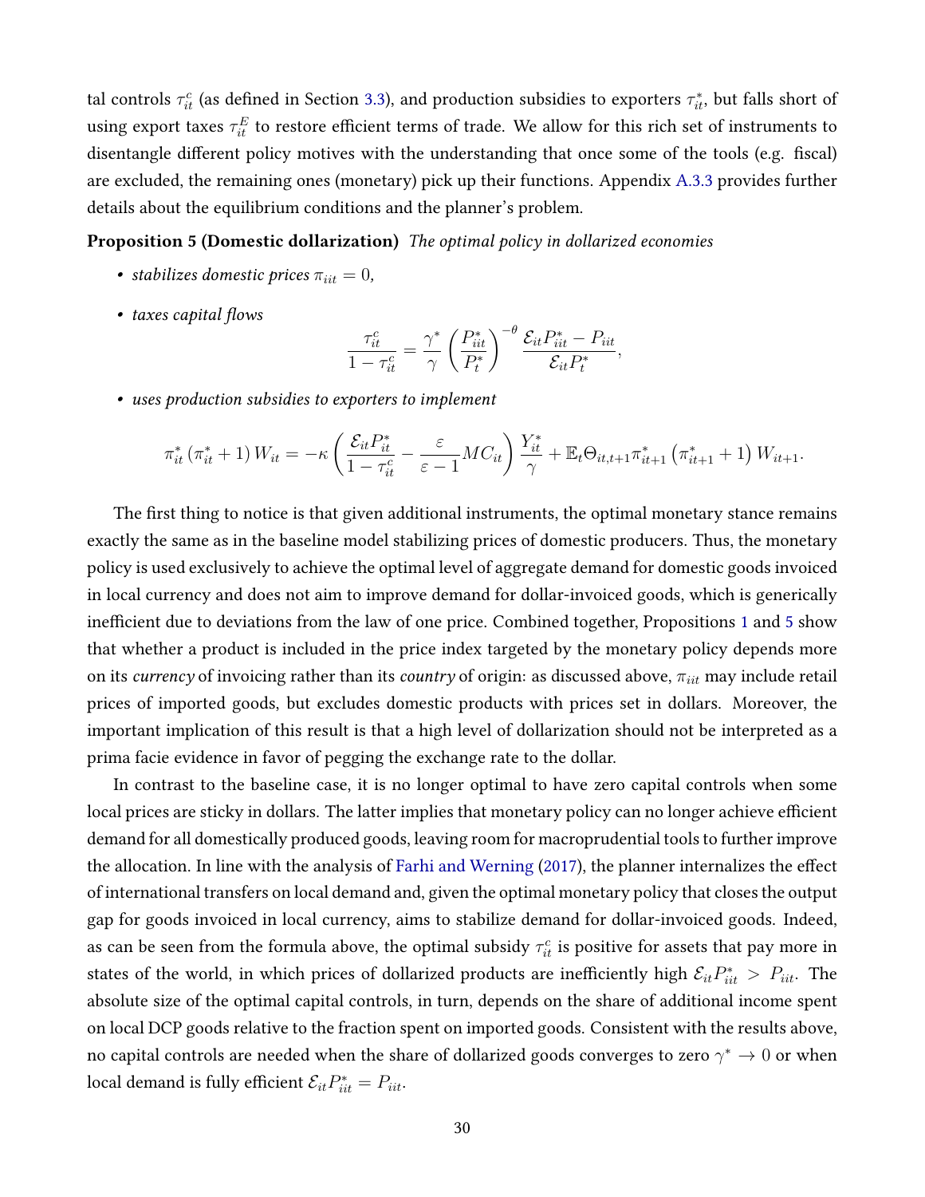tal controls $\tau^c_{it}$ (as defined in Section 3.3), and production subsidies to exporters $\tau^*_{it}$, but falls short of using export taxes $\tau^E_{it}$ to restore efficient terms of trade. We allow for this rich set of instruments to disentangle different policy motives with the understanding that once some of the tools (e.g. fiscal) are excluded, the remaining ones (monetary) pick up their functions. Appendix A.3.3 provides further details about the equilibrium conditions and the planner's problem.

**Proposition 5 (Domestic dollarization)** *The optimal policy in dollarized economies*

- *stabilizes domestic prices* $\pi_{iit} = 0$*,*
- *taxes capital flows*

$$\frac{\tau^c_{it}}{1-\tau^c_{it}} = \frac{\gamma^*}{\gamma}\left(\frac{P^*_{iit}}{P^*_t}\right)^{-\theta}\frac{\mathcal{E}_{it}P^*_{iit} - P_{iit}}{\mathcal{E}_{it}P^*_t},$$

- *uses production subsidies to exporters to implement*

$$\pi^*_{it}\left(\pi^*_{it}+1\right)W_{it} = -\kappa\left(\frac{\mathcal{E}_{it}P^*_{it}}{1-\tau^c_{it}} - \frac{\varepsilon}{\varepsilon-1}MC_{it}\right)\frac{Y^*_{it}}{\gamma} + \mathbb{E}_t\Theta_{it,t+1}\pi^*_{it+1}\left(\pi^*_{it+1}+1\right)W_{it+1}.$$

The first thing to notice is that given additional instruments, the optimal monetary stance remains exactly the same as in the baseline model stabilizing prices of domestic producers. Thus, the monetary policy is used exclusively to achieve the optimal level of aggregate demand for domestic goods invoiced in local currency and does not aim to improve demand for dollar-invoiced goods, which is generically inefficient due to deviations from the law of one price. Combined together, Propositions 1 and 5 show that whether a product is included in the price index targeted by the monetary policy depends more on its *currency* of invoicing rather than its *country* of origin: as discussed above, $\pi_{iit}$ may include retail prices of imported goods, but excludes domestic products with prices set in dollars. Moreover, the important implication of this result is that a high level of dollarization should not be interpreted as a prima facie evidence in favor of pegging the exchange rate to the dollar.

In contrast to the baseline case, it is no longer optimal to have zero capital controls when some local prices are sticky in dollars. The latter implies that monetary policy can no longer achieve efficient demand for all domestically produced goods, leaving room for macroprudential tools to further improve the allocation. In line with the analysis of Farhi and Werning (2017), the planner internalizes the effect of international transfers on local demand and, given the optimal monetary policy that closes the output gap for goods invoiced in local currency, aims to stabilize demand for dollar-invoiced goods. Indeed, as can be seen from the formula above, the optimal subsidy $\tau^c_{it}$ is positive for assets that pay more in states of the world, in which prices of dollarized products are inefficiently high $\mathcal{E}_{it}P^*_{iit} > P_{iit}$. The absolute size of the optimal capital controls, in turn, depends on the share of additional income spent on local DCP goods relative to the fraction spent on imported goods. Consistent with the results above, no capital controls are needed when the share of dollarized goods converges to zero $\gamma^* \to 0$ or when local demand is fully efficient $\mathcal{E}_{it}P^*_{iit} = P_{iit}$.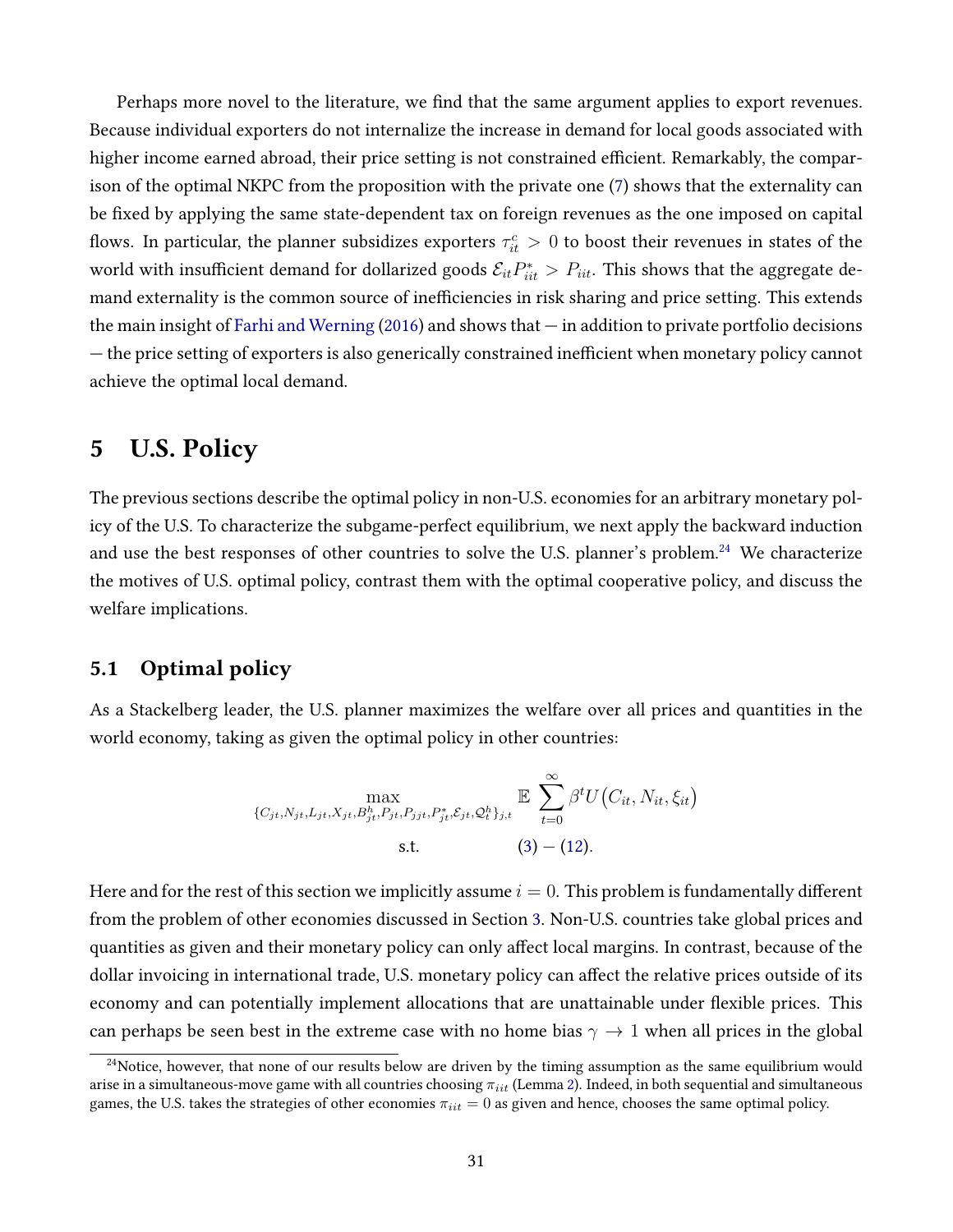Perhaps more novel to the literature, we find that the same argument applies to export revenues. Because individual exporters do not internalize the increase in demand for local goods associated with higher income earned abroad, their price setting is not constrained efficient. Remarkably, the comparison of the optimal NKPC from the proposition with the private one (7) shows that the externality can be fixed by applying the same state-dependent tax on foreign revenues as the one imposed on capital flows. In particular, the planner subsidizes exporters $\tau^c_{it} > 0$ to boost their revenues in states of the world with insufficient demand for dollarized goods $\mathcal{E}_{it} P^*_{iit} > P_{iit}$. This shows that the aggregate demand externality is the common source of inefficiencies in risk sharing and price setting. This extends the main insight of Farhi and Werning (2016) and shows that — in addition to private portfolio decisions — the price setting of exporters is also generically constrained inefficient when monetary policy cannot achieve the optimal local demand.

# 5 U.S. Policy

The previous sections describe the optimal policy in non-U.S. economies for an arbitrary monetary policy of the U.S. To characterize the subgame-perfect equilibrium, we next apply the backward induction and use the best responses of other countries to solve the U.S. planner's problem.[24] We characterize the motives of U.S. optimal policy, contrast them with the optimal cooperative policy, and discuss the welfare implications.

## 5.1 Optimal policy

As a Stackelberg leader, the U.S. planner maximizes the welfare over all prices and quantities in the world economy, taking as given the optimal policy in other countries:

$$\max_{\{C_{jt}, N_{jt}, L_{jt}, X_{jt}, B^h_{jt}, P_{jt}, P_{jjt}, P^*_{jt}, \mathcal{E}_{jt}, \mathcal{Q}^h_t\}_{j,t}} \quad \mathbb{E} \sum_{t=0}^{\infty} \beta^t U\big(C_{it}, N_{it}, \xi_{it}\big)$$

$$\text{s.t.} \qquad (3) - (12).$$

Here and for the rest of this section we implicitly assume $i = 0$. This problem is fundamentally different from the problem of other economies discussed in Section 3. Non-U.S. countries take global prices and quantities as given and their monetary policy can only affect local margins. In contrast, because of the dollar invoicing in international trade, U.S. monetary policy can affect the relative prices outside of its economy and can potentially implement allocations that are unattainable under flexible prices. This can perhaps be seen best in the extreme case with no home bias $\gamma \to 1$ when all prices in the global

[24] Notice, however, that none of our results below are driven by the timing assumption as the same equilibrium would arise in a simultaneous-move game with all countries choosing $\pi_{iit}$ (Lemma 2). Indeed, in both sequential and simultaneous games, the U.S. takes the strategies of other economies $\pi_{iit} = 0$ as given and hence, chooses the same optimal policy.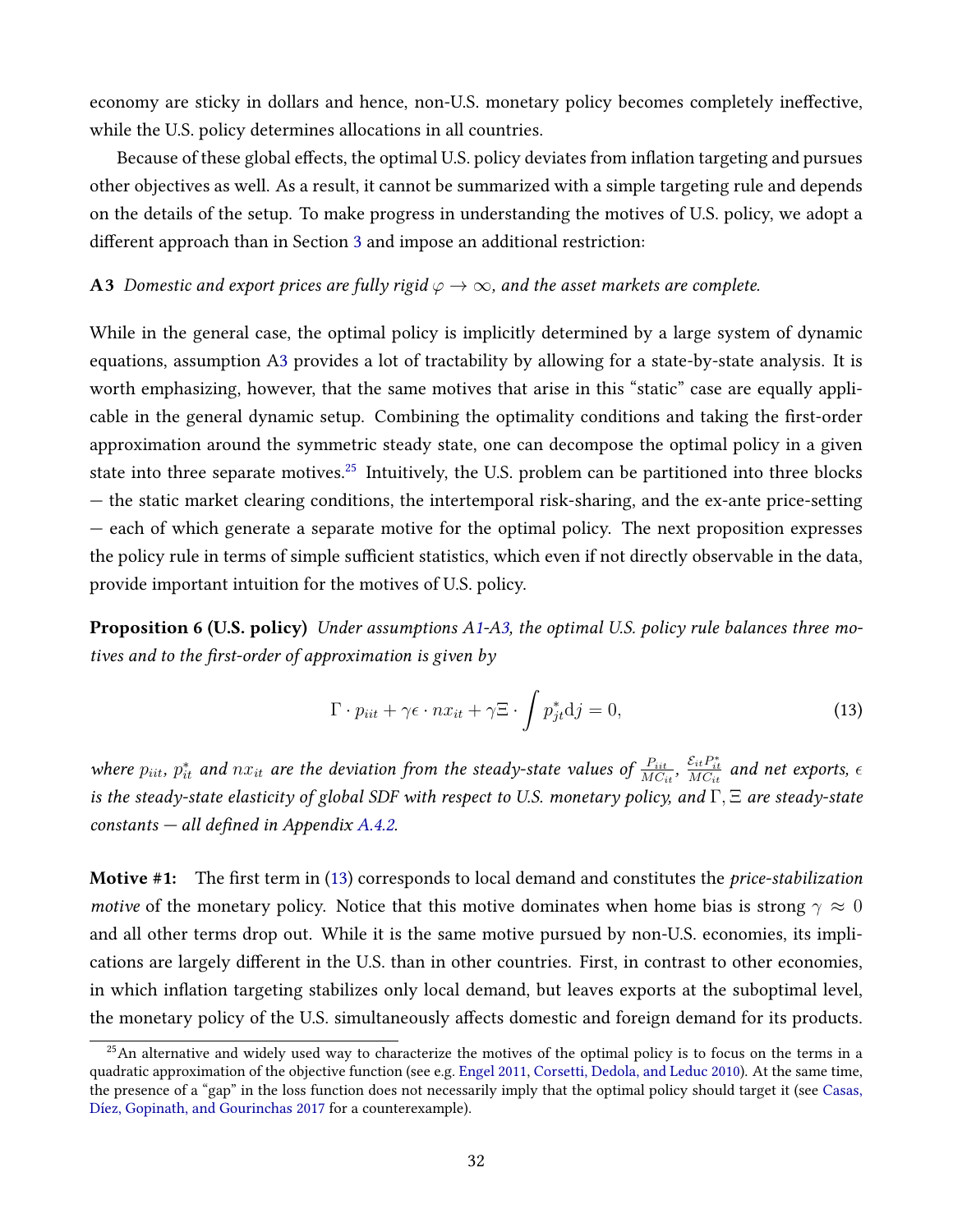economy are sticky in dollars and hence, non-U.S. monetary policy becomes completely ineffective, while the U.S. policy determines allocations in all countries.

Because of these global effects, the optimal U.S. policy deviates from inflation targeting and pursues other objectives as well. As a result, it cannot be summarized with a simple targeting rule and depends on the details of the setup. To make progress in understanding the motives of U.S. policy, we adopt a different approach than in Section 3 and impose an additional restriction:

**A3** *Domestic and export prices are fully rigid $\varphi \to \infty$, and the asset markets are complete.*

While in the general case, the optimal policy is implicitly determined by a large system of dynamic equations, assumption A3 provides a lot of tractability by allowing for a state-by-state analysis. It is worth emphasizing, however, that the same motives that arise in this "static" case are equally applicable in the general dynamic setup. Combining the optimality conditions and taking the first-order approximation around the symmetric steady state, one can decompose the optimal policy in a given state into three separate motives.[25] Intuitively, the U.S. problem can be partitioned into three blocks — the static market clearing conditions, the intertemporal risk-sharing, and the ex-ante price-setting — each of which generate a separate motive for the optimal policy. The next proposition expresses the policy rule in terms of simple sufficient statistics, which even if not directly observable in the data, provide important intuition for the motives of U.S. policy.

**Proposition 6 (U.S. policy)** *Under assumptions A1-A3, the optimal U.S. policy rule balances three motives and to the first-order of approximation is given by*

$$\Gamma \cdot p_{iit} + \gamma\epsilon \cdot nx_{it} + \gamma\Xi \cdot \int p^*_{jt} \mathrm{d}j = 0, \tag{13}$$

*where $p_{iit}$, $p^*_{it}$ and $nx_{it}$ are the deviation from the steady-state values of $\frac{P_{iit}}{MC_{it}}$, $\frac{\mathcal{E}_{it}P^*_{it}}{MC_{it}}$ and net exports, $\epsilon$ is the steady-state elasticity of global SDF with respect to U.S. monetary policy, and $\Gamma, \Xi$ are steady-state constants — all defined in Appendix A.4.2.*

**Motive #1:** The first term in (13) corresponds to local demand and constitutes the *price-stabilization motive* of the monetary policy. Notice that this motive dominates when home bias is strong $\gamma \approx 0$ and all other terms drop out. While it is the same motive pursued by non-U.S. economies, its implications are largely different in the U.S. than in other countries. First, in contrast to other economies, in which inflation targeting stabilizes only local demand, but leaves exports at the suboptimal level, the monetary policy of the U.S. simultaneously affects domestic and foreign demand for its products.

[25] An alternative and widely used way to characterize the motives of the optimal policy is to focus on the terms in a quadratic approximation of the objective function (see e.g. Engel 2011, Corsetti, Dedola, and Leduc 2010). At the same time, the presence of a "gap" in the loss function does not necessarily imply that the optimal policy should target it (see Casas, Díez, Gopinath, and Gourinchas 2017 for a counterexample).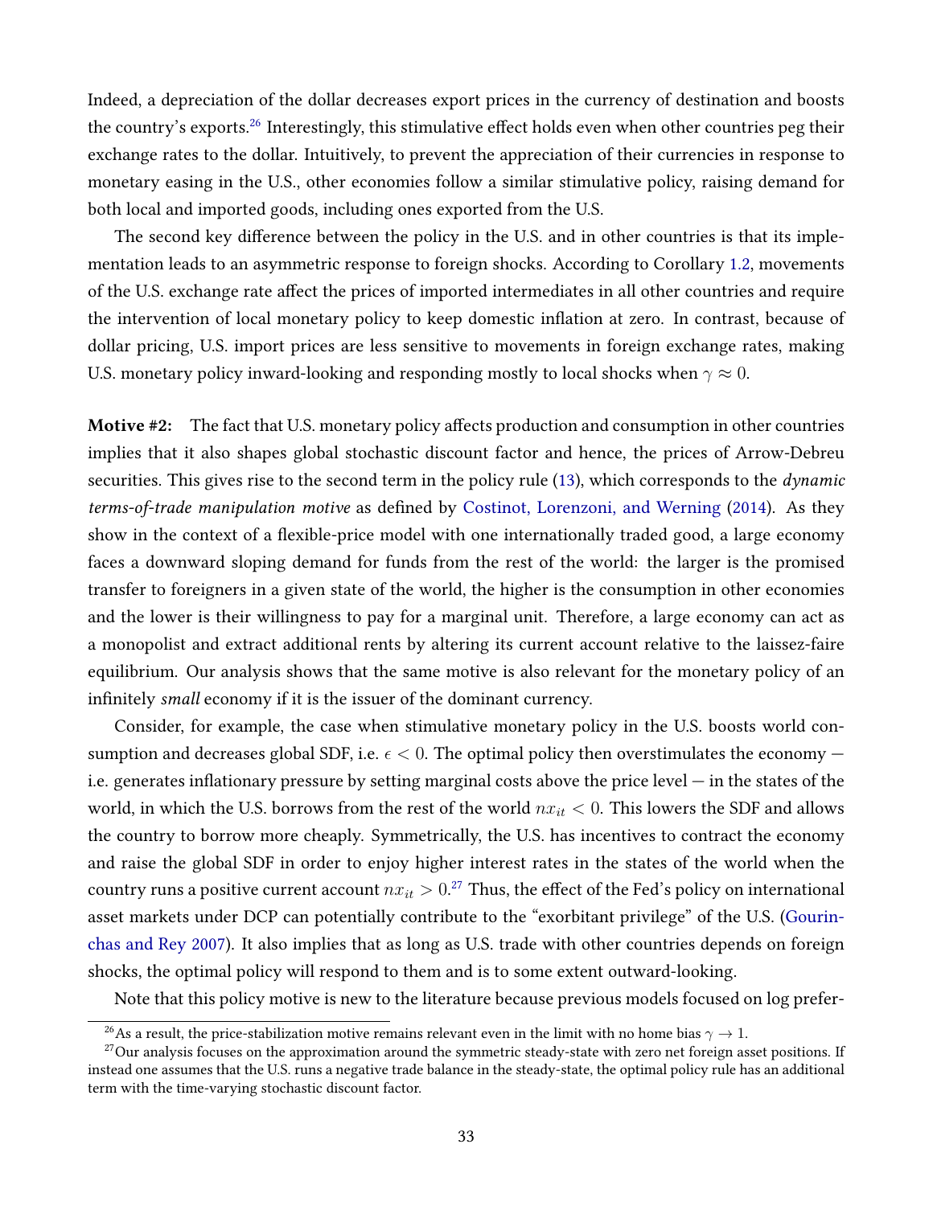Indeed, a depreciation of the dollar decreases export prices in the currency of destination and boosts the country's exports.[26] Interestingly, this stimulative effect holds even when other countries peg their exchange rates to the dollar. Intuitively, to prevent the appreciation of their currencies in response to monetary easing in the U.S., other economies follow a similar stimulative policy, raising demand for both local and imported goods, including ones exported from the U.S.

The second key difference between the policy in the U.S. and in other countries is that its implementation leads to an asymmetric response to foreign shocks. According to Corollary 1.2, movements of the U.S. exchange rate affect the prices of imported intermediates in all other countries and require the intervention of local monetary policy to keep domestic inflation at zero. In contrast, because of dollar pricing, U.S. import prices are less sensitive to movements in foreign exchange rates, making U.S. monetary policy inward-looking and responding mostly to local shocks when $\gamma \approx 0$.

**Motive #2:** The fact that U.S. monetary policy affects production and consumption in other countries implies that it also shapes global stochastic discount factor and hence, the prices of Arrow-Debreu securities. This gives rise to the second term in the policy rule (13), which corresponds to the *dynamic terms-of-trade manipulation motive* as defined by Costinot, Lorenzoni, and Werning (2014). As they show in the context of a flexible-price model with one internationally traded good, a large economy faces a downward sloping demand for funds from the rest of the world: the larger is the promised transfer to foreigners in a given state of the world, the higher is the consumption in other economies and the lower is their willingness to pay for a marginal unit. Therefore, a large economy can act as a monopolist and extract additional rents by altering its current account relative to the laissez-faire equilibrium. Our analysis shows that the same motive is also relevant for the monetary policy of an infinitely *small* economy if it is the issuer of the dominant currency.

Consider, for example, the case when stimulative monetary policy in the U.S. boosts world consumption and decreases global SDF, i.e. $\epsilon < 0$. The optimal policy then overstimulates the economy — i.e. generates inflationary pressure by setting marginal costs above the price level — in the states of the world, in which the U.S. borrows from the rest of the world $nx_{it} < 0$. This lowers the SDF and allows the country to borrow more cheaply. Symmetrically, the U.S. has incentives to contract the economy and raise the global SDF in order to enjoy higher interest rates in the states of the world when the country runs a positive current account $nx_{it} > 0$.[27] Thus, the effect of the Fed's policy on international asset markets under DCP can potentially contribute to the "exorbitant privilege" of the U.S. (Gourinchas and Rey 2007). It also implies that as long as U.S. trade with other countries depends on foreign shocks, the optimal policy will respond to them and is to some extent outward-looking.

Note that this policy motive is new to the literature because previous models focused on log prefer-

[26] As a result, the price-stabilization motive remains relevant even in the limit with no home bias $\gamma \to 1$.

[27] Our analysis focuses on the approximation around the symmetric steady-state with zero net foreign asset positions. If instead one assumes that the U.S. runs a negative trade balance in the steady-state, the optimal policy rule has an additional term with the time-varying stochastic discount factor.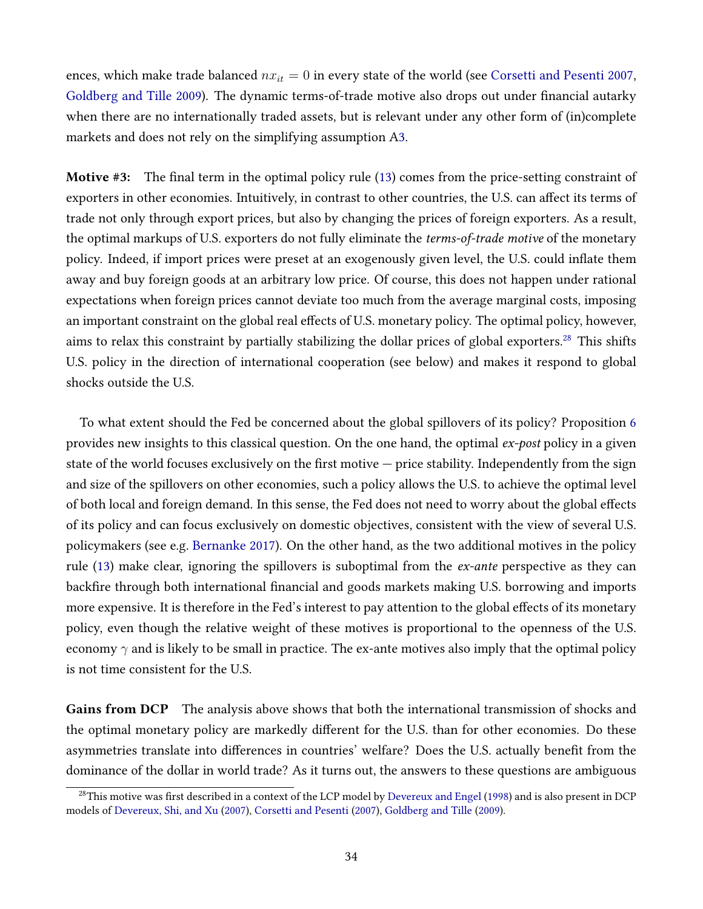ences, which make trade balanced $nx_{it} = 0$ in every state of the world (see Corsetti and Pesenti 2007, Goldberg and Tille 2009). The dynamic terms-of-trade motive also drops out under financial autarky when there are no internationally traded assets, but is relevant under any other form of (in)complete markets and does not rely on the simplifying assumption A3.

**Motive #3:** The final term in the optimal policy rule (13) comes from the price-setting constraint of exporters in other economies. Intuitively, in contrast to other countries, the U.S. can affect its terms of trade not only through export prices, but also by changing the prices of foreign exporters. As a result, the optimal markups of U.S. exporters do not fully eliminate the *terms-of-trade motive* of the monetary policy. Indeed, if import prices were preset at an exogenously given level, the U.S. could inflate them away and buy foreign goods at an arbitrary low price. Of course, this does not happen under rational expectations when foreign prices cannot deviate too much from the average marginal costs, imposing an important constraint on the global real effects of U.S. monetary policy. The optimal policy, however, aims to relax this constraint by partially stabilizing the dollar prices of global exporters.[28] This shifts U.S. policy in the direction of international cooperation (see below) and makes it respond to global shocks outside the U.S.

To what extent should the Fed be concerned about the global spillovers of its policy? Proposition 6 provides new insights to this classical question. On the one hand, the optimal *ex-post* policy in a given state of the world focuses exclusively on the first motive — price stability. Independently from the sign and size of the spillovers on other economies, such a policy allows the U.S. to achieve the optimal level of both local and foreign demand. In this sense, the Fed does not need to worry about the global effects of its policy and can focus exclusively on domestic objectives, consistent with the view of several U.S. policymakers (see e.g. Bernanke 2017). On the other hand, as the two additional motives in the policy rule (13) make clear, ignoring the spillovers is suboptimal from the *ex-ante* perspective as they can backfire through both international financial and goods markets making U.S. borrowing and imports more expensive. It is therefore in the Fed's interest to pay attention to the global effects of its monetary policy, even though the relative weight of these motives is proportional to the openness of the U.S. economy $\gamma$ and is likely to be small in practice. The ex-ante motives also imply that the optimal policy is not time consistent for the U.S.

**Gains from DCP** The analysis above shows that both the international transmission of shocks and the optimal monetary policy are markedly different for the U.S. than for other economies. Do these asymmetries translate into differences in countries' welfare? Does the U.S. actually benefit from the dominance of the dollar in world trade? As it turns out, the answers to these questions are ambiguous

[28] This motive was first described in a context of the LCP model by Devereux and Engel (1998) and is also present in DCP models of Devereux, Shi, and Xu (2007), Corsetti and Pesenti (2007), Goldberg and Tille (2009).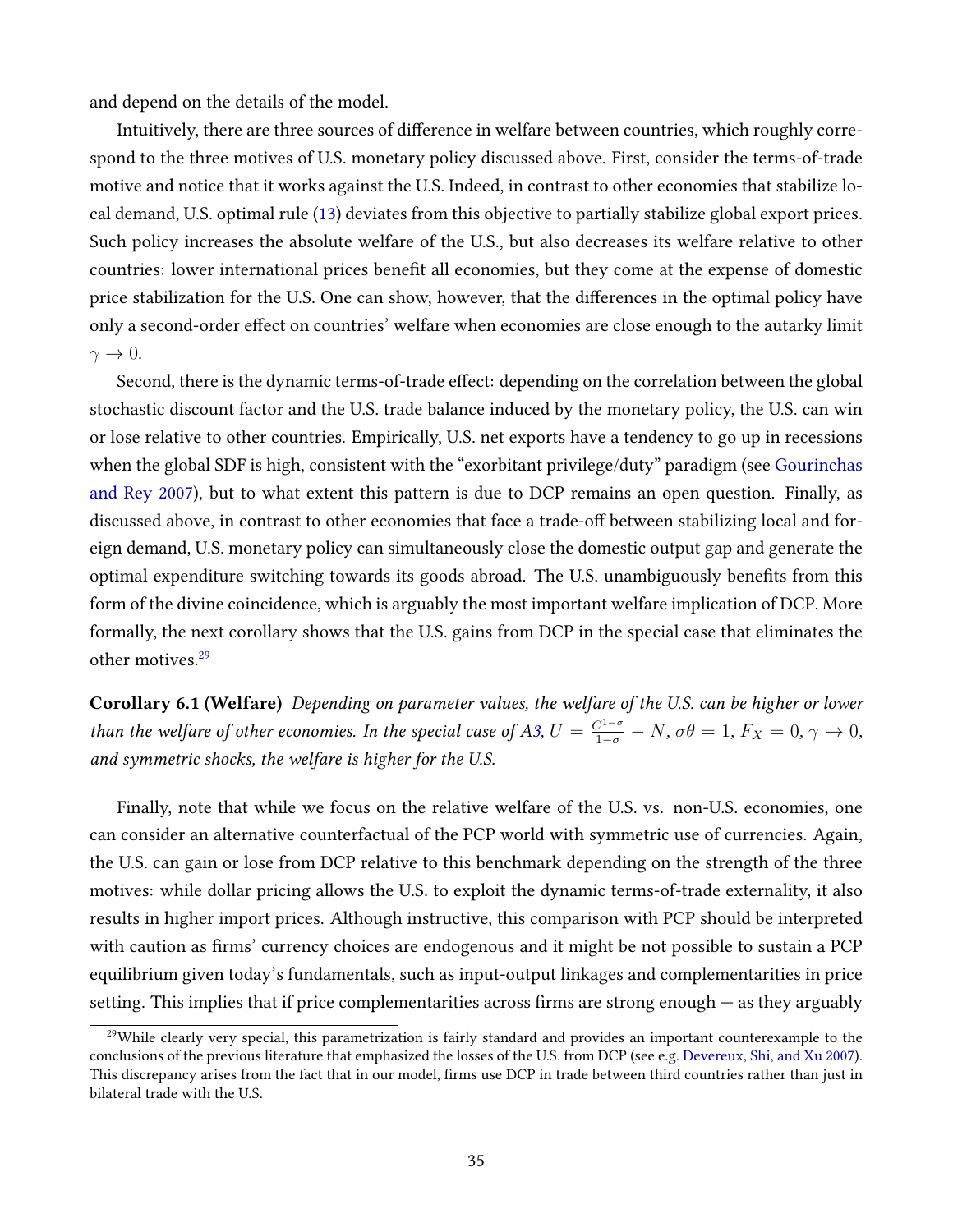and depend on the details of the model.

Intuitively, there are three sources of difference in welfare between countries, which roughly correspond to the three motives of U.S. monetary policy discussed above. First, consider the terms-of-trade motive and notice that it works against the U.S. Indeed, in contrast to other economies that stabilize local demand, U.S. optimal rule (13) deviates from this objective to partially stabilize global export prices. Such policy increases the absolute welfare of the U.S., but also decreases its welfare relative to other countries: lower international prices benefit all economies, but they come at the expense of domestic price stabilization for the U.S. One can show, however, that the differences in the optimal policy have only a second-order effect on countries' welfare when economies are close enough to the autarky limit $\gamma \to 0$.

Second, there is the dynamic terms-of-trade effect: depending on the correlation between the global stochastic discount factor and the U.S. trade balance induced by the monetary policy, the U.S. can win or lose relative to other countries. Empirically, U.S. net exports have a tendency to go up in recessions when the global SDF is high, consistent with the "exorbitant privilege/duty" paradigm (see Gourinchas and Rey 2007), but to what extent this pattern is due to DCP remains an open question. Finally, as discussed above, in contrast to other economies that face a trade-off between stabilizing local and foreign demand, U.S. monetary policy can simultaneously close the domestic output gap and generate the optimal expenditure switching towards its goods abroad. The U.S. unambiguously benefits from this form of the divine coincidence, which is arguably the most important welfare implication of DCP. More formally, the next corollary shows that the U.S. gains from DCP in the special case that eliminates the other motives.[29]

**Corollary 6.1 (Welfare)** *Depending on parameter values, the welfare of the U.S. can be higher or lower than the welfare of other economies. In the special case of A3,* $U = \frac{C^{1-\sigma}}{1-\sigma} - N$, $\sigma\theta = 1$, $F_X = 0$, $\gamma \to 0$, *and symmetric shocks, the welfare is higher for the U.S.*

Finally, note that while we focus on the relative welfare of the U.S. vs. non-U.S. economies, one can consider an alternative counterfactual of the PCP world with symmetric use of currencies. Again, the U.S. can gain or lose from DCP relative to this benchmark depending on the strength of the three motives: while dollar pricing allows the U.S. to exploit the dynamic terms-of-trade externality, it also results in higher import prices. Although instructive, this comparison with PCP should be interpreted with caution as firms' currency choices are endogenous and it might be not possible to sustain a PCP equilibrium given today's fundamentals, such as input-output linkages and complementarities in price setting. This implies that if price complementarities across firms are strong enough — as they arguably

[29] While clearly very special, this parametrization is fairly standard and provides an important counterexample to the conclusions of the previous literature that emphasized the losses of the U.S. from DCP (see e.g. Devereux, Shi, and Xu 2007). This discrepancy arises from the fact that in our model, firms use DCP in trade between third countries rather than just in bilateral trade with the U.S.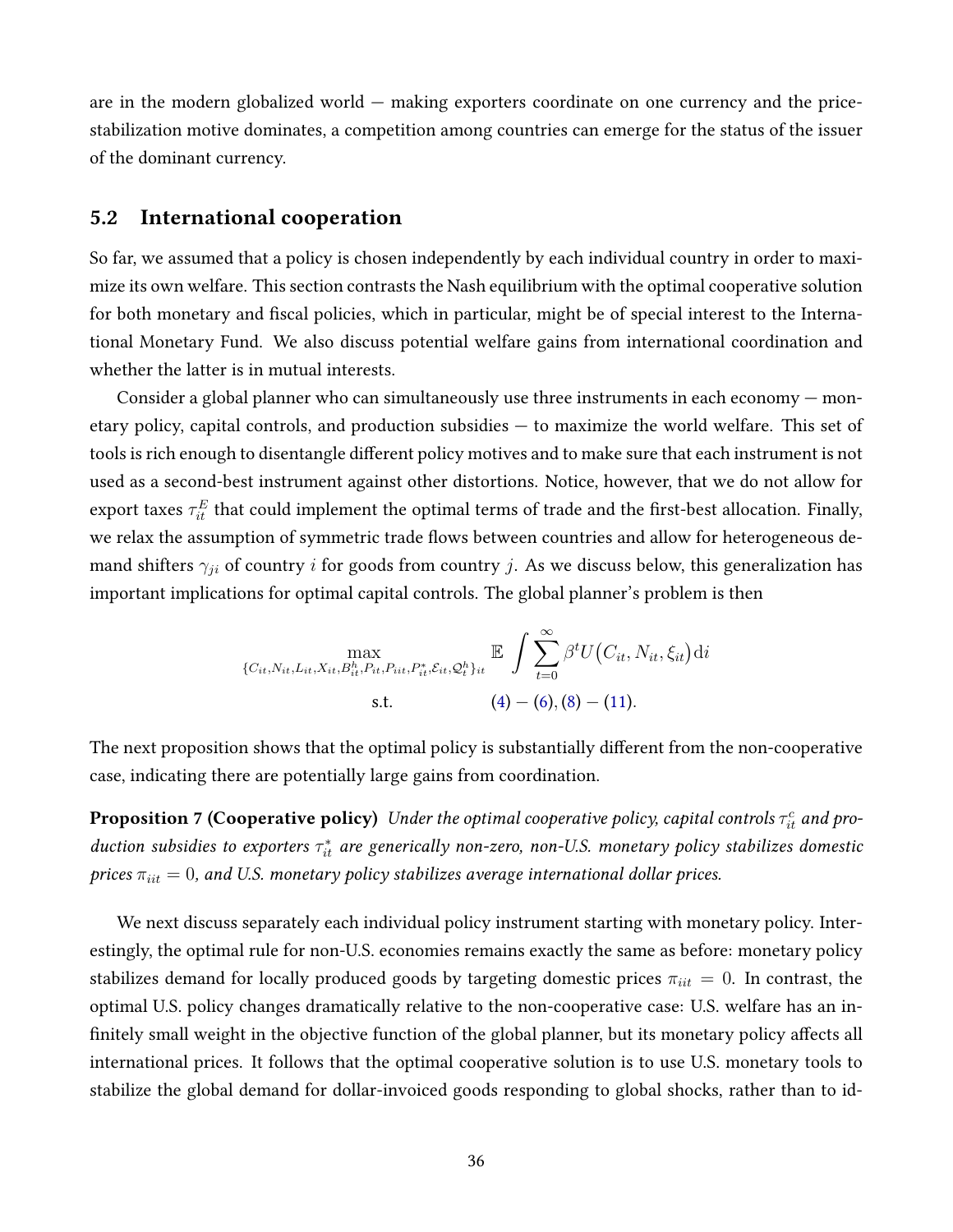are in the modern globalized world — making exporters coordinate on one currency and the price-stabilization motive dominates, a competition among countries can emerge for the status of the issuer of the dominant currency.

## 5.2 International cooperation

So far, we assumed that a policy is chosen independently by each individual country in order to maximize its own welfare. This section contrasts the Nash equilibrium with the optimal cooperative solution for both monetary and fiscal policies, which in particular, might be of special interest to the International Monetary Fund. We also discuss potential welfare gains from international coordination and whether the latter is in mutual interests.

Consider a global planner who can simultaneously use three instruments in each economy — monetary policy, capital controls, and production subsidies — to maximize the world welfare. This set of tools is rich enough to disentangle different policy motives and to make sure that each instrument is not used as a second-best instrument against other distortions. Notice, however, that we do not allow for export taxes $\tau^E_{it}$ that could implement the optimal terms of trade and the first-best allocation. Finally, we relax the assumption of symmetric trade flows between countries and allow for heterogeneous demand shifters $\gamma_{ji}$ of country $i$ for goods from country $j$. As we discuss below, this generalization has important implications for optimal capital controls. The global planner's problem is then

$$\max_{\{C_{it}, N_{it}, L_{it}, X_{it}, B^h_{it}, P_{it}, P_{iit}, P^*_{it}, \mathcal{E}_{it}, \mathcal{Q}^h_t\}_{it}} \quad \mathbb{E} \int \sum_{t=0}^{\infty} \beta^t U\big(C_{it}, N_{it}, \xi_{it}\big) \mathrm{d}i$$

$$\text{s.t.} \qquad (4) - (6), (8) - (11).$$

The next proposition shows that the optimal policy is substantially different from the non-cooperative case, indicating there are potentially large gains from coordination.

**Proposition 7 (Cooperative policy)** *Under the optimal cooperative policy, capital controls $\tau^c_{it}$ and production subsidies to exporters $\tau^*_{it}$ are generically non-zero, non-U.S. monetary policy stabilizes domestic prices $\pi_{iit} = 0$, and U.S. monetary policy stabilizes average international dollar prices.*

We next discuss separately each individual policy instrument starting with monetary policy. Interestingly, the optimal rule for non-U.S. economies remains exactly the same as before: monetary policy stabilizes demand for locally produced goods by targeting domestic prices $\pi_{iit} = 0$. In contrast, the optimal U.S. policy changes dramatically relative to the non-cooperative case: U.S. welfare has an infinitely small weight in the objective function of the global planner, but its monetary policy affects all international prices. It follows that the optimal cooperative solution is to use U.S. monetary tools to stabilize the global demand for dollar-invoiced goods responding to global shocks, rather than to id-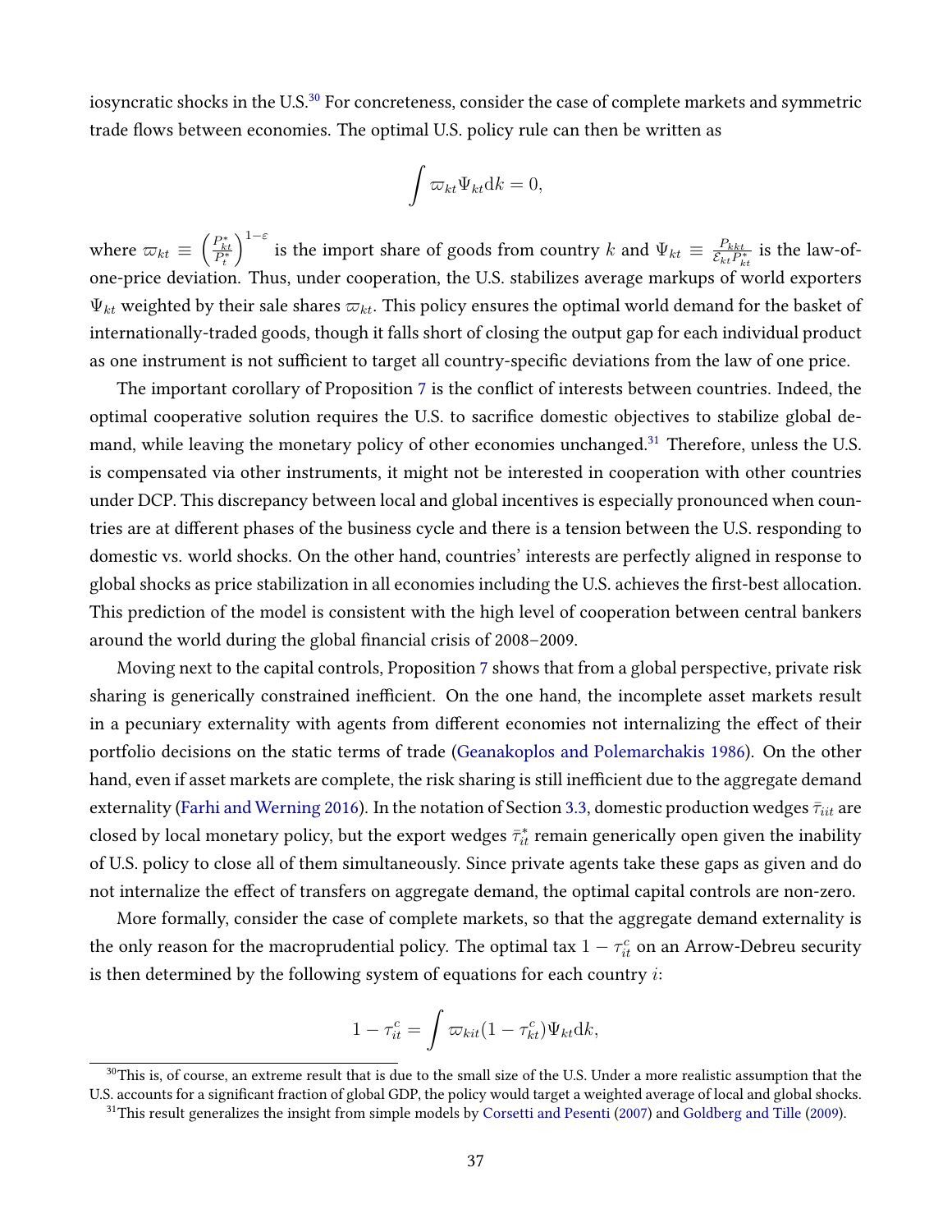iosyncratic shocks in the U.S.[30] For concreteness, consider the case of complete markets and symmetric trade flows between economies. The optimal U.S. policy rule can then be written as

$$\int \varpi_{kt} \Psi_{kt} \mathrm{d}k = 0,$$

where $\varpi_{kt} \equiv \left(\frac{P^*_{kt}}{P^*_t}\right)^{1-\varepsilon}$ is the import share of goods from country $k$ and $\Psi_{kt} \equiv \frac{P_{kkt}}{\mathcal{E}_{kt} P^*_{kt}}$ is the law-of-one-price deviation. Thus, under cooperation, the U.S. stabilizes average markups of world exporters $\Psi_{kt}$ weighted by their sale shares $\varpi_{kt}$. This policy ensures the optimal world demand for the basket of internationally-traded goods, though it falls short of closing the output gap for each individual product as one instrument is not sufficient to target all country-specific deviations from the law of one price.

The important corollary of Proposition 7 is the conflict of interests between countries. Indeed, the optimal cooperative solution requires the U.S. to sacrifice domestic objectives to stabilize global demand, while leaving the monetary policy of other economies unchanged.[31] Therefore, unless the U.S. is compensated via other instruments, it might not be interested in cooperation with other countries under DCP. This discrepancy between local and global incentives is especially pronounced when countries are at different phases of the business cycle and there is a tension between the U.S. responding to domestic vs. world shocks. On the other hand, countries' interests are perfectly aligned in response to global shocks as price stabilization in all economies including the U.S. achieves the first-best allocation. This prediction of the model is consistent with the high level of cooperation between central bankers around the world during the global financial crisis of 2008–2009.

Moving next to the capital controls, Proposition 7 shows that from a global perspective, private risk sharing is generically constrained inefficient. On the one hand, the incomplete asset markets result in a pecuniary externality with agents from different economies not internalizing the effect of their portfolio decisions on the static terms of trade (Geanakoplos and Polemarchakis 1986). On the other hand, even if asset markets are complete, the risk sharing is still inefficient due to the aggregate demand externality (Farhi and Werning 2016). In the notation of Section 3.3, domestic production wedges $\bar{\tau}_{iit}$ are closed by local monetary policy, but the export wedges $\bar{\tau}^*_{it}$ remain generically open given the inability of U.S. policy to close all of them simultaneously. Since private agents take these gaps as given and do not internalize the effect of transfers on aggregate demand, the optimal capital controls are non-zero.

More formally, consider the case of complete markets, so that the aggregate demand externality is the only reason for the macroprudential policy. The optimal tax $1 - \tau^c_{it}$ on an Arrow-Debreu security is then determined by the following system of equations for each country $i$:

$$1 - \tau^c_{it} = \int \varpi_{kit} (1 - \tau^c_{kt}) \Psi_{kt} \mathrm{d}k,$$

[30] This is, of course, an extreme result that is due to the small size of the U.S. Under a more realistic assumption that the U.S. accounts for a significant fraction of global GDP, the policy would target a weighted average of local and global shocks.

[31] This result generalizes the insight from simple models by Corsetti and Pesenti (2007) and Goldberg and Tille (2009).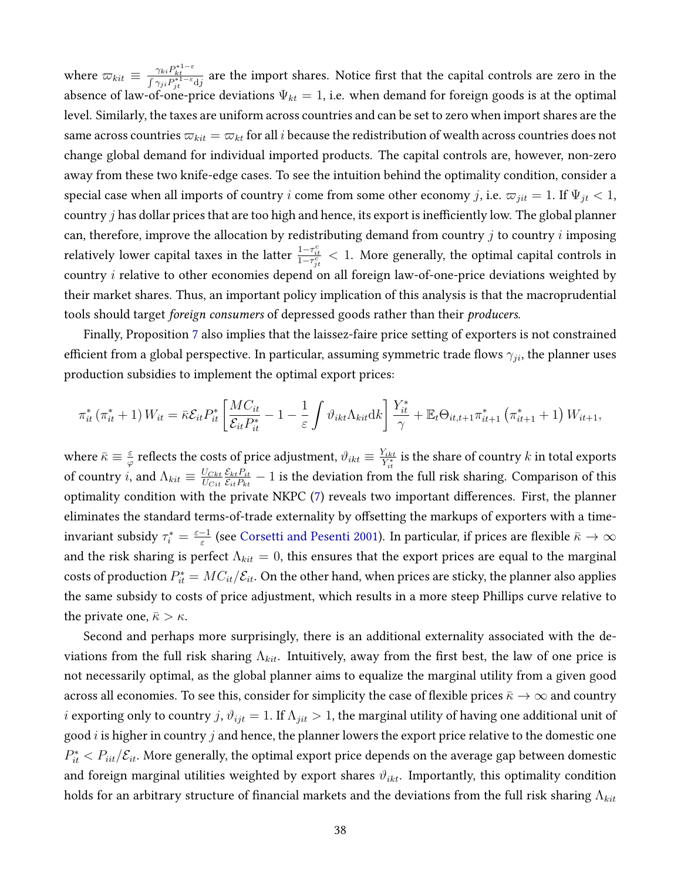where $\varpi_{kit} \equiv \frac{\gamma_{ki} P_{kt}^{*1-\varepsilon}}{\int \gamma_{ji} P_{jt}^{*1-\varepsilon} \mathrm{d}j}$ are the import shares. Notice first that the capital controls are zero in the absence of law-of-one-price deviations $\Psi_{kt} = 1$, i.e. when demand for foreign goods is at the optimal level. Similarly, the taxes are uniform across countries and can be set to zero when import shares are the same across countries $\varpi_{kit} = \varpi_{kt}$ for all $i$ because the redistribution of wealth across countries does not change global demand for individual imported products. The capital controls are, however, non-zero away from these two knife-edge cases. To see the intuition behind the optimality condition, consider a special case when all imports of country $i$ come from some other economy $j$, i.e. $\varpi_{jit} = 1$. If $\Psi_{jt} < 1$, country $j$ has dollar prices that are too high and hence, its export is inefficiently low. The global planner can, therefore, improve the allocation by redistributing demand from country $j$ to country $i$ imposing relatively lower capital taxes in the latter $\frac{1-\tau_{it}^c}{1-\tau_{jt}^c} < 1$. More generally, the optimal capital controls in country $i$ relative to other economies depend on all foreign law-of-one-price deviations weighted by their market shares. Thus, an important policy implication of this analysis is that the macroprudential tools should target *foreign consumers* of depressed goods rather than their *producers*.

Finally, Proposition 7 also implies that the laissez-faire price setting of exporters is not constrained efficient from a global perspective. In particular, assuming symmetric trade flows $\gamma_{ji}$, the planner uses production subsidies to implement the optimal export prices:

$$\pi_{it}^* \left(\pi_{it}^* + 1\right) W_{it} = \bar{\kappa} \mathcal{E}_{it} P_{it}^* \left[ \frac{MC_{it}}{\mathcal{E}_{it} P_{it}^*} - 1 - \frac{1}{\varepsilon} \int \vartheta_{ikt} \Lambda_{kit} \mathrm{d}k \right] \frac{Y_{it}^*}{\gamma} + \mathbb{E}_t \Theta_{it,t+1} \pi_{it+1}^* \left(\pi_{it+1}^* + 1\right) W_{it+1},$$

where $\bar{\kappa} \equiv \frac{\varepsilon}{\varphi}$ reflects the costs of price adjustment, $\vartheta_{ikt} \equiv \frac{Y_{ikt}}{Y_{it}^*}$ is the share of country $k$ in total exports of country $i$, and $\Lambda_{kit} \equiv \frac{U_{Ckt}}{U_{Cit}} \frac{\mathcal{E}_{kt} P_{it}}{\mathcal{E}_{it} P_{kt}} - 1$ is the deviation from the full risk sharing. Comparison of this optimality condition with the private NKPC (7) reveals two important differences. First, the planner eliminates the standard terms-of-trade externality by offsetting the markups of exporters with a time-invariant subsidy $\tau_i^* = \frac{\varepsilon - 1}{\varepsilon}$ (see Corsetti and Pesenti 2001). In particular, if prices are flexible $\bar{\kappa} \to \infty$ and the risk sharing is perfect $\Lambda_{kit} = 0$, this ensures that the export prices are equal to the marginal costs of production $P_{it}^* = MC_{it}/\mathcal{E}_{it}$. On the other hand, when prices are sticky, the planner also applies the same subsidy to costs of price adjustment, which results in a more steep Phillips curve relative to the private one, $\bar{\kappa} > \kappa$.

Second and perhaps more surprisingly, there is an additional externality associated with the deviations from the full risk sharing $\Lambda_{kit}$. Intuitively, away from the first best, the law of one price is not necessarily optimal, as the global planner aims to equalize the marginal utility from a given good across all economies. To see this, consider for simplicity the case of flexible prices $\bar{\kappa} \to \infty$ and country $i$ exporting only to country $j$, $\vartheta_{ijt} = 1$. If $\Lambda_{jit} > 1$, the marginal utility of having one additional unit of good $i$ is higher in country $j$ and hence, the planner lowers the export price relative to the domestic one $P_{it}^* < P_{iit}/\mathcal{E}_{it}$. More generally, the optimal export price depends on the average gap between domestic and foreign marginal utilities weighted by export shares $\vartheta_{ikt}$. Importantly, this optimality condition holds for an arbitrary structure of financial markets and the deviations from the full risk sharing $\Lambda_{kit}$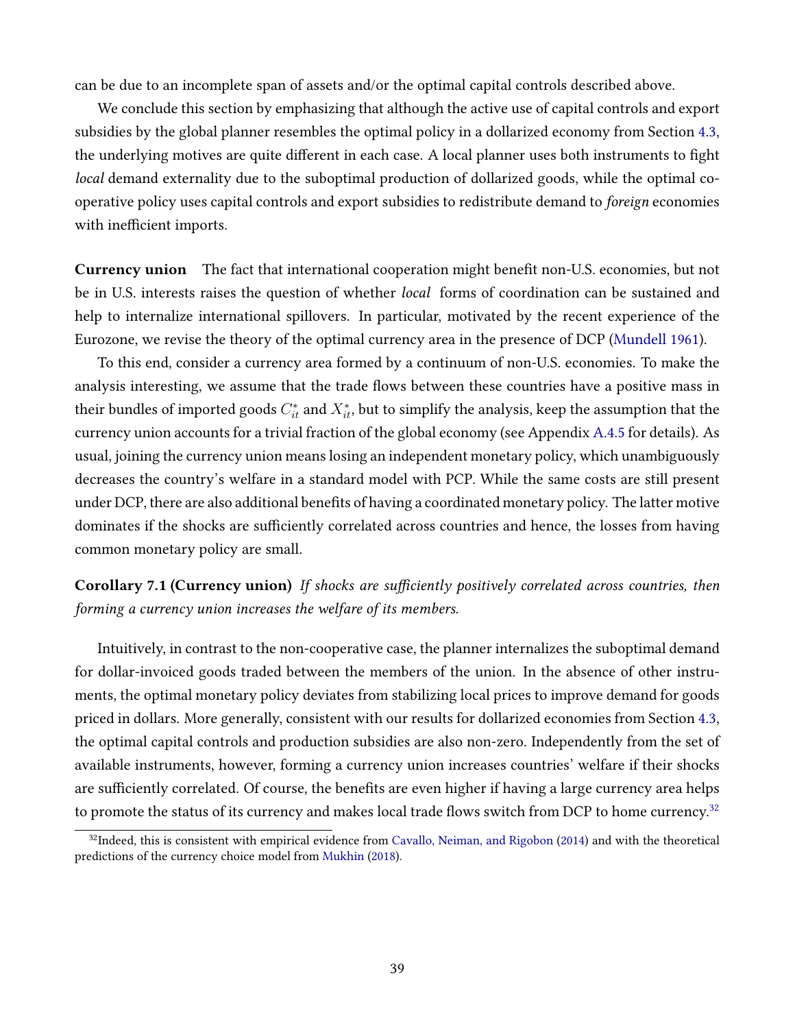can be due to an incomplete span of assets and/or the optimal capital controls described above.

We conclude this section by emphasizing that although the active use of capital controls and export subsidies by the global planner resembles the optimal policy in a dollarized economy from Section 4.3, the underlying motives are quite different in each case. A local planner uses both instruments to fight *local* demand externality due to the suboptimal production of dollarized goods, while the optimal cooperative policy uses capital controls and export subsidies to redistribute demand to *foreign* economies with inefficient imports.

**Currency union** The fact that international cooperation might benefit non-U.S. economies, but not be in U.S. interests raises the question of whether *local* forms of coordination can be sustained and help to internalize international spillovers. In particular, motivated by the recent experience of the Eurozone, we revise the theory of the optimal currency area in the presence of DCP (Mundell 1961).

To this end, consider a currency area formed by a continuum of non-U.S. economies. To make the analysis interesting, we assume that the trade flows between these countries have a positive mass in their bundles of imported goods $C_{it}^*$ and $X_{it}^*$, but to simplify the analysis, keep the assumption that the currency union accounts for a trivial fraction of the global economy (see Appendix A.4.5 for details). As usual, joining the currency union means losing an independent monetary policy, which unambiguously decreases the country's welfare in a standard model with PCP. While the same costs are still present under DCP, there are also additional benefits of having a coordinated monetary policy. The latter motive dominates if the shocks are sufficiently correlated across countries and hence, the losses from having common monetary policy are small.

**Corollary 7.1 (Currency union)** *If shocks are sufficiently positively correlated across countries, then forming a currency union increases the welfare of its members.*

Intuitively, in contrast to the non-cooperative case, the planner internalizes the suboptimal demand for dollar-invoiced goods traded between the members of the union. In the absence of other instruments, the optimal monetary policy deviates from stabilizing local prices to improve demand for goods priced in dollars. More generally, consistent with our results for dollarized economies from Section 4.3, the optimal capital controls and production subsidies are also non-zero. Independently from the set of available instruments, however, forming a currency union increases countries' welfare if their shocks are sufficiently correlated. Of course, the benefits are even higher if having a large currency area helps to promote the status of its currency and makes local trade flows switch from DCP to home currency.[32]

[32] Indeed, this is consistent with empirical evidence from Cavallo, Neiman, and Rigobon (2014) and with the theoretical predictions of the currency choice model from Mukhin (2018).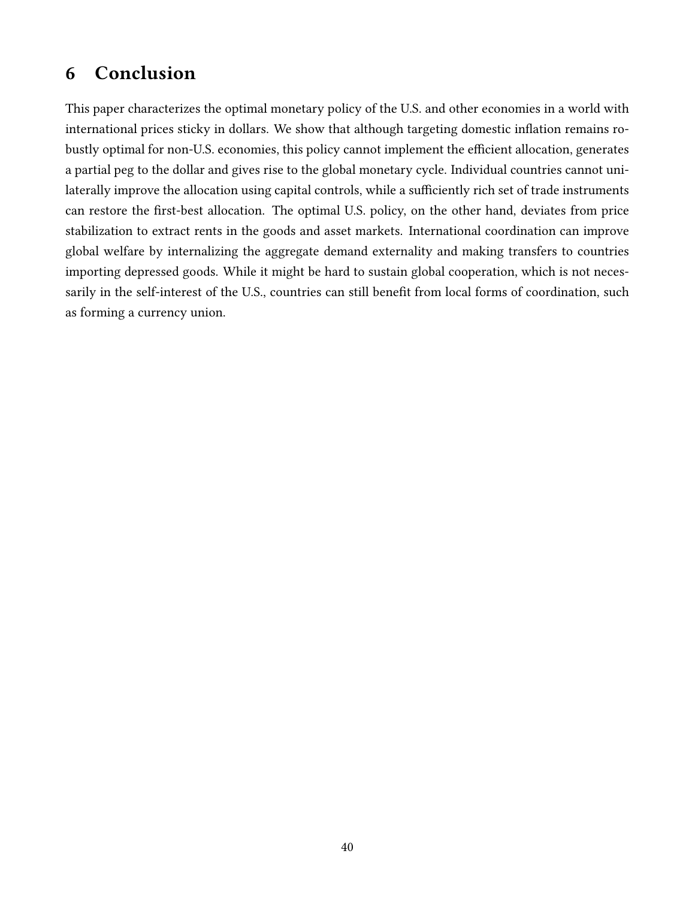# 6 Conclusion

This paper characterizes the optimal monetary policy of the U.S. and other economies in a world with international prices sticky in dollars. We show that although targeting domestic inflation remains robustly optimal for non-U.S. economies, this policy cannot implement the efficient allocation, generates a partial peg to the dollar and gives rise to the global monetary cycle. Individual countries cannot unilaterally improve the allocation using capital controls, while a sufficiently rich set of trade instruments can restore the first-best allocation. The optimal U.S. policy, on the other hand, deviates from price stabilization to extract rents in the goods and asset markets. International coordination can improve global welfare by internalizing the aggregate demand externality and making transfers to countries importing depressed goods. While it might be hard to sustain global cooperation, which is not necessarily in the self-interest of the U.S., countries can still benefit from local forms of coordination, such as forming a currency union.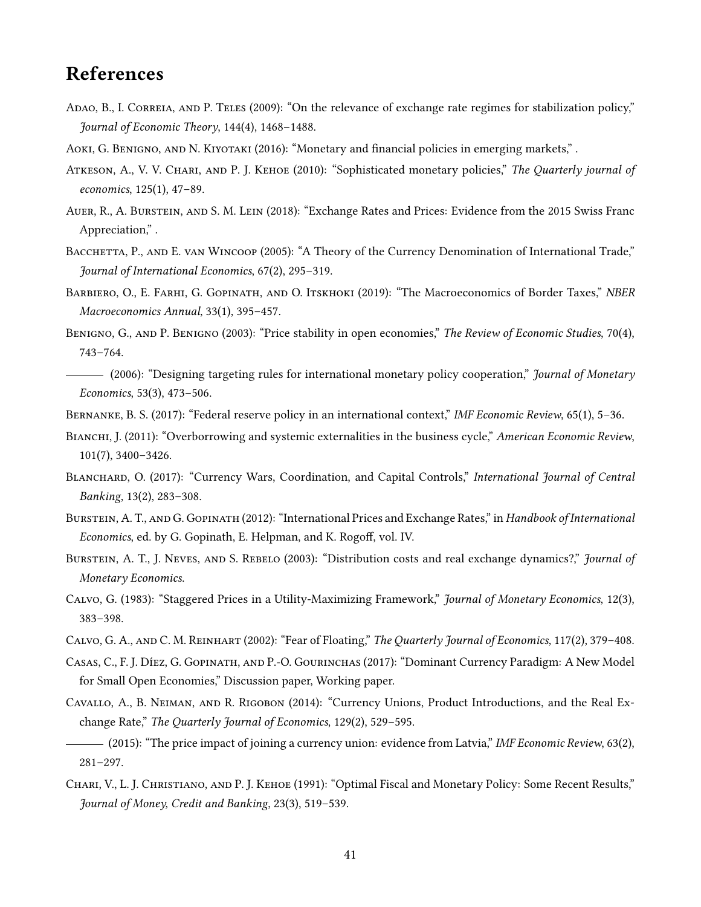## References

Adao, B., I. Correia, and P. Teles (2009): "On the relevance of exchange rate regimes for stabilization policy," *Journal of Economic Theory*, 144(4), 1468–1488.

Aoki, G. Benigno, and N. Kiyotaki (2016): "Monetary and financial policies in emerging markets," .

Atkeson, A., V. V. Chari, and P. J. Kehoe (2010): "Sophisticated monetary policies," *The Quarterly journal of economics*, 125(1), 47–89.

Auer, R., A. Burstein, and S. M. Lein (2018): "Exchange Rates and Prices: Evidence from the 2015 Swiss Franc Appreciation," .

Bacchetta, P., and E. van Wincoop (2005): "A Theory of the Currency Denomination of International Trade," *Journal of International Economics*, 67(2), 295–319.

Barbiero, O., E. Farhi, G. Gopinath, and O. Itskhoki (2019): "The Macroeconomics of Border Taxes," *NBER Macroeconomics Annual*, 33(1), 395–457.

Benigno, G., and P. Benigno (2003): "Price stability in open economies," *The Review of Economic Studies*, 70(4), 743–764.

——— (2006): "Designing targeting rules for international monetary policy cooperation," *Journal of Monetary Economics*, 53(3), 473–506.

Bernanke, B. S. (2017): "Federal reserve policy in an international context," *IMF Economic Review*, 65(1), 5–36.

Bianchi, J. (2011): "Overborrowing and systemic externalities in the business cycle," *American Economic Review*, 101(7), 3400–3426.

Blanchard, O. (2017): "Currency Wars, Coordination, and Capital Controls," *International Journal of Central Banking*, 13(2), 283–308.

Burstein, A. T., and G. Gopinath (2012): "International Prices and Exchange Rates," in *Handbook of International Economics*, ed. by G. Gopinath, E. Helpman, and K. Rogoff, vol. IV.

Burstein, A. T., J. Neves, and S. Rebelo (2003): "Distribution costs and real exchange dynamics?," *Journal of Monetary Economics*.

Calvo, G. (1983): "Staggered Prices in a Utility-Maximizing Framework," *Journal of Monetary Economics*, 12(3), 383–398.

Calvo, G. A., and C. M. Reinhart (2002): "Fear of Floating," *The Quarterly Journal of Economics*, 117(2), 379–408.

Casas, C., F. J. Díez, G. Gopinath, and P.-O. Gourinchas (2017): "Dominant Currency Paradigm: A New Model for Small Open Economies," Discussion paper, Working paper.

Cavallo, A., B. Neiman, and R. Rigobon (2014): "Currency Unions, Product Introductions, and the Real Exchange Rate," *The Quarterly Journal of Economics*, 129(2), 529–595.

——— (2015): "The price impact of joining a currency union: evidence from Latvia," *IMF Economic Review*, 63(2), 281–297.

Chari, V., L. J. Christiano, and P. J. Kehoe (1991): "Optimal Fiscal and Monetary Policy: Some Recent Results," *Journal of Money, Credit and Banking*, 23(3), 519–539.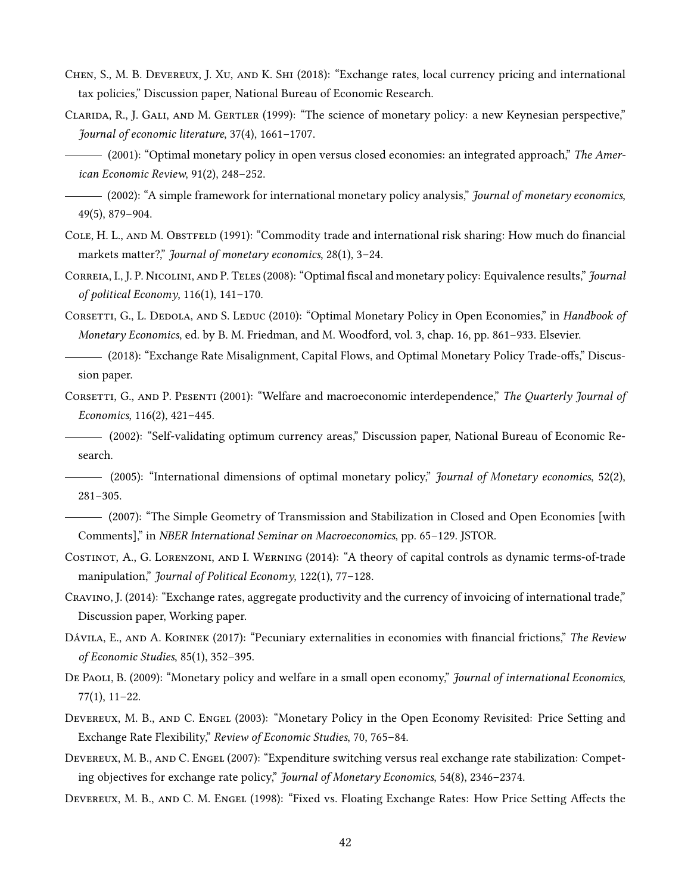Chen, S., M. B. Devereux, J. Xu, and K. Shi (2018): "Exchange rates, local currency pricing and international tax policies," Discussion paper, National Bureau of Economic Research.

Clarida, R., J. Gali, and M. Gertler (1999): "The science of monetary policy: a new Keynesian perspective," *Journal of economic literature*, 37(4), 1661–1707.

——— (2001): "Optimal monetary policy in open versus closed economies: an integrated approach," *The American Economic Review*, 91(2), 248–252.

——— (2002): "A simple framework for international monetary policy analysis," *Journal of monetary economics*, 49(5), 879–904.

Cole, H. L., and M. Obstfeld (1991): "Commodity trade and international risk sharing: How much do financial markets matter?," *Journal of monetary economics*, 28(1), 3–24.

Correia, I., J. P. Nicolini, and P. Teles (2008): "Optimal fiscal and monetary policy: Equivalence results," *Journal of political Economy*, 116(1), 141–170.

Corsetti, G., L. Dedola, and S. Leduc (2010): "Optimal Monetary Policy in Open Economies," in *Handbook of Monetary Economics*, ed. by B. M. Friedman, and M. Woodford, vol. 3, chap. 16, pp. 861–933. Elsevier.

——— (2018): "Exchange Rate Misalignment, Capital Flows, and Optimal Monetary Policy Trade-offs," Discussion paper.

Corsetti, G., and P. Pesenti (2001): "Welfare and macroeconomic interdependence," *The Quarterly Journal of Economics*, 116(2), 421–445.

——— (2002): "Self-validating optimum currency areas," Discussion paper, National Bureau of Economic Research.

——— (2005): "International dimensions of optimal monetary policy," *Journal of Monetary economics*, 52(2), 281–305.

——— (2007): "The Simple Geometry of Transmission and Stabilization in Closed and Open Economies [with Comments]," in *NBER International Seminar on Macroeconomics*, pp. 65–129. JSTOR.

Costinot, A., G. Lorenzoni, and I. Werning (2014): "A theory of capital controls as dynamic terms-of-trade manipulation," *Journal of Political Economy*, 122(1), 77–128.

Cravino, J. (2014): "Exchange rates, aggregate productivity and the currency of invoicing of international trade," Discussion paper, Working paper.

Dávila, E., and A. Korinek (2017): "Pecuniary externalities in economies with financial frictions," *The Review of Economic Studies*, 85(1), 352–395.

De Paoli, B. (2009): "Monetary policy and welfare in a small open economy," *Journal of international Economics*, 77(1), 11–22.

Devereux, M. B., and C. Engel (2003): "Monetary Policy in the Open Economy Revisited: Price Setting and Exchange Rate Flexibility," *Review of Economic Studies*, 70, 765–84.

Devereux, M. B., and C. Engel (2007): "Expenditure switching versus real exchange rate stabilization: Competing objectives for exchange rate policy," *Journal of Monetary Economics*, 54(8), 2346–2374.

Devereux, M. B., and C. M. Engel (1998): "Fixed vs. Floating Exchange Rates: How Price Setting Affects the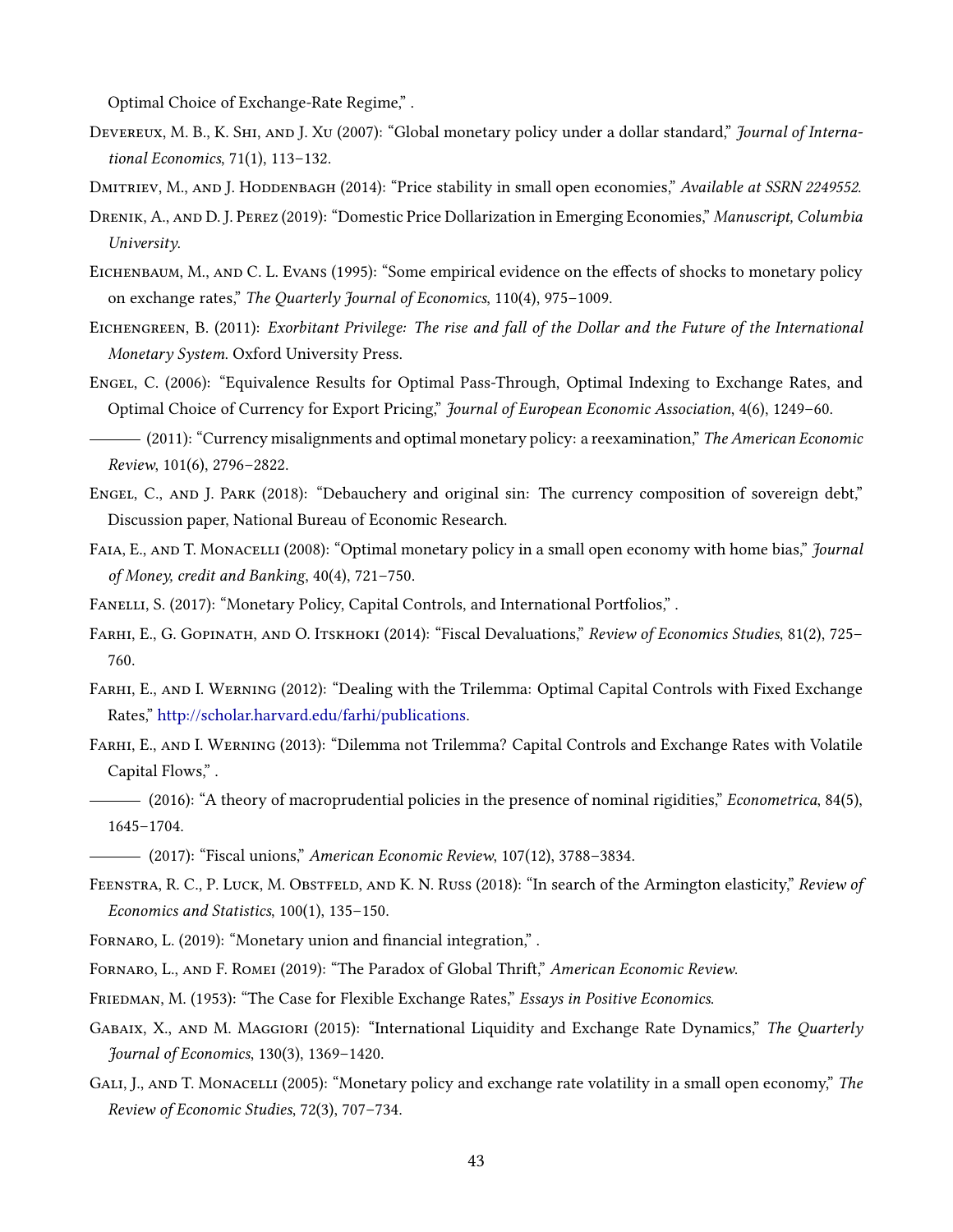Optimal Choice of Exchange-Rate Regime," .

Devereux, M. B., K. Shi, and J. Xu (2007): "Global monetary policy under a dollar standard," *Journal of International Economics*, 71(1), 113–132.

Dmitriev, M., and J. Hoddenbagh (2014): "Price stability in small open economies," *Available at SSRN 2249552*.

Drenik, A., and D. J. Perez (2019): "Domestic Price Dollarization in Emerging Economies," *Manuscript, Columbia University*.

Eichenbaum, M., and C. L. Evans (1995): "Some empirical evidence on the effects of shocks to monetary policy on exchange rates," *The Quarterly Journal of Economics*, 110(4), 975–1009.

Eichengreen, B. (2011): *Exorbitant Privilege: The rise and fall of the Dollar and the Future of the International Monetary System.* Oxford University Press.

Engel, C. (2006): "Equivalence Results for Optimal Pass-Through, Optimal Indexing to Exchange Rates, and Optimal Choice of Currency for Export Pricing," *Journal of European Economic Association*, 4(6), 1249–60.

——— (2011): "Currency misalignments and optimal monetary policy: a reexamination," *The American Economic Review*, 101(6), 2796–2822.

Engel, C., and J. Park (2018): "Debauchery and original sin: The currency composition of sovereign debt," Discussion paper, National Bureau of Economic Research.

Faia, E., and T. Monacelli (2008): "Optimal monetary policy in a small open economy with home bias," *Journal of Money, credit and Banking*, 40(4), 721–750.

Fanelli, S. (2017): "Monetary Policy, Capital Controls, and International Portfolios," .

Farhi, E., G. Gopinath, and O. Itskhoki (2014): "Fiscal Devaluations," *Review of Economics Studies*, 81(2), 725–760.

Farhi, E., and I. Werning (2012): "Dealing with the Trilemma: Optimal Capital Controls with Fixed Exchange Rates," http://scholar.harvard.edu/farhi/publications.

Farhi, E., and I. Werning (2013): "Dilemma not Trilemma? Capital Controls and Exchange Rates with Volatile Capital Flows," .

——— (2016): "A theory of macroprudential policies in the presence of nominal rigidities," *Econometrica*, 84(5), 1645–1704.

——— (2017): "Fiscal unions," *American Economic Review*, 107(12), 3788–3834.

Feenstra, R. C., P. Luck, M. Obstfeld, and K. N. Russ (2018): "In search of the Armington elasticity," *Review of Economics and Statistics*, 100(1), 135–150.

Fornaro, L. (2019): "Monetary union and financial integration," .

Fornaro, L., and F. Romei (2019): "The Paradox of Global Thrift," *American Economic Review*.

Friedman, M. (1953): "The Case for Flexible Exchange Rates," *Essays in Positive Economics*.

Gabaix, X., and M. Maggiori (2015): "International Liquidity and Exchange Rate Dynamics," *The Quarterly Journal of Economics*, 130(3), 1369–1420.

Gali, J., and T. Monacelli (2005): "Monetary policy and exchange rate volatility in a small open economy," *The Review of Economic Studies*, 72(3), 707–734.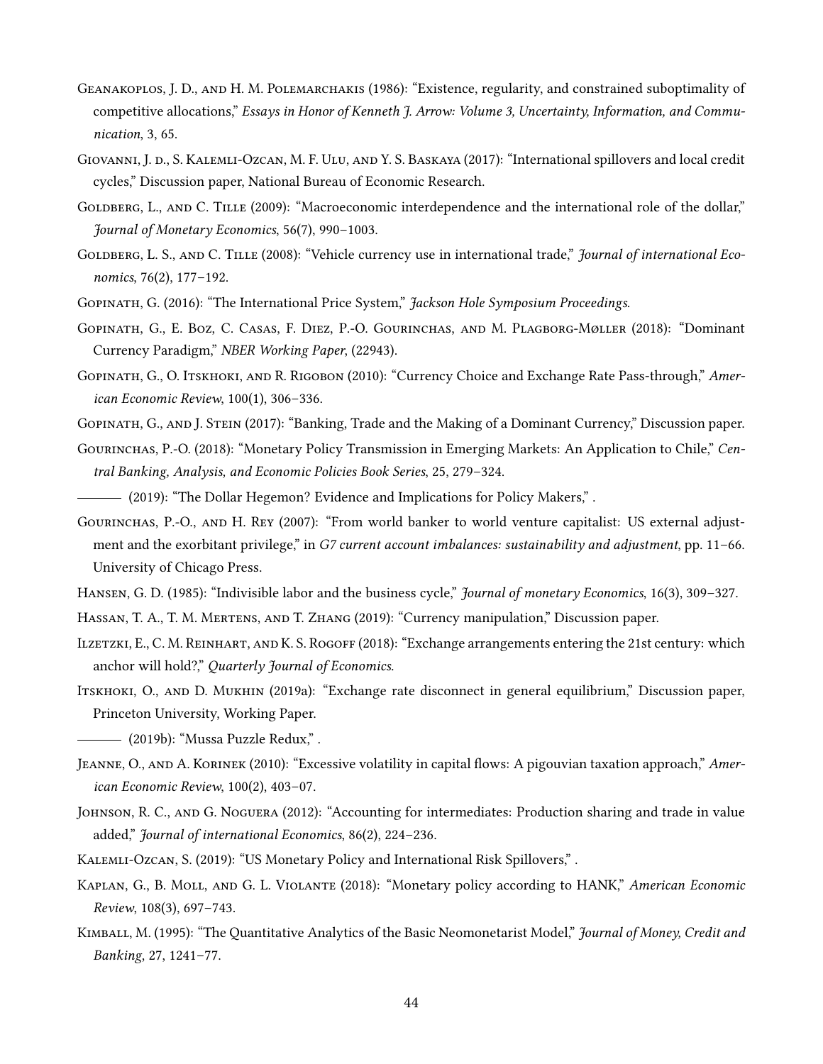Geanakoplos, J. D., and H. M. Polemarchakis (1986): "Existence, regularity, and constrained suboptimality of competitive allocations," *Essays in Honor of Kenneth J. Arrow: Volume 3, Uncertainty, Information, and Communication*, 3, 65.

Giovanni, J. d., S. Kalemli-Ozcan, M. F. Ulu, and Y. S. Baskaya (2017): "International spillovers and local credit cycles," Discussion paper, National Bureau of Economic Research.

Goldberg, L., and C. Tille (2009): "Macroeconomic interdependence and the international role of the dollar," *Journal of Monetary Economics*, 56(7), 990–1003.

Goldberg, L. S., and C. Tille (2008): "Vehicle currency use in international trade," *Journal of international Economics*, 76(2), 177–192.

Gopinath, G. (2016): "The International Price System," *Jackson Hole Symposium Proceedings*.

Gopinath, G., E. Boz, C. Casas, F. Diez, P.-O. Gourinchas, and M. Plagborg-Møller (2018): "Dominant Currency Paradigm," *NBER Working Paper*, (22943).

Gopinath, G., O. Itskhoki, and R. Rigobon (2010): "Currency Choice and Exchange Rate Pass-through," *American Economic Review*, 100(1), 306–336.

Gopinath, G., and J. Stein (2017): "Banking, Trade and the Making of a Dominant Currency," Discussion paper.

Gourinchas, P.-O. (2018): "Monetary Policy Transmission in Emerging Markets: An Application to Chile," *Central Banking, Analysis, and Economic Policies Book Series*, 25, 279–324.

——— (2019): "The Dollar Hegemon? Evidence and Implications for Policy Makers," .

Gourinchas, P.-O., and H. Rey (2007): "From world banker to world venture capitalist: US external adjustment and the exorbitant privilege," in *G7 current account imbalances: sustainability and adjustment*, pp. 11–66. University of Chicago Press.

Hansen, G. D. (1985): "Indivisible labor and the business cycle," *Journal of monetary Economics*, 16(3), 309–327.

Hassan, T. A., T. M. Mertens, and T. Zhang (2019): "Currency manipulation," Discussion paper.

Ilzetzki, E., C. M. Reinhart, and K. S. Rogoff (2018): "Exchange arrangements entering the 21st century: which anchor will hold?," *Quarterly Journal of Economics*.

Itskhoki, O., and D. Mukhin (2019a): "Exchange rate disconnect in general equilibrium," Discussion paper, Princeton University, Working Paper.

——— (2019b): "Mussa Puzzle Redux," .

Jeanne, O., and A. Korinek (2010): "Excessive volatility in capital flows: A pigouvian taxation approach," *American Economic Review*, 100(2), 403–07.

Johnson, R. C., and G. Noguera (2012): "Accounting for intermediates: Production sharing and trade in value added," *Journal of international Economics*, 86(2), 224–236.

Kalemli-Ozcan, S. (2019): "US Monetary Policy and International Risk Spillovers," .

Kaplan, G., B. Moll, and G. L. Violante (2018): "Monetary policy according to HANK," *American Economic Review*, 108(3), 697–743.

Kimball, M. (1995): "The Quantitative Analytics of the Basic Neomonetarist Model," *Journal of Money, Credit and Banking*, 27, 1241–77.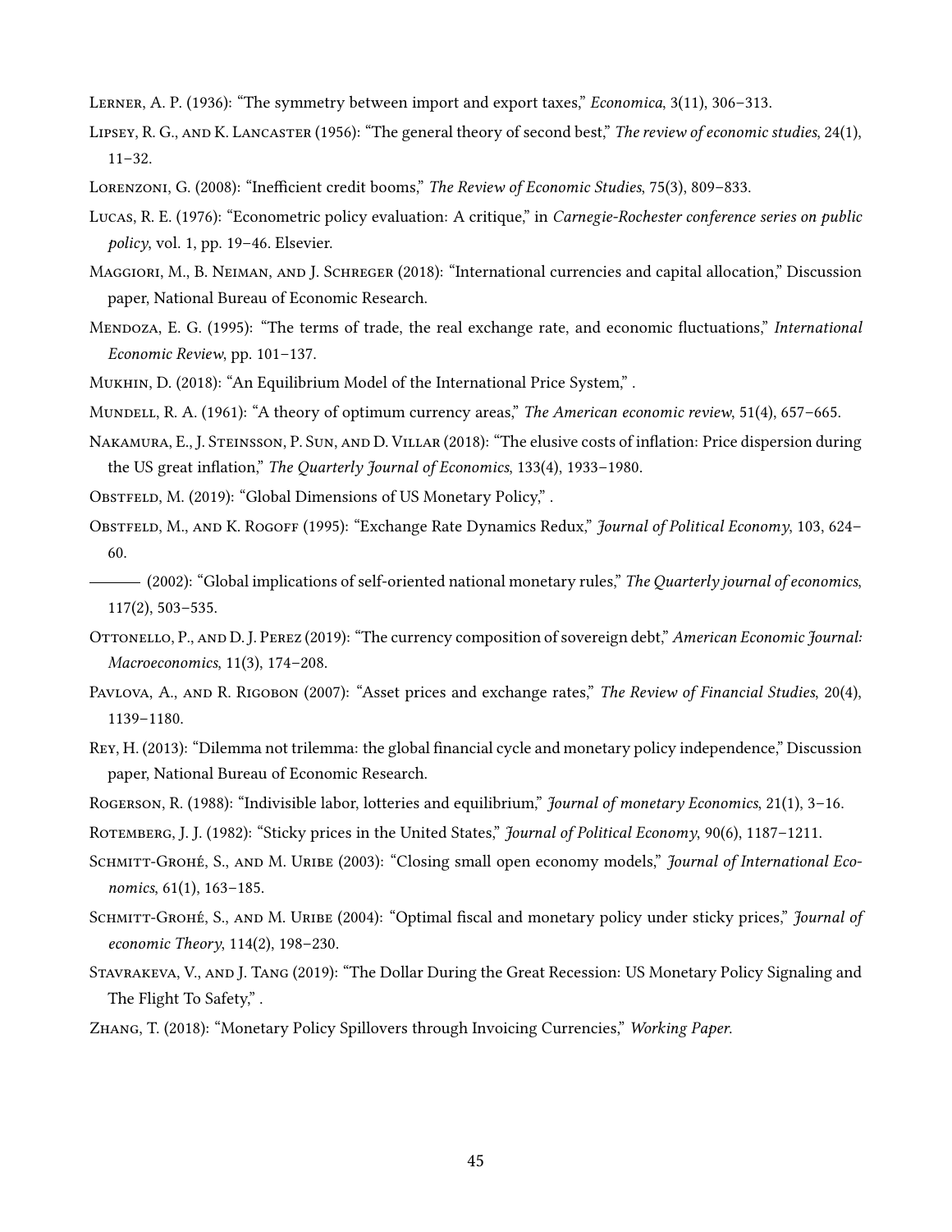Lerner, A. P. (1936): "The symmetry between import and export taxes," *Economica*, 3(11), 306–313.

Lipsey, R. G., and K. Lancaster (1956): "The general theory of second best," *The review of economic studies*, 24(1), 11–32.

Lorenzoni, G. (2008): "Inefficient credit booms," *The Review of Economic Studies*, 75(3), 809–833.

Lucas, R. E. (1976): "Econometric policy evaluation: A critique," in *Carnegie-Rochester conference series on public policy*, vol. 1, pp. 19–46. Elsevier.

Maggiori, M., B. Neiman, and J. Schreger (2018): "International currencies and capital allocation," Discussion paper, National Bureau of Economic Research.

Mendoza, E. G. (1995): "The terms of trade, the real exchange rate, and economic fluctuations," *International Economic Review*, pp. 101–137.

Mukhin, D. (2018): "An Equilibrium Model of the International Price System," .

Mundell, R. A. (1961): "A theory of optimum currency areas," *The American economic review*, 51(4), 657–665.

Nakamura, E., J. Steinsson, P. Sun, and D. Villar (2018): "The elusive costs of inflation: Price dispersion during the US great inflation," *The Quarterly Journal of Economics*, 133(4), 1933–1980.

Obstfeld, M. (2019): "Global Dimensions of US Monetary Policy," .

Obstfeld, M., and K. Rogoff (1995): "Exchange Rate Dynamics Redux," *Journal of Political Economy*, 103, 624–60.

——— (2002): "Global implications of self-oriented national monetary rules," *The Quarterly journal of economics*, 117(2), 503–535.

Ottonello, P., and D. J. Perez (2019): "The currency composition of sovereign debt," *American Economic Journal: Macroeconomics*, 11(3), 174–208.

Pavlova, A., and R. Rigobon (2007): "Asset prices and exchange rates," *The Review of Financial Studies*, 20(4), 1139–1180.

Rey, H. (2013): "Dilemma not trilemma: the global financial cycle and monetary policy independence," Discussion paper, National Bureau of Economic Research.

Rogerson, R. (1988): "Indivisible labor, lotteries and equilibrium," *Journal of monetary Economics*, 21(1), 3–16.

Rotemberg, J. J. (1982): "Sticky prices in the United States," *Journal of Political Economy*, 90(6), 1187–1211.

Schmitt-Grohé, S., and M. Uribe (2003): "Closing small open economy models," *Journal of International Economics*, 61(1), 163–185.

Schmitt-Grohé, S., and M. Uribe (2004): "Optimal fiscal and monetary policy under sticky prices," *Journal of economic Theory*, 114(2), 198–230.

Stavrakeva, V., and J. Tang (2019): "The Dollar During the Great Recession: US Monetary Policy Signaling and The Flight To Safety," .

Zhang, T. (2018): "Monetary Policy Spillovers through Invoicing Currencies," *Working Paper*.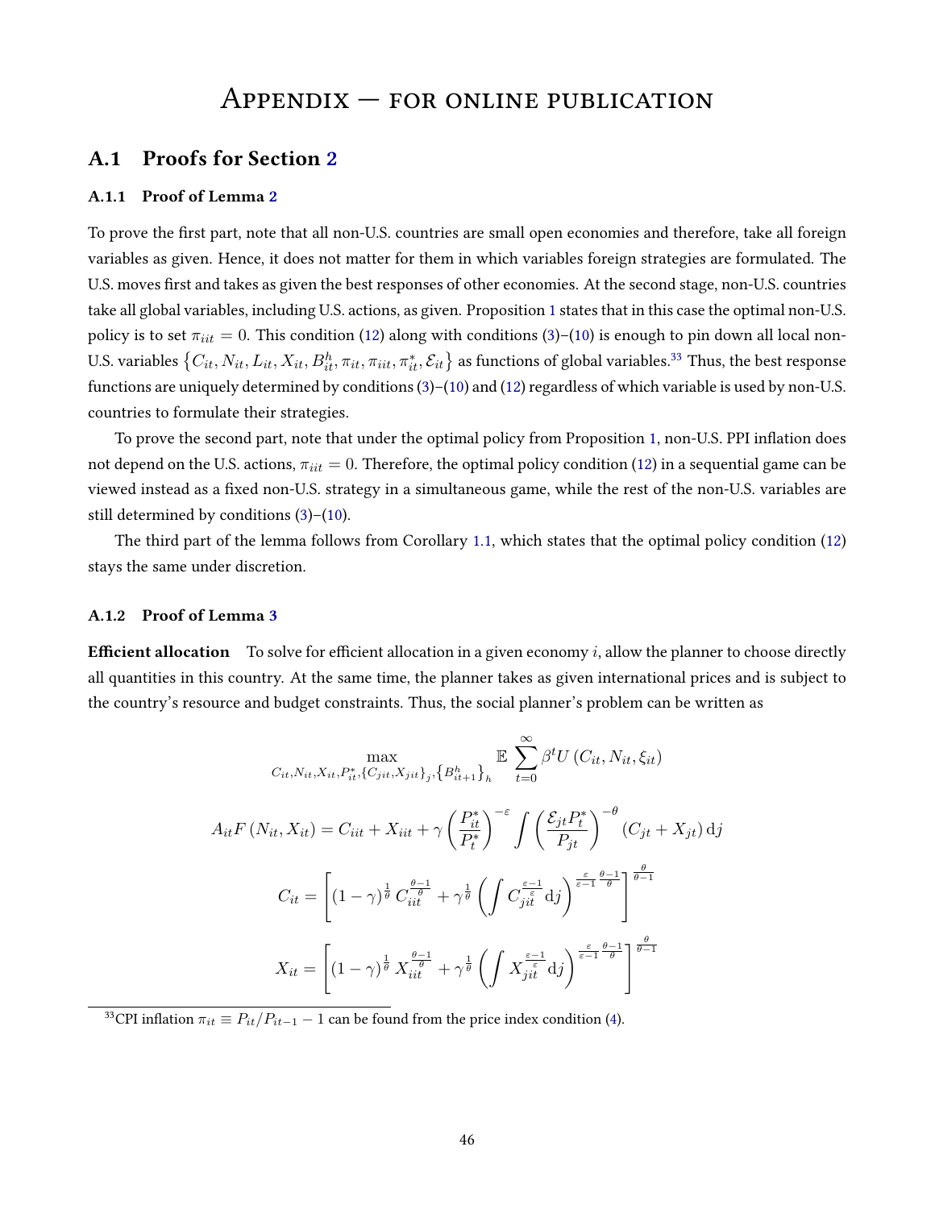# Appendix — for online publication

## A.1 Proofs for Section 2

### A.1.1 Proof of Lemma 2

To prove the first part, note that all non-U.S. countries are small open economies and therefore, take all foreign variables as given. Hence, it does not matter for them in which variables foreign strategies are formulated. The U.S. moves first and takes as given the best responses of other economies. At the second stage, non-U.S. countries take all global variables, including U.S. actions, as given. Proposition 1 states that in this case the optimal non-U.S. policy is to set $\pi_{iit} = 0$. This condition (12) along with conditions (3)–(10) is enough to pin down all local non-U.S. variables $\{C_{it}, N_{it}, L_{it}, X_{it}, B^h_{it}, \pi_{it}, \pi_{iit}, \pi^*_{it}, \mathcal{E}_{it}\}$ as functions of global variables.[33] Thus, the best response functions are uniquely determined by conditions (3)–(10) and (12) regardless of which variable is used by non-U.S. countries to formulate their strategies.

To prove the second part, note that under the optimal policy from Proposition 1, non-U.S. PPI inflation does not depend on the U.S. actions, $\pi_{iit} = 0$. Therefore, the optimal policy condition (12) in a sequential game can be viewed instead as a fixed non-U.S. strategy in a simultaneous game, while the rest of the non-U.S. variables are still determined by conditions (3)–(10).

The third part of the lemma follows from Corollary 1.1, which states that the optimal policy condition (12) stays the same under discretion.

### A.1.2 Proof of Lemma 3

**Efficient allocation** To solve for efficient allocation in a given economy $i$, allow the planner to choose directly all quantities in this country. At the same time, the planner takes as given international prices and is subject to the country's resource and budget constraints. Thus, the social planner's problem can be written as

$$\max_{C_{it}, N_{it}, X_{it}, P^*_{it}, \{C_{jit}, X_{jit}\}_j, \{B^h_{it+1}\}_h} \mathbb{E} \sum_{t=0}^{\infty} \beta^t U\left(C_{it}, N_{it}, \xi_{it}\right)$$

$$A_{it} F\left(N_{it}, X_{it}\right) = C_{iit} + X_{iit} + \gamma \left(\frac{P^*_{it}}{P^*_t}\right)^{-\varepsilon} \int \left(\frac{\mathcal{E}_{jt} P^*_t}{P_{jt}}\right)^{-\theta} \left(C_{jt} + X_{jt}\right) \mathrm{d}j$$

$$C_{it} = \left[(1-\gamma)^{\frac{1}{\theta}} C_{iit}^{\frac{\theta-1}{\theta}} + \gamma^{\frac{1}{\theta}} \left(\int C_{jit}^{\frac{\varepsilon-1}{\varepsilon}} \mathrm{d}j\right)^{\frac{\varepsilon}{\varepsilon-1}\frac{\theta-1}{\theta}}\right]^{\frac{\theta}{\theta-1}}$$

$$X_{it} = \left[(1-\gamma)^{\frac{1}{\theta}} X_{iit}^{\frac{\theta-1}{\theta}} + \gamma^{\frac{1}{\theta}} \left(\int X_{jit}^{\frac{\varepsilon-1}{\varepsilon}} \mathrm{d}j\right)^{\frac{\varepsilon}{\varepsilon-1}\frac{\theta-1}{\theta}}\right]^{\frac{\theta}{\theta-1}}$$

[33] CPI inflation $\pi_{it} \equiv P_{it}/P_{it-1} - 1$ can be found from the price index condition (4).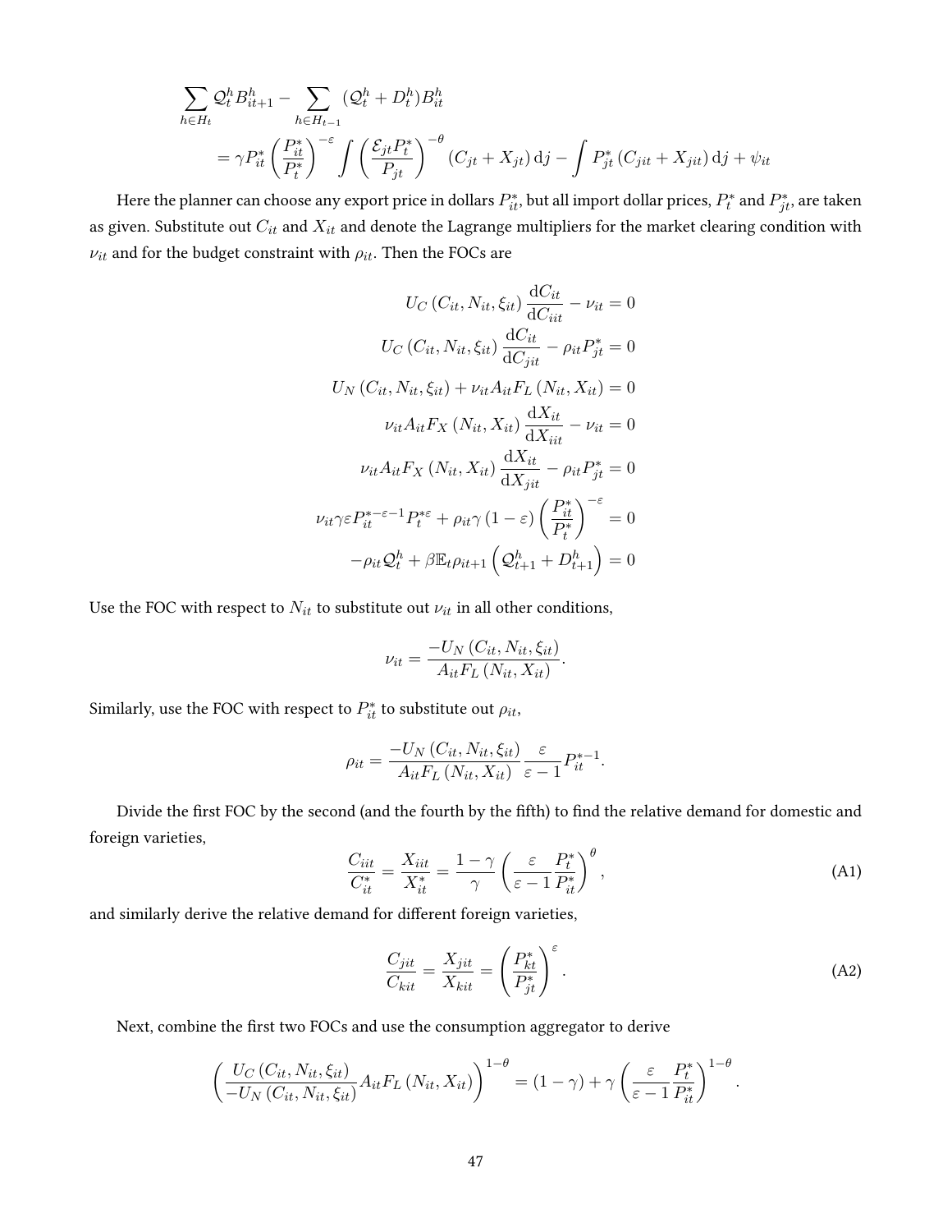$$\sum_{h \in H_t} \mathcal{Q}_t^h B_{it+1}^h - \sum_{h \in H_{t-1}} (\mathcal{Q}_t^h + D_t^h) B_{it}^h$$

$$= \gamma P_{it}^* \left( \frac{P_{it}^*}{P_t^*} \right)^{-\varepsilon} \int \left( \frac{\mathcal{E}_{jt} P_t^*}{P_{jt}} \right)^{-\theta} (C_{jt} + X_{jt}) \, \mathrm{d}j - \int P_{jt}^* \left( C_{jit} + X_{jit} \right) \mathrm{d}j + \psi_{it}$$

Here the planner can choose any export price in dollars $P_{it}^*$, but all import dollar prices, $P_t^*$ and $P_{jt}^*$, are taken as given. Substitute out $C_{it}$ and $X_{it}$ and denote the Lagrange multipliers for the market clearing condition with $\nu_{it}$ and for the budget constraint with $\rho_{it}$. Then the FOCs are

$$U_C \left( C_{it}, N_{it}, \xi_{it} \right) \frac{\mathrm{d}C_{it}}{\mathrm{d}C_{iit}} - \nu_{it} = 0$$

$$U_C \left( C_{it}, N_{it}, \xi_{it} \right) \frac{\mathrm{d}C_{it}}{\mathrm{d}C_{jit}} - \rho_{it} P_{jt}^* = 0$$

$$U_N \left( C_{it}, N_{it}, \xi_{it} \right) + \nu_{it} A_{it} F_L \left( N_{it}, X_{it} \right) = 0$$

$$\nu_{it} A_{it} F_X \left( N_{it}, X_{it} \right) \frac{\mathrm{d}X_{it}}{\mathrm{d}X_{iit}} - \nu_{it} = 0$$

$$\nu_{it} A_{it} F_X \left( N_{it}, X_{it} \right) \frac{\mathrm{d}X_{it}}{\mathrm{d}X_{jit}} - \rho_{it} P_{jt}^* = 0$$

$$\nu_{it} \gamma \varepsilon P_{it}^{*-\varepsilon-1} P_t^{*\varepsilon} + \rho_{it} \gamma \left( 1 - \varepsilon \right) \left( \frac{P_{it}^*}{P_t^*} \right)^{-\varepsilon} = 0$$

$$-\rho_{it} \mathcal{Q}_t^h + \beta \mathbb{E}_t \rho_{it+1} \left( \mathcal{Q}_{t+1}^h + D_{t+1}^h \right) = 0$$

Use the FOC with respect to $N_{it}$ to substitute out $\nu_{it}$ in all other conditions,

$$\nu_{it} = \frac{-U_N \left( C_{it}, N_{it}, \xi_{it} \right)}{A_{it} F_L \left( N_{it}, X_{it} \right)}.$$

Similarly, use the FOC with respect to $P_{it}^*$ to substitute out $\rho_{it}$,

$$\rho_{it} = \frac{-U_N \left( C_{it}, N_{it}, \xi_{it} \right)}{A_{it} F_L \left( N_{it}, X_{it} \right)} \frac{\varepsilon}{\varepsilon - 1} P_{it}^{*-1}.$$

Divide the first FOC by the second (and the fourth by the fifth) to find the relative demand for domestic and foreign varieties,

$$\frac{C_{iit}}{C_{it}^*} = \frac{X_{iit}}{X_{it}^*} = \frac{1-\gamma}{\gamma} \left( \frac{\varepsilon}{\varepsilon - 1} \frac{P_t^*}{P_{it}^*} \right)^{\theta}, \tag{A1}$$

and similarly derive the relative demand for different foreign varieties,

$$\frac{C_{jit}}{C_{kit}} = \frac{X_{jit}}{X_{kit}} = \left( \frac{P_{kt}^*}{P_{jt}^*} \right)^{\varepsilon}. \tag{A2}$$

Next, combine the first two FOCs and use the consumption aggregator to derive

$$\left( \frac{U_C \left( C_{it}, N_{it}, \xi_{it} \right)}{-U_N \left( C_{it}, N_{it}, \xi_{it} \right)} A_{it} F_L \left( N_{it}, X_{it} \right) \right)^{1-\theta} = (1 - \gamma) + \gamma \left( \frac{\varepsilon}{\varepsilon - 1} \frac{P_t^*}{P_{it}^*} \right)^{1-\theta}.$$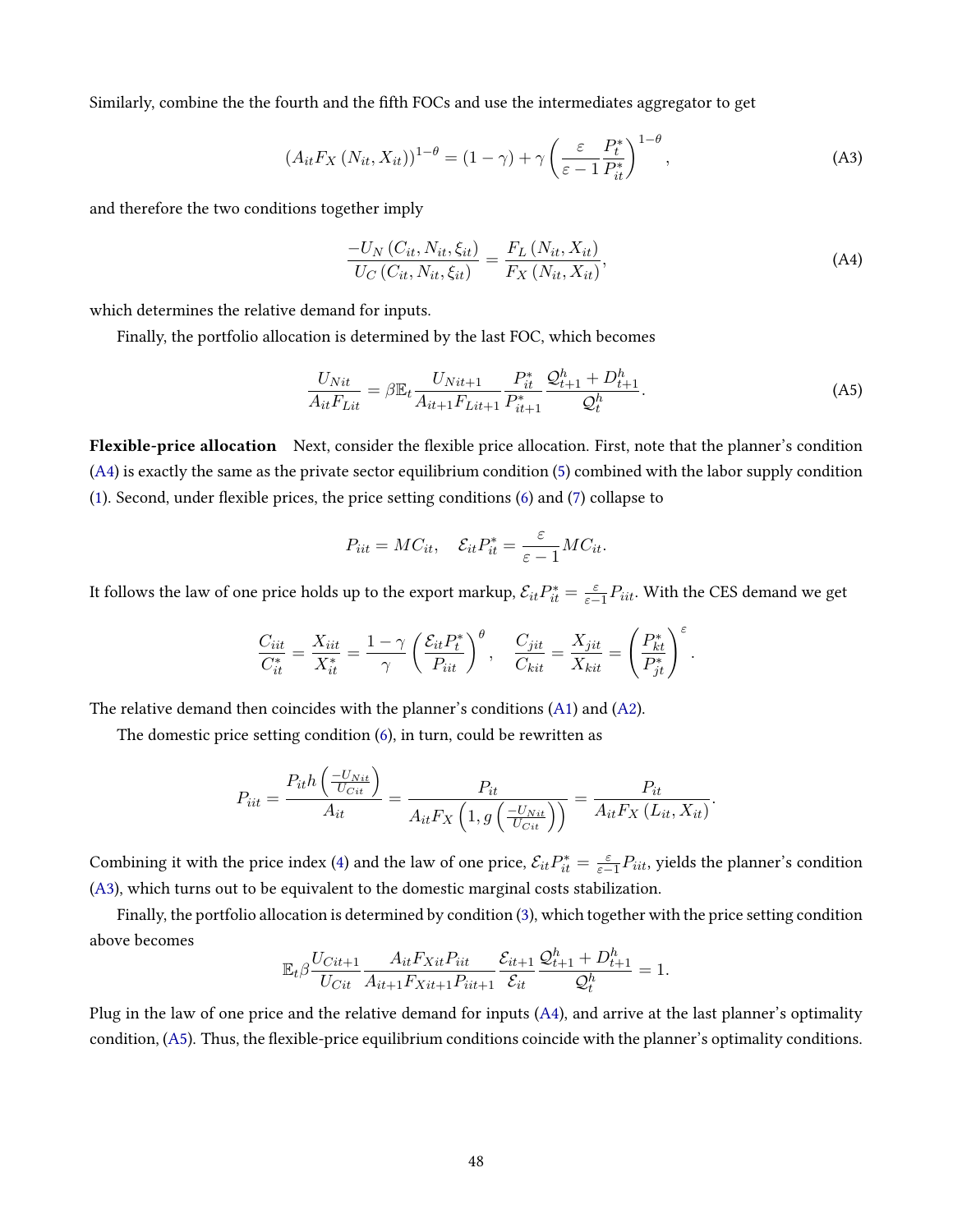Similarly, combine the the fourth and the fifth FOCs and use the intermediates aggregator to get

$$(A_{it} F_X (N_{it}, X_{it}))^{1-\theta} = (1-\gamma) + \gamma \left( \frac{\varepsilon}{\varepsilon - 1} \frac{P_t^*}{P_{it}^*} \right)^{1-\theta}, \tag{A3}$$

and therefore the two conditions together imply

$$\frac{-U_N (C_{it}, N_{it}, \xi_{it})}{U_C (C_{it}, N_{it}, \xi_{it})} = \frac{F_L (N_{it}, X_{it})}{F_X (N_{it}, X_{it})}, \tag{A4}$$

which determines the relative demand for inputs.

Finally, the portfolio allocation is determined by the last FOC, which becomes

$$\frac{U_{Nit}}{A_{it} F_{Lit}} = \beta \mathbb{E}_t \frac{U_{Nit+1}}{A_{it+1} F_{Lit+1}} \frac{P_{it}^*}{P_{it+1}^*} \frac{\mathcal{Q}_{t+1}^h + D_{t+1}^h}{\mathcal{Q}_t^h}. \tag{A5}$$

**Flexible-price allocation** Next, consider the flexible price allocation. First, note that the planner's condition (A4) is exactly the same as the private sector equilibrium condition (5) combined with the labor supply condition (1). Second, under flexible prices, the price setting conditions (6) and (7) collapse to

$$P_{iit} = MC_{it}, \quad \mathcal{E}_{it} P_{it}^* = \frac{\varepsilon}{\varepsilon - 1} MC_{it}.$$

It follows the law of one price holds up to the export markup, $\mathcal{E}_{it} P_{it}^* = \frac{\varepsilon}{\varepsilon - 1} P_{iit}$. With the CES demand we get

$$\frac{C_{iit}}{C_{it}^*} = \frac{X_{iit}}{X_{it}^*} = \frac{1-\gamma}{\gamma} \left( \frac{\mathcal{E}_{it} P_t^*}{P_{iit}} \right)^{\theta}, \quad \frac{C_{jit}}{C_{kit}} = \frac{X_{jit}}{X_{kit}} = \left( \frac{P_{kt}^*}{P_{jt}^*} \right)^{\varepsilon}.$$

The relative demand then coincides with the planner's conditions (A1) and (A2).

The domestic price setting condition (6), in turn, could be rewritten as

$$P_{iit} = \frac{P_{it} h \left( \frac{-U_{Nit}}{U_{Cit}} \right)}{A_{it}} = \frac{P_{it}}{A_{it} F_X \left( 1, g \left( \frac{-U_{Nit}}{U_{Cit}} \right) \right)} = \frac{P_{it}}{A_{it} F_X (L_{it}, X_{it})}.$$

Combining it with the price index (4) and the law of one price, $\mathcal{E}_{it} P_{it}^* = \frac{\varepsilon}{\varepsilon - 1} P_{iit}$, yields the planner's condition (A3), which turns out to be equivalent to the domestic marginal costs stabilization.

Finally, the portfolio allocation is determined by condition (3), which together with the price setting condition above becomes

$$\mathbb{E}_t \beta \frac{U_{Cit+1}}{U_{Cit}} \frac{A_{it} F_{Xit} P_{iit}}{A_{it+1} F_{Xit+1} P_{iit+1}} \frac{\mathcal{E}_{it+1}}{\mathcal{E}_{it}} \frac{\mathcal{Q}_{t+1}^h + D_{t+1}^h}{\mathcal{Q}_t^h} = 1.$$

Plug in the law of one price and the relative demand for inputs (A4), and arrive at the last planner's optimality condition, (A5). Thus, the flexible-price equilibrium conditions coincide with the planner's optimality conditions.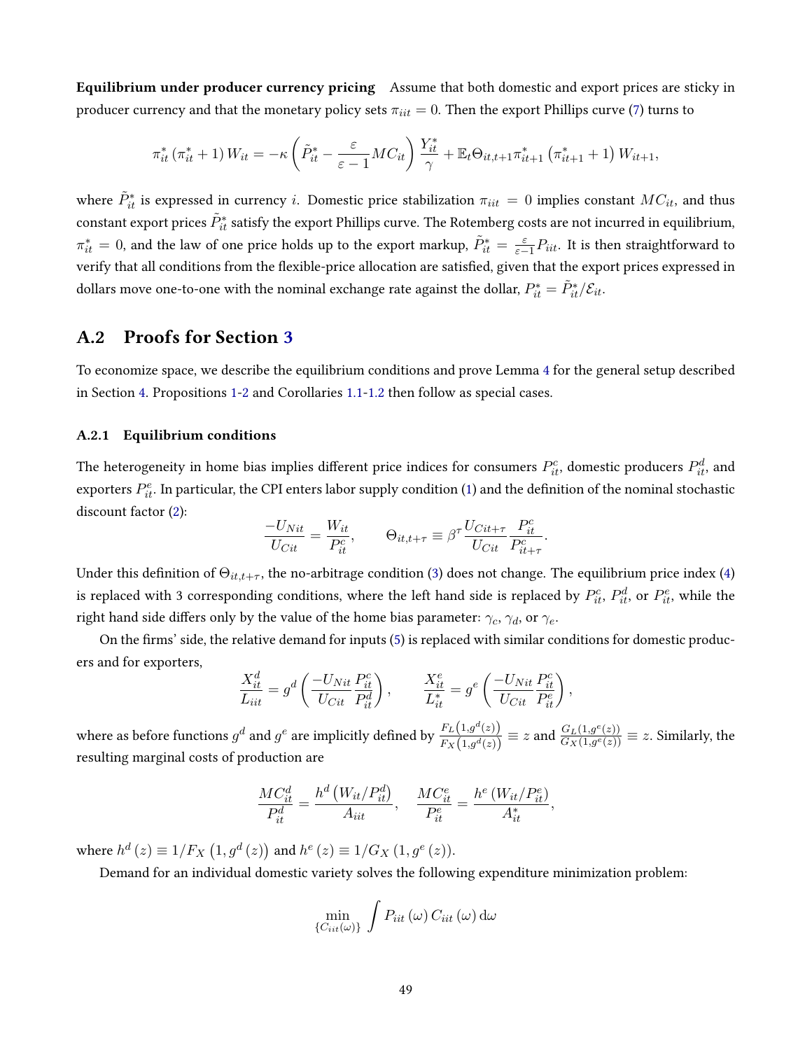**Equilibrium under producer currency pricing** Assume that both domestic and export prices are sticky in producer currency and that the monetary policy sets $\pi_{iit} = 0$. Then the export Phillips curve (7) turns to

$$\pi_{it}^{*}\left(\pi_{it}^{*}+1\right)W_{it} = -\kappa\left(\tilde{P}_{it}^{*} - \frac{\varepsilon}{\varepsilon-1}MC_{it}\right)\frac{Y_{it}^{*}}{\gamma} + \mathbb{E}_t\Theta_{it,t+1}\pi_{it+1}^{*}\left(\pi_{it+1}^{*}+1\right)W_{it+1},$$

where $\tilde{P}_{it}^{*}$ is expressed in currency $i$. Domestic price stabilization $\pi_{iit} = 0$ implies constant $MC_{it}$, and thus constant export prices $\tilde{P}_{it}^{*}$ satisfy the export Phillips curve. The Rotemberg costs are not incurred in equilibrium, $\pi_{it}^{*} = 0$, and the law of one price holds up to the export markup, $\tilde{P}_{it}^{*} = \frac{\varepsilon}{\varepsilon-1}P_{iit}$. It is then straightforward to verify that all conditions from the flexible-price allocation are satisfied, given that the export prices expressed in dollars move one-to-one with the nominal exchange rate against the dollar, $P_{it}^{*} = \tilde{P}_{it}^{*}/\mathcal{E}_{it}$.

## A.2 Proofs for Section 3

To economize space, we describe the equilibrium conditions and prove Lemma 4 for the general setup described in Section 4. Propositions 1-2 and Corollaries 1.1-1.2 then follow as special cases.

### A.2.1 Equilibrium conditions

The heterogeneity in home bias implies different price indices for consumers $P_{it}^{c}$, domestic producers $P_{it}^{d}$, and exporters $P_{it}^{e}$. In particular, the CPI enters labor supply condition (1) and the definition of the nominal stochastic discount factor (2):

$$\frac{-U_{Nit}}{U_{Cit}} = \frac{W_{it}}{P_{it}^{c}}, \qquad \Theta_{it,t+\tau} \equiv \beta^{\tau}\frac{U_{Cit+\tau}}{U_{Cit}}\frac{P_{it}^{c}}{P_{it+\tau}^{c}}.$$

Under this definition of $\Theta_{it,t+\tau}$, the no-arbitrage condition (3) does not change. The equilibrium price index (4) is replaced with 3 corresponding conditions, where the left hand side is replaced by $P_{it}^{c}$, $P_{it}^{d}$, or $P_{it}^{e}$, while the right hand side differs only by the value of the home bias parameter: $\gamma_c$, $\gamma_d$, or $\gamma_e$.

On the firms' side, the relative demand for inputs (5) is replaced with similar conditions for domestic producers and for exporters,

$$\frac{X_{it}^{d}}{L_{iit}} = g^{d}\left(\frac{-U_{Nit}}{U_{Cit}}\frac{P_{it}^{c}}{P_{it}^{d}}\right), \qquad \frac{X_{it}^{e}}{L_{it}^{*}} = g^{e}\left(\frac{-U_{Nit}}{U_{Cit}}\frac{P_{it}^{c}}{P_{it}^{e}}\right),$$

where as before functions $g^{d}$ and $g^{e}$ are implicitly defined by $\frac{F_L\left(1,g^{d}(z)\right)}{F_X\left(1,g^{d}(z)\right)} \equiv z$ and $\frac{G_L\left(1,g^{e}(z)\right)}{G_X\left(1,g^{e}(z)\right)} \equiv z$. Similarly, the resulting marginal costs of production are

$$\frac{MC_{it}^{d}}{P_{it}^{d}} = \frac{h^{d}\left(W_{it}/P_{it}^{d}\right)}{A_{iit}}, \quad \frac{MC_{it}^{e}}{P_{it}^{e}} = \frac{h^{e}\left(W_{it}/P_{it}^{e}\right)}{A_{it}^{*}},$$

where $h^{d}(z) \equiv 1/F_X\left(1,g^{d}(z)\right)$ and $h^{e}(z) \equiv 1/G_X\left(1,g^{e}(z)\right)$.

Demand for an individual domestic variety solves the following expenditure minimization problem:

$$\min_{\{C_{iit}(\omega)\}} \int P_{iit}(\omega)\,C_{iit}(\omega)\,\mathrm{d}\omega$$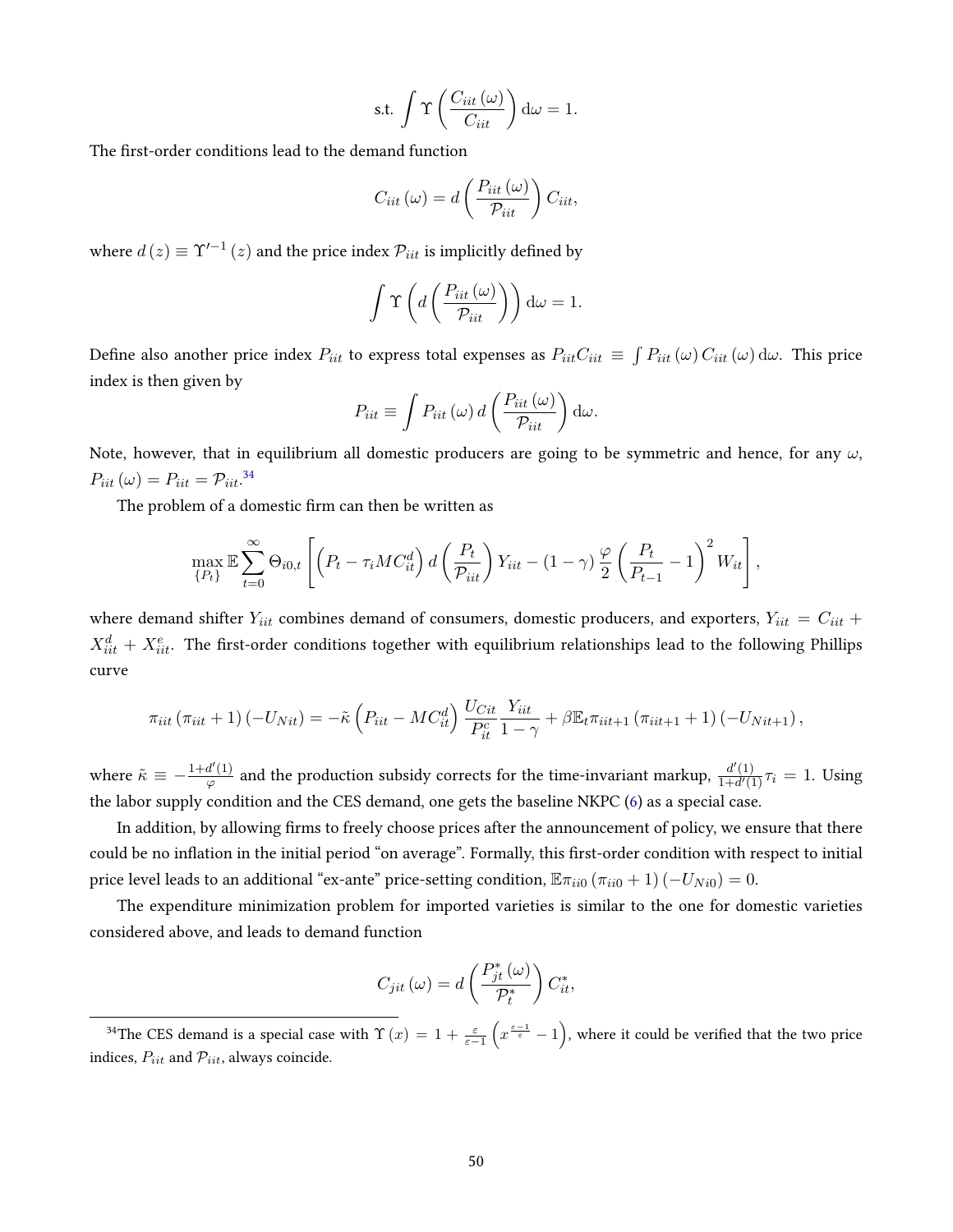$$\text{s.t.} \int \Upsilon\left(\frac{C_{iit}(\omega)}{C_{iit}}\right) \mathrm{d}\omega = 1.$$

The first-order conditions lead to the demand function

$$C_{iit}(\omega) = d\left(\frac{P_{iit}(\omega)}{\mathcal{P}_{iit}}\right) C_{iit},$$

where $d(z) \equiv \Upsilon'^{-1}(z)$ and the price index $\mathcal{P}_{iit}$ is implicitly defined by

$$\int \Upsilon\left(d\left(\frac{P_{iit}(\omega)}{\mathcal{P}_{iit}}\right)\right) \mathrm{d}\omega = 1.$$

Define also another price index $P_{iit}$ to express total expenses as $P_{iit}C_{iit} \equiv \int P_{iit}(\omega) C_{iit}(\omega) \mathrm{d}\omega$. This price index is then given by

$$P_{iit} \equiv \int P_{iit}(\omega) \, d\left(\frac{P_{iit}(\omega)}{\mathcal{P}_{iit}}\right) \mathrm{d}\omega.$$

Note, however, that in equilibrium all domestic producers are going to be symmetric and hence, for any $\omega$, $P_{iit}(\omega) = P_{iit} = \mathcal{P}_{iit}$.[34]

The problem of a domestic firm can then be written as

$$\max_{\{P_t\}} \mathbb{E} \sum_{t=0}^{\infty} \Theta_{i0,t} \left[ \left(P_t - \tau_i MC_{it}^d\right) d\left(\frac{P_t}{\mathcal{P}_{iit}}\right) Y_{iit} - (1-\gamma) \frac{\varphi}{2} \left(\frac{P_t}{P_{t-1}} - 1\right)^2 W_{it} \right],$$

where demand shifter $Y_{iit}$ combines demand of consumers, domestic producers, and exporters, $Y_{iit} = C_{iit} + X_{iit}^d + X_{iit}^e$. The first-order conditions together with equilibrium relationships lead to the following Phillips curve

$$\pi_{iit}(\pi_{iit}+1)(-U_{Nit}) = -\tilde{\kappa}\left(P_{iit} - MC_{it}^d\right) \frac{U_{Cit}}{P_{it}^c} \frac{Y_{iit}}{1-\gamma} + \beta \mathbb{E}_t \pi_{iit+1}(\pi_{iit+1}+1)(-U_{Nit+1}),$$

where $\tilde{\kappa} \equiv -\frac{1+d'(1)}{\varphi}$ and the production subsidy corrects for the time-invariant markup, $\frac{d'(1)}{1+d'(1)}\tau_i = 1$. Using the labor supply condition and the CES demand, one gets the baseline NKPC (6) as a special case.

In addition, by allowing firms to freely choose prices after the announcement of policy, we ensure that there could be no inflation in the initial period "on average". Formally, this first-order condition with respect to initial price level leads to an additional "ex-ante" price-setting condition, $\mathbb{E}\pi_{ii0}(\pi_{ii0}+1)(-U_{Ni0}) = 0$.

The expenditure minimization problem for imported varieties is similar to the one for domestic varieties considered above, and leads to demand function

$$C_{jit}(\omega) = d\left(\frac{P_{jt}^*(\omega)}{\mathcal{P}_t^*}\right) C_{it}^*,$$

[34] The CES demand is a special case with $\Upsilon(x) = 1 + \frac{\varepsilon}{\varepsilon-1}\left(x^{\frac{\varepsilon-1}{\varepsilon}} - 1\right)$, where it could be verified that the two price indices, $P_{iit}$ and $\mathcal{P}_{iit}$, always coincide.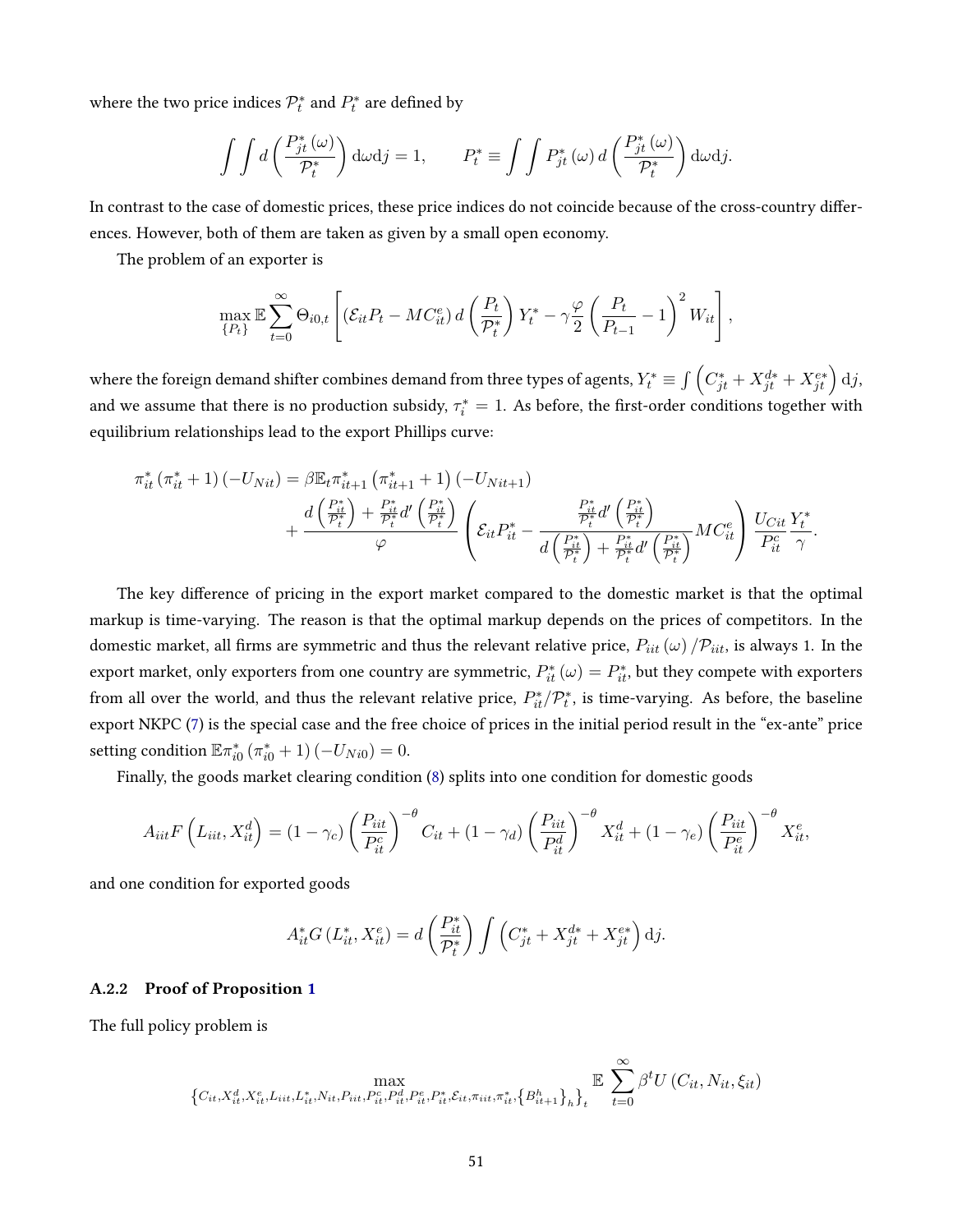where the two price indices $\mathcal{P}_t^*$ and $P_t^*$ are defined by

$$\int\int d\left(\frac{P_{jt}^*(\omega)}{\mathcal{P}_t^*}\right)\mathrm{d}\omega\mathrm{d}j = 1, \qquad P_t^* \equiv \int\int P_{jt}^*(\omega)\, d\left(\frac{P_{jt}^*(\omega)}{\mathcal{P}_t^*}\right)\mathrm{d}\omega\mathrm{d}j.$$

In contrast to the case of domestic prices, these price indices do not coincide because of the cross-country differences. However, both of them are taken as given by a small open economy.

The problem of an exporter is

$$\max_{\{P_t\}} \mathbb{E}\sum_{t=0}^{\infty}\Theta_{i0,t}\left[\left(\mathcal{E}_{it}P_t - MC_{it}^e\right)d\left(\frac{P_t}{\mathcal{P}_t^*}\right)Y_t^* - \gamma\frac{\varphi}{2}\left(\frac{P_t}{P_{t-1}}-1\right)^2 W_{it}\right],$$

where the foreign demand shifter combines demand from three types of agents, $Y_t^* \equiv \int\left(C_{jt}^* + X_{jt}^{d*} + X_{jt}^{e*}\right)\mathrm{d}j$, and we assume that there is no production subsidy, $\tau_i^* = 1$. As before, the first-order conditions together with equilibrium relationships lead to the export Phillips curve:

$$\begin{aligned}\pi_{it}^*\left(\pi_{it}^*+1\right)\left(-U_{Nit}\right) &= \beta\mathbb{E}_t\pi_{it+1}^*\left(\pi_{it+1}^*+1\right)\left(-U_{Nit+1}\right)\\ &\quad + \frac{d\left(\frac{P_{it}^*}{\mathcal{P}_t^*}\right) + \frac{P_{it}^*}{\mathcal{P}_t^*}d'\left(\frac{P_{it}^*}{\mathcal{P}_t^*}\right)}{\varphi}\left(\mathcal{E}_{it}P_{it}^* - \frac{\frac{P_{it}^*}{\mathcal{P}_t^*}d'\left(\frac{P_{it}^*}{\mathcal{P}_t^*}\right)}{d\left(\frac{P_{it}^*}{\mathcal{P}_t^*}\right)+\frac{P_{it}^*}{\mathcal{P}_t^*}d'\left(\frac{P_{it}^*}{\mathcal{P}_t^*}\right)}MC_{it}^e\right)\frac{U_{Cit}}{P_{it}^c}\frac{Y_t^*}{\gamma}.\end{aligned}$$

The key difference of pricing in the export market compared to the domestic market is that the optimal markup is time-varying. The reason is that the optimal markup depends on the prices of competitors. In the domestic market, all firms are symmetric and thus the relevant relative price, $P_{iit}(\omega)/\mathcal{P}_{iit}$, is always 1. In the export market, only exporters from one country are symmetric, $P_{it}^*(\omega) = P_{it}^*$, but they compete with exporters from all over the world, and thus the relevant relative price, $P_{it}^*/\mathcal{P}_t^*$, is time-varying. As before, the baseline export NKPC (7) is the special case and the free choice of prices in the initial period result in the "ex-ante" price setting condition $\mathbb{E}\pi_{i0}^*\left(\pi_{i0}^*+1\right)\left(-U_{Ni0}\right) = 0$.

Finally, the goods market clearing condition (8) splits into one condition for domestic goods

$$A_{iit}F\left(L_{iit}, X_{it}^d\right) = \left(1-\gamma_c\right)\left(\frac{P_{iit}}{P_{it}^c}\right)^{-\theta}C_{it} + \left(1-\gamma_d\right)\left(\frac{P_{iit}}{P_{it}^d}\right)^{-\theta}X_{it}^d + \left(1-\gamma_e\right)\left(\frac{P_{iit}}{P_{it}^e}\right)^{-\theta}X_{it}^e,$$

and one condition for exported goods

$$A_{it}^*G\left(L_{it}^*, X_{it}^e\right) = d\left(\frac{P_{it}^*}{\mathcal{P}_t^*}\right)\int\left(C_{jt}^* + X_{jt}^{d*} + X_{jt}^{e*}\right)\mathrm{d}j.$$

### A.2.2 Proof of Proposition 1

The full policy problem is

$$\max_{\left\{C_{it},X_{it}^d,X_{it}^e,L_{iit},L_{it}^*,N_{it},P_{iit},P_{it}^c,P_{it}^d,P_{it}^e,P_{it}^*,\mathcal{E}_{it},\pi_{iit},\pi_{it}^*,\left\{B_{it+1}^h\right\}_h\right\}_t}\mathbb{E}\sum_{t=0}^{\infty}\beta^t U\left(C_{it}, N_{it}, \xi_{it}\right)$$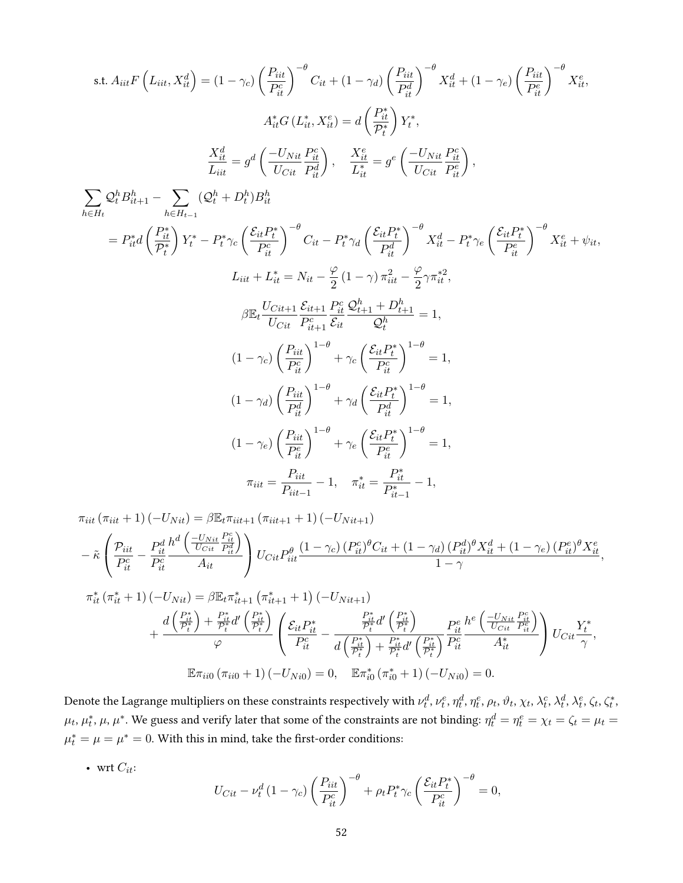$$\text{s.t. } A_{iit} F\left(L_{iit}, X_{it}^d\right) = (1-\gamma_c)\left(\frac{P_{iit}}{P_{it}^c}\right)^{-\theta} C_{it} + (1-\gamma_d)\left(\frac{P_{iit}}{P_{it}^d}\right)^{-\theta} X_{it}^d + (1-\gamma_e)\left(\frac{P_{iit}}{P_{it}^e}\right)^{-\theta} X_{it}^e,$$

$$A_{it}^* G\left(L_{it}^*, X_{it}^e\right) = d\left(\frac{P_{it}^*}{\mathcal{P}_t^*}\right) Y_t^*,$$

$$\frac{X_{it}^d}{L_{iit}} = g^d\left(\frac{-U_{Nit}}{U_{Cit}} \frac{P_{it}^c}{P_{it}^d}\right), \quad \frac{X_{it}^e}{L_{it}^*} = g^e\left(\frac{-U_{Nit}}{U_{Cit}} \frac{P_{it}^c}{P_{it}^e}\right),$$

$$\sum_{h \in H_t} \mathcal{Q}_t^h B_{it+1}^h - \sum_{h \in H_{t-1}} (\mathcal{Q}_t^h + D_t^h) B_{it}^h$$

$$= P_{it}^* d\left(\frac{P_{it}^*}{\mathcal{P}_t^*}\right) Y_t^* - P_t^* \gamma_c \left(\frac{\mathcal{E}_{it} P_t^*}{P_{it}^c}\right)^{-\theta} C_{it} - P_t^* \gamma_d \left(\frac{\mathcal{E}_{it} P_t^*}{P_{it}^d}\right)^{-\theta} X_{it}^d - P_t^* \gamma_e \left(\frac{\mathcal{E}_{it} P_t^*}{P_{it}^e}\right)^{-\theta} X_{it}^e + \psi_{it},$$

$$L_{iit} + L_{it}^* = N_{it} - \frac{\varphi}{2}(1-\gamma)\pi_{iit}^2 - \frac{\varphi}{2}\gamma \pi_{it}^{*2},$$

$$\beta \mathbb{E}_t \frac{U_{Cit+1}}{U_{Cit}} \frac{\mathcal{E}_{it+1}}{P_{it+1}^c} \frac{P_{it}^c}{\mathcal{E}_{it}} \frac{\mathcal{Q}_{t+1}^h + D_{t+1}^h}{\mathcal{Q}_t^h} = 1,$$

$$(1-\gamma_c)\left(\frac{P_{iit}}{P_{it}^c}\right)^{1-\theta} + \gamma_c \left(\frac{\mathcal{E}_{it} P_t^*}{P_{it}^c}\right)^{1-\theta} = 1,$$

$$(1-\gamma_d)\left(\frac{P_{iit}}{P_{it}^d}\right)^{1-\theta} + \gamma_d \left(\frac{\mathcal{E}_{it} P_t^*}{P_{it}^d}\right)^{1-\theta} = 1,$$

$$(1-\gamma_e)\left(\frac{P_{iit}}{P_{it}^e}\right)^{1-\theta} + \gamma_e \left(\frac{\mathcal{E}_{it} P_t^*}{P_{it}^e}\right)^{1-\theta} = 1,$$

$$\pi_{iit} = \frac{P_{iit}}{P_{iit-1}} - 1, \quad \pi_{it}^* = \frac{P_{it}^*}{P_{it-1}^*} - 1,$$

$$\pi_{iit}(\pi_{iit}+1)(-U_{Nit}) = \beta \mathbb{E}_t \pi_{iit+1}(\pi_{iit+1}+1)(-U_{Nit+1})$$
$$- \tilde{\kappa}\left(\frac{\mathcal{P}_{iit}}{P_{it}^c} - \frac{P_{it}^d}{P_{it}^c} \frac{h^d\left(\frac{-U_{Nit}}{U_{Cit}} \frac{P_{it}^c}{P_{it}^d}\right)}{A_{it}}\right) U_{Cit} P_{iit}^\theta \frac{(1-\gamma_c)(P_{it}^c)^\theta C_{it} + (1-\gamma_d)(P_{it}^d)^\theta X_{it}^d + (1-\gamma_e)(P_{it}^e)^\theta X_{it}^e}{1-\gamma},$$

$$\pi_{it}^*(\pi_{it}^*+1)(-U_{Nit}) = \beta \mathbb{E}_t \pi_{it+1}^*(\pi_{it+1}^*+1)(-U_{Nit+1})$$
$$+ \frac{d\left(\frac{P_{it}^*}{\mathcal{P}_t^*}\right) + \frac{P_{it}^*}{\mathcal{P}_t^*} d'\left(\frac{P_{it}^*}{\mathcal{P}_t^*}\right)}{\varphi}\left(\frac{\mathcal{E}_{it} P_{it}^*}{P_{it}^c} - \frac{\frac{P_{it}^*}{\mathcal{P}_t^*} d'\left(\frac{P_{it}^*}{\mathcal{P}_t^*}\right)}{d\left(\frac{P_{it}^*}{\mathcal{P}_t^*}\right) + \frac{P_{it}^*}{\mathcal{P}_t^*} d'\left(\frac{P_{it}^*}{\mathcal{P}_t^*}\right)} \frac{P_{it}^e}{P_{it}^c} \frac{h^e\left(\frac{-U_{Nit}}{U_{Cit}} \frac{P_{it}^c}{P_{it}^e}\right)}{A_{it}^*}\right) U_{Cit} \frac{Y_t^*}{\gamma},$$

$$\mathbb{E}\pi_{ii0}(\pi_{ii0}+1)(-U_{Ni0}) = 0, \quad \mathbb{E}\pi_{i0}^*(\pi_{i0}^*+1)(-U_{Ni0}) = 0.$$

Denote the Lagrange multipliers on these constraints respectively with $\nu_t^d$, $\nu_t^e$, $\eta_t^d$, $\eta_t^e$, $\rho_t$, $\vartheta_t$, $\chi_t$, $\lambda_t^c$, $\lambda_t^d$, $\lambda_t^e$, $\zeta_t$, $\zeta_t^*$, $\mu_t$, $\mu_t^*$, $\mu$, $\mu^*$. We guess and verify later that some of the constraints are not binding: $\eta_t^d = \eta_t^e = \chi_t = \zeta_t = \mu_t = \mu_t^* = \mu = \mu^* = 0$. With this in mind, take the first-order conditions:

- wrt $C_{it}$:

$$U_{Cit} - \nu_t^d (1-\gamma_c)\left(\frac{P_{iit}}{P_{it}^c}\right)^{-\theta} + \rho_t P_t^* \gamma_c \left(\frac{\mathcal{E}_{it} P_t^*}{P_{it}^c}\right)^{-\theta} = 0,$$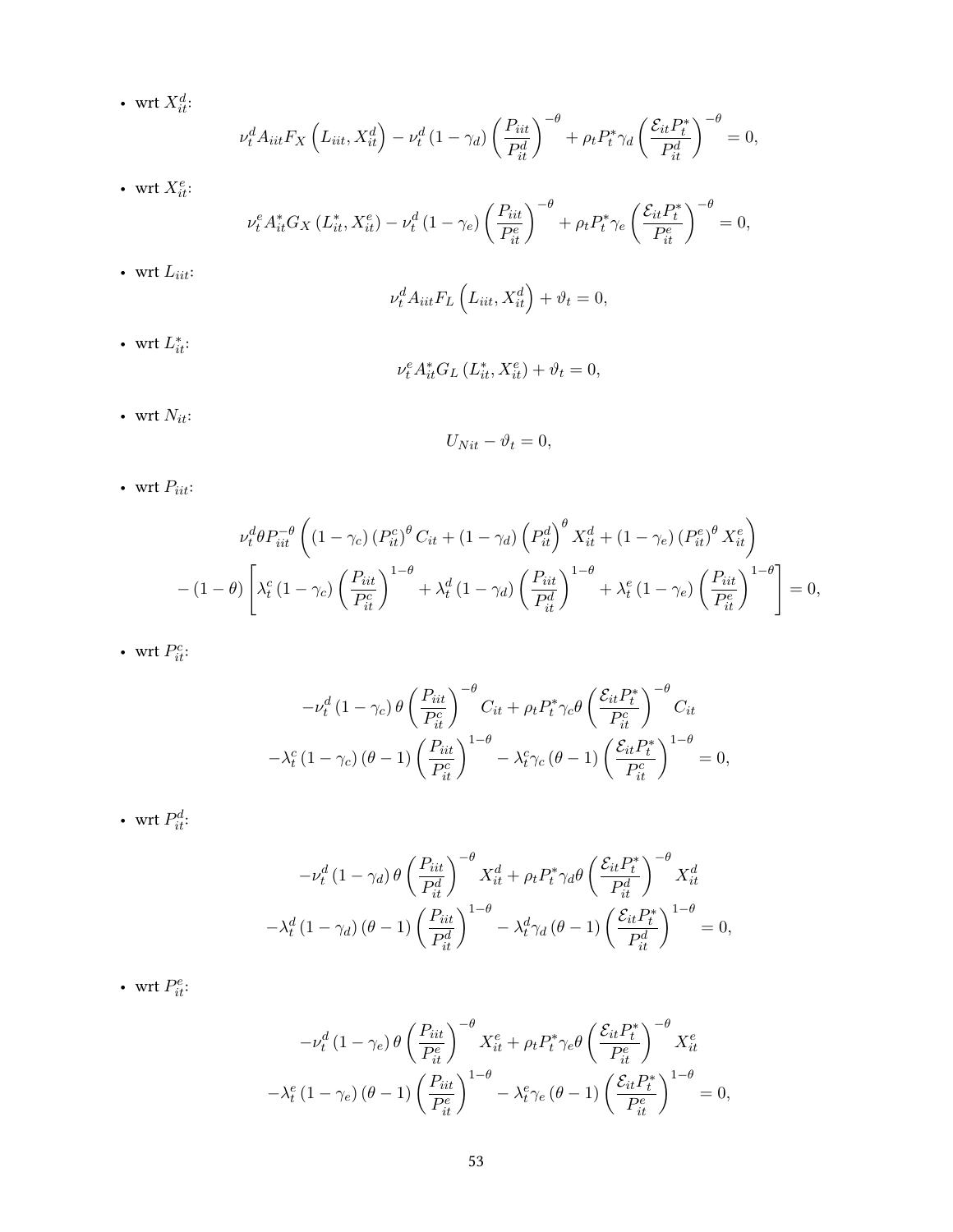- wrt $X^d_{it}$:

$$\nu^d_t A_{iit} F_X\left(L_{iit}, X^d_{it}\right) - \nu^d_t \left(1-\gamma_d\right)\left(\frac{P_{iit}}{P^d_{it}}\right)^{-\theta} + \rho_t P^*_t \gamma_d \left(\frac{\mathcal{E}_{it} P^*_t}{P^d_{it}}\right)^{-\theta} = 0,$$

- wrt $X^e_{it}$:

$$\nu^e_t A^*_{it} G_X\left(L^*_{it}, X^e_{it}\right) - \nu^d_t \left(1-\gamma_e\right)\left(\frac{P_{iit}}{P^e_{it}}\right)^{-\theta} + \rho_t P^*_t \gamma_e \left(\frac{\mathcal{E}_{it} P^*_t}{P^e_{it}}\right)^{-\theta} = 0,$$

- wrt $L_{iit}$:

$$\nu^d_t A_{iit} F_L\left(L_{iit}, X^d_{it}\right) + \vartheta_t = 0,$$

- wrt $L^*_{it}$:

$$\nu^e_t A^*_{it} G_L\left(L^*_{it}, X^e_{it}\right) + \vartheta_t = 0,$$

- wrt $N_{it}$:

$$U_{Nit} - \vartheta_t = 0,$$

- wrt $P_{iit}$:

$$\nu^d_t \theta P_{iit}^{-\theta}\left(\left(1-\gamma_c\right)\left(P^c_{it}\right)^{\theta} C_{it} + \left(1-\gamma_d\right)\left(P^d_{it}\right)^{\theta} X^d_{it} + \left(1-\gamma_e\right)\left(P^e_{it}\right)^{\theta} X^e_{it}\right)$$
$$-\left(1-\theta\right)\left[\lambda^c_t\left(1-\gamma_c\right)\left(\frac{P_{iit}}{P^c_{it}}\right)^{1-\theta} + \lambda^d_t\left(1-\gamma_d\right)\left(\frac{P_{iit}}{P^d_{it}}\right)^{1-\theta} + \lambda^e_t\left(1-\gamma_e\right)\left(\frac{P_{iit}}{P^e_{it}}\right)^{1-\theta}\right] = 0,$$

- wrt $P^c_{it}$:

$$-\nu^d_t\left(1-\gamma_c\right)\theta\left(\frac{P_{iit}}{P^c_{it}}\right)^{-\theta} C_{it} + \rho_t P^*_t \gamma_c \theta \left(\frac{\mathcal{E}_{it} P^*_t}{P^c_{it}}\right)^{-\theta} C_{it}$$
$$-\lambda^c_t\left(1-\gamma_c\right)\left(\theta-1\right)\left(\frac{P_{iit}}{P^c_{it}}\right)^{1-\theta} - \lambda^c_t \gamma_c \left(\theta-1\right)\left(\frac{\mathcal{E}_{it} P^*_t}{P^c_{it}}\right)^{1-\theta} = 0,$$

- wrt $P^d_{it}$:

$$-\nu^d_t\left(1-\gamma_d\right)\theta\left(\frac{P_{iit}}{P^d_{it}}\right)^{-\theta} X^d_{it} + \rho_t P^*_t \gamma_d \theta \left(\frac{\mathcal{E}_{it} P^*_t}{P^d_{it}}\right)^{-\theta} X^d_{it}$$
$$-\lambda^d_t\left(1-\gamma_d\right)\left(\theta-1\right)\left(\frac{P_{iit}}{P^d_{it}}\right)^{1-\theta} - \lambda^d_t \gamma_d \left(\theta-1\right)\left(\frac{\mathcal{E}_{it} P^*_t}{P^d_{it}}\right)^{1-\theta} = 0,$$

- wrt $P^e_{it}$:

$$-\nu^d_t\left(1-\gamma_e\right)\theta\left(\frac{P_{iit}}{P^e_{it}}\right)^{-\theta} X^e_{it} + \rho_t P^*_t \gamma_e \theta \left(\frac{\mathcal{E}_{it} P^*_t}{P^e_{it}}\right)^{-\theta} X^e_{it}$$
$$-\lambda^e_t\left(1-\gamma_e\right)\left(\theta-1\right)\left(\frac{P_{iit}}{P^e_{it}}\right)^{1-\theta} - \lambda^e_t \gamma_e \left(\theta-1\right)\left(\frac{\mathcal{E}_{it} P^*_t}{P^e_{it}}\right)^{1-\theta} = 0,$$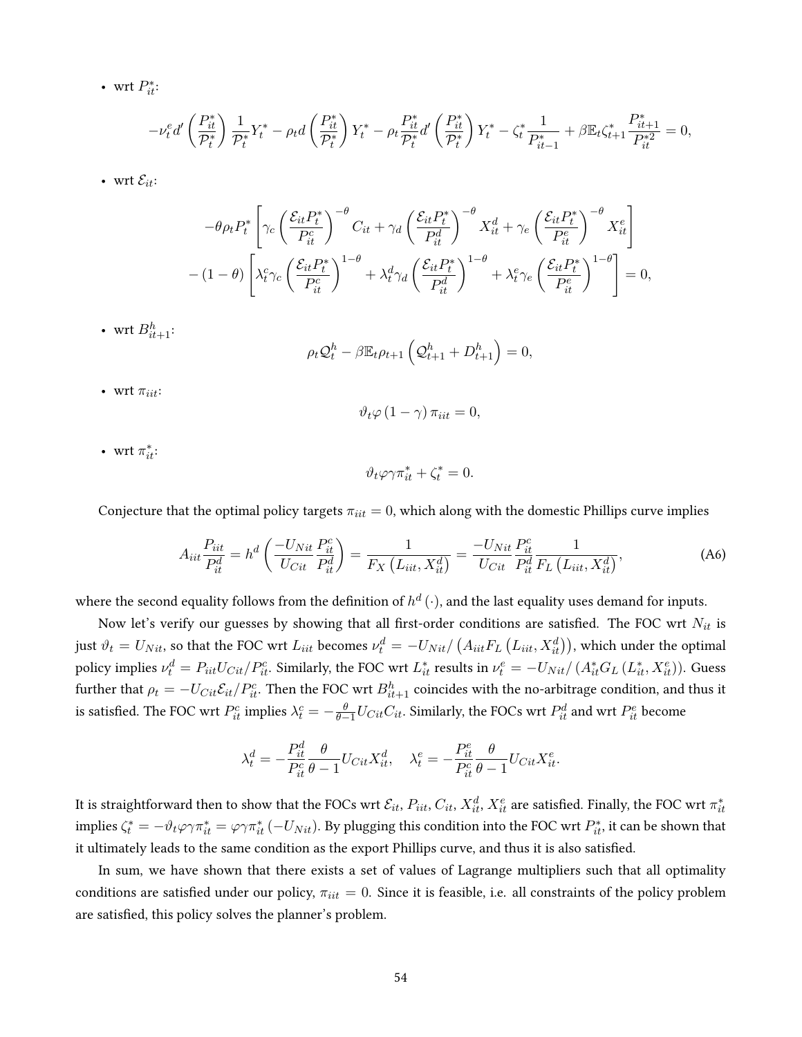- wrt $P^*_{it}$:

$$-\nu^e_t d'\left(\frac{P^*_{it}}{\mathcal{P}^*_t}\right)\frac{1}{\mathcal{P}^*_t}Y^*_t - \rho_t d\left(\frac{P^*_{it}}{\mathcal{P}^*_t}\right)Y^*_t - \rho_t\frac{P^*_{it}}{\mathcal{P}^*_t}d'\left(\frac{P^*_{it}}{\mathcal{P}^*_t}\right)Y^*_t - \zeta^*_t\frac{1}{P^*_{it-1}} + \beta\mathbb{E}_t\zeta^*_{t+1}\frac{P^*_{it+1}}{P^{*2}_{it}} = 0,$$

- wrt $\mathcal{E}_{it}$:

$$-\theta\rho_t P^*_t\left[\gamma_c\left(\frac{\mathcal{E}_{it}P^*_t}{P^c_{it}}\right)^{-\theta}C_{it} + \gamma_d\left(\frac{\mathcal{E}_{it}P^*_t}{P^d_{it}}\right)^{-\theta}X^d_{it} + \gamma_e\left(\frac{\mathcal{E}_{it}P^*_t}{P^e_{it}}\right)^{-\theta}X^e_{it}\right]$$
$$-(1-\theta)\left[\lambda^c_t\gamma_c\left(\frac{\mathcal{E}_{it}P^*_t}{P^c_{it}}\right)^{1-\theta} + \lambda^d_t\gamma_d\left(\frac{\mathcal{E}_{it}P^*_t}{P^d_{it}}\right)^{1-\theta} + \lambda^e_t\gamma_e\left(\frac{\mathcal{E}_{it}P^*_t}{P^e_{it}}\right)^{1-\theta}\right] = 0,$$

- wrt $B^h_{it+1}$:

$$\rho_t\mathcal{Q}^h_t - \beta\mathbb{E}_t\rho_{t+1}\left(\mathcal{Q}^h_{t+1} + D^h_{t+1}\right) = 0,$$

- wrt $\pi_{iit}$:

$$\vartheta_t\varphi(1-\gamma)\pi_{iit} = 0,$$

- wrt $\pi^*_{it}$:

$$\vartheta_t\varphi\gamma\pi^*_{it} + \zeta^*_t = 0.$$

Conjecture that the optimal policy targets $\pi_{iit} = 0$, which along with the domestic Phillips curve implies

$$A_{iit}\frac{P_{iit}}{P^d_{it}} = h^d\left(\frac{-U_{Nit}}{U_{Cit}}\frac{P^c_{it}}{P^d_{it}}\right) = \frac{1}{F_X\left(L_{iit}, X^d_{it}\right)} = \frac{-U_{Nit}}{U_{Cit}}\frac{P^c_{it}}{P^d_{it}}\frac{1}{F_L\left(L_{iit}, X^d_{it}\right)}, \tag{A6}$$

where the second equality follows from the definition of $h^d(\cdot)$, and the last equality uses demand for inputs.

Now let's verify our guesses by showing that all first-order conditions are satisfied. The FOC wrt $N_{it}$ is just $\vartheta_t = U_{Nit}$, so that the FOC wrt $L_{iit}$ becomes $\nu^d_t = -U_{Nit}/\left(A_{iit}F_L\left(L_{iit}, X^d_{it}\right)\right)$, which under the optimal policy implies $\nu^d_t = P_{iit}U_{Cit}/P^c_{it}$. Similarly, the FOC wrt $L^*_{it}$ results in $\nu^e_t = -U_{Nit}/\left(A^*_{it}G_L\left(L^*_{it}, X^e_{it}\right)\right)$. Guess further that $\rho_t = -U_{Cit}\mathcal{E}_{it}/P^c_{it}$. Then the FOC wrt $B^h_{it+1}$ coincides with the no-arbitrage condition, and thus it is satisfied. The FOC wrt $P^c_{it}$ implies $\lambda^c_t = -\frac{\theta}{\theta-1}U_{Cit}C_{it}$. Similarly, the FOCs wrt $P^d_{it}$ and wrt $P^e_{it}$ become

$$\lambda^d_t = -\frac{P^d_{it}}{P^c_{it}}\frac{\theta}{\theta-1}U_{Cit}X^d_{it}, \quad \lambda^e_t = -\frac{P^e_{it}}{P^c_{it}}\frac{\theta}{\theta-1}U_{Cit}X^e_{it}.$$

It is straightforward then to show that the FOCs wrt $\mathcal{E}_{it}$, $P_{iit}$, $C_{it}$, $X^d_{it}$, $X^e_{it}$ are satisfied. Finally, the FOC wrt $\pi^*_{it}$ implies $\zeta^*_t = -\vartheta_t\varphi\gamma\pi^*_{it} = \varphi\gamma\pi^*_{it}\left(-U_{Nit}\right)$. By plugging this condition into the FOC wrt $P^*_{it}$, it can be shown that it ultimately leads to the same condition as the export Phillips curve, and thus it is also satisfied.

In sum, we have shown that there exists a set of values of Lagrange multipliers such that all optimality conditions are satisfied under our policy, $\pi_{iit} = 0$. Since it is feasible, i.e. all constraints of the policy problem are satisfied, this policy solves the planner's problem.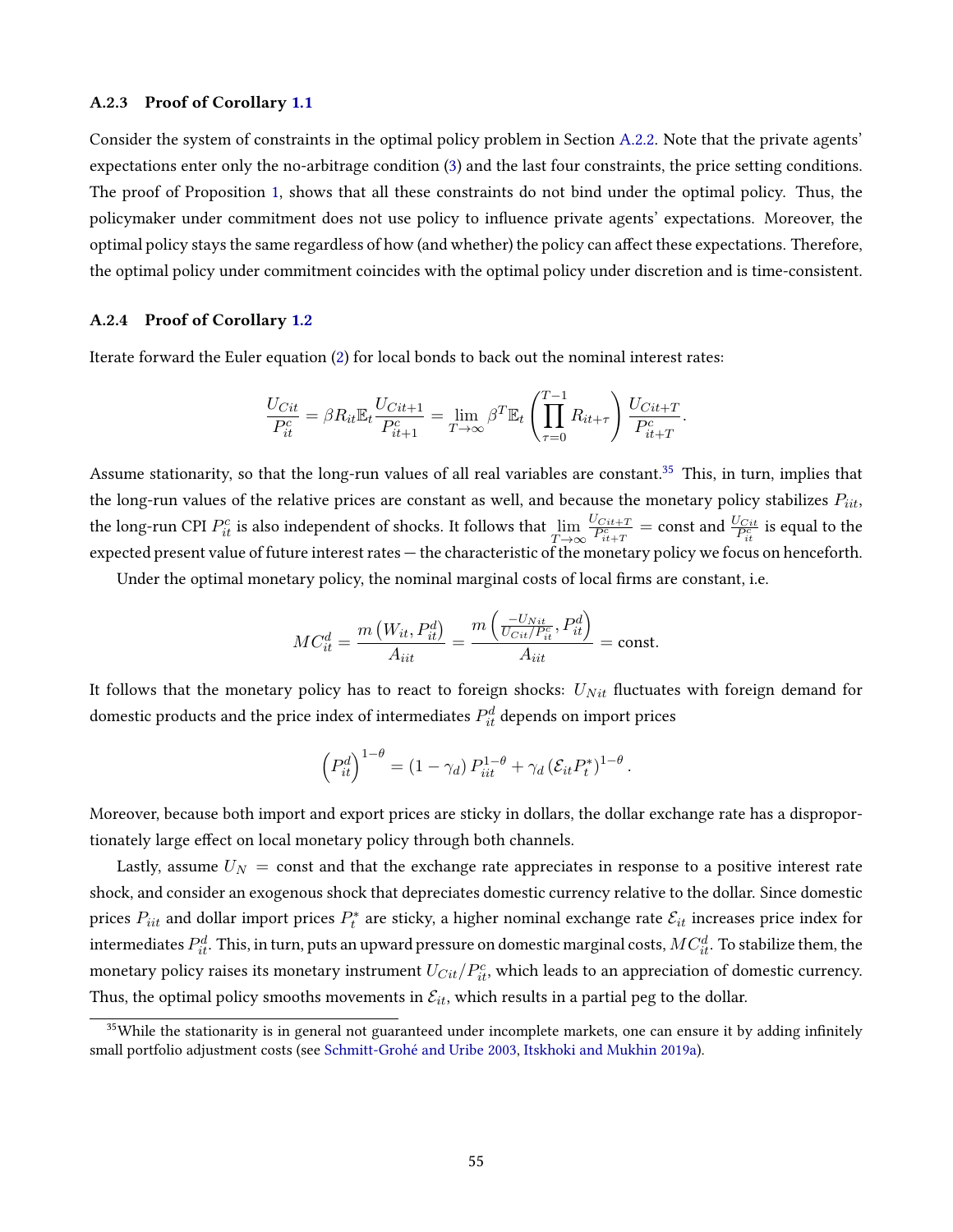### A.2.3 Proof of Corollary 1.1

Consider the system of constraints in the optimal policy problem in Section A.2.2. Note that the private agents' expectations enter only the no-arbitrage condition (3) and the last four constraints, the price setting conditions. The proof of Proposition 1, shows that all these constraints do not bind under the optimal policy. Thus, the policymaker under commitment does not use policy to influence private agents' expectations. Moreover, the optimal policy stays the same regardless of how (and whether) the policy can affect these expectations. Therefore, the optimal policy under commitment coincides with the optimal policy under discretion and is time-consistent.

### A.2.4 Proof of Corollary 1.2

Iterate forward the Euler equation (2) for local bonds to back out the nominal interest rates:

$$\frac{U_{Cit}}{P^c_{it}} = \beta R_{it} \mathbb{E}_t \frac{U_{Cit+1}}{P^c_{it+1}} = \lim_{T\to\infty} \beta^T \mathbb{E}_t \left( \prod_{\tau=0}^{T-1} R_{it+\tau} \right) \frac{U_{Cit+T}}{P^c_{it+T}}.$$

Assume stationarity, so that the long-run values of all real variables are constant.[35] This, in turn, implies that the long-run values of the relative prices are constant as well, and because the monetary policy stabilizes $P_{iit}$, the long-run CPI $P^c_{it}$ is also independent of shocks. It follows that $\lim_{T\to\infty} \frac{U_{Cit+T}}{P^c_{it+T}} = \text{const}$ and $\frac{U_{Cit}}{P^c_{it}}$ is equal to the expected present value of future interest rates — the characteristic of the monetary policy we focus on henceforth.

Under the optimal monetary policy, the nominal marginal costs of local firms are constant, i.e.

$$MC^d_{it} = \frac{m\left(W_{it}, P^d_{it}\right)}{A_{iit}} = \frac{m\left(\frac{-U_{Nit}}{U_{Cit}/P^c_{it}}, P^d_{it}\right)}{A_{iit}} = \text{const}.$$

It follows that the monetary policy has to react to foreign shocks: $U_{Nit}$ fluctuates with foreign demand for domestic products and the price index of intermediates $P^d_{it}$ depends on import prices

$$\left(P^d_{it}\right)^{1-\theta} = (1-\gamma_d) P^{1-\theta}_{iit} + \gamma_d \left(\mathcal{E}_{it} P^*_t\right)^{1-\theta}.$$

Moreover, because both import and export prices are sticky in dollars, the dollar exchange rate has a disproportionately large effect on local monetary policy through both channels.

Lastly, assume $U_N = \text{const}$ and that the exchange rate appreciates in response to a positive interest rate shock, and consider an exogenous shock that depreciates domestic currency relative to the dollar. Since domestic prices $P_{iit}$ and dollar import prices $P^*_t$ are sticky, a higher nominal exchange rate $\mathcal{E}_{it}$ increases price index for intermediates $P^d_{it}$. This, in turn, puts an upward pressure on domestic marginal costs, $MC^d_{it}$. To stabilize them, the monetary policy raises its monetary instrument $U_{Cit}/P^c_{it}$, which leads to an appreciation of domestic currency. Thus, the optimal policy smooths movements in $\mathcal{E}_{it}$, which results in a partial peg to the dollar.

[35] While the stationarity is in general not guaranteed under incomplete markets, one can ensure it by adding infinitely small portfolio adjustment costs (see Schmitt-Grohé and Uribe 2003, Itskhoki and Mukhin 2019a).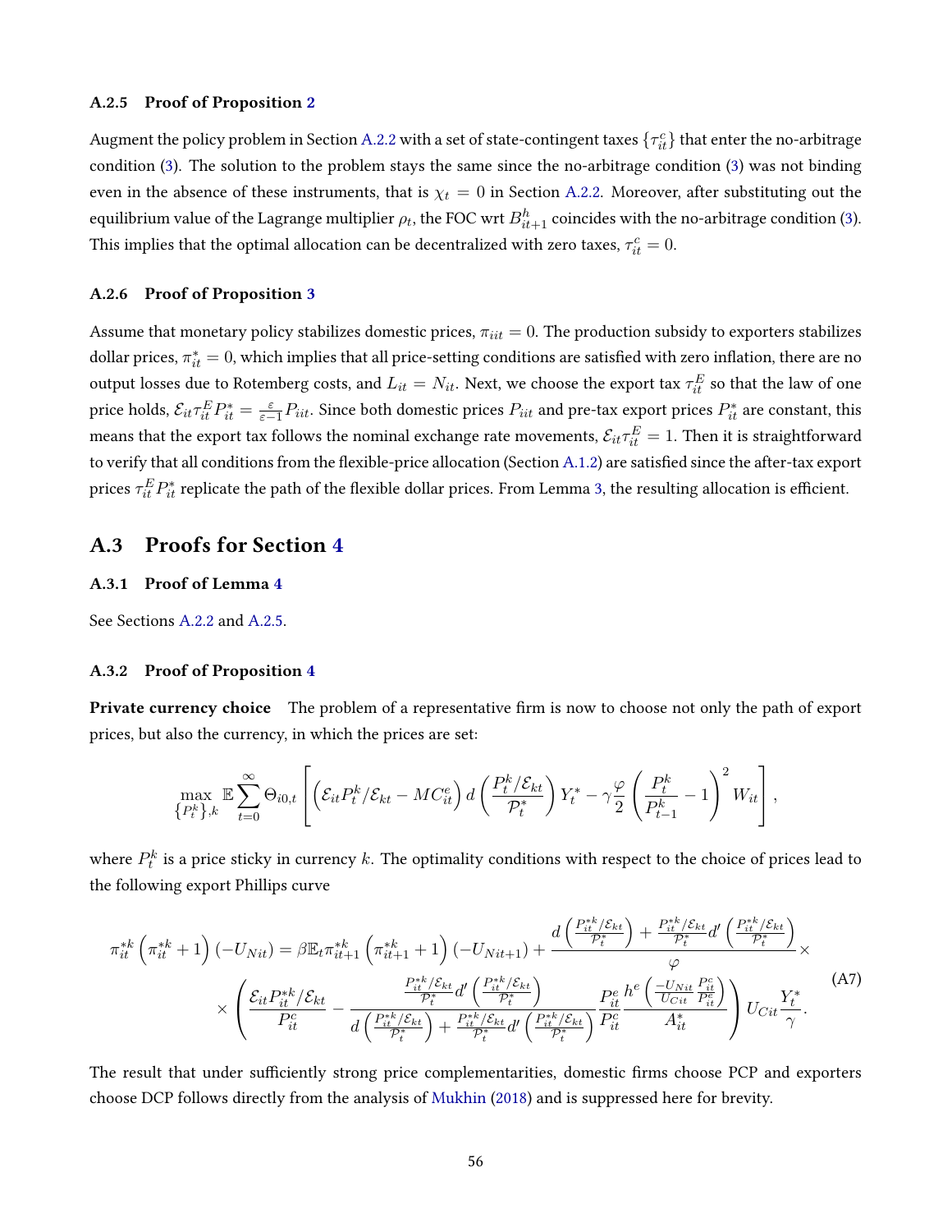### A.2.5 Proof of Proposition 2

Augment the policy problem in Section A.2.2 with a set of state-contingent taxes $\{\tau_{it}^c\}$ that enter the no-arbitrage condition (3). The solution to the problem stays the same since the no-arbitrage condition (3) was not binding even in the absence of these instruments, that is $\chi_t = 0$ in Section A.2.2. Moreover, after substituting out the equilibrium value of the Lagrange multiplier $\rho_t$, the FOC wrt $B_{it+1}^h$ coincides with the no-arbitrage condition (3). This implies that the optimal allocation can be decentralized with zero taxes, $\tau_{it}^c = 0$.

### A.2.6 Proof of Proposition 3

Assume that monetary policy stabilizes domestic prices, $\pi_{iit} = 0$. The production subsidy to exporters stabilizes dollar prices, $\pi_{it}^* = 0$, which implies that all price-setting conditions are satisfied with zero inflation, there are no output losses due to Rotemberg costs, and $L_{it} = N_{it}$. Next, we choose the export tax $\tau_{it}^E$ so that the law of one price holds, $\mathcal{E}_{it}\tau_{it}^E P_{it}^* = \frac{\varepsilon}{\varepsilon-1} P_{iit}$. Since both domestic prices $P_{iit}$ and pre-tax export prices $P_{it}^*$ are constant, this means that the export tax follows the nominal exchange rate movements, $\mathcal{E}_{it}\tau_{it}^E = 1$. Then it is straightforward to verify that all conditions from the flexible-price allocation (Section A.1.2) are satisfied since the after-tax export prices $\tau_{it}^E P_{it}^*$ replicate the path of the flexible dollar prices. From Lemma 3, the resulting allocation is efficient.

## A.3 Proofs for Section 4

### A.3.1 Proof of Lemma 4

See Sections A.2.2 and A.2.5.

### A.3.2 Proof of Proposition 4

**Private currency choice** The problem of a representative firm is now to choose not only the path of export prices, but also the currency, in which the prices are set:

$$
\max_{\{P_t^k\},k} \mathbb{E} \sum_{t=0}^{\infty} \Theta_{i0,t} \left[ \left( \mathcal{E}_{it} P_t^k / \mathcal{E}_{kt} - MC_{it}^e \right) d\left( \frac{P_t^k/\mathcal{E}_{kt}}{\mathcal{P}_t^*} \right) Y_t^* - \gamma \frac{\varphi}{2} \left( \frac{P_t^k}{P_{t-1}^k} - 1 \right)^2 W_{it} \right],
$$

where $P_t^k$ is a price sticky in currency $k$. The optimality conditions with respect to the choice of prices lead to the following export Phillips curve

$$
\begin{aligned}
\pi_{it}^{*k}\left(\pi_{it}^{*k}+1\right)(-U_{Nit}) = \beta \mathbb{E}_t \pi_{it+1}^{*k}\left(\pi_{it+1}^{*k}+1\right)(-U_{Nit+1}) + \frac{d\left(\frac{P_{it}^{*k}/\mathcal{E}_{kt}}{\mathcal{P}_t^*}\right) + \frac{P_{it}^{*k}/\mathcal{E}_{kt}}{\mathcal{P}_t^*} d'\left(\frac{P_{it}^{*k}/\mathcal{E}_{kt}}{\mathcal{P}_t^*}\right)}{\varphi} \times \\
\times \left( \frac{\mathcal{E}_{it} P_{it}^{*k}/\mathcal{E}_{kt}}{P_{it}^c} - \frac{\frac{P_{it}^{*k}/\mathcal{E}_{kt}}{\mathcal{P}_t^*} d'\left(\frac{P_{it}^{*k}/\mathcal{E}_{kt}}{\mathcal{P}_t^*}\right)}{d\left(\frac{P_{it}^{*k}/\mathcal{E}_{kt}}{\mathcal{P}_t^*}\right) + \frac{P_{it}^{*k}/\mathcal{E}_{kt}}{\mathcal{P}_t^*} d'\left(\frac{P_{it}^{*k}/\mathcal{E}_{kt}}{\mathcal{P}_t^*}\right)} \frac{P_{it}^e}{P_{it}^c} \frac{h^e\left(\frac{-U_{Nit}}{U_{Cit}} \frac{P_{it}^c}{P_{it}^e}\right)}{A_{it}^*} \right) U_{Cit} \frac{Y_t^*}{\gamma}.
\end{aligned} \tag{A7}
$$

The result that under sufficiently strong price complementarities, domestic firms choose PCP and exporters choose DCP follows directly from the analysis of Mukhin (2018) and is suppressed here for brevity.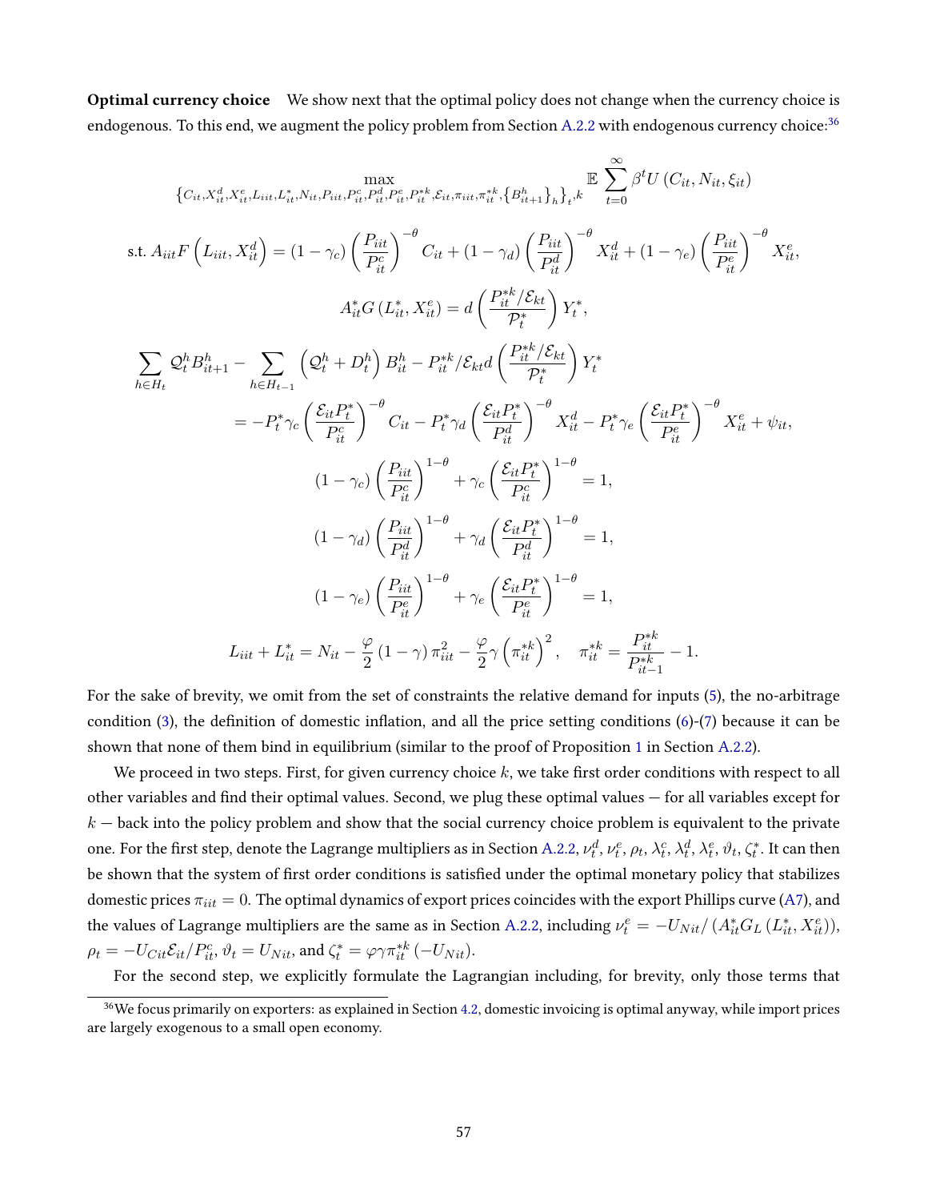**Optimal currency choice** We show next that the optimal policy does not change when the currency choice is endogenous. To this end, we augment the policy problem from Section A.2.2 with endogenous currency choice:[36]

$$\max_{\left\{C_{it}, X_{it}^d, X_{it}^e, L_{iit}, L_{it}^*, N_{it}, P_{iit}, P_{it}^c, P_{it}^d, P_{it}^e, P_{it}^{*k}, \mathcal{E}_{it}, \pi_{iit}, \pi_{it}^{*k}, \left\{B_{it+1}^h\right\}_h\right\}_t, k} \mathbb{E} \sum_{t=0}^{\infty} \beta^t U\left(C_{it}, N_{it}, \xi_{it}\right)$$

$$\text{s.t. } A_{iit} F\left(L_{iit}, X_{it}^d\right) = \left(1-\gamma_c\right)\left(\frac{P_{iit}}{P_{it}^c}\right)^{-\theta} C_{it} + \left(1-\gamma_d\right)\left(\frac{P_{iit}}{P_{it}^d}\right)^{-\theta} X_{it}^d + \left(1-\gamma_e\right)\left(\frac{P_{iit}}{P_{it}^e}\right)^{-\theta} X_{it}^e,$$

$$A_{it}^* G\left(L_{it}^*, X_{it}^e\right) = d\left(\frac{P_{it}^{*k}/\mathcal{E}_{kt}}{\mathcal{P}_t^*}\right) Y_t^*,$$

$$\sum_{h \in H_t} \mathcal{Q}_t^h B_{it+1}^h - \sum_{h \in H_{t-1}} \left(\mathcal{Q}_t^h + D_t^h\right) B_{it}^h - P_{it}^{*k}/\mathcal{E}_{kt} d\left(\frac{P_{it}^{*k}/\mathcal{E}_{kt}}{\mathcal{P}_t^*}\right) Y_t^*$$
$$= -P_t^* \gamma_c \left(\frac{\mathcal{E}_{it} P_t^*}{P_{it}^c}\right)^{-\theta} C_{it} - P_t^* \gamma_d \left(\frac{\mathcal{E}_{it} P_t^*}{P_{it}^d}\right)^{-\theta} X_{it}^d - P_t^* \gamma_e \left(\frac{\mathcal{E}_{it} P_t^*}{P_{it}^e}\right)^{-\theta} X_{it}^e + \psi_{it},$$

$$\left(1-\gamma_c\right)\left(\frac{P_{iit}}{P_{it}^c}\right)^{1-\theta} + \gamma_c \left(\frac{\mathcal{E}_{it} P_t^*}{P_{it}^c}\right)^{1-\theta} = 1,$$

$$\left(1-\gamma_d\right)\left(\frac{P_{iit}}{P_{it}^d}\right)^{1-\theta} + \gamma_d \left(\frac{\mathcal{E}_{it} P_t^*}{P_{it}^d}\right)^{1-\theta} = 1,$$

$$\left(1-\gamma_e\right)\left(\frac{P_{iit}}{P_{it}^e}\right)^{1-\theta} + \gamma_e \left(\frac{\mathcal{E}_{it} P_t^*}{P_{it}^e}\right)^{1-\theta} = 1,$$

$$L_{iit} + L_{it}^* = N_{it} - \frac{\varphi}{2}\left(1-\gamma\right)\pi_{iit}^2 - \frac{\varphi}{2}\gamma\left(\pi_{it}^{*k}\right)^2, \quad \pi_{it}^{*k} = \frac{P_{it}^{*k}}{P_{it-1}^{*k}} - 1.$$

For the sake of brevity, we omit from the set of constraints the relative demand for inputs (5), the no-arbitrage condition (3), the definition of domestic inflation, and all the price setting conditions (6)-(7) because it can be shown that none of them bind in equilibrium (similar to the proof of Proposition 1 in Section A.2.2).

We proceed in two steps. First, for given currency choice $k$, we take first order conditions with respect to all other variables and find their optimal values. Second, we plug these optimal values — for all variables except for $k$ — back into the policy problem and show that the social currency choice problem is equivalent to the private one. For the first step, denote the Lagrange multipliers as in Section A.2.2, $\nu_t^d$, $\nu_t^e$, $\rho_t$, $\lambda_t^c$, $\lambda_t^d$, $\lambda_t^e$, $\vartheta_t$, $\zeta_t^*$. It can then be shown that the system of first order conditions is satisfied under the optimal monetary policy that stabilizes domestic prices $\pi_{iit} = 0$. The optimal dynamics of export prices coincides with the export Phillips curve (A7), and the values of Lagrange multipliers are the same as in Section A.2.2, including $\nu_t^e = -U_{Nit}/\left(A_{it}^* G_L\left(L_{it}^*, X_{it}^e\right)\right)$, $\rho_t = -U_{Cit}\mathcal{E}_{it}/P_{it}^c$, $\vartheta_t = U_{Nit}$, and $\zeta_t^* = \varphi\gamma\pi_{it}^{*k}\left(-U_{Nit}\right)$.

For the second step, we explicitly formulate the Lagrangian including, for brevity, only those terms that

[36] We focus primarily on exporters: as explained in Section 4.2, domestic invoicing is optimal anyway, while import prices are largely exogenous to a small open economy.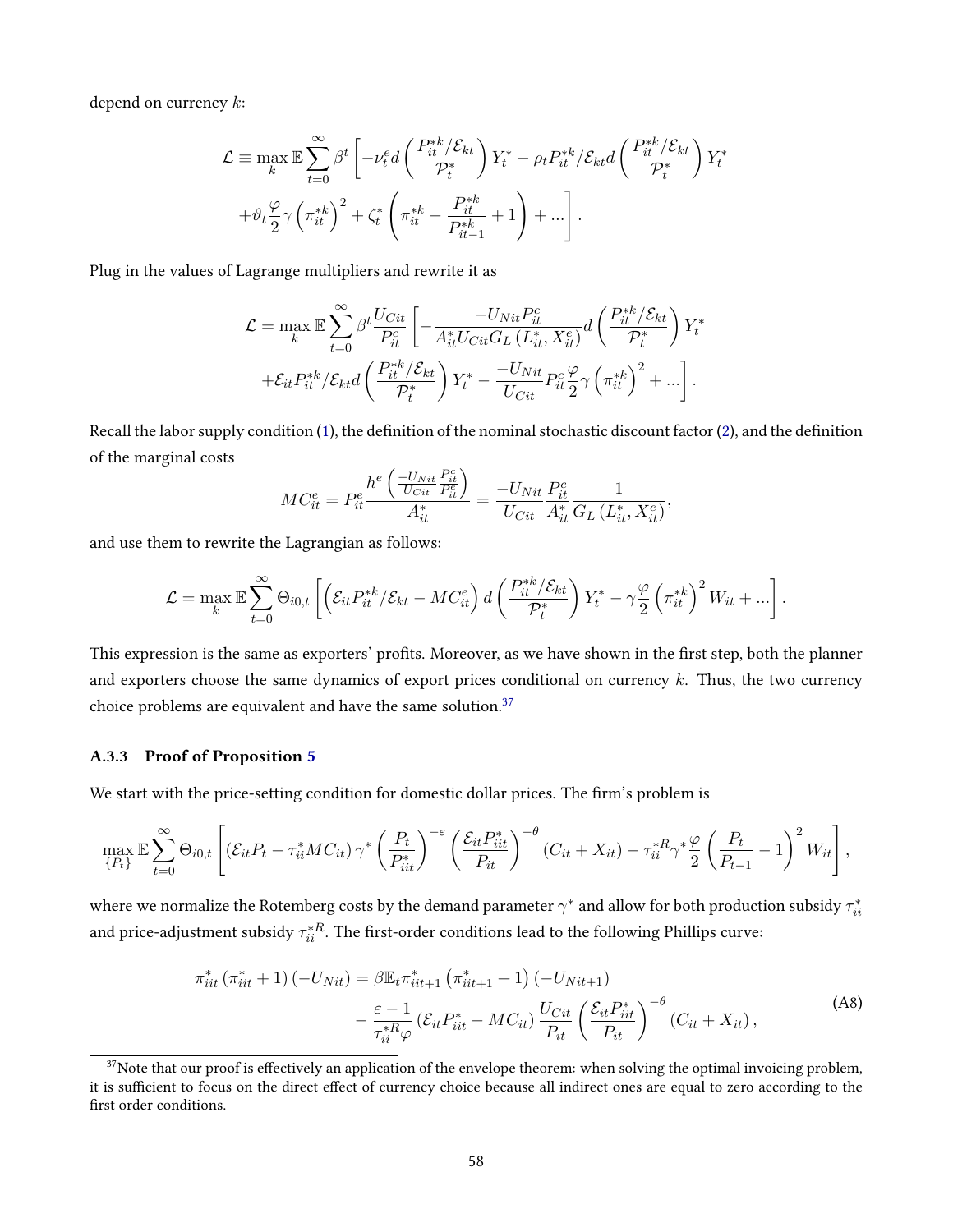depend on currency $k$:

$$
\mathcal{L} \equiv \max_k \mathbb{E} \sum_{t=0}^{\infty} \beta^t \left[ -\nu_t^e d\left( \frac{P_{it}^{*k}/\mathcal{E}_{kt}}{\mathcal{P}_t^*} \right) Y_t^* - \rho_t P_{it}^{*k}/\mathcal{E}_{kt} d\left( \frac{P_{it}^{*k}/\mathcal{E}_{kt}}{\mathcal{P}_t^*} \right) Y_t^* \right.
$$
$$
\left. + \vartheta_t \frac{\varphi}{2} \gamma \left( \pi_{it}^{*k} \right)^2 + \zeta_t^* \left( \pi_{it}^{*k} - \frac{P_{it}^{*k}}{P_{it-1}^{*k}} + 1 \right) + ... \right].
$$

Plug in the values of Lagrange multipliers and rewrite it as

$$
\mathcal{L} = \max_k \mathbb{E} \sum_{t=0}^{\infty} \beta^t \frac{U_{Cit}}{P_{it}^c} \left[ -\frac{-U_{Nit} P_{it}^c}{A_{it}^* U_{Cit} G_L(L_{it}^*, X_{it}^e)} d\left( \frac{P_{it}^{*k}/\mathcal{E}_{kt}}{\mathcal{P}_t^*} \right) Y_t^* \right.
$$
$$
\left. + \mathcal{E}_{it} P_{it}^{*k}/\mathcal{E}_{kt} d\left( \frac{P_{it}^{*k}/\mathcal{E}_{kt}}{\mathcal{P}_t^*} \right) Y_t^* - \frac{-U_{Nit}}{U_{Cit}} P_{it}^c \frac{\varphi}{2} \gamma \left( \pi_{it}^{*k} \right)^2 + ... \right].
$$

Recall the labor supply condition (1), the definition of the nominal stochastic discount factor (2), and the definition of the marginal costs

$$
MC_{it}^e = P_{it}^e \frac{h^e\left( \frac{-U_{Nit}}{U_{Cit}} \frac{P_{it}^c}{P_{it}^e} \right)}{A_{it}^*} = \frac{-U_{Nit}}{U_{Cit}} \frac{P_{it}^c}{A_{it}^*} \frac{1}{G_L(L_{it}^*, X_{it}^e)},
$$

and use them to rewrite the Lagrangian as follows:

$$
\mathcal{L} = \max_k \mathbb{E} \sum_{t=0}^{\infty} \Theta_{i0,t} \left[ \left( \mathcal{E}_{it} P_{it}^{*k}/\mathcal{E}_{kt} - MC_{it}^e \right) d\left( \frac{P_{it}^{*k}/\mathcal{E}_{kt}}{\mathcal{P}_t^*} \right) Y_t^* - \gamma \frac{\varphi}{2} \left( \pi_{it}^{*k} \right)^2 W_{it} + ... \right].
$$

This expression is the same as exporters' profits. Moreover, as we have shown in the first step, both the planner and exporters choose the same dynamics of export prices conditional on currency $k$. Thus, the two currency choice problems are equivalent and have the same solution.[37]

### A.3.3 Proof of Proposition 5

We start with the price-setting condition for domestic dollar prices. The firm's problem is

$$
\max_{\{P_t\}} \mathbb{E} \sum_{t=0}^{\infty} \Theta_{i0,t} \left[ \left( \mathcal{E}_{it} P_t - \tau_{ii}^* MC_{it} \right) \gamma^* \left( \frac{P_t}{P_{iit}^*} \right)^{-\varepsilon} \left( \frac{\mathcal{E}_{it} P_{iit}^*}{P_{it}} \right)^{-\theta} (C_{it} + X_{it}) - \tau_{ii}^{*R} \gamma^* \frac{\varphi}{2} \left( \frac{P_t}{P_{t-1}} - 1 \right)^2 W_{it} \right],
$$

where we normalize the Rotemberg costs by the demand parameter $\gamma^*$ and allow for both production subsidy $\tau_{ii}^*$ and price-adjustment subsidy $\tau_{ii}^{*R}$. The first-order conditions lead to the following Phillips curve:

$$
\pi_{iit}^* \left( \pi_{iit}^* + 1 \right) (-U_{Nit}) = \beta \mathbb{E}_t \pi_{iit+1}^* \left( \pi_{iit+1}^* + 1 \right) (-U_{Nit+1})
$$
$$
- \frac{\varepsilon - 1}{\tau_{ii}^{*R} \varphi} \left( \mathcal{E}_{it} P_{iit}^* - MC_{it} \right) \frac{U_{Cit}}{P_{it}} \left( \frac{\mathcal{E}_{it} P_{iit}^*}{P_{it}} \right)^{-\theta} (C_{it} + X_{it}), \tag{A8}
$$

[37] Note that our proof is effectively an application of the envelope theorem: when solving the optimal invoicing problem, it is sufficient to focus on the direct effect of currency choice because all indirect ones are equal to zero according to the first order conditions.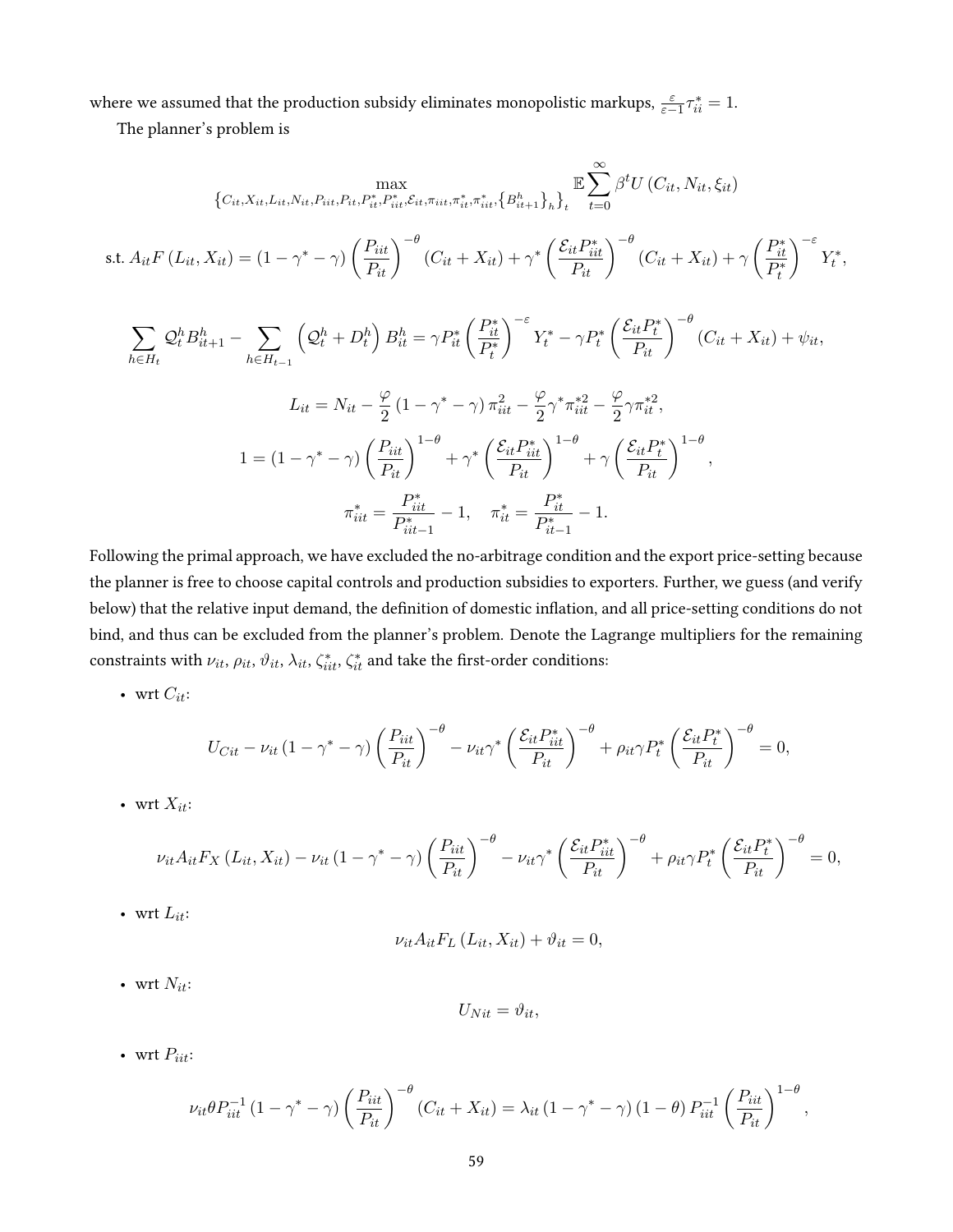where we assumed that the production subsidy eliminates monopolistic markups, $\frac{\varepsilon}{\varepsilon-1}\tau_{ii}^* = 1$.

The planner's problem is

$$\max_{\left\{C_{it}, X_{it}, L_{it}, N_{it}, P_{iit}, P_{it}, P_{it}^*, P_{iit}^*, \mathcal{E}_{it}, \pi_{iit}, \pi_{it}^*, \pi_{iit}^*, \left\{B_{it+1}^h\right\}_h\right\}_t} \mathbb{E}\sum_{t=0}^{\infty} \beta^t U\left(C_{it}, N_{it}, \xi_{it}\right)$$

$$\text{s.t. } A_{it}F\left(L_{it}, X_{it}\right) = \left(1-\gamma^*-\gamma\right)\left(\frac{P_{iit}}{P_{it}}\right)^{-\theta}\left(C_{it}+X_{it}\right) + \gamma^*\left(\frac{\mathcal{E}_{it}P_{iit}^*}{P_{it}}\right)^{-\theta}\left(C_{it}+X_{it}\right) + \gamma\left(\frac{P_{it}^*}{P_t^*}\right)^{-\varepsilon} Y_t^*,$$

$$\sum_{h\in H_t} \mathcal{Q}_t^h B_{it+1}^h - \sum_{h\in H_{t-1}}\left(\mathcal{Q}_t^h + D_t^h\right) B_{it}^h = \gamma P_{it}^*\left(\frac{P_{it}^*}{P_t^*}\right)^{-\varepsilon} Y_t^* - \gamma P_t^*\left(\frac{\mathcal{E}_{it}P_t^*}{P_{it}}\right)^{-\theta}\left(C_{it}+X_{it}\right) + \psi_{it},$$

$$L_{it} = N_{it} - \frac{\varphi}{2}\left(1-\gamma^*-\gamma\right)\pi_{iit}^2 - \frac{\varphi}{2}\gamma^*\pi_{iit}^{*2} - \frac{\varphi}{2}\gamma\pi_{it}^{*2},$$

$$1 = \left(1-\gamma^*-\gamma\right)\left(\frac{P_{iit}}{P_{it}}\right)^{1-\theta} + \gamma^*\left(\frac{\mathcal{E}_{it}P_{iit}^*}{P_{it}}\right)^{1-\theta} + \gamma\left(\frac{\mathcal{E}_{it}P_t^*}{P_{it}}\right)^{1-\theta},$$

$$\pi_{iit}^* = \frac{P_{iit}^*}{P_{iit-1}^*} - 1, \quad \pi_{it}^* = \frac{P_{it}^*}{P_{it-1}^*} - 1.$$

Following the primal approach, we have excluded the no-arbitrage condition and the export price-setting because the planner is free to choose capital controls and production subsidies to exporters. Further, we guess (and verify below) that the relative input demand, the definition of domestic inflation, and all price-setting conditions do not bind, and thus can be excluded from the planner's problem. Denote the Lagrange multipliers for the remaining constraints with $\nu_{it}$, $\rho_{it}$, $\vartheta_{it}$, $\lambda_{it}$, $\zeta_{iit}^*$, $\zeta_{it}^*$ and take the first-order conditions:

- wrt $C_{it}$:

$$U_{Cit} - \nu_{it}\left(1-\gamma^*-\gamma\right)\left(\frac{P_{iit}}{P_{it}}\right)^{-\theta} - \nu_{it}\gamma^*\left(\frac{\mathcal{E}_{it}P_{iit}^*}{P_{it}}\right)^{-\theta} + \rho_{it}\gamma P_t^*\left(\frac{\mathcal{E}_{it}P_t^*}{P_{it}}\right)^{-\theta} = 0,$$

- wrt $X_{it}$:

$$\nu_{it}A_{it}F_X\left(L_{it}, X_{it}\right) - \nu_{it}\left(1-\gamma^*-\gamma\right)\left(\frac{P_{iit}}{P_{it}}\right)^{-\theta} - \nu_{it}\gamma^*\left(\frac{\mathcal{E}_{it}P_{iit}^*}{P_{it}}\right)^{-\theta} + \rho_{it}\gamma P_t^*\left(\frac{\mathcal{E}_{it}P_t^*}{P_{it}}\right)^{-\theta} = 0,$$

- wrt $L_{it}$:

$$\nu_{it}A_{it}F_L\left(L_{it}, X_{it}\right) + \vartheta_{it} = 0,$$

- wrt $N_{it}$:

$$U_{Nit} = \vartheta_{it},$$

- wrt $P_{iit}$:

$$\nu_{it}\theta P_{iit}^{-1}\left(1-\gamma^*-\gamma\right)\left(\frac{P_{iit}}{P_{it}}\right)^{-\theta}\left(C_{it}+X_{it}\right) = \lambda_{it}\left(1-\gamma^*-\gamma\right)\left(1-\theta\right)P_{iit}^{-1}\left(\frac{P_{iit}}{P_{it}}\right)^{1-\theta},$$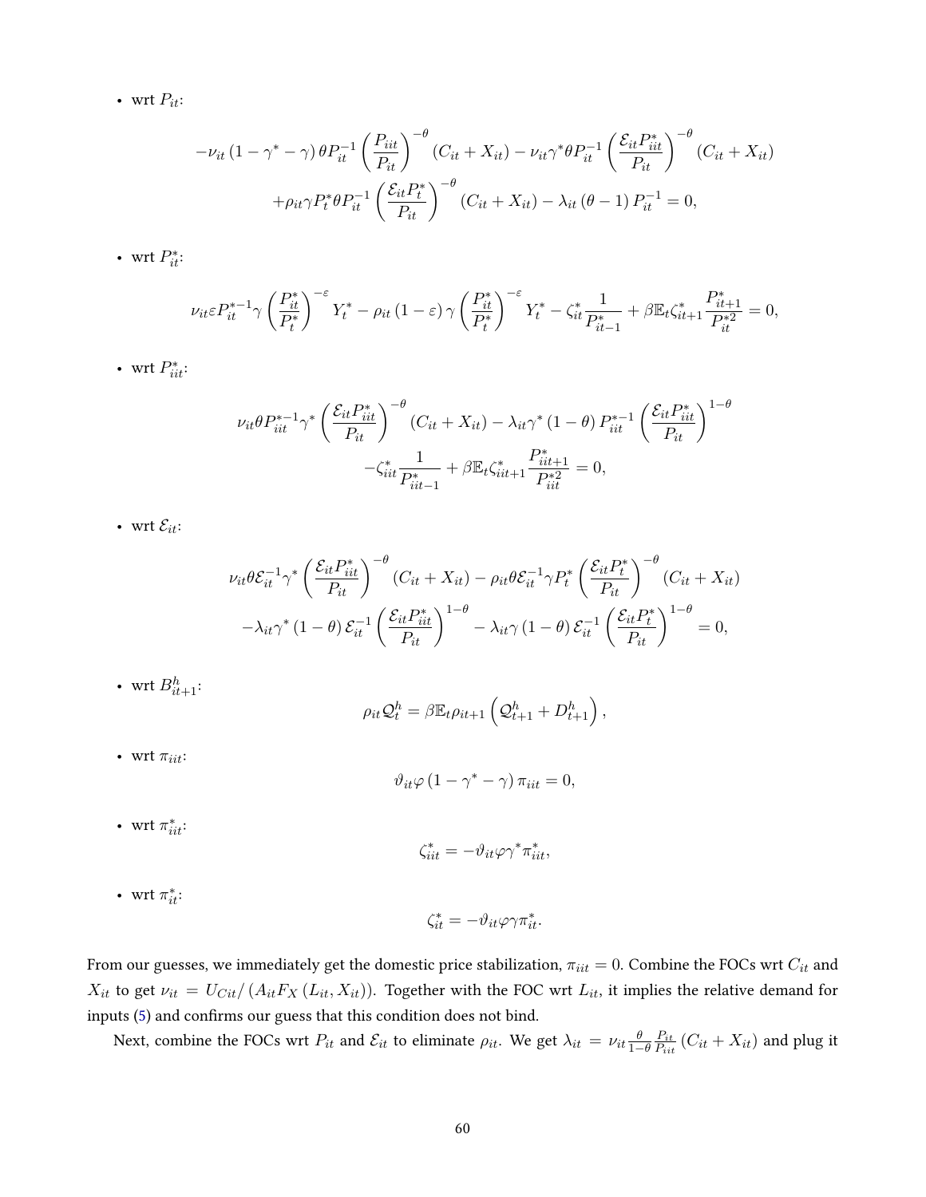- wrt $P_{it}$:

$$-\nu_{it}\left(1-\gamma^{*}-\gamma\right)\theta P_{it}^{-1}\left(\frac{P_{iit}}{P_{it}}\right)^{-\theta}\left(C_{it}+X_{it}\right)-\nu_{it}\gamma^{*}\theta P_{it}^{-1}\left(\frac{\mathcal{E}_{it}P_{iit}^{*}}{P_{it}}\right)^{-\theta}\left(C_{it}+X_{it}\right)$$
$$+\rho_{it}\gamma P_{t}^{*}\theta P_{it}^{-1}\left(\frac{\mathcal{E}_{it}P_{t}^{*}}{P_{it}}\right)^{-\theta}\left(C_{it}+X_{it}\right)-\lambda_{it}\left(\theta-1\right)P_{it}^{-1}=0,$$

- wrt $P_{it}^{*}$:

$$\nu_{it}\varepsilon P_{it}^{*-1}\gamma\left(\frac{P_{it}^{*}}{P_{t}^{*}}\right)^{-\varepsilon}Y_{t}^{*}-\rho_{it}\left(1-\varepsilon\right)\gamma\left(\frac{P_{it}^{*}}{P_{t}^{*}}\right)^{-\varepsilon}Y_{t}^{*}-\zeta_{it}^{*}\frac{1}{P_{it-1}^{*}}+\beta\mathbb{E}_{t}\zeta_{it+1}^{*}\frac{P_{it+1}^{*}}{P_{it}^{*2}}=0,$$

- wrt $P_{iit}^{*}$:

$$\nu_{it}\theta P_{iit}^{*-1}\gamma^{*}\left(\frac{\mathcal{E}_{it}P_{iit}^{*}}{P_{it}}\right)^{-\theta}\left(C_{it}+X_{it}\right)-\lambda_{it}\gamma^{*}\left(1-\theta\right)P_{iit}^{*-1}\left(\frac{\mathcal{E}_{it}P_{iit}^{*}}{P_{it}}\right)^{1-\theta}$$
$$-\zeta_{iit}^{*}\frac{1}{P_{iit-1}^{*}}+\beta\mathbb{E}_{t}\zeta_{iit+1}^{*}\frac{P_{iit+1}^{*}}{P_{iit}^{*2}}=0,$$

- wrt $\mathcal{E}_{it}$:

$$\nu_{it}\theta\mathcal{E}_{it}^{-1}\gamma^{*}\left(\frac{\mathcal{E}_{it}P_{iit}^{*}}{P_{it}}\right)^{-\theta}\left(C_{it}+X_{it}\right)-\rho_{it}\theta\mathcal{E}_{it}^{-1}\gamma P_{t}^{*}\left(\frac{\mathcal{E}_{it}P_{t}^{*}}{P_{it}}\right)^{-\theta}\left(C_{it}+X_{it}\right)$$
$$-\lambda_{it}\gamma^{*}\left(1-\theta\right)\mathcal{E}_{it}^{-1}\left(\frac{\mathcal{E}_{it}P_{iit}^{*}}{P_{it}}\right)^{1-\theta}-\lambda_{it}\gamma\left(1-\theta\right)\mathcal{E}_{it}^{-1}\left(\frac{\mathcal{E}_{it}P_{t}^{*}}{P_{it}}\right)^{1-\theta}=0,$$

- wrt $B_{it+1}^{h}$:

$$\rho_{it}\mathcal{Q}_{t}^{h}=\beta\mathbb{E}_{t}\rho_{it+1}\left(\mathcal{Q}_{t+1}^{h}+D_{t+1}^{h}\right),$$

- wrt $\pi_{iit}$:

$$\vartheta_{it}\varphi\left(1-\gamma^{*}-\gamma\right)\pi_{iit}=0,$$

- wrt $\pi_{iit}^{*}$:

$$\zeta_{iit}^{*}=-\vartheta_{it}\varphi\gamma^{*}\pi_{iit}^{*},$$

- wrt $\pi_{it}^{*}$:

$$\zeta_{it}^{*}=-\vartheta_{it}\varphi\gamma\pi_{it}^{*}.$$

From our guesses, we immediately get the domestic price stabilization, $\pi_{iit}=0$. Combine the FOCs wrt $C_{it}$ and $X_{it}$ to get $\nu_{it}=U_{Cit}/\left(A_{it}F_{X}\left(L_{it},X_{it}\right)\right)$. Together with the FOC wrt $L_{it}$, it implies the relative demand for inputs (5) and confirms our guess that this condition does not bind.

Next, combine the FOCs wrt $P_{it}$ and $\mathcal{E}_{it}$ to eliminate $\rho_{it}$. We get $\lambda_{it}=\nu_{it}\frac{\theta}{1-\theta}\frac{P_{it}}{P_{iit}}\left(C_{it}+X_{it}\right)$ and plug it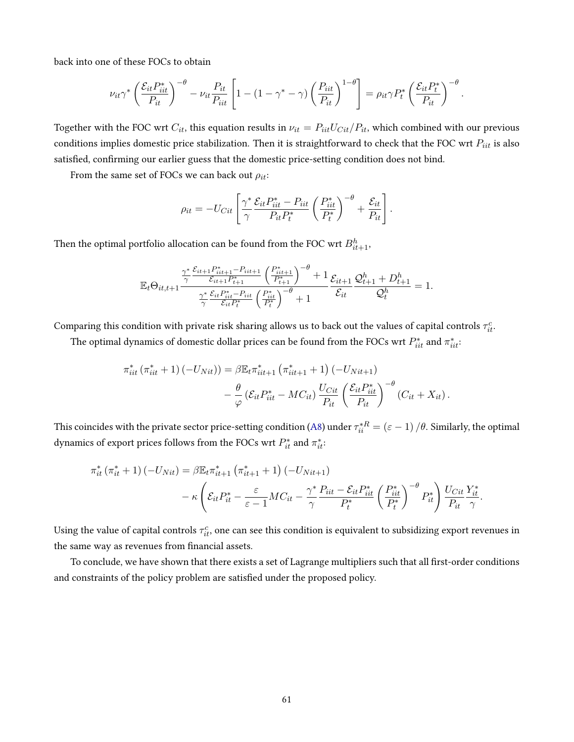back into one of these FOCs to obtain

$$\nu_{it}\gamma^*\left(\frac{\mathcal{E}_{it}P^*_{iit}}{P_{it}}\right)^{-\theta}-\nu_{it}\frac{P_{it}}{P_{iit}}\left[1-(1-\gamma^*-\gamma)\left(\frac{P_{iit}}{P_{it}}\right)^{1-\theta}\right]=\rho_{it}\gamma P^*_t\left(\frac{\mathcal{E}_{it}P^*_t}{P_{it}}\right)^{-\theta}.$$

Together with the FOC wrt $C_{it}$, this equation results in $\nu_{it}=P_{iit}U_{Cit}/P_{it}$, which combined with our previous conditions implies domestic price stabilization. Then it is straightforward to check that the FOC wrt $P_{iit}$ is also satisfied, confirming our earlier guess that the domestic price-setting condition does not bind.

From the same set of FOCs we can back out $\rho_{it}$:

$$\rho_{it}=-U_{Cit}\left[\frac{\gamma^*}{\gamma}\frac{\mathcal{E}_{it}P^*_{iit}-P_{iit}}{P_{it}P^*_t}\left(\frac{P^*_{iit}}{P^*_t}\right)^{-\theta}+\frac{\mathcal{E}_{it}}{P_{it}}\right].$$

Then the optimal portfolio allocation can be found from the FOC wrt $B^h_{it+1}$,

$$\mathbb{E}_t\Theta_{it,t+1}\frac{\frac{\gamma^*}{\gamma}\frac{\mathcal{E}_{it+1}P^*_{iit+1}-P_{iit+1}}{\mathcal{E}_{it+1}P^*_{t+1}}\left(\frac{P^*_{iit+1}}{P^*_{t+1}}\right)^{-\theta}+1}{\frac{\gamma^*}{\gamma}\frac{\mathcal{E}_{it}P^*_{iit}-P_{iit}}{\mathcal{E}_{it}P^*_t}\left(\frac{P^*_{iit}}{P^*_t}\right)^{-\theta}+1}\frac{\mathcal{E}_{it+1}}{\mathcal{E}_{it}}\frac{\mathcal{Q}^h_{t+1}+D^h_{t+1}}{\mathcal{Q}^h_t}=1.$$

Comparing this condition with private risk sharing allows us to back out the values of capital controls $\tau^c_{it}$.

The optimal dynamics of domestic dollar prices can be found from the FOCs wrt $P^*_{iit}$ and $\pi^*_{iit}$:

$$\begin{aligned}\pi^*_{iit}\left(\pi^*_{iit}+1\right)\left(-U_{Nit}\right))=&\ \beta\mathbb{E}_t\pi^*_{iit+1}\left(\pi^*_{iit+1}+1\right)\left(-U_{Nit+1}\right)\\&-\frac{\theta}{\varphi}\left(\mathcal{E}_{it}P^*_{iit}-MC_{it}\right)\frac{U_{Cit}}{P_{it}}\left(\frac{\mathcal{E}_{it}P^*_{iit}}{P_{it}}\right)^{-\theta}\left(C_{it}+X_{it}\right).\end{aligned}$$

This coincides with the private sector price-setting condition (A8) under $\tau^{*R}_{ii}=(\varepsilon-1)/\theta$. Similarly, the optimal dynamics of export prices follows from the FOCs wrt $P^*_{it}$ and $\pi^*_{it}$:

$$\begin{aligned}\pi^*_{it}\left(\pi^*_{it}+1\right)\left(-U_{Nit}\right)=&\ \beta\mathbb{E}_t\pi^*_{it+1}\left(\pi^*_{it+1}+1\right)\left(-U_{Nit+1}\right)\\&-\kappa\left(\mathcal{E}_{it}P^*_{it}-\frac{\varepsilon}{\varepsilon-1}MC_{it}-\frac{\gamma^*}{\gamma}\frac{P_{iit}-\mathcal{E}_{it}P^*_{iit}}{P^*_t}\left(\frac{P^*_{iit}}{P^*_t}\right)^{-\theta}P^*_{it}\right)\frac{U_{Cit}}{P_{it}}\frac{Y^*_{it}}{\gamma}.\end{aligned}$$

Using the value of capital controls $\tau^c_{it}$, one can see this condition is equivalent to subsidizing export revenues in the same way as revenues from financial assets.

To conclude, we have shown that there exists a set of Lagrange multipliers such that all first-order conditions and constraints of the policy problem are satisfied under the proposed policy.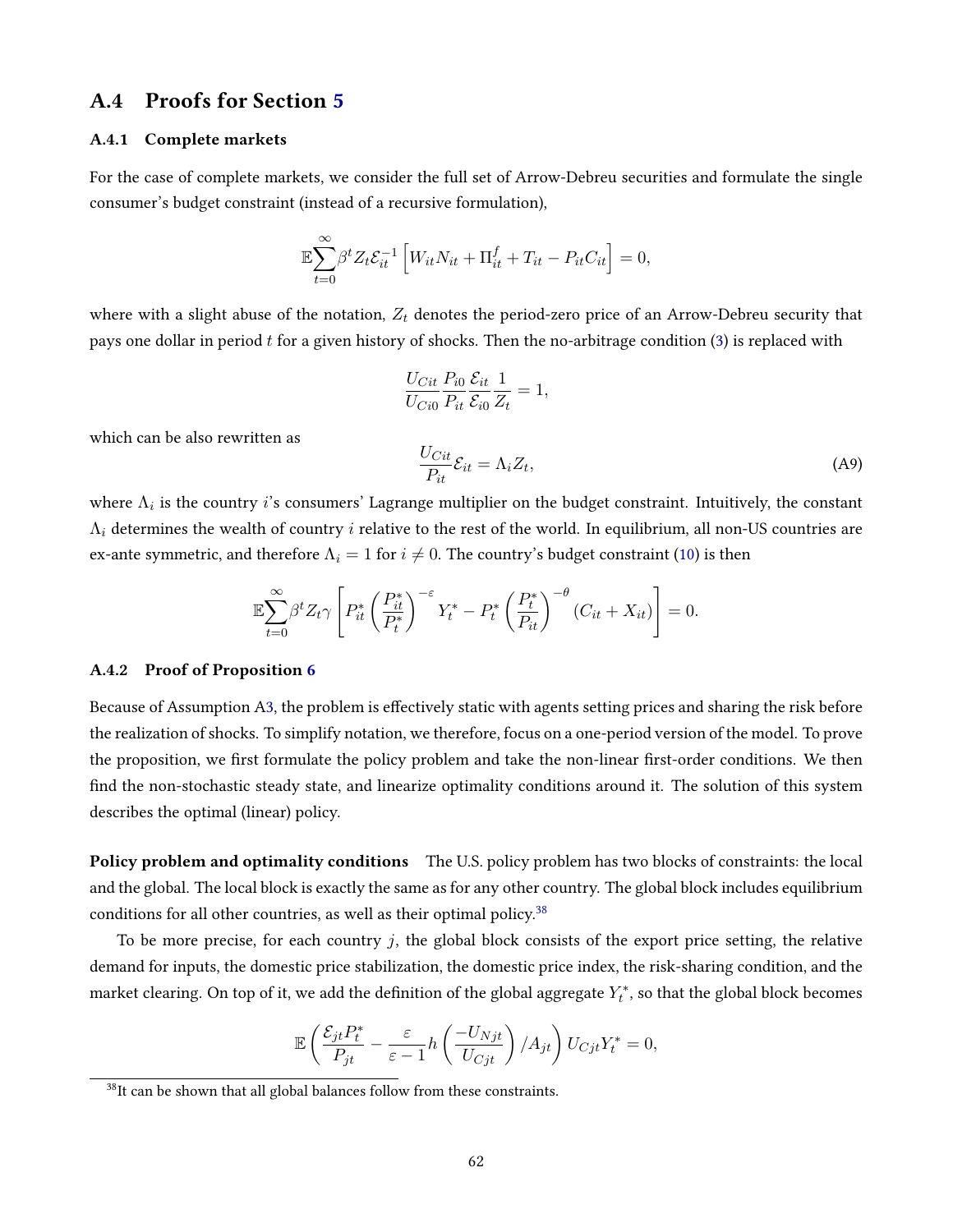## A.4 Proofs for Section 5

### A.4.1 Complete markets

For the case of complete markets, we consider the full set of Arrow-Debreu securities and formulate the single consumer's budget constraint (instead of a recursive formulation),

$$\mathbb{E}\sum_{t=0}^{\infty}\beta^t Z_t \mathcal{E}_{it}^{-1}\left[W_{it}N_{it} + \Pi_{it}^f + T_{it} - P_{it}C_{it}\right] = 0,$$

where with a slight abuse of the notation, $Z_t$ denotes the period-zero price of an Arrow-Debreu security that pays one dollar in period $t$ for a given history of shocks. Then the no-arbitrage condition (3) is replaced with

$$\frac{U_{Cit}}{U_{Ci0}}\frac{P_{i0}}{P_{it}}\frac{\mathcal{E}_{it}}{\mathcal{E}_{i0}}\frac{1}{Z_t} = 1,$$

which can be also rewritten as

$$\frac{U_{Cit}}{P_{it}}\mathcal{E}_{it} = \Lambda_i Z_t, \tag{A9}$$

where $\Lambda_i$ is the country $i$'s consumers' Lagrange multiplier on the budget constraint. Intuitively, the constant $\Lambda_i$ determines the wealth of country $i$ relative to the rest of the world. In equilibrium, all non-US countries are ex-ante symmetric, and therefore $\Lambda_i = 1$ for $i \neq 0$. The country's budget constraint (10) is then

$$\mathbb{E}\sum_{t=0}^{\infty}\beta^t Z_t \gamma\left[P_{it}^*\left(\frac{P_{it}^*}{P_t^*}\right)^{-\varepsilon} Y_t^* - P_t^*\left(\frac{P_t^*}{P_{it}}\right)^{-\theta}(C_{it} + X_{it})\right] = 0.$$

### A.4.2 Proof of Proposition 6

Because of Assumption A3, the problem is effectively static with agents setting prices and sharing the risk before the realization of shocks. To simplify notation, we therefore, focus on a one-period version of the model. To prove the proposition, we first formulate the policy problem and take the non-linear first-order conditions. We then find the non-stochastic steady state, and linearize optimality conditions around it. The solution of this system describes the optimal (linear) policy.

**Policy problem and optimality conditions** The U.S. policy problem has two blocks of constraints: the local and the global. The local block is exactly the same as for any other country. The global block includes equilibrium conditions for all other countries, as well as their optimal policy.[38]

To be more precise, for each country $j$, the global block consists of the export price setting, the relative demand for inputs, the domestic price stabilization, the domestic price index, the risk-sharing condition, and the market clearing. On top of it, we add the definition of the global aggregate $Y_t^*$, so that the global block becomes

$$\mathbb{E}\left(\frac{\mathcal{E}_{jt}P_t^*}{P_{jt}} - \frac{\varepsilon}{\varepsilon-1}h\left(\frac{-U_{Njt}}{U_{Cjt}}\right)/A_{jt}\right)U_{Cjt}Y_t^* = 0,$$

[38] It can be shown that all global balances follow from these constraints.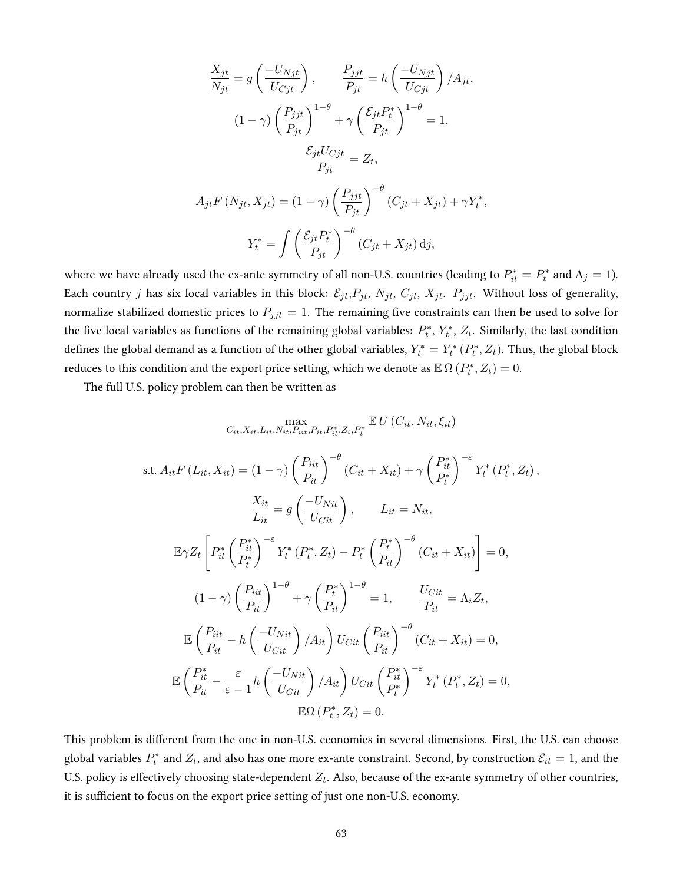$$\frac{X_{jt}}{N_{jt}} = g\left(\frac{-U_{Njt}}{U_{Cjt}}\right), \qquad \frac{P_{jjt}}{P_{jt}} = h\left(\frac{-U_{Njt}}{U_{Cjt}}\right)/A_{jt},$$

$$(1-\gamma)\left(\frac{P_{jjt}}{P_{jt}}\right)^{1-\theta} + \gamma\left(\frac{\mathcal{E}_{jt}P_t^*}{P_{jt}}\right)^{1-\theta} = 1,$$

$$\frac{\mathcal{E}_{jt}U_{Cjt}}{P_{jt}} = Z_t,$$

$$A_{jt}F\left(N_{jt}, X_{jt}\right) = (1-\gamma)\left(\frac{P_{jjt}}{P_{jt}}\right)^{-\theta}\left(C_{jt} + X_{jt}\right) + \gamma Y_t^*,$$

$$Y_t^* = \int \left(\frac{\mathcal{E}_{jt}P_t^*}{P_{jt}}\right)^{-\theta}\left(C_{jt} + X_{jt}\right)\mathrm{d}j,$$

where we have already used the ex-ante symmetry of all non-U.S. countries (leading to $P_{it}^* = P_t^*$ and $\Lambda_j = 1$). Each country $j$ has six local variables in this block: $\mathcal{E}_{jt}$,$P_{jt}$, $N_{jt}$, $C_{jt}$, $X_{jt}$. $P_{jjt}$. Without loss of generality, normalize stabilized domestic prices to $P_{jjt} = 1$. The remaining five constraints can then be used to solve for the five local variables as functions of the remaining global variables: $P_t^*$, $Y_t^*$, $Z_t$. Similarly, the last condition defines the global demand as a function of the other global variables, $Y_t^* = Y_t^*\left(P_t^*, Z_t\right)$. Thus, the global block reduces to this condition and the export price setting, which we denote as $\mathbb{E}\,\Omega\left(P_t^*, Z_t\right) = 0$.

The full U.S. policy problem can then be written as

$$\max_{C_{it},X_{it},L_{it},N_{it},P_{iit},P_{it},P_{it}^*,Z_t,P_t^*} \mathbb{E}\,U\left(C_{it}, N_{it}, \xi_{it}\right)$$

$$\text{s.t. } A_{it}F\left(L_{it}, X_{it}\right) = (1-\gamma)\left(\frac{P_{iit}}{P_{it}}\right)^{-\theta}\left(C_{it} + X_{it}\right) + \gamma\left(\frac{P_{it}^*}{P_t^*}\right)^{-\varepsilon} Y_t^*\left(P_t^*, Z_t\right),$$

$$\frac{X_{it}}{L_{it}} = g\left(\frac{-U_{Nit}}{U_{Cit}}\right), \qquad L_{it} = N_{it},$$

$$\mathbb{E}\gamma Z_t\left[P_{it}^*\left(\frac{P_{it}^*}{P_t^*}\right)^{-\varepsilon} Y_t^*\left(P_t^*, Z_t\right) - P_t^*\left(\frac{P_t^*}{P_{it}}\right)^{-\theta}\left(C_{it} + X_{it}\right)\right] = 0,$$

$$(1-\gamma)\left(\frac{P_{iit}}{P_{it}}\right)^{1-\theta} + \gamma\left(\frac{P_t^*}{P_{it}}\right)^{1-\theta} = 1, \qquad \frac{U_{Cit}}{P_{it}} = \Lambda_i Z_t,$$

$$\mathbb{E}\left(\frac{P_{iit}}{P_{it}} - h\left(\frac{-U_{Nit}}{U_{Cit}}\right)/A_{it}\right)U_{Cit}\left(\frac{P_{iit}}{P_{it}}\right)^{-\theta}\left(C_{it} + X_{it}\right) = 0,$$

$$\mathbb{E}\left(\frac{P_{it}^*}{P_{it}} - \frac{\varepsilon}{\varepsilon-1}h\left(\frac{-U_{Nit}}{U_{Cit}}\right)/A_{it}\right)U_{Cit}\left(\frac{P_{it}^*}{P_t^*}\right)^{-\varepsilon} Y_t^*\left(P_t^*, Z_t\right) = 0,$$

$$\mathbb{E}\Omega\left(P_t^*, Z_t\right) = 0.$$

This problem is different from the one in non-U.S. economies in several dimensions. First, the U.S. can choose global variables $P_t^*$ and $Z_t$, and also has one more ex-ante constraint. Second, by construction $\mathcal{E}_{it} = 1$, and the U.S. policy is effectively choosing state-dependent $Z_t$. Also, because of the ex-ante symmetry of other countries, it is sufficient to focus on the export price setting of just one non-U.S. economy.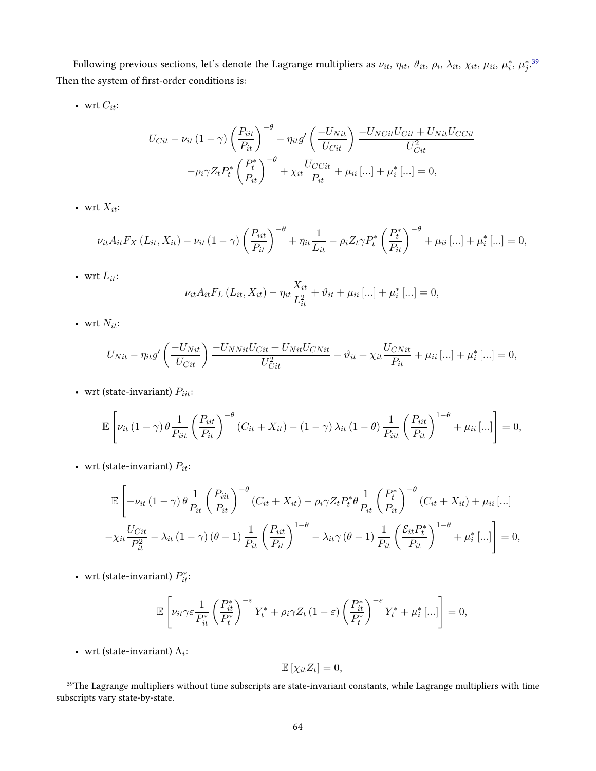Following previous sections, let's denote the Lagrange multipliers as $\nu_{it}$, $\eta_{it}$, $\vartheta_{it}$, $\rho_i$, $\lambda_{it}$, $\chi_{it}$, $\mu_{ii}$, $\mu_i^*$, $\mu_j^*$.[39] Then the system of first-order conditions is:

- wrt $C_{it}$:

$$U_{Cit} - \nu_{it}(1-\gamma)\left(\frac{P_{iit}}{P_{it}}\right)^{-\theta} - \eta_{it} g'\left(\frac{-U_{Nit}}{U_{Cit}}\right)\frac{-U_{NCit}U_{Cit} + U_{Nit}U_{CCit}}{U_{Cit}^2}$$
$$-\rho_i \gamma Z_t P_t^* \left(\frac{P_t^*}{P_{it}}\right)^{-\theta} + \chi_{it}\frac{U_{CCit}}{P_{it}} + \mu_{ii}[...] + \mu_i^*[...] = 0,$$

- wrt $X_{it}$:

$$\nu_{it} A_{it} F_X(L_{it}, X_{it}) - \nu_{it}(1-\gamma)\left(\frac{P_{iit}}{P_{it}}\right)^{-\theta} + \eta_{it}\frac{1}{L_{it}} - \rho_i Z_t \gamma P_t^* \left(\frac{P_t^*}{P_{it}}\right)^{-\theta} + \mu_{ii}[...] + \mu_i^*[...] = 0,$$

- wrt $L_{it}$:

$$\nu_{it} A_{it} F_L(L_{it}, X_{it}) - \eta_{it}\frac{X_{it}}{L_{it}^2} + \vartheta_{it} + \mu_{ii}[...] + \mu_i^*[...] = 0,$$

- wrt $N_{it}$:

$$U_{Nit} - \eta_{it} g'\left(\frac{-U_{Nit}}{U_{Cit}}\right)\frac{-U_{NNit}U_{Cit} + U_{Nit}U_{CNit}}{U_{Cit}^2} - \vartheta_{it} + \chi_{it}\frac{U_{CNit}}{P_{it}} + \mu_{ii}[...] + \mu_i^*[...] = 0,$$

- wrt (state-invariant) $P_{iit}$:

$$\mathbb{E}\left[\nu_{it}(1-\gamma)\theta\frac{1}{P_{iit}}\left(\frac{P_{iit}}{P_{it}}\right)^{-\theta}(C_{it} + X_{it}) - (1-\gamma)\lambda_{it}(1-\theta)\frac{1}{P_{iit}}\left(\frac{P_{iit}}{P_{it}}\right)^{1-\theta} + \mu_{ii}[...]\right] = 0,$$

- wrt (state-invariant) $P_{it}$:

$$\mathbb{E}\Bigg[-\nu_{it}(1-\gamma)\theta\frac{1}{P_{it}}\left(\frac{P_{iit}}{P_{it}}\right)^{-\theta}(C_{it} + X_{it}) - \rho_i \gamma Z_t P_t^* \theta \frac{1}{P_{it}}\left(\frac{P_t^*}{P_{it}}\right)^{-\theta}(C_{it} + X_{it}) + \mu_{ii}[...]$$
$$-\chi_{it}\frac{U_{Cit}}{P_{it}^2} - \lambda_{it}(1-\gamma)(\theta-1)\frac{1}{P_{it}}\left(\frac{P_{iit}}{P_{it}}\right)^{1-\theta} - \lambda_{it}\gamma(\theta-1)\frac{1}{P_{it}}\left(\frac{\mathcal{E}_{it}P_t^*}{P_{it}}\right)^{1-\theta} + \mu_i^*[...]\Bigg] = 0,$$

- wrt (state-invariant) $P_{it}^*$:

$$\mathbb{E}\left[\nu_{it}\gamma\varepsilon\frac{1}{P_{it}^*}\left(\frac{P_{it}^*}{P_t^*}\right)^{-\varepsilon} Y_t^* + \rho_i \gamma Z_t(1-\varepsilon)\left(\frac{P_{it}^*}{P_t^*}\right)^{-\varepsilon} Y_t^* + \mu_i^*[...]\right] = 0,$$

- wrt (state-invariant) $\Lambda_i$:

$$\mathbb{E}[\chi_{it} Z_t] = 0,$$

[39] The Lagrange multipliers without time subscripts are state-invariant constants, while Lagrange multipliers with time subscripts vary state-by-state.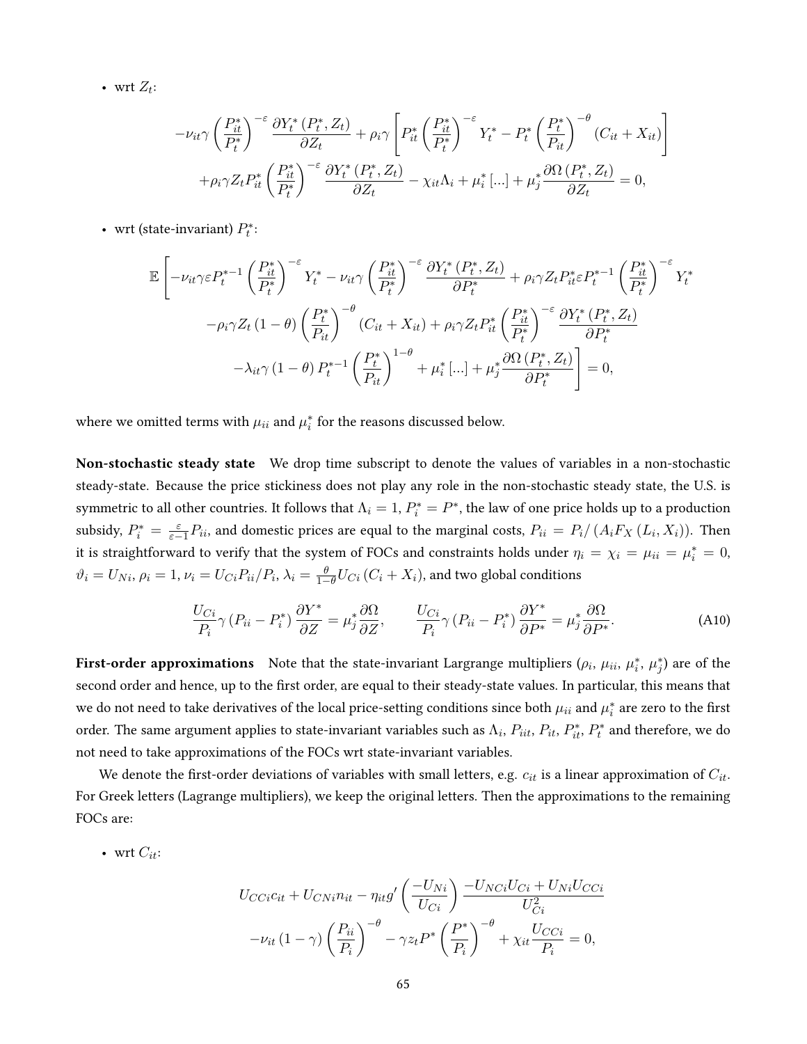- wrt $Z_t$:

$$
-\nu_{it}\gamma\left(\frac{P_{it}^*}{P_t^*}\right)^{-\varepsilon}\frac{\partial Y_t^*\left(P_t^*,Z_t\right)}{\partial Z_t}+\rho_i\gamma\left[P_{it}^*\left(\frac{P_{it}^*}{P_t^*}\right)^{-\varepsilon}Y_t^*-P_t^*\left(\frac{P_t^*}{P_{it}}\right)^{-\theta}\left(C_{it}+X_{it}\right)\right]
$$
$$
+\rho_i\gamma Z_t P_{it}^*\left(\frac{P_{it}^*}{P_t^*}\right)^{-\varepsilon}\frac{\partial Y_t^*\left(P_t^*,Z_t\right)}{\partial Z_t}-\chi_{it}\Lambda_i+\mu_i^*\left[...\right]+\mu_j^*\frac{\partial\Omega\left(P_t^*,Z_t\right)}{\partial Z_t}=0,
$$

- wrt (state-invariant) $P_t^*$:

$$
\mathbb{E}\left[-\nu_{it}\gamma\varepsilon P_t^{*-1}\left(\frac{P_{it}^*}{P_t^*}\right)^{-\varepsilon}Y_t^*-\nu_{it}\gamma\left(\frac{P_{it}^*}{P_t^*}\right)^{-\varepsilon}\frac{\partial Y_t^*\left(P_t^*,Z_t\right)}{\partial P_t^*}+\rho_i\gamma Z_t P_{it}^*\varepsilon P_t^{*-1}\left(\frac{P_{it}^*}{P_t^*}\right)^{-\varepsilon}Y_t^*\right.
$$
$$
-\rho_i\gamma Z_t\left(1-\theta\right)\left(\frac{P_t^*}{P_{it}}\right)^{-\theta}\left(C_{it}+X_{it}\right)+\rho_i\gamma Z_t P_{it}^*\left(\frac{P_{it}^*}{P_t^*}\right)^{-\varepsilon}\frac{\partial Y_t^*\left(P_t^*,Z_t\right)}{\partial P_t^*}
$$
$$
\left.-\lambda_{it}\gamma\left(1-\theta\right)P_t^{*-1}\left(\frac{P_t^*}{P_{it}}\right)^{1-\theta}+\mu_i^*\left[...\right]+\mu_j^*\frac{\partial\Omega\left(P_t^*,Z_t\right)}{\partial P_t^*}\right]=0,
$$

where we omitted terms with $\mu_{ii}$ and $\mu_i^*$ for the reasons discussed below.

**Non-stochastic steady state** We drop time subscript to denote the values of variables in a non-stochastic steady-state. Because the price stickiness does not play any role in the non-stochastic steady state, the U.S. is symmetric to all other countries. It follows that $\Lambda_i = 1$, $P_i^* = P^*$, the law of one price holds up to a production subsidy, $P_i^* = \frac{\varepsilon}{\varepsilon-1}P_{ii}$, and domestic prices are equal to the marginal costs, $P_{ii} = P_i/\left(A_i F_X\left(L_i, X_i\right)\right)$. Then it is straightforward to verify that the system of FOCs and constraints holds under $\eta_i = \chi_i = \mu_{ii} = \mu_i^* = 0$, $\vartheta_i = U_{Ni}$, $\rho_i = 1$, $\nu_i = U_{Ci}P_{ii}/P_i$, $\lambda_i = \frac{\theta}{1-\theta}U_{Ci}\left(C_i + X_i\right)$, and two global conditions

$$
\frac{U_{Ci}}{P_i}\gamma\left(P_{ii}-P_i^*\right)\frac{\partial Y^*}{\partial Z}=\mu_j^*\frac{\partial\Omega}{\partial Z},\qquad\frac{U_{Ci}}{P_i}\gamma\left(P_{ii}-P_i^*\right)\frac{\partial Y^*}{\partial P^*}=\mu_j^*\frac{\partial\Omega}{\partial P^*}.\tag{A10}
$$

**First-order approximations** Note that the state-invariant Largrange multipliers ($\rho_i$, $\mu_{ii}$, $\mu_i^*$, $\mu_j^*$) are of the second order and hence, up to the first order, are equal to their steady-state values. In particular, this means that we do not need to take derivatives of the local price-setting conditions since both $\mu_{ii}$ and $\mu_i^*$ are zero to the first order. The same argument applies to state-invariant variables such as $\Lambda_i$, $P_{iit}$, $P_{it}$, $P_{it}^*$, $P_t^*$ and therefore, we do not need to take approximations of the FOCs wrt state-invariant variables.

We denote the first-order deviations of variables with small letters, e.g. $c_{it}$ is a linear approximation of $C_{it}$. For Greek letters (Lagrange multipliers), we keep the original letters. Then the approximations to the remaining FOCs are:

- wrt $C_{it}$:

$$
U_{CCi}c_{it}+U_{CNi}n_{it}-\eta_{it}g'\left(\frac{-U_{Ni}}{U_{Ci}}\right)\frac{-U_{NCi}U_{Ci}+U_{Ni}U_{CCi}}{U_{Ci}^2}
$$
$$
-\nu_{it}\left(1-\gamma\right)\left(\frac{P_{ii}}{P_i}\right)^{-\theta}-\gamma z_t P^*\left(\frac{P^*}{P_i}\right)^{-\theta}+\chi_{it}\frac{U_{CCi}}{P_i}=0,
$$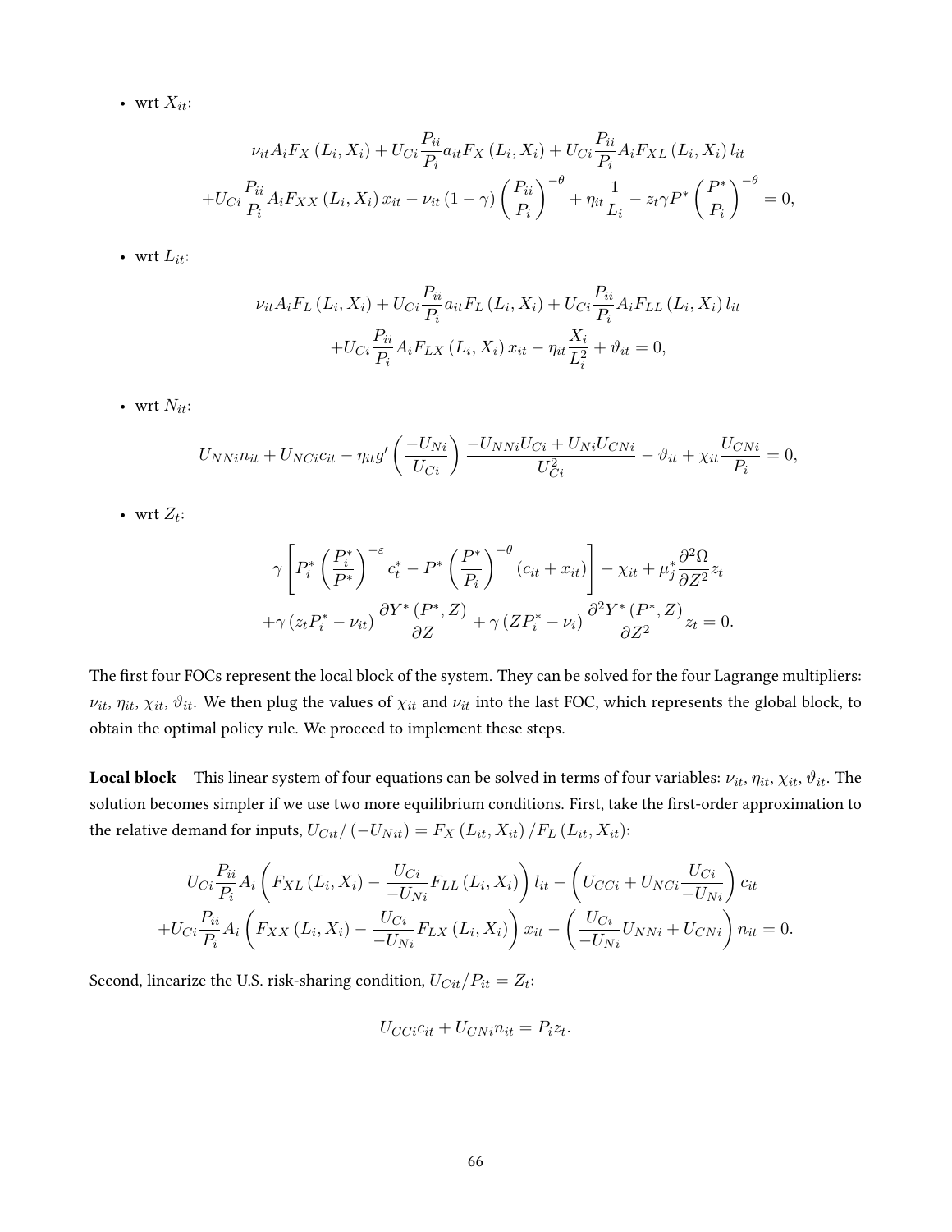- wrt $X_{it}$:

$$
\nu_{it} A_i F_X (L_i, X_i) + U_{Ci} \frac{P_{ii}}{P_i} a_{it} F_X (L_i, X_i) + U_{Ci} \frac{P_{ii}}{P_i} A_i F_{XL} (L_i, X_i) l_{it}
$$

$$
+ U_{Ci} \frac{P_{ii}}{P_i} A_i F_{XX} (L_i, X_i) x_{it} - \nu_{it} (1 - \gamma) \left( \frac{P_{ii}}{P_i} \right)^{-\theta} + \eta_{it} \frac{1}{L_i} - z_t \gamma P^* \left( \frac{P^*}{P_i} \right)^{-\theta} = 0,
$$

- wrt $L_{it}$:

$$
\nu_{it} A_i F_L (L_i, X_i) + U_{Ci} \frac{P_{ii}}{P_i} a_{it} F_L (L_i, X_i) + U_{Ci} \frac{P_{ii}}{P_i} A_i F_{LL} (L_i, X_i) l_{it}
$$

$$
+ U_{Ci} \frac{P_{ii}}{P_i} A_i F_{LX} (L_i, X_i) x_{it} - \eta_{it} \frac{X_i}{L_i^2} + \vartheta_{it} = 0,
$$

- wrt $N_{it}$:

$$
U_{NNi} n_{it} + U_{NCi} c_{it} - \eta_{it} g' \left( \frac{-U_{Ni}}{U_{Ci}} \right) \frac{-U_{NNi} U_{Ci} + U_{Ni} U_{CNi}}{U_{Ci}^2} - \vartheta_{it} + \chi_{it} \frac{U_{CNi}}{P_i} = 0,
$$

- wrt $Z_t$:

$$
\gamma \left[ P_i^* \left( \frac{P_i^*}{P^*} \right)^{-\varepsilon} c_t^* - P^* \left( \frac{P^*}{P_i} \right)^{-\theta} (c_{it} + x_{it}) \right] - \chi_{it} + \mu_j^* \frac{\partial^2 \Omega}{\partial Z^2} z_t
$$

$$
+ \gamma (z_t P_i^* - \nu_{it}) \frac{\partial Y^* (P^*, Z)}{\partial Z} + \gamma (Z P_i^* - \nu_i) \frac{\partial^2 Y^* (P^*, Z)}{\partial Z^2} z_t = 0.
$$

The first four FOCs represent the local block of the system. They can be solved for the four Lagrange multipliers: $\nu_{it}$, $\eta_{it}$, $\chi_{it}$, $\vartheta_{it}$. We then plug the values of $\chi_{it}$ and $\nu_{it}$ into the last FOC, which represents the global block, to obtain the optimal policy rule. We proceed to implement these steps.

**Local block** This linear system of four equations can be solved in terms of four variables: $\nu_{it}$, $\eta_{it}$, $\chi_{it}$, $\vartheta_{it}$. The solution becomes simpler if we use two more equilibrium conditions. First, take the first-order approximation to the relative demand for inputs, $U_{Cit}/(-U_{Nit}) = F_X (L_{it}, X_{it}) / F_L (L_{it}, X_{it})$:

$$
U_{Ci} \frac{P_{ii}}{P_i} A_i \left( F_{XL} (L_i, X_i) - \frac{U_{Ci}}{-U_{Ni}} F_{LL} (L_i, X_i) \right) l_{it} - \left( U_{CCi} + U_{NCi} \frac{U_{Ci}}{-U_{Ni}} \right) c_{it}
$$

$$
+ U_{Ci} \frac{P_{ii}}{P_i} A_i \left( F_{XX} (L_i, X_i) - \frac{U_{Ci}}{-U_{Ni}} F_{LX} (L_i, X_i) \right) x_{it} - \left( \frac{U_{Ci}}{-U_{Ni}} U_{NNi} + U_{CNi} \right) n_{it} = 0.
$$

Second, linearize the U.S. risk-sharing condition, $U_{Cit}/P_{it} = Z_t$:

$$
U_{CCi} c_{it} + U_{CNi} n_{it} = P_i z_t.
$$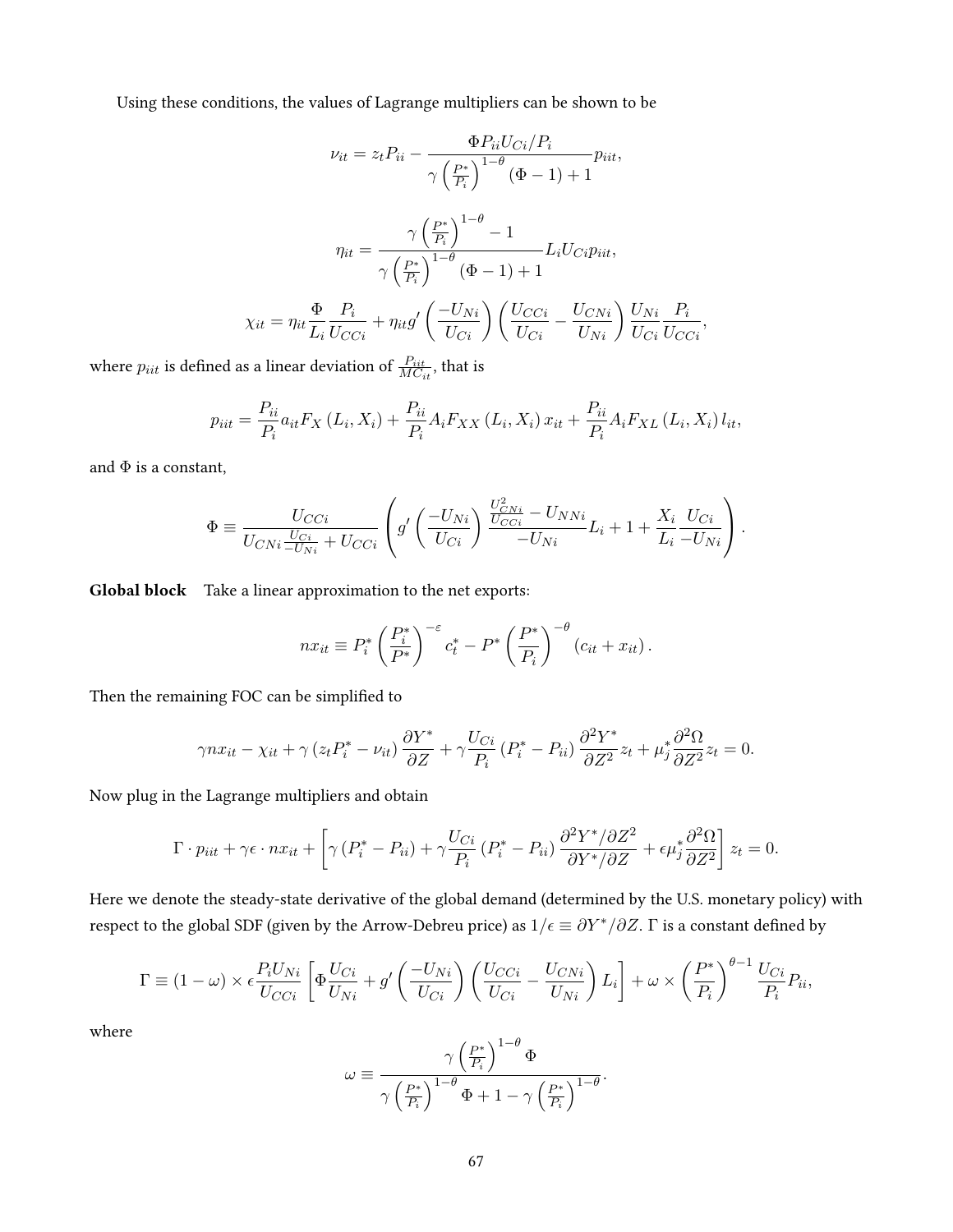Using these conditions, the values of Lagrange multipliers can be shown to be

$$\nu_{it} = z_t P_{ii} - \frac{\Phi P_{ii} U_{Ci}/P_i}{\gamma \left(\frac{P^*}{P_i}\right)^{1-\theta} (\Phi - 1) + 1} p_{iit},$$

$$\eta_{it} = \frac{\gamma \left(\frac{P^*}{P_i}\right)^{1-\theta} - 1}{\gamma \left(\frac{P^*}{P_i}\right)^{1-\theta} (\Phi - 1) + 1} L_i U_{Ci} p_{iit},$$

$$\chi_{it} = \eta_{it} \frac{\Phi}{L_i} \frac{P_i}{U_{CCi}} + \eta_{it} g' \left(\frac{-U_{Ni}}{U_{Ci}}\right) \left(\frac{U_{CCi}}{U_{Ci}} - \frac{U_{CNi}}{U_{Ni}}\right) \frac{U_{Ni}}{U_{Ci}} \frac{P_i}{U_{CCi}},$$

where $p_{iit}$ is defined as a linear deviation of $\frac{P_{iit}}{MC_{it}}$, that is

$$p_{iit} = \frac{P_{ii}}{P_i} a_{it} F_X (L_i, X_i) + \frac{P_{ii}}{P_i} A_i F_{XX} (L_i, X_i) x_{it} + \frac{P_{ii}}{P_i} A_i F_{XL} (L_i, X_i) l_{it},$$

and $\Phi$ is a constant,

$$\Phi \equiv \frac{U_{CCi}}{U_{CNi} \frac{U_{Ci}}{-U_{Ni}} + U_{CCi}} \left( g' \left(\frac{-U_{Ni}}{U_{Ci}}\right) \frac{\frac{U_{CNi}^2}{U_{CCi}} - U_{NNi}}{-U_{Ni}} L_i + 1 + \frac{X_i}{L_i} \frac{U_{Ci}}{-U_{Ni}} \right).$$

**Global block** Take a linear approximation to the net exports:

$$nx_{it} \equiv P_i^* \left(\frac{P_i^*}{P^*}\right)^{-\varepsilon} c_t^* - P^* \left(\frac{P^*}{P_i}\right)^{-\theta} (c_{it} + x_{it}).$$

Then the remaining FOC can be simplified to

$$\gamma nx_{it} - \chi_{it} + \gamma (z_t P_i^* - \nu_{it}) \frac{\partial Y^*}{\partial Z} + \gamma \frac{U_{Ci}}{P_i} (P_i^* - P_{ii}) \frac{\partial^2 Y^*}{\partial Z^2} z_t + \mu_j^* \frac{\partial^2 \Omega}{\partial Z^2} z_t = 0.$$

Now plug in the Lagrange multipliers and obtain

$$\Gamma \cdot p_{iit} + \gamma \epsilon \cdot nx_{it} + \left[ \gamma (P_i^* - P_{ii}) + \gamma \frac{U_{Ci}}{P_i} (P_i^* - P_{ii}) \frac{\partial^2 Y^* / \partial Z^2}{\partial Y^* / \partial Z} + \epsilon \mu_j^* \frac{\partial^2 \Omega}{\partial Z^2} \right] z_t = 0.$$

Here we denote the steady-state derivative of the global demand (determined by the U.S. monetary policy) with respect to the global SDF (given by the Arrow-Debreu price) as $1/\epsilon \equiv \partial Y^* / \partial Z$. $\Gamma$ is a constant defined by

$$\Gamma \equiv (1 - \omega) \times \epsilon \frac{P_i U_{Ni}}{U_{CCi}} \left[ \Phi \frac{U_{Ci}}{U_{Ni}} + g' \left(\frac{-U_{Ni}}{U_{Ci}}\right) \left(\frac{U_{CCi}}{U_{Ci}} - \frac{U_{CNi}}{U_{Ni}}\right) L_i \right] + \omega \times \left(\frac{P^*}{P_i}\right)^{\theta - 1} \frac{U_{Ci}}{P_i} P_{ii},$$

where

$$\omega \equiv \frac{\gamma \left(\frac{P^*}{P_i}\right)^{1-\theta} \Phi}{\gamma \left(\frac{P^*}{P_i}\right)^{1-\theta} \Phi + 1 - \gamma \left(\frac{P^*}{P_i}\right)^{1-\theta}}.$$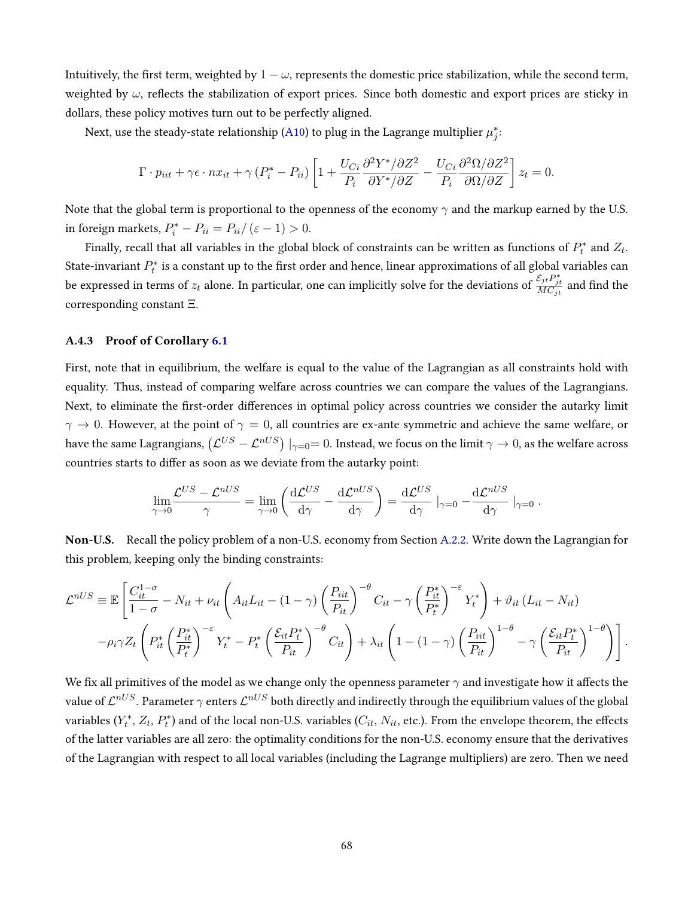Intuitively, the first term, weighted by $1-\omega$, represents the domestic price stabilization, while the second term, weighted by $\omega$, reflects the stabilization of export prices. Since both domestic and export prices are sticky in dollars, these policy motives turn out to be perfectly aligned.

Next, use the steady-state relationship (A10) to plug in the Lagrange multiplier $\mu_j^*$:

$$\Gamma \cdot p_{iit} + \gamma\epsilon \cdot nx_{it} + \gamma\left(P_i^* - P_{ii}\right)\left[1 + \frac{U_{Ci}}{P_i}\frac{\partial^2 Y^*/\partial Z^2}{\partial Y^*/\partial Z} - \frac{U_{Ci}}{P_i}\frac{\partial^2 \Omega/\partial Z^2}{\partial \Omega/\partial Z}\right] z_t = 0.$$

Note that the global term is proportional to the openness of the economy $\gamma$ and the markup earned by the U.S. in foreign markets, $P_i^* - P_{ii} = P_{ii}/\left(\varepsilon - 1\right) > 0$.

Finally, recall that all variables in the global block of constraints can be written as functions of $P_t^*$ and $Z_t$. State-invariant $P_t^*$ is a constant up to the first order and hence, linear approximations of all global variables can be expressed in terms of $z_t$ alone. In particular, one can implicitly solve for the deviations of $\frac{\mathcal{E}_{jt}P_{jt}^*}{MC_{jt}}$ and find the corresponding constant $\Xi$.

### A.4.3 Proof of Corollary 6.1

First, note that in equilibrium, the welfare is equal to the value of the Lagrangian as all constraints hold with equality. Thus, instead of comparing welfare across countries we can compare the values of the Lagrangians. Next, to eliminate the first-order differences in optimal policy across countries we consider the autarky limit $\gamma \to 0$. However, at the point of $\gamma = 0$, all countries are ex-ante symmetric and achieve the same welfare, or have the same Lagrangians, $\left(\mathcal{L}^{US} - \mathcal{L}^{nUS}\right)|_{\gamma=0} = 0$. Instead, we focus on the limit $\gamma \to 0$, as the welfare across countries starts to differ as soon as we deviate from the autarky point:

$$\lim_{\gamma\to 0}\frac{\mathcal{L}^{US} - \mathcal{L}^{nUS}}{\gamma} = \lim_{\gamma\to 0}\left(\frac{\mathrm{d}\mathcal{L}^{US}}{\mathrm{d}\gamma} - \frac{\mathrm{d}\mathcal{L}^{nUS}}{\mathrm{d}\gamma}\right) = \frac{\mathrm{d}\mathcal{L}^{US}}{\mathrm{d}\gamma}\;|_{\gamma=0} - \frac{\mathrm{d}\mathcal{L}^{nUS}}{\mathrm{d}\gamma}\;|_{\gamma=0}\,.$$

**Non-U.S.** Recall the policy problem of a non-U.S. economy from Section A.2.2. Write down the Lagrangian for this problem, keeping only the binding constraints:

$$\begin{aligned}\mathcal{L}^{nUS} \equiv \mathbb{E}\Bigg[&\frac{C_{it}^{1-\sigma}}{1-\sigma} - N_{it} + \nu_{it}\left(A_{it}L_{it} - (1-\gamma)\left(\frac{P_{iit}}{P_{it}}\right)^{-\theta} C_{it} - \gamma\left(\frac{P_{it}^*}{P_t^*}\right)^{-\varepsilon} Y_t^*\right) + \vartheta_{it}\left(L_{it} - N_{it}\right)\\&-\rho_i\gamma Z_t\left(P_{it}^*\left(\frac{P_{it}^*}{P_t^*}\right)^{-\varepsilon} Y_t^* - P_t^*\left(\frac{\mathcal{E}_{it}P_t^*}{P_{it}}\right)^{-\theta} C_{it}\right) + \lambda_{it}\left(1 - (1-\gamma)\left(\frac{P_{iit}}{P_{it}}\right)^{1-\theta} - \gamma\left(\frac{\mathcal{E}_{it}P_t^*}{P_{it}}\right)^{1-\theta}\right)\Bigg].\end{aligned}$$

We fix all primitives of the model as we change only the openness parameter $\gamma$ and investigate how it affects the value of $\mathcal{L}^{nUS}$. Parameter $\gamma$ enters $\mathcal{L}^{nUS}$ both directly and indirectly through the equilibrium values of the global variables ($Y_t^*$, $Z_t$, $P_t^*$) and of the local non-U.S. variables ($C_{it}$, $N_{it}$, etc.). From the envelope theorem, the effects of the latter variables are all zero: the optimality conditions for the non-U.S. economy ensure that the derivatives of the Lagrangian with respect to all local variables (including the Lagrange multipliers) are zero. Then we need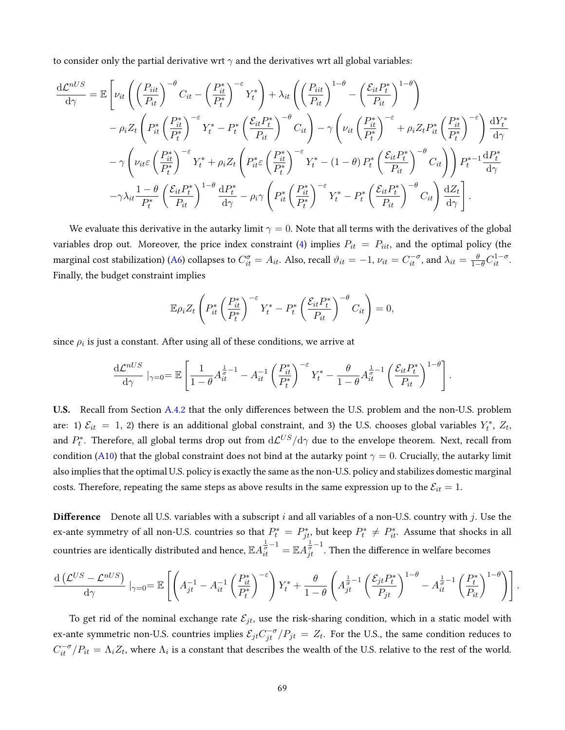to consider only the partial derivative wrt $\gamma$ and the derivatives wrt all global variables:

$$
\begin{aligned}
\frac{\mathrm{d}\mathcal{L}^{nUS}}{\mathrm{d}\gamma} = \mathbb{E}\Bigg[ & \nu_{it}\left(\left(\frac{P_{iit}}{P_{it}}\right)^{-\theta} C_{it} - \left(\frac{P_{it}^*}{P_t^*}\right)^{-\varepsilon} Y_t^*\right) + \lambda_{it}\left(\left(\frac{P_{iit}}{P_{it}}\right)^{1-\theta} - \left(\frac{\mathcal{E}_{it}P_t^*}{P_{it}}\right)^{1-\theta}\right) \\
& - \rho_i Z_t\left(P_{it}^*\left(\frac{P_{it}^*}{P_t^*}\right)^{-\varepsilon} Y_t^* - P_t^*\left(\frac{\mathcal{E}_{it}P_t^*}{P_{it}}\right)^{-\theta} C_{it}\right) - \gamma\left(\nu_{it}\left(\frac{P_{it}^*}{P_t^*}\right)^{-\varepsilon} + \rho_i Z_t P_{it}^*\left(\frac{P_{it}^*}{P_t^*}\right)^{-\varepsilon}\right)\frac{\mathrm{d}Y_t^*}{\mathrm{d}\gamma} \\
& - \gamma\left(\nu_{it}\varepsilon\left(\frac{P_{it}^*}{P_t^*}\right)^{-\varepsilon} Y_t^* + \rho_i Z_t\left(P_{it}^*\varepsilon\left(\frac{P_{it}^*}{P_t^*}\right)^{-\varepsilon} Y_t^* - (1-\theta) P_t^*\left(\frac{\mathcal{E}_{it}P_t^*}{P_{it}}\right)^{-\theta} C_{it}\right)\right) P_t^{*-1}\frac{\mathrm{d}P_t^*}{\mathrm{d}\gamma} \\
& - \gamma\lambda_{it}\frac{1-\theta}{P_t^*}\left(\frac{\mathcal{E}_{it}P_t^*}{P_{it}}\right)^{1-\theta}\frac{\mathrm{d}P_t^*}{\mathrm{d}\gamma} - \rho_i\gamma\left(P_{it}^*\left(\frac{P_{it}^*}{P_t^*}\right)^{-\varepsilon} Y_t^* - P_t^*\left(\frac{\mathcal{E}_{it}P_t^*}{P_{it}}\right)^{-\theta} C_{it}\right)\frac{\mathrm{d}Z_t}{\mathrm{d}\gamma}\Bigg].
\end{aligned}
$$

We evaluate this derivative in the autarky limit $\gamma = 0$. Note that all terms with the derivatives of the global variables drop out. Moreover, the price index constraint (4) implies $P_{it} = P_{iit}$, and the optimal policy (the marginal cost stabilization) (A6) collapses to $C_{it}^{\sigma} = A_{it}$. Also, recall $\vartheta_{it} = -1$, $\nu_{it} = C_{it}^{-\sigma}$, and $\lambda_{it} = \frac{\theta}{1-\theta}C_{it}^{1-\sigma}$. Finally, the budget constraint implies

$$
\mathbb{E}\rho_i Z_t\left(P_{it}^*\left(\frac{P_{it}^*}{P_t^*}\right)^{-\varepsilon} Y_t^* - P_t^*\left(\frac{\mathcal{E}_{it}P_t^*}{P_{it}}\right)^{-\theta} C_{it}\right) = 0,
$$

since $\rho_i$ is just a constant. After using all of these conditions, we arrive at

$$
\frac{\mathrm{d}\mathcal{L}^{nUS}}{\mathrm{d}\gamma}\Big|_{\gamma=0} = \mathbb{E}\left[\frac{1}{1-\theta}A_{it}^{\frac{1}{\sigma}-1} - A_{it}^{-1}\left(\frac{P_{it}^*}{P_t^*}\right)^{-\varepsilon} Y_t^* - \frac{\theta}{1-\theta}A_{it}^{\frac{1}{\sigma}-1}\left(\frac{\mathcal{E}_{it}P_t^*}{P_{it}}\right)^{1-\theta}\right].
$$

**U.S.** Recall from Section A.4.2 that the only differences between the U.S. problem and the non-U.S. problem are: 1) $\mathcal{E}_{it} = 1$, 2) there is an additional global constraint, and 3) the U.S. chooses global variables $Y_t^*$, $Z_t$, and $P_t^*$. Therefore, all global terms drop out from $\mathrm{d}\mathcal{L}^{US}/\mathrm{d}\gamma$ due to the envelope theorem. Next, recall from condition (A10) that the global constraint does not bind at the autarky point $\gamma = 0$. Crucially, the autarky limit also implies that the optimal U.S. policy is exactly the same as the non-U.S. policy and stabilizes domestic marginal costs. Therefore, repeating the same steps as above results in the same expression up to the $\mathcal{E}_{it} = 1$.

**Difference** Denote all U.S. variables with a subscript $i$ and all variables of a non-U.S. country with $j$. Use the ex-ante symmetry of all non-U.S. countries so that $P_t^* = P_{jt}^*$, but keep $P_t^* \neq P_{it}^*$. Assume that shocks in all countries are identically distributed and hence, $\mathbb{E}A_{it}^{\frac{1}{\sigma}-1} = \mathbb{E}A_{jt}^{\frac{1}{\sigma}-1}$. Then the difference in welfare becomes

$$
\frac{\mathrm{d}\left(\mathcal{L}^{US} - \mathcal{L}^{nUS}\right)}{\mathrm{d}\gamma}\Big|_{\gamma=0} = \mathbb{E}\left[\left(A_{jt}^{-1} - A_{it}^{-1}\left(\frac{P_{it}^*}{P_t^*}\right)^{-\varepsilon}\right) Y_t^* + \frac{\theta}{1-\theta}\left(A_{jt}^{\frac{1}{\sigma}-1}\left(\frac{\mathcal{E}_{jt}P_t^*}{P_{jt}}\right)^{1-\theta} - A_{it}^{\frac{1}{\sigma}-1}\left(\frac{P_t^*}{P_{it}}\right)^{1-\theta}\right)\right].
$$

To get rid of the nominal exchange rate $\mathcal{E}_{jt}$, use the risk-sharing condition, which in a static model with ex-ante symmetric non-U.S. countries implies $\mathcal{E}_{jt}C_{jt}^{-\sigma}/P_{jt} = Z_t$. For the U.S., the same condition reduces to $C_{it}^{-\sigma}/P_{it} = \Lambda_i Z_t$, where $\Lambda_i$ is a constant that describes the wealth of the U.S. relative to the rest of the world.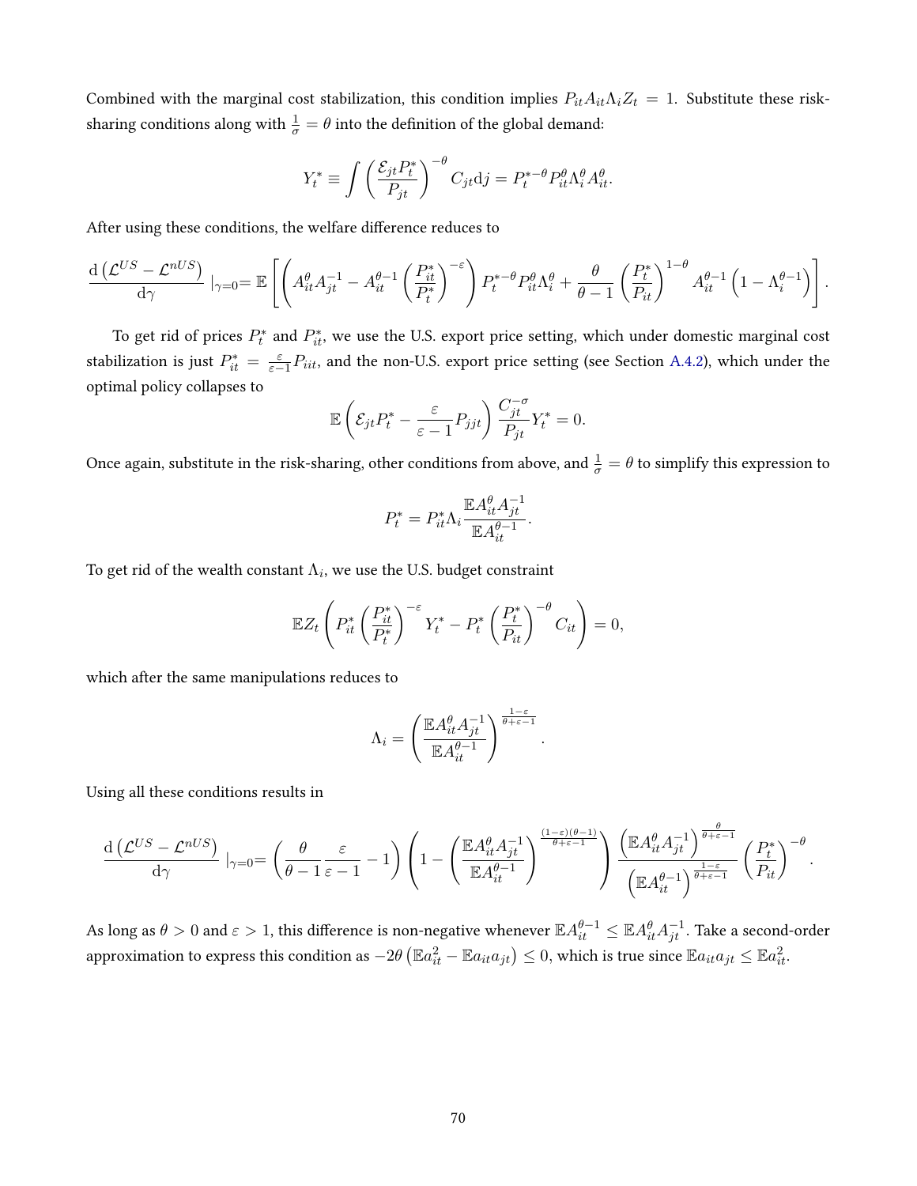Combined with the marginal cost stabilization, this condition implies $P_{it}A_{it}\Lambda_i Z_t = 1$. Substitute these risk-sharing conditions along with $\frac{1}{\sigma} = \theta$ into the definition of the global demand:

$$Y_t^* \equiv \int \left(\frac{\mathcal{E}_{jt}P_t^*}{P_{jt}}\right)^{-\theta} C_{jt}\mathrm{d}j = P_t^{*-\theta} P_{it}^{\theta} \Lambda_i^{\theta} A_{it}^{\theta}.$$

After using these conditions, the welfare difference reduces to

$$\frac{\mathrm{d}\left(\mathcal{L}^{US} - \mathcal{L}^{nUS}\right)}{\mathrm{d}\gamma}\mid_{\gamma=0} = \mathbb{E}\left[\left(A_{it}^{\theta}A_{jt}^{-1} - A_{it}^{\theta-1}\left(\frac{P_{it}^*}{P_t^*}\right)^{-\varepsilon}\right)P_t^{*-\theta}P_{it}^{\theta}\Lambda_i^{\theta} + \frac{\theta}{\theta-1}\left(\frac{P_t^*}{P_{it}}\right)^{1-\theta}A_{it}^{\theta-1}\left(1-\Lambda_i^{\theta-1}\right)\right].$$

To get rid of prices $P_t^*$ and $P_{it}^*$, we use the U.S. export price setting, which under domestic marginal cost stabilization is just $P_{it}^* = \frac{\varepsilon}{\varepsilon-1}P_{iit}$, and the non-U.S. export price setting (see Section A.4.2), which under the optimal policy collapses to

$$\mathbb{E}\left(\mathcal{E}_{jt}P_t^* - \frac{\varepsilon}{\varepsilon-1}P_{jjt}\right)\frac{C_{jt}^{-\sigma}}{P_{jt}}Y_t^* = 0.$$

Once again, substitute in the risk-sharing, other conditions from above, and $\frac{1}{\sigma} = \theta$ to simplify this expression to

$$P_t^* = P_{it}^*\Lambda_i \frac{\mathbb{E}A_{it}^{\theta}A_{jt}^{-1}}{\mathbb{E}A_{it}^{\theta-1}}.$$

To get rid of the wealth constant $\Lambda_i$, we use the U.S. budget constraint

$$\mathbb{E}Z_t\left(P_{it}^*\left(\frac{P_{it}^*}{P_t^*}\right)^{-\varepsilon}Y_t^* - P_t^*\left(\frac{P_t^*}{P_{it}}\right)^{-\theta}C_{it}\right) = 0,$$

which after the same manipulations reduces to

$$\Lambda_i = \left(\frac{\mathbb{E}A_{it}^{\theta}A_{jt}^{-1}}{\mathbb{E}A_{it}^{\theta-1}}\right)^{\frac{1-\varepsilon}{\theta+\varepsilon-1}}.$$

Using all these conditions results in

$$\frac{\mathrm{d}\left(\mathcal{L}^{US} - \mathcal{L}^{nUS}\right)}{\mathrm{d}\gamma}\mid_{\gamma=0} = \left(\frac{\theta}{\theta-1}\frac{\varepsilon}{\varepsilon-1} - 1\right)\left(1 - \left(\frac{\mathbb{E}A_{it}^{\theta}A_{jt}^{-1}}{\mathbb{E}A_{it}^{\theta-1}}\right)^{\frac{(1-\varepsilon)(\theta-1)}{\theta+\varepsilon-1}}\right)\frac{\left(\mathbb{E}A_{it}^{\theta}A_{jt}^{-1}\right)^{\frac{\theta}{\theta+\varepsilon-1}}}{\left(\mathbb{E}A_{it}^{\theta-1}\right)^{\frac{1-\varepsilon}{\theta+\varepsilon-1}}}\left(\frac{P_t^*}{P_{it}}\right)^{-\theta}.$$

As long as $\theta > 0$ and $\varepsilon > 1$, this difference is non-negative whenever $\mathbb{E}A_{it}^{\theta-1} \leq \mathbb{E}A_{it}^{\theta}A_{jt}^{-1}$. Take a second-order approximation to express this condition as $-2\theta\left(\mathbb{E}a_{it}^2 - \mathbb{E}a_{it}a_{jt}\right) \leq 0$, which is true since $\mathbb{E}a_{it}a_{jt} \leq \mathbb{E}a_{it}^2$.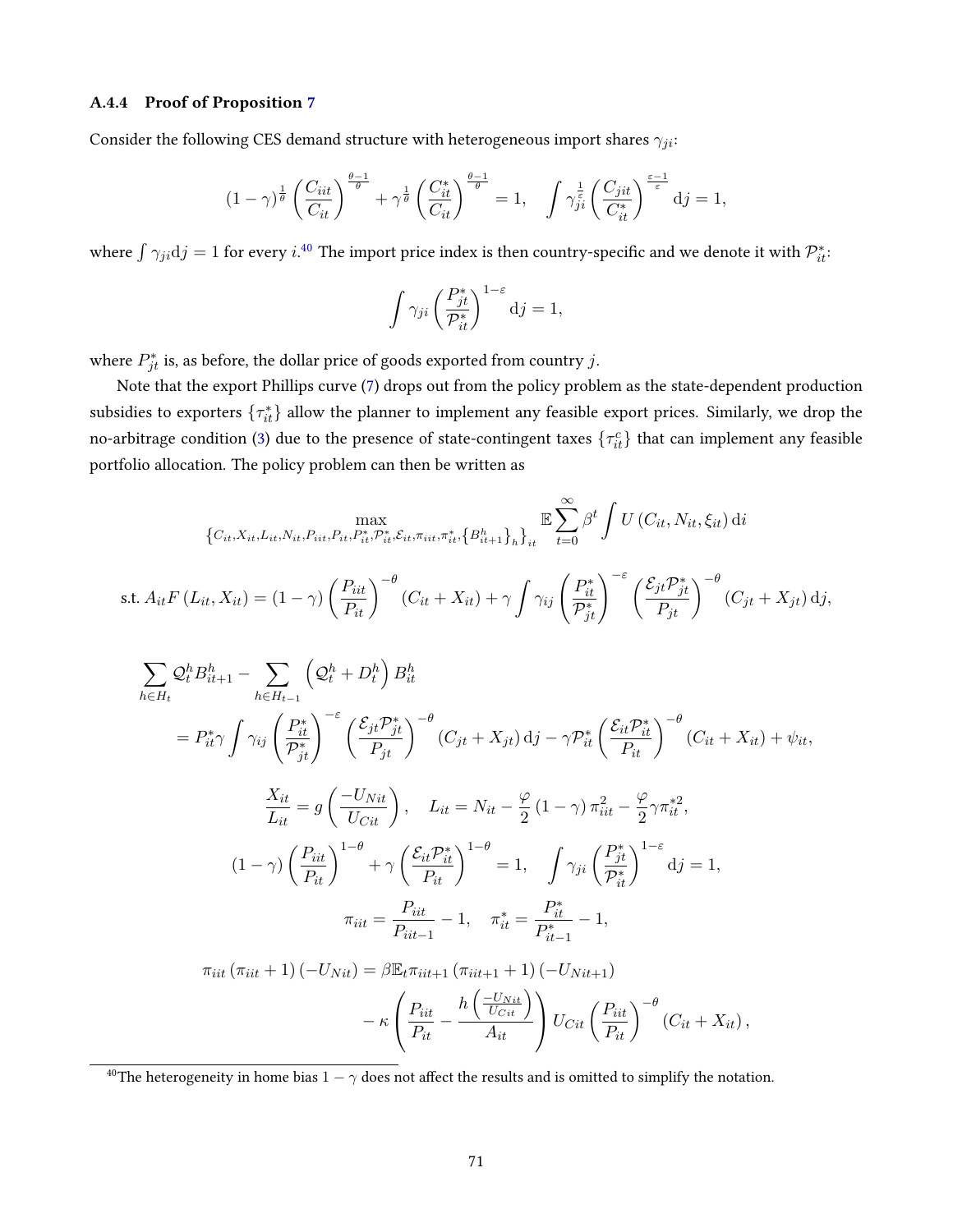### A.4.4 Proof of Proposition 7

Consider the following CES demand structure with heterogeneous import shares $\gamma_{ji}$:

$$(1-\gamma)^{\frac{1}{\theta}}\left(\frac{C_{iit}}{C_{it}}\right)^{\frac{\theta-1}{\theta}}+\gamma^{\frac{1}{\theta}}\left(\frac{C^*_{it}}{C_{it}}\right)^{\frac{\theta-1}{\theta}}=1,\quad \int \gamma_{ji}^{\frac{1}{\varepsilon}}\left(\frac{C_{jit}}{C^*_{it}}\right)^{\frac{\varepsilon-1}{\varepsilon}}\mathrm{d}j=1,$$

where $\int\gamma_{ji}\mathrm{d}j=1$ for every $i$.[40] The import price index is then country-specific and we denote it with $\mathcal{P}^*_{it}$:

$$\int\gamma_{ji}\left(\frac{P^*_{jt}}{\mathcal{P}^*_{it}}\right)^{1-\varepsilon}\mathrm{d}j=1,$$

where $P^*_{jt}$ is, as before, the dollar price of goods exported from country $j$.

Note that the export Phillips curve (7) drops out from the policy problem as the state-dependent production subsidies to exporters $\{\tau^*_{it}\}$ allow the planner to implement any feasible export prices. Similarly, we drop the no-arbitrage condition (3) due to the presence of state-contingent taxes $\{\tau^c_{it}\}$ that can implement any feasible portfolio allocation. The policy problem can then be written as

$$\max_{\left\{C_{it},X_{it},L_{it},N_{it},P_{iit},P_{it},P^*_{it},\mathcal{P}^*_{it},\mathcal{E}_{it},\pi_{iit},\pi^*_{it},\left\{B^h_{it+1}\right\}_h\right\}_{it}}\mathbb{E}\sum_{t=0}^{\infty}\beta^t\int U\left(C_{it},N_{it},\xi_{it}\right)\mathrm{d}i$$

$$\text{s.t. } A_{it}F\left(L_{it},X_{it}\right)=(1-\gamma)\left(\frac{P_{iit}}{P_{it}}\right)^{-\theta}\left(C_{it}+X_{it}\right)+\gamma\int\gamma_{ij}\left(\frac{P^*_{it}}{\mathcal{P}^*_{jt}}\right)^{-\varepsilon}\left(\frac{\mathcal{E}_{jt}\mathcal{P}^*_{jt}}{P_{jt}}\right)^{-\theta}\left(C_{jt}+X_{jt}\right)\mathrm{d}j,$$

$$\begin{aligned}
&\sum_{h\in H_t}\mathcal{Q}^h_tB^h_{it+1}-\sum_{h\in H_{t-1}}\left(\mathcal{Q}^h_t+D^h_t\right)B^h_{it}\\
&\quad=P^*_{it}\gamma\int\gamma_{ij}\left(\frac{P^*_{it}}{\mathcal{P}^*_{jt}}\right)^{-\varepsilon}\left(\frac{\mathcal{E}_{jt}\mathcal{P}^*_{jt}}{P_{jt}}\right)^{-\theta}\left(C_{jt}+X_{jt}\right)\mathrm{d}j-\gamma\mathcal{P}^*_{it}\left(\frac{\mathcal{E}_{it}\mathcal{P}^*_{it}}{P_{it}}\right)^{-\theta}\left(C_{it}+X_{it}\right)+\psi_{it},
\end{aligned}$$

$$\frac{X_{it}}{L_{it}}=g\left(\frac{-U_{Nit}}{U_{Cit}}\right),\quad L_{it}=N_{it}-\frac{\varphi}{2}\left(1-\gamma\right)\pi^2_{iit}-\frac{\varphi}{2}\gamma\pi^{*2}_{it},$$

$$(1-\gamma)\left(\frac{P_{iit}}{P_{it}}\right)^{1-\theta}+\gamma\left(\frac{\mathcal{E}_{it}\mathcal{P}^*_{it}}{P_{it}}\right)^{1-\theta}=1,\quad\int\gamma_{ji}\left(\frac{P^*_{jt}}{\mathcal{P}^*_{it}}\right)^{1-\varepsilon}\mathrm{d}j=1,$$

$$\pi_{iit}=\frac{P_{iit}}{P_{iit-1}}-1,\quad\pi^*_{it}=\frac{P^*_{it}}{P^*_{it-1}}-1,$$

$$\begin{aligned}
\pi_{iit}\left(\pi_{iit}+1\right)\left(-U_{Nit}\right)=&\ \beta\mathbb{E}_t\pi_{iit+1}\left(\pi_{iit+1}+1\right)\left(-U_{Nit+1}\right)\\
&-\kappa\left(\frac{P_{iit}}{P_{it}}-\frac{h\left(\frac{-U_{Nit}}{U_{Cit}}\right)}{A_{it}}\right)U_{Cit}\left(\frac{P_{iit}}{P_{it}}\right)^{-\theta}\left(C_{it}+X_{it}\right),
\end{aligned}$$

[40] The heterogeneity in home bias $1-\gamma$ does not affect the results and is omitted to simplify the notation.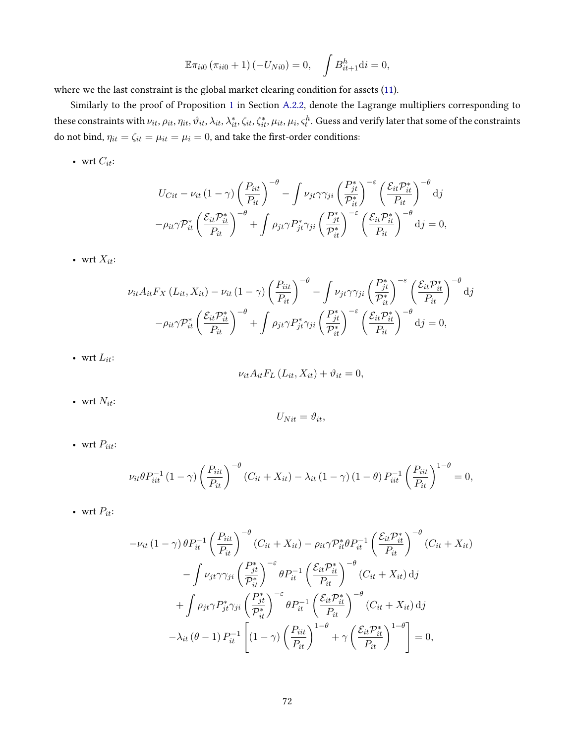$$\mathbb{E}\pi_{ii0}\left(\pi_{ii0}+1\right)\left(-U_{Ni0}\right)=0,\qquad \int B^h_{it+1}\mathrm{d}i=0,$$

where we the last constraint is the global market clearing condition for assets (11).

Similarly to the proof of Proposition 1 in Section A.2.2, denote the Lagrange multipliers corresponding to these constraints with $\nu_{it},\rho_{it},\eta_{it},\vartheta_{it},\lambda_{it},\lambda^*_{it},\zeta_{it},\zeta^*_{it},\mu_{it},\mu_i,\varsigma^h_t$. Guess and verify later that some of the constraints do not bind, $\eta_{it}=\zeta_{it}=\mu_{it}=\mu_i=0$, and take the first-order conditions:

- wrt $C_{it}$:

$$U_{Cit}-\nu_{it}\left(1-\gamma\right)\left(\frac{P_{iit}}{P_{it}}\right)^{-\theta}-\int\nu_{jt}\gamma\gamma_{ji}\left(\frac{P^*_{jt}}{\mathcal{P}^*_{it}}\right)^{-\varepsilon}\left(\frac{\mathcal{E}_{it}\mathcal{P}^*_{it}}{P_{it}}\right)^{-\theta}\mathrm{d}j$$
$$-\rho_{it}\gamma\mathcal{P}^*_{it}\left(\frac{\mathcal{E}_{it}\mathcal{P}^*_{it}}{P_{it}}\right)^{-\theta}+\int\rho_{jt}\gamma P^*_{jt}\gamma_{ji}\left(\frac{P^*_{jt}}{\mathcal{P}^*_{it}}\right)^{-\varepsilon}\left(\frac{\mathcal{E}_{it}\mathcal{P}^*_{it}}{P_{it}}\right)^{-\theta}\mathrm{d}j=0,$$

- wrt $X_{it}$:

$$\nu_{it}A_{it}F_X\left(L_{it},X_{it}\right)-\nu_{it}\left(1-\gamma\right)\left(\frac{P_{iit}}{P_{it}}\right)^{-\theta}-\int\nu_{jt}\gamma\gamma_{ji}\left(\frac{P^*_{jt}}{\mathcal{P}^*_{it}}\right)^{-\varepsilon}\left(\frac{\mathcal{E}_{it}\mathcal{P}^*_{it}}{P_{it}}\right)^{-\theta}\mathrm{d}j$$
$$-\rho_{it}\gamma\mathcal{P}^*_{it}\left(\frac{\mathcal{E}_{it}\mathcal{P}^*_{it}}{P_{it}}\right)^{-\theta}+\int\rho_{jt}\gamma P^*_{jt}\gamma_{ji}\left(\frac{P^*_{jt}}{\mathcal{P}^*_{it}}\right)^{-\varepsilon}\left(\frac{\mathcal{E}_{it}\mathcal{P}^*_{it}}{P_{it}}\right)^{-\theta}\mathrm{d}j=0,$$

- wrt $L_{it}$:

$$\nu_{it}A_{it}F_L\left(L_{it},X_{it}\right)+\vartheta_{it}=0,$$

- wrt $N_{it}$:

$$U_{Nit}=\vartheta_{it},$$

- wrt $P_{iit}$:

$$\nu_{it}\theta P^{-1}_{iit}\left(1-\gamma\right)\left(\frac{P_{iit}}{P_{it}}\right)^{-\theta}\left(C_{it}+X_{it}\right)-\lambda_{it}\left(1-\gamma\right)\left(1-\theta\right)P^{-1}_{iit}\left(\frac{P_{iit}}{P_{it}}\right)^{1-\theta}=0,$$

- wrt $P_{it}$:

$$-\nu_{it}\left(1-\gamma\right)\theta P^{-1}_{it}\left(\frac{P_{iit}}{P_{it}}\right)^{-\theta}\left(C_{it}+X_{it}\right)-\rho_{it}\gamma\mathcal{P}^*_{it}\theta P^{-1}_{it}\left(\frac{\mathcal{E}_{it}\mathcal{P}^*_{it}}{P_{it}}\right)^{-\theta}\left(C_{it}+X_{it}\right)$$
$$-\int\nu_{jt}\gamma\gamma_{ji}\left(\frac{P^*_{jt}}{\mathcal{P}^*_{it}}\right)^{-\varepsilon}\theta P^{-1}_{it}\left(\frac{\mathcal{E}_{it}\mathcal{P}^*_{it}}{P_{it}}\right)^{-\theta}\left(C_{it}+X_{it}\right)\mathrm{d}j$$
$$+\int\rho_{jt}\gamma P^*_{jt}\gamma_{ji}\left(\frac{P^*_{jt}}{\mathcal{P}^*_{it}}\right)^{-\varepsilon}\theta P^{-1}_{it}\left(\frac{\mathcal{E}_{it}\mathcal{P}^*_{it}}{P_{it}}\right)^{-\theta}\left(C_{it}+X_{it}\right)\mathrm{d}j$$
$$-\lambda_{it}\left(\theta-1\right)P^{-1}_{it}\left[\left(1-\gamma\right)\left(\frac{P_{iit}}{P_{it}}\right)^{1-\theta}+\gamma\left(\frac{\mathcal{E}_{it}\mathcal{P}^*_{it}}{P_{it}}\right)^{1-\theta}\right]=0,$$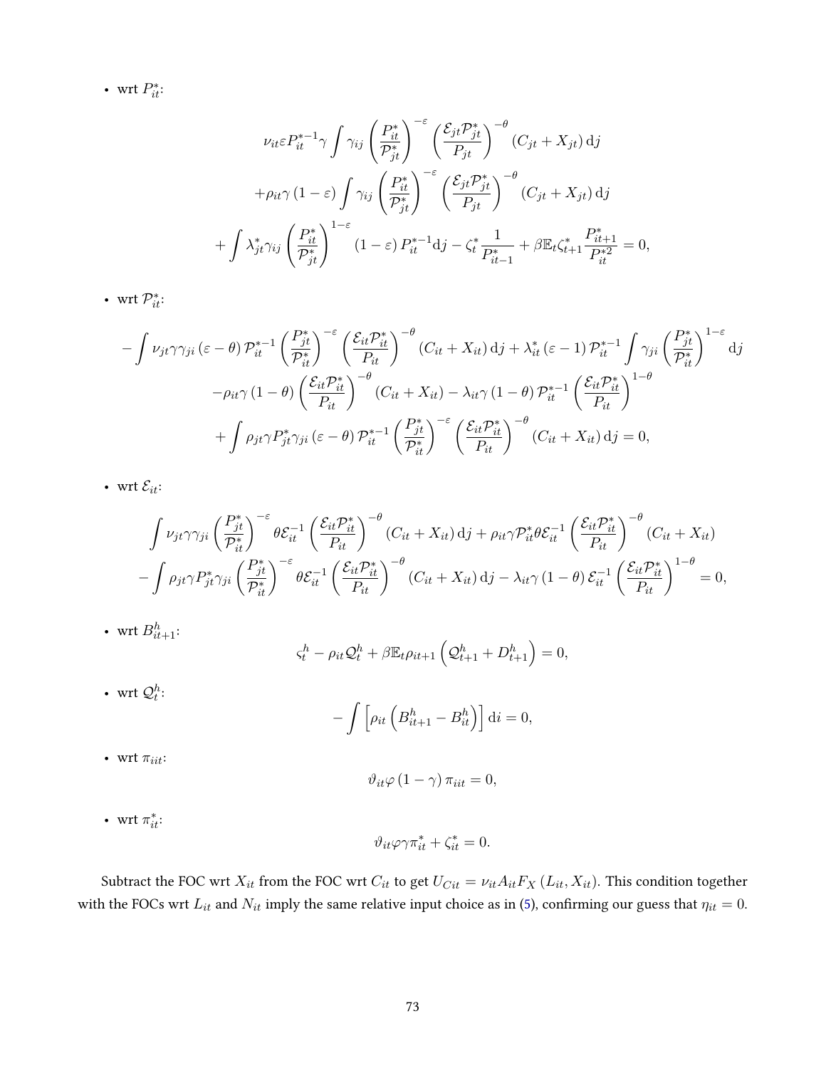- wrt $P_{it}^*$:

$$
\nu_{it}\varepsilon P_{it}^{*-1}\gamma \int \gamma_{ij}\left(\frac{P_{it}^*}{\mathcal{P}_{jt}^*}\right)^{-\varepsilon}\left(\frac{\mathcal{E}_{jt}\mathcal{P}_{jt}^*}{P_{jt}}\right)^{-\theta}(C_{jt}+X_{jt})\,\mathrm{d}j
$$

$$
+\rho_{it}\gamma\left(1-\varepsilon\right)\int \gamma_{ij}\left(\frac{P_{it}^*}{\mathcal{P}_{jt}^*}\right)^{-\varepsilon}\left(\frac{\mathcal{E}_{jt}\mathcal{P}_{jt}^*}{P_{jt}}\right)^{-\theta}(C_{jt}+X_{jt})\,\mathrm{d}j
$$

$$
+\int \lambda_{jt}^*\gamma_{ij}\left(\frac{P_{it}^*}{\mathcal{P}_{jt}^*}\right)^{1-\varepsilon}\left(1-\varepsilon\right)P_{it}^{*-1}\mathrm{d}j-\zeta_t^*\frac{1}{P_{it-1}^*}+\beta\mathbb{E}_t\zeta_{t+1}^*\frac{P_{it+1}^*}{P_{it}^{*2}}=0,
$$

- wrt $\mathcal{P}_{it}^*$:

$$
-\int \nu_{jt}\gamma\gamma_{ji}\left(\varepsilon-\theta\right)\mathcal{P}_{it}^{*-1}\left(\frac{P_{jt}^*}{\mathcal{P}_{it}^*}\right)^{-\varepsilon}\left(\frac{\mathcal{E}_{it}\mathcal{P}_{it}^*}{P_{it}}\right)^{-\theta}(C_{it}+X_{it})\,\mathrm{d}j+\lambda_{it}^*\left(\varepsilon-1\right)\mathcal{P}_{it}^{*-1}\int\gamma_{ji}\left(\frac{P_{jt}^*}{\mathcal{P}_{it}^*}\right)^{1-\varepsilon}\mathrm{d}j
$$

$$
-\rho_{it}\gamma\left(1-\theta\right)\left(\frac{\mathcal{E}_{it}\mathcal{P}_{it}^*}{P_{it}}\right)^{-\theta}(C_{it}+X_{it})-\lambda_{it}\gamma\left(1-\theta\right)\mathcal{P}_{it}^{*-1}\left(\frac{\mathcal{E}_{it}\mathcal{P}_{it}^*}{P_{it}}\right)^{1-\theta}
$$

$$
+\int \rho_{jt}\gamma P_{jt}^*\gamma_{ji}\left(\varepsilon-\theta\right)\mathcal{P}_{it}^{*-1}\left(\frac{P_{jt}^*}{\mathcal{P}_{it}^*}\right)^{-\varepsilon}\left(\frac{\mathcal{E}_{it}\mathcal{P}_{it}^*}{P_{it}}\right)^{-\theta}(C_{it}+X_{it})\,\mathrm{d}j=0,
$$

- wrt $\mathcal{E}_{it}$:

$$
\int \nu_{jt}\gamma\gamma_{ji}\left(\frac{P_{jt}^*}{\mathcal{P}_{it}^*}\right)^{-\varepsilon}\theta\mathcal{E}_{it}^{-1}\left(\frac{\mathcal{E}_{it}\mathcal{P}_{it}^*}{P_{it}}\right)^{-\theta}(C_{it}+X_{it})\,\mathrm{d}j+\rho_{it}\gamma\mathcal{P}_{it}^*\theta\mathcal{E}_{it}^{-1}\left(\frac{\mathcal{E}_{it}\mathcal{P}_{it}^*}{P_{it}}\right)^{-\theta}(C_{it}+X_{it})
$$

$$
-\int \rho_{jt}\gamma P_{jt}^*\gamma_{ji}\left(\frac{P_{jt}^*}{\mathcal{P}_{it}^*}\right)^{-\varepsilon}\theta\mathcal{E}_{it}^{-1}\left(\frac{\mathcal{E}_{it}\mathcal{P}_{it}^*}{P_{it}}\right)^{-\theta}(C_{it}+X_{it})\,\mathrm{d}j-\lambda_{it}\gamma\left(1-\theta\right)\mathcal{E}_{it}^{-1}\left(\frac{\mathcal{E}_{it}\mathcal{P}_{it}^*}{P_{it}}\right)^{1-\theta}=0,
$$

- wrt $B_{it+1}^h$:

$$
\varsigma_t^h-\rho_{it}\mathcal{Q}_t^h+\beta\mathbb{E}_t\rho_{it+1}\left(\mathcal{Q}_{t+1}^h+D_{t+1}^h\right)=0,
$$

- wrt $\mathcal{Q}_t^h$:

$$
-\int\left[\rho_{it}\left(B_{it+1}^h-B_{it}^h\right)\right]\mathrm{d}i=0,
$$

- wrt $\pi_{iit}$:

$$
\vartheta_{it}\varphi\left(1-\gamma\right)\pi_{iit}=0,
$$

- wrt $\pi_{it}^*$:

$$
\vartheta_{it}\varphi\gamma\pi_{it}^*+\zeta_{it}^*=0.
$$

Subtract the FOC wrt $X_{it}$ from the FOC wrt $C_{it}$ to get $U_{Cit}=\nu_{it}A_{it}F_X\left(L_{it},X_{it}\right)$. This condition together with the FOCs wrt $L_{it}$ and $N_{it}$ imply the same relative input choice as in (5), confirming our guess that $\eta_{it}=0$.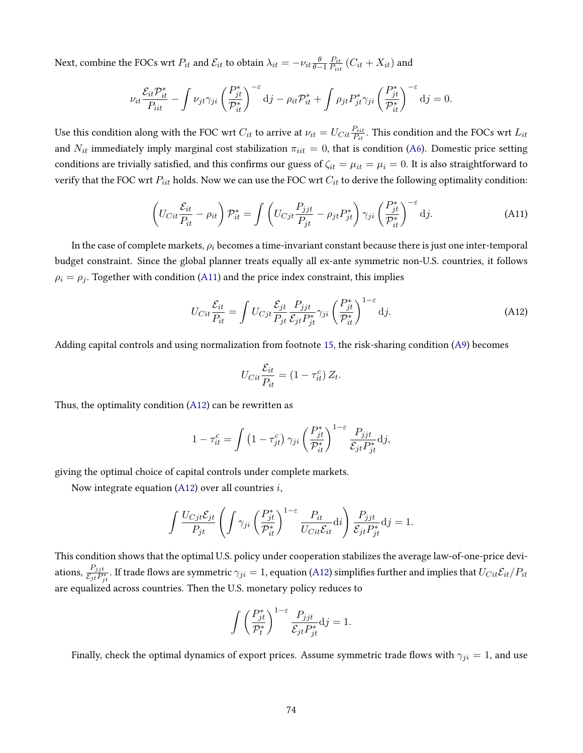Next, combine the FOCs wrt $P_{it}$ and $\mathcal{E}_{it}$ to obtain $\lambda_{it} = -\nu_{it}\frac{\theta}{\theta-1}\frac{P_{it}}{P_{iit}}\left(C_{it}+X_{it}\right)$ and

$$\nu_{it}\frac{\mathcal{E}_{it}\mathcal{P}^*_{it}}{P_{iit}} - \int \nu_{jt}\gamma_{ji}\left(\frac{P^*_{jt}}{\mathcal{P}^*_{it}}\right)^{-\varepsilon}\mathrm{d}j - \rho_{it}\mathcal{P}^*_{it} + \int \rho_{jt}P^*_{jt}\gamma_{ji}\left(\frac{P^*_{jt}}{\mathcal{P}^*_{it}}\right)^{-\varepsilon}\mathrm{d}j = 0.$$

Use this condition along with the FOC wrt $C_{it}$ to arrive at $\nu_{it} = U_{Cit}\frac{P_{iit}}{P_{it}}$. This condition and the FOCs wrt $L_{it}$ and $N_{it}$ immediately imply marginal cost stabilization $\pi_{iit} = 0$, that is condition (A6). Domestic price setting conditions are trivially satisfied, and this confirms our guess of $\zeta_{it} = \mu_{it} = \mu_i = 0$. It is also straightforward to verify that the FOC wrt $P_{iit}$ holds. Now we can use the FOC wrt $C_{it}$ to derive the following optimality condition:

$$\left(U_{Cit}\frac{\mathcal{E}_{it}}{P_{it}} - \rho_{it}\right)\mathcal{P}^*_{it} = \int \left(U_{Cjt}\frac{P_{jjt}}{P_{jt}} - \rho_{jt}P^*_{jt}\right)\gamma_{ji}\left(\frac{P^*_{jt}}{\mathcal{P}^*_{it}}\right)^{-\varepsilon}\mathrm{d}j. \tag{A11}$$

In the case of complete markets, $\rho_i$ becomes a time-invariant constant because there is just one inter-temporal budget constraint. Since the global planner treats equally all ex-ante symmetric non-U.S. countries, it follows $\rho_i = \rho_j$. Together with condition (A11) and the price index constraint, this implies

$$U_{Cit}\frac{\mathcal{E}_{it}}{P_{it}} = \int U_{Cjt}\frac{\mathcal{E}_{jt}}{P_{jt}}\frac{P_{jjt}}{\mathcal{E}_{jt}P^*_{jt}}\gamma_{ji}\left(\frac{P^*_{jt}}{\mathcal{P}^*_{it}}\right)^{1-\varepsilon}\mathrm{d}j. \tag{A12}$$

Adding capital controls and using normalization from footnote 15, the risk-sharing condition (A9) becomes

$$U_{Cit}\frac{\mathcal{E}_{it}}{P_{it}} = \left(1-\tau^c_{it}\right)Z_t.$$

Thus, the optimality condition (A12) can be rewritten as

$$1-\tau^c_{it} = \int \left(1-\tau^c_{jt}\right)\gamma_{ji}\left(\frac{P^*_{jt}}{\mathcal{P}^*_{it}}\right)^{1-\varepsilon}\frac{P_{jjt}}{\mathcal{E}_{jt}P^*_{jt}}\mathrm{d}j,$$

giving the optimal choice of capital controls under complete markets.

Now integrate equation (A12) over all countries $i$,

$$\int \frac{U_{Cjt}\mathcal{E}_{jt}}{P_{jt}}\left(\int \gamma_{ji}\left(\frac{P^*_{jt}}{\mathcal{P}^*_{it}}\right)^{1-\varepsilon}\frac{P_{it}}{U_{Cit}\mathcal{E}_{it}}\mathrm{d}i\right)\frac{P_{jjt}}{\mathcal{E}_{jt}P^*_{jt}}\mathrm{d}j = 1.$$

This condition shows that the optimal U.S. policy under cooperation stabilizes the average law-of-one-price deviations, $\frac{P_{jjt}}{\mathcal{E}_{jt}P^*_{jt}}$. If trade flows are symmetric $\gamma_{ji} = 1$, equation (A12) simplifies further and implies that $U_{Cit}\mathcal{E}_{it}/P_{it}$ are equalized across countries. Then the U.S. monetary policy reduces to

$$\int \left(\frac{P^*_{jt}}{\mathcal{P}^*_t}\right)^{1-\varepsilon}\frac{P_{jjt}}{\mathcal{E}_{jt}P^*_{jt}}\mathrm{d}j = 1.$$

Finally, check the optimal dynamics of export prices. Assume symmetric trade flows with $\gamma_{ji} = 1$, and use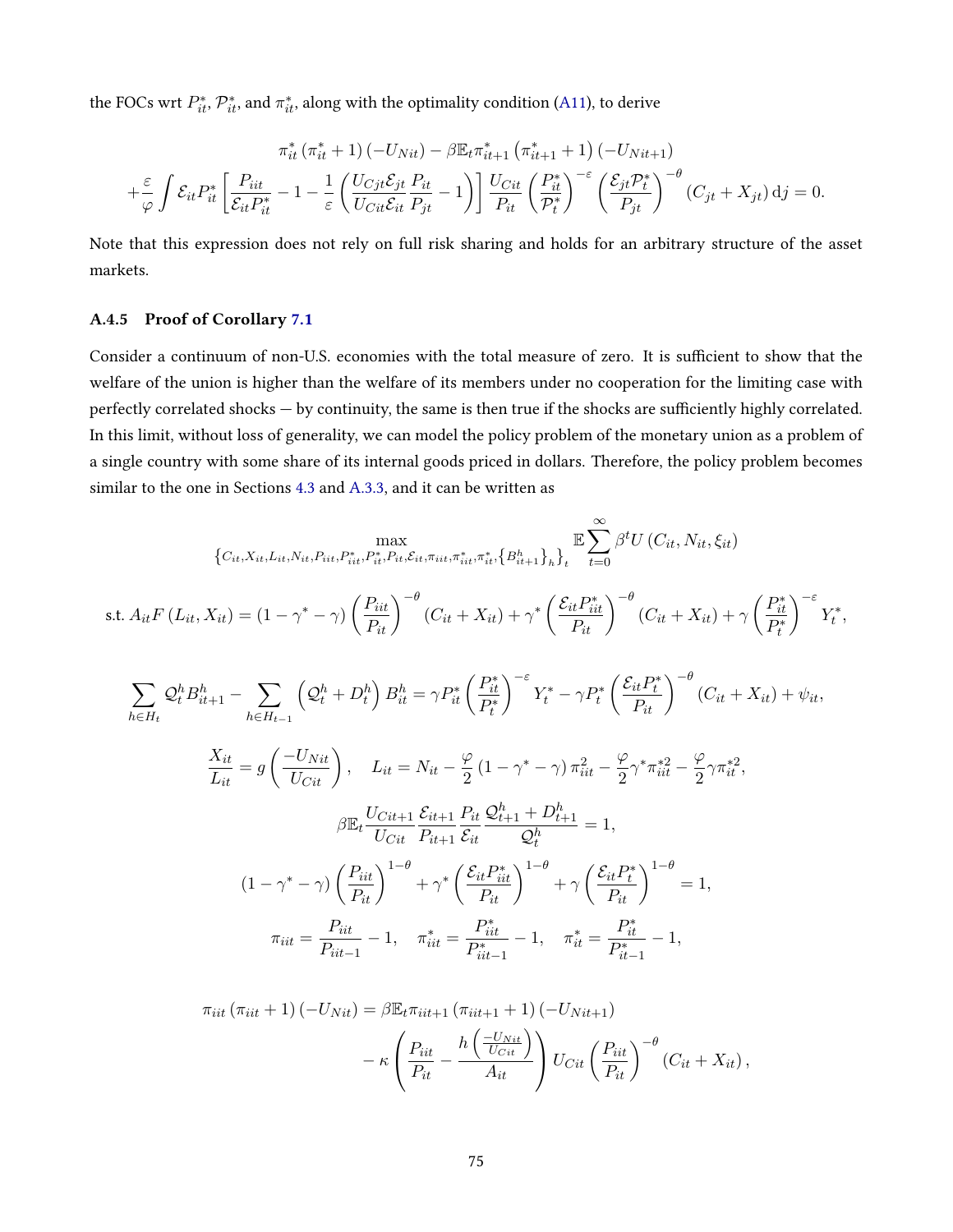the FOCs wrt $P^*_{it}$, $\mathcal{P}^*_{it}$, and $\pi^*_{it}$, along with the optimality condition (A11), to derive

$$
\pi^*_{it}\left(\pi^*_{it}+1\right)(-U_{Nit}) - \beta\mathbb{E}_t\pi^*_{it+1}\left(\pi^*_{it+1}+1\right)(-U_{Nit+1})
$$
$$
+\frac{\varepsilon}{\varphi}\int \mathcal{E}_{it}P^*_{it}\left[\frac{P_{iit}}{\mathcal{E}_{it}P^*_{it}} - 1 - \frac{1}{\varepsilon}\left(\frac{U_{Cjt}\mathcal{E}_{jt}}{U_{Cit}\mathcal{E}_{it}}\frac{P_{it}}{P_{jt}} - 1\right)\right]\frac{U_{Cit}}{P_{it}}\left(\frac{P^*_{it}}{\mathcal{P}^*_t}\right)^{-\varepsilon}\left(\frac{\mathcal{E}_{jt}\mathcal{P}^*_t}{P_{jt}}\right)^{-\theta}(C_{jt}+X_{jt})\,\mathrm{d}j = 0.
$$

Note that this expression does not rely on full risk sharing and holds for an arbitrary structure of the asset markets.

### A.4.5 Proof of Corollary 7.1

Consider a continuum of non-U.S. economies with the total measure of zero. It is sufficient to show that the welfare of the union is higher than the welfare of its members under no cooperation for the limiting case with perfectly correlated shocks — by continuity, the same is then true if the shocks are sufficiently highly correlated. In this limit, without loss of generality, we can model the policy problem of the monetary union as a problem of a single country with some share of its internal goods priced in dollars. Therefore, the policy problem becomes similar to the one in Sections 4.3 and A.3.3, and it can be written as

$$
\max_{\left\{C_{it},X_{it},L_{it},N_{it},P_{iit},P^*_{iit},P^*_{it},P_{it},\mathcal{E}_{it},\pi_{iit},\pi^*_{iit},\pi^*_{it},\left\{B^h_{it+1}\right\}_h\right\}_t} \mathbb{E}\sum_{t=0}^{\infty}\beta^t U\left(C_{it},N_{it},\xi_{it}\right)
$$

$$
\text{s.t. } A_{it}F\left(L_{it},X_{it}\right) = (1-\gamma^*-\gamma)\left(\frac{P_{iit}}{P_{it}}\right)^{-\theta}(C_{it}+X_{it}) + \gamma^*\left(\frac{\mathcal{E}_{it}P^*_{iit}}{P_{it}}\right)^{-\theta}(C_{it}+X_{it}) + \gamma\left(\frac{P^*_{it}}{P^*_t}\right)^{-\varepsilon}Y^*_t,
$$

$$
\sum_{h\in H_t}\mathcal{Q}^h_t B^h_{it+1} - \sum_{h\in H_{t-1}}\left(\mathcal{Q}^h_t + D^h_t\right)B^h_{it} = \gamma P^*_{it}\left(\frac{P^*_{it}}{P^*_t}\right)^{-\varepsilon}Y^*_t - \gamma P^*_t\left(\frac{\mathcal{E}_{it}P^*_t}{P_{it}}\right)^{-\theta}(C_{it}+X_{it}) + \psi_{it},
$$

$$
\frac{X_{it}}{L_{it}} = g\left(\frac{-U_{Nit}}{U_{Cit}}\right), \quad L_{it} = N_{it} - \frac{\varphi}{2}(1-\gamma^*-\gamma)\pi^2_{iit} - \frac{\varphi}{2}\gamma^*\pi^{*2}_{iit} - \frac{\varphi}{2}\gamma\pi^{*2}_{it},
$$

$$
\beta\mathbb{E}_t\frac{U_{Cit+1}}{U_{Cit}}\frac{\mathcal{E}_{it+1}}{P_{it+1}}\frac{P_{it}}{\mathcal{E}_{it}}\frac{\mathcal{Q}^h_{t+1}+D^h_{t+1}}{\mathcal{Q}^h_t} = 1,
$$

$$
(1-\gamma^*-\gamma)\left(\frac{P_{iit}}{P_{it}}\right)^{1-\theta} + \gamma^*\left(\frac{\mathcal{E}_{it}P^*_{iit}}{P_{it}}\right)^{1-\theta} + \gamma\left(\frac{\mathcal{E}_{it}P^*_t}{P_{it}}\right)^{1-\theta} = 1,
$$

$$
\pi_{iit} = \frac{P_{iit}}{P_{iit-1}} - 1, \quad \pi^*_{iit} = \frac{P^*_{iit}}{P^*_{iit-1}} - 1, \quad \pi^*_{it} = \frac{P^*_{it}}{P^*_{it-1}} - 1,
$$

$$
\pi_{iit}\left(\pi_{iit}+1\right)(-U_{Nit}) = \beta\mathbb{E}_t\pi_{iit+1}\left(\pi_{iit+1}+1\right)(-U_{Nit+1})
$$
$$
-\kappa\left(\frac{P_{iit}}{P_{it}} - \frac{h\left(\frac{-U_{Nit}}{U_{Cit}}\right)}{A_{it}}\right)U_{Cit}\left(\frac{P_{iit}}{P_{it}}\right)^{-\theta}(C_{it}+X_{it}),
$$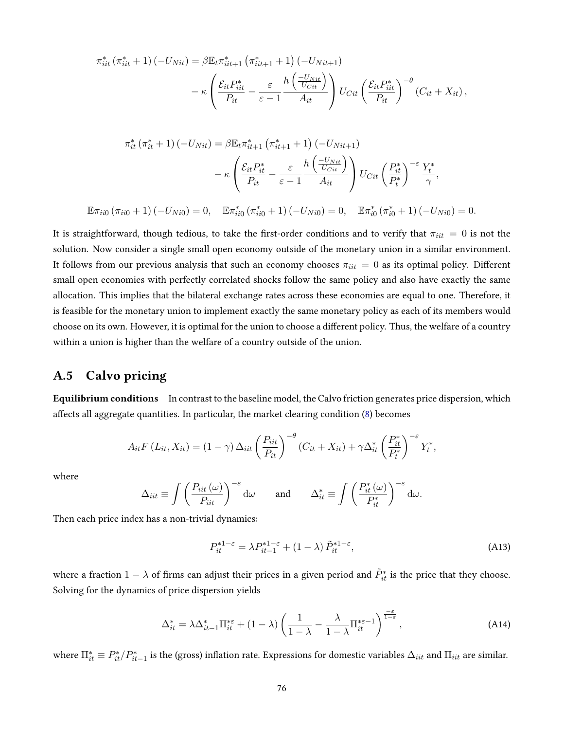$$\pi^*_{iit}\left(\pi^*_{iit}+1\right)\left(-U_{Nit}\right)=\beta\mathbb{E}_t\pi^*_{iit+1}\left(\pi^*_{iit+1}+1\right)\left(-U_{Nit+1}\right)$$
$$-\kappa\left(\frac{\mathcal{E}_{it}P^*_{iit}}{P_{it}}-\frac{\varepsilon}{\varepsilon-1}\frac{h\left(\frac{-U_{Nit}}{U_{Cit}}\right)}{A_{it}}\right)U_{Cit}\left(\frac{\mathcal{E}_{it}P^*_{iit}}{P_{it}}\right)^{-\theta}\left(C_{it}+X_{it}\right),$$

$$\pi^*_{it}\left(\pi^*_{it}+1\right)\left(-U_{Nit}\right)=\beta\mathbb{E}_t\pi^*_{it+1}\left(\pi^*_{it+1}+1\right)\left(-U_{Nit+1}\right)$$
$$-\kappa\left(\frac{\mathcal{E}_{it}P^*_{it}}{P_{it}}-\frac{\varepsilon}{\varepsilon-1}\frac{h\left(\frac{-U_{Nit}}{U_{Cit}}\right)}{A_{it}}\right)U_{Cit}\left(\frac{P^*_{it}}{P^*_{t}}\right)^{-\varepsilon}\frac{Y^*_t}{\gamma},$$

$$\mathbb{E}\pi_{ii0}\left(\pi_{ii0}+1\right)\left(-U_{Ni0}\right)=0,\quad \mathbb{E}\pi^*_{ii0}\left(\pi^*_{ii0}+1\right)\left(-U_{Ni0}\right)=0,\quad \mathbb{E}\pi^*_{i0}\left(\pi^*_{i0}+1\right)\left(-U_{Ni0}\right)=0.$$

It is straightforward, though tedious, to take the first-order conditions and to verify that $\pi_{iit}=0$ is not the solution. Now consider a single small open economy outside of the monetary union in a similar environment. It follows from our previous analysis that such an economy chooses $\pi_{iit}=0$ as its optimal policy. Different small open economies with perfectly correlated shocks follow the same policy and also have exactly the same allocation. This implies that the bilateral exchange rates across these economies are equal to one. Therefore, it is feasible for the monetary union to implement exactly the same monetary policy as each of its members would choose on its own. However, it is optimal for the union to choose a different policy. Thus, the welfare of a country within a union is higher than the welfare of a country outside of the union.

## A.5 Calvo pricing

**Equilibrium conditions** In contrast to the baseline model, the Calvo friction generates price dispersion, which affects all aggregate quantities. In particular, the market clearing condition (8) becomes

$$A_{it}F\left(L_{it},X_{it}\right)=\left(1-\gamma\right)\Delta_{iit}\left(\frac{P_{iit}}{P_{it}}\right)^{-\theta}\left(C_{it}+X_{it}\right)+\gamma\Delta^*_{it}\left(\frac{P^*_{it}}{P^*_t}\right)^{-\varepsilon}Y^*_t,$$

where

$$\Delta_{iit}\equiv\int\left(\frac{P_{iit}\left(\omega\right)}{P_{iit}}\right)^{-\varepsilon}\mathrm{d}\omega\qquad\text{and}\qquad\Delta^*_{it}\equiv\int\left(\frac{P^*_{it}\left(\omega\right)}{P^*_{it}}\right)^{-\varepsilon}\mathrm{d}\omega.$$

Then each price index has a non-trivial dynamics:

$$P^{*1-\varepsilon}_{it}=\lambda P^{*1-\varepsilon}_{it-1}+\left(1-\lambda\right)\tilde{P}^{*1-\varepsilon}_{it},\tag{A13}$$

where a fraction $1-\lambda$ of firms can adjust their prices in a given period and $\tilde{P}^*_{it}$ is the price that they choose. Solving for the dynamics of price dispersion yields

$$\Delta^*_{it}=\lambda\Delta^*_{it-1}\Pi^{*\varepsilon}_{it}+\left(1-\lambda\right)\left(\frac{1}{1-\lambda}-\frac{\lambda}{1-\lambda}\Pi^{*\varepsilon-1}_{it}\right)^{\frac{-\varepsilon}{1-\varepsilon}},\tag{A14}$$

where $\Pi^*_{it}\equiv P^*_{it}/P^*_{it-1}$ is the (gross) inflation rate. Expressions for domestic variables $\Delta_{iit}$ and $\Pi_{iit}$ are similar.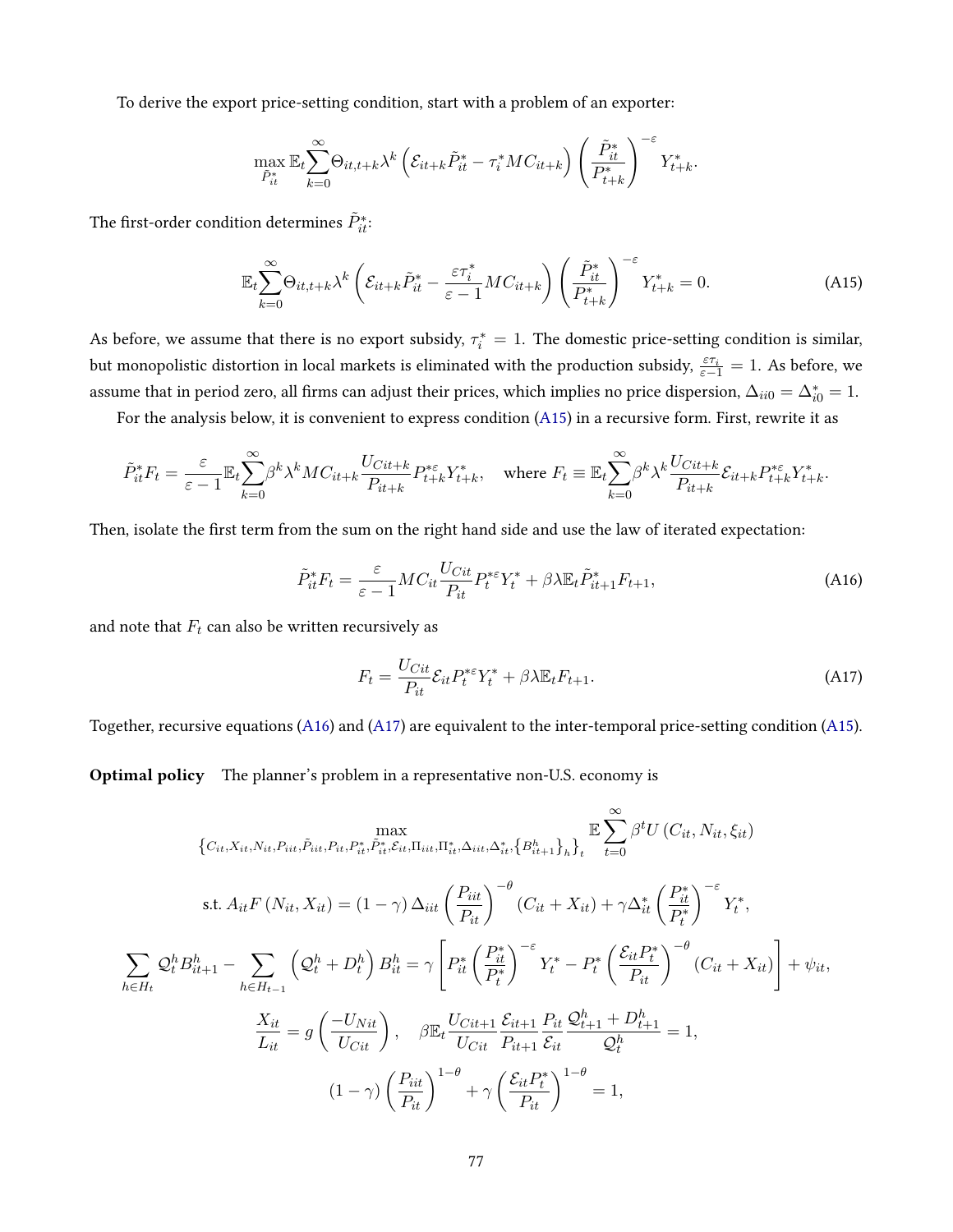To derive the export price-setting condition, start with a problem of an exporter:

$$\max_{\tilde{P}^*_{it}} \mathbb{E}_t \sum_{k=0}^{\infty} \Theta_{it,t+k} \lambda^k \left( \mathcal{E}_{it+k} \tilde{P}^*_{it} - \tau^*_i MC_{it+k} \right) \left( \frac{\tilde{P}^*_{it}}{P^*_{t+k}} \right)^{-\varepsilon} Y^*_{t+k}.$$

The first-order condition determines $\tilde{P}^*_{it}$:

$$\mathbb{E}_t \sum_{k=0}^{\infty} \Theta_{it,t+k} \lambda^k \left( \mathcal{E}_{it+k} \tilde{P}^*_{it} - \frac{\varepsilon \tau^*_i}{\varepsilon - 1} MC_{it+k} \right) \left( \frac{\tilde{P}^*_{it}}{P^*_{t+k}} \right)^{-\varepsilon} Y^*_{t+k} = 0. \tag{A15}$$

As before, we assume that there is no export subsidy, $\tau^*_i = 1$. The domestic price-setting condition is similar, but monopolistic distortion in local markets is eliminated with the production subsidy, $\frac{\varepsilon \tau_i}{\varepsilon - 1} = 1$. As before, we assume that in period zero, all firms can adjust their prices, which implies no price dispersion, $\Delta_{ii0} = \Delta^*_{i0} = 1$.

For the analysis below, it is convenient to express condition (A15) in a recursive form. First, rewrite it as

$$\tilde{P}^*_{it} F_t = \frac{\varepsilon}{\varepsilon - 1} \mathbb{E}_t \sum_{k=0}^{\infty} \beta^k \lambda^k MC_{it+k} \frac{U_{Cit+k}}{P_{it+k}} P^{*\varepsilon}_{t+k} Y^*_{t+k}, \quad \text{where } F_t \equiv \mathbb{E}_t \sum_{k=0}^{\infty} \beta^k \lambda^k \frac{U_{Cit+k}}{P_{it+k}} \mathcal{E}_{it+k} P^{*\varepsilon}_{t+k} Y^*_{t+k}.$$

Then, isolate the first term from the sum on the right hand side and use the law of iterated expectation:

$$\tilde{P}^*_{it} F_t = \frac{\varepsilon}{\varepsilon - 1} MC_{it} \frac{U_{Cit}}{P_{it}} P^{*\varepsilon}_t Y^*_t + \beta \lambda \mathbb{E}_t \tilde{P}^*_{it+1} F_{t+1}, \tag{A16}$$

and note that $F_t$ can also be written recursively as

$$F_t = \frac{U_{Cit}}{P_{it}} \mathcal{E}_{it} P^{*\varepsilon}_t Y^*_t + \beta \lambda \mathbb{E}_t F_{t+1}. \tag{A17}$$

Together, recursive equations (A16) and (A17) are equivalent to the inter-temporal price-setting condition (A15).

**Optimal policy** The planner's problem in a representative non-U.S. economy is

$$\max_{\left\{C_{it}, X_{it}, N_{it}, P_{iit}, \tilde{P}_{iit}, P_{it}, P^*_{it}, \tilde{P}^*_{it}, \mathcal{E}_{it}, \Pi_{iit}, \Pi^*_{it}, \Delta_{iit}, \Delta^*_{it}, \left\{B^h_{it+1}\right\}_h\right\}_t} \mathbb{E} \sum_{t=0}^{\infty} \beta^t U\left(C_{it}, N_{it}, \xi_{it}\right)$$

$$\text{s.t. } A_{it} F\left(N_{it}, X_{it}\right) = (1 - \gamma) \Delta_{iit} \left( \frac{P_{iit}}{P_{it}} \right)^{-\theta} \left( C_{it} + X_{it} \right) + \gamma \Delta^*_{it} \left( \frac{P^*_{it}}{P^*_t} \right)^{-\varepsilon} Y^*_t,$$

$$\sum_{h \in H_t} \mathcal{Q}^h_t B^h_{it+1} - \sum_{h \in H_{t-1}} \left( \mathcal{Q}^h_t + D^h_t \right) B^h_{it} = \gamma \left[ P^*_{it} \left( \frac{P^*_{it}}{P^*_t} \right)^{-\varepsilon} Y^*_t - P^*_t \left( \frac{\mathcal{E}_{it} P^*_t}{P_{it}} \right)^{-\theta} \left( C_{it} + X_{it} \right) \right] + \psi_{it},$$

$$\frac{X_{it}}{L_{it}} = g\left( \frac{-U_{Nit}}{U_{Cit}} \right), \quad \beta \mathbb{E}_t \frac{U_{Cit+1}}{U_{Cit}} \frac{\mathcal{E}_{it+1}}{P_{it+1}} \frac{P_{it}}{\mathcal{E}_{it}} \frac{\mathcal{Q}^h_{t+1} + D^h_{t+1}}{\mathcal{Q}^h_t} = 1,$$

$$(1 - \gamma) \left( \frac{P_{iit}}{P_{it}} \right)^{1-\theta} + \gamma \left( \frac{\mathcal{E}_{it} P^*_t}{P_{it}} \right)^{1-\theta} = 1,$$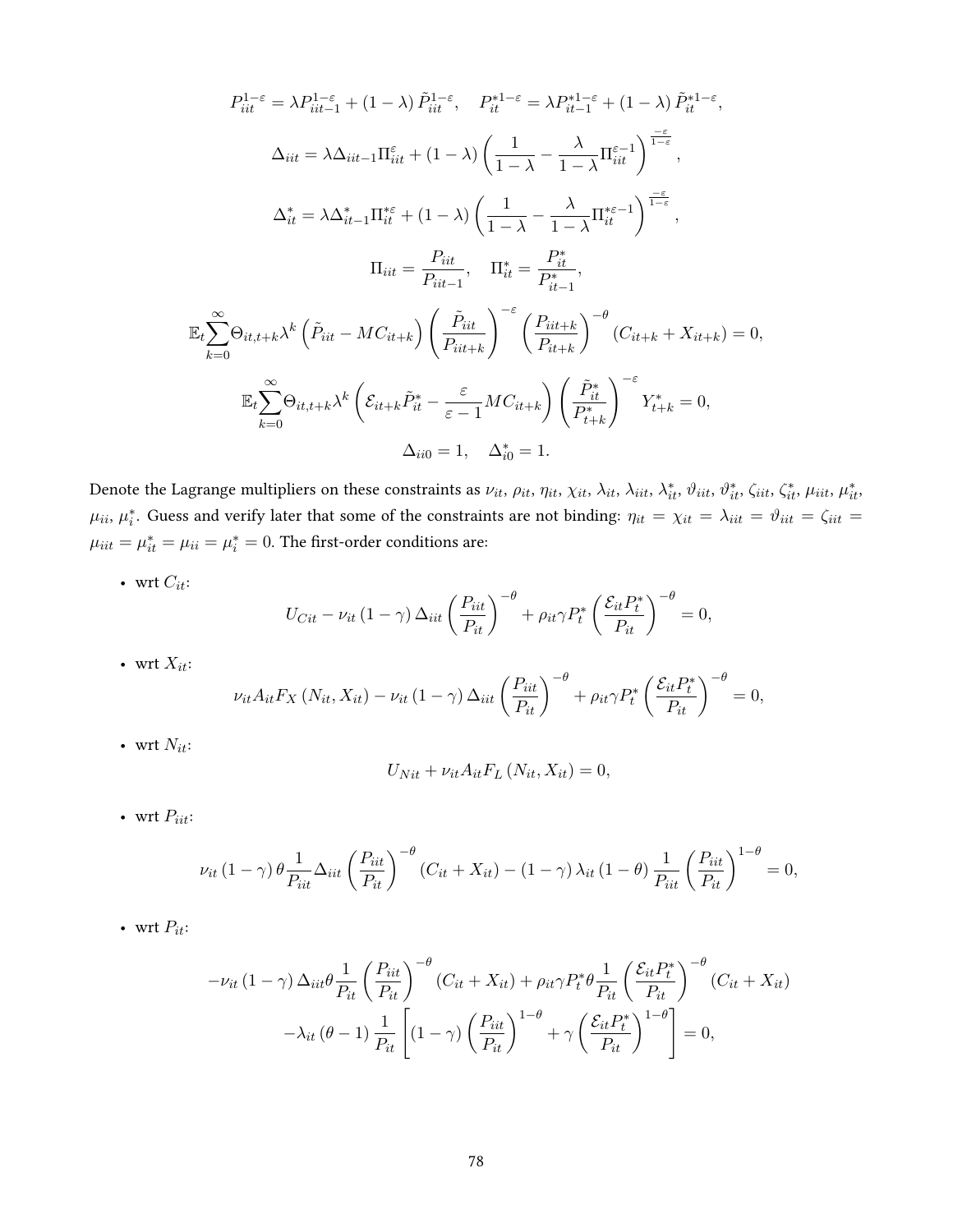$$P_{iit}^{1-\varepsilon} = \lambda P_{iit-1}^{1-\varepsilon} + (1-\lambda)\tilde{P}_{iit}^{1-\varepsilon}, \quad P_{it}^{*1-\varepsilon} = \lambda P_{it-1}^{*1-\varepsilon} + (1-\lambda)\tilde{P}_{it}^{*1-\varepsilon},$$

$$\Delta_{iit} = \lambda \Delta_{iit-1}\Pi_{iit}^{\varepsilon} + (1-\lambda)\left(\frac{1}{1-\lambda} - \frac{\lambda}{1-\lambda}\Pi_{iit}^{\varepsilon-1}\right)^{\frac{-\varepsilon}{1-\varepsilon}},$$

$$\Delta_{it}^{*} = \lambda \Delta_{it-1}^{*}\Pi_{it}^{*\varepsilon} + (1-\lambda)\left(\frac{1}{1-\lambda} - \frac{\lambda}{1-\lambda}\Pi_{it}^{*\varepsilon-1}\right)^{\frac{-\varepsilon}{1-\varepsilon}},$$

$$\Pi_{iit} = \frac{P_{iit}}{P_{iit-1}}, \quad \Pi_{it}^{*} = \frac{P_{it}^{*}}{P_{it-1}^{*}},$$

$$\mathbb{E}_t \sum_{k=0}^{\infty} \Theta_{it,t+k}\lambda^k \left(\tilde{P}_{iit} - MC_{it+k}\right)\left(\frac{\tilde{P}_{iit}}{P_{iit+k}}\right)^{-\varepsilon}\left(\frac{P_{iit+k}}{P_{it+k}}\right)^{-\theta}(C_{it+k} + X_{it+k}) = 0,$$

$$\mathbb{E}_t \sum_{k=0}^{\infty} \Theta_{it,t+k}\lambda^k \left(\mathcal{E}_{it+k}\tilde{P}_{it}^{*} - \frac{\varepsilon}{\varepsilon-1}MC_{it+k}\right)\left(\frac{\tilde{P}_{it}^{*}}{P_{t+k}^{*}}\right)^{-\varepsilon} Y_{t+k}^{*} = 0,$$

$$\Delta_{ii0} = 1, \quad \Delta_{i0}^{*} = 1.$$

Denote the Lagrange multipliers on these constraints as $\nu_{it}$, $\rho_{it}$, $\eta_{it}$, $\chi_{it}$, $\lambda_{it}$, $\lambda_{iit}$, $\lambda_{it}^{*}$, $\vartheta_{iit}$, $\vartheta_{it}^{*}$, $\zeta_{iit}$, $\zeta_{it}^{*}$, $\mu_{iit}$, $\mu_{it}^{*}$, $\mu_{ii}$, $\mu_{i}^{*}$. Guess and verify later that some of the constraints are not binding: $\eta_{it} = \chi_{it} = \lambda_{iit} = \vartheta_{iit} = \zeta_{iit} = \mu_{iit} = \mu_{it}^{*} = \mu_{ii} = \mu_{i}^{*} = 0$. The first-order conditions are:

- wrt $C_{it}$:

$$U_{Cit} - \nu_{it}(1-\gamma)\Delta_{iit}\left(\frac{P_{iit}}{P_{it}}\right)^{-\theta} + \rho_{it}\gamma P_t^{*}\left(\frac{\mathcal{E}_{it}P_t^{*}}{P_{it}}\right)^{-\theta} = 0,$$

- wrt $X_{it}$:

$$\nu_{it}A_{it}F_X(N_{it}, X_{it}) - \nu_{it}(1-\gamma)\Delta_{iit}\left(\frac{P_{iit}}{P_{it}}\right)^{-\theta} + \rho_{it}\gamma P_t^{*}\left(\frac{\mathcal{E}_{it}P_t^{*}}{P_{it}}\right)^{-\theta} = 0,$$

- wrt $N_{it}$:

$$U_{Nit} + \nu_{it}A_{it}F_L(N_{it}, X_{it}) = 0,$$

- wrt $P_{iit}$:

$$\nu_{it}(1-\gamma)\theta\frac{1}{P_{iit}}\Delta_{iit}\left(\frac{P_{iit}}{P_{it}}\right)^{-\theta}(C_{it} + X_{it}) - (1-\gamma)\lambda_{it}(1-\theta)\frac{1}{P_{iit}}\left(\frac{P_{iit}}{P_{it}}\right)^{1-\theta} = 0,$$

- wrt $P_{it}$:

$$-\nu_{it}(1-\gamma)\Delta_{iit}\theta\frac{1}{P_{it}}\left(\frac{P_{iit}}{P_{it}}\right)^{-\theta}(C_{it} + X_{it}) + \rho_{it}\gamma P_t^{*}\theta\frac{1}{P_{it}}\left(\frac{\mathcal{E}_{it}P_t^{*}}{P_{it}}\right)^{-\theta}(C_{it} + X_{it})$$
$$-\lambda_{it}(\theta-1)\frac{1}{P_{it}}\left[(1-\gamma)\left(\frac{P_{iit}}{P_{it}}\right)^{1-\theta} + \gamma\left(\frac{\mathcal{E}_{it}P_t^{*}}{P_{it}}\right)^{1-\theta}\right] = 0,$$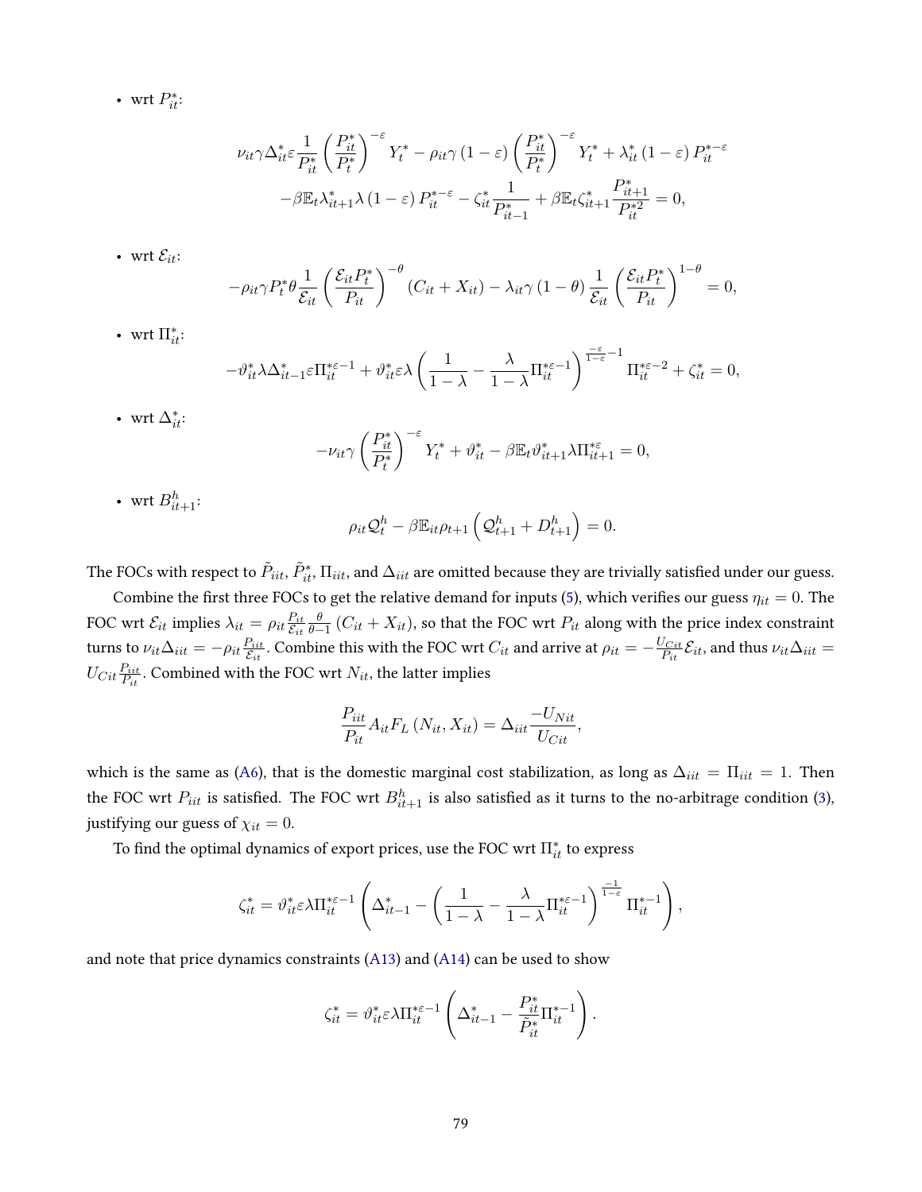- wrt $P_{it}^*$:

$$\nu_{it}\gamma\Delta_{it}^*\varepsilon\frac{1}{P_{it}^*}\left(\frac{P_{it}^*}{P_t^*}\right)^{-\varepsilon}Y_t^* - \rho_{it}\gamma\left(1-\varepsilon\right)\left(\frac{P_{it}^*}{P_t^*}\right)^{-\varepsilon}Y_t^* + \lambda_{it}^*\left(1-\varepsilon\right)P_{it}^{*-\varepsilon}$$
$$-\beta\mathbb{E}_t\lambda_{it+1}^*\lambda\left(1-\varepsilon\right)P_{it}^{*-\varepsilon} - \zeta_{it}^*\frac{1}{P_{it-1}^*} + \beta\mathbb{E}_t\zeta_{it+1}^*\frac{P_{it+1}^*}{P_{it}^{*2}} = 0,$$

- wrt $\mathcal{E}_{it}$:

$$-\rho_{it}\gamma P_t^*\theta\frac{1}{\mathcal{E}_{it}}\left(\frac{\mathcal{E}_{it}P_t^*}{P_{it}}\right)^{-\theta}\left(C_{it}+X_{it}\right) - \lambda_{it}\gamma\left(1-\theta\right)\frac{1}{\mathcal{E}_{it}}\left(\frac{\mathcal{E}_{it}P_t^*}{P_{it}}\right)^{1-\theta} = 0,$$

- wrt $\Pi_{it}^*$:

$$-\vartheta_{it}^*\lambda\Delta_{it-1}^*\varepsilon\Pi_{it}^{*\varepsilon-1} + \vartheta_{it}^*\varepsilon\lambda\left(\frac{1}{1-\lambda}-\frac{\lambda}{1-\lambda}\Pi_{it}^{*\varepsilon-1}\right)^{\frac{-\varepsilon}{1-\varepsilon}-1}\Pi_{it}^{*\varepsilon-2} + \zeta_{it}^* = 0,$$

- wrt $\Delta_{it}^*$:

$$-\nu_{it}\gamma\left(\frac{P_{it}^*}{P_t^*}\right)^{-\varepsilon}Y_t^* + \vartheta_{it}^* - \beta\mathbb{E}_t\vartheta_{it+1}^*\lambda\Pi_{it+1}^{*\varepsilon} = 0,$$

- wrt $B_{it+1}^h$:

$$\rho_{it}\mathcal{Q}_t^h - \beta\mathbb{E}_{it}\rho_{t+1}\left(\mathcal{Q}_{t+1}^h + D_{t+1}^h\right) = 0.$$

The FOCs with respect to $\tilde{P}_{iit}$, $\tilde{P}_{it}^*$, $\Pi_{iit}$, and $\Delta_{iit}$ are omitted because they are trivially satisfied under our guess.

Combine the first three FOCs to get the relative demand for inputs (5), which verifies our guess $\eta_{it} = 0$. The FOC wrt $\mathcal{E}_{it}$ implies $\lambda_{it} = \rho_{it}\frac{P_{it}}{\mathcal{E}_{it}}\frac{\theta}{\theta-1}\left(C_{it}+X_{it}\right)$, so that the FOC wrt $P_{it}$ along with the price index constraint turns to $\nu_{it}\Delta_{iit} = -\rho_{it}\frac{P_{iit}}{\mathcal{E}_{it}}$. Combine this with the FOC wrt $C_{it}$ and arrive at $\rho_{it} = -\frac{U_{Cit}}{P_{it}}\mathcal{E}_{it}$, and thus $\nu_{it}\Delta_{iit} = U_{Cit}\frac{P_{iit}}{P_{it}}$. Combined with the FOC wrt $N_{it}$, the latter implies

$$\frac{P_{iit}}{P_{it}}A_{it}F_L\left(N_{it},X_{it}\right) = \Delta_{iit}\frac{-U_{Nit}}{U_{Cit}},$$

which is the same as (A6), that is the domestic marginal cost stabilization, as long as $\Delta_{iit} = \Pi_{iit} = 1$. Then the FOC wrt $P_{iit}$ is satisfied. The FOC wrt $B_{it+1}^h$ is also satisfied as it turns to the no-arbitrage condition (3), justifying our guess of $\chi_{it} = 0$.

To find the optimal dynamics of export prices, use the FOC wrt $\Pi_{it}^*$ to express

$$\zeta_{it}^* = \vartheta_{it}^*\varepsilon\lambda\Pi_{it}^{*\varepsilon-1}\left(\Delta_{it-1}^* - \left(\frac{1}{1-\lambda}-\frac{\lambda}{1-\lambda}\Pi_{it}^{*\varepsilon-1}\right)^{\frac{-1}{1-\varepsilon}}\Pi_{it}^{*-1}\right),$$

and note that price dynamics constraints (A13) and (A14) can be used to show

$$\zeta_{it}^* = \vartheta_{it}^*\varepsilon\lambda\Pi_{it}^{*\varepsilon-1}\left(\Delta_{it-1}^* - \frac{P_{it}^*}{\tilde{P}_{it}^*}\Pi_{it}^{*-1}\right).$$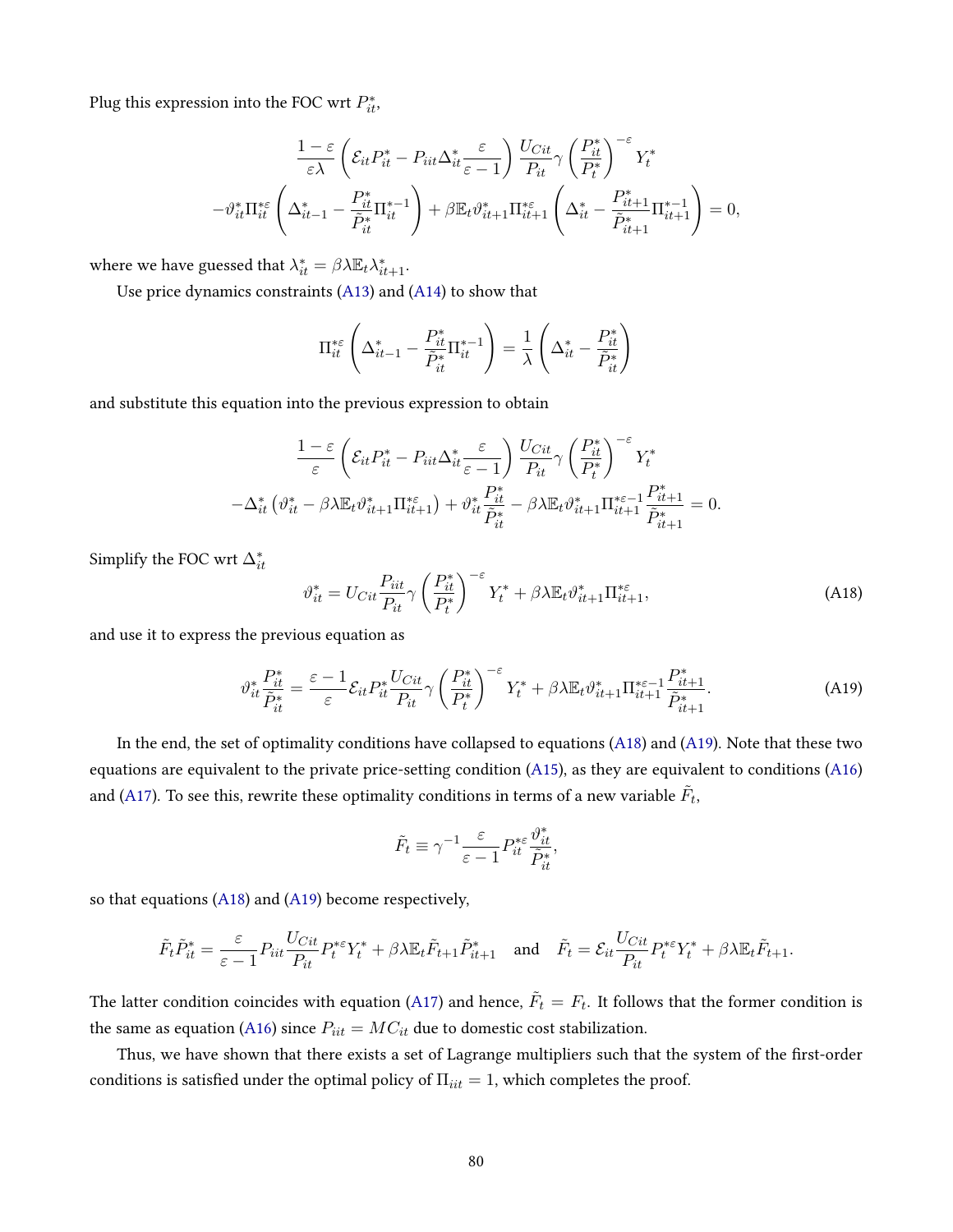Plug this expression into the FOC wrt $P^*_{it}$,

$$\frac{1-\varepsilon}{\varepsilon\lambda}\left(\mathcal{E}_{it}P^*_{it} - P_{iit}\Delta^*_{it}\frac{\varepsilon}{\varepsilon-1}\right)\frac{U_{Cit}}{P_{it}}\gamma\left(\frac{P^*_{it}}{P^*_t}\right)^{-\varepsilon}Y^*_t$$
$$-\vartheta^*_{it}\Pi^{*\varepsilon}_{it}\left(\Delta^*_{it-1} - \frac{P^*_{it}}{\tilde{P}^*_{it}}\Pi^{*-1}_{it}\right) + \beta\mathbb{E}_t\vartheta^*_{it+1}\Pi^{*\varepsilon}_{it+1}\left(\Delta^*_{it} - \frac{P^*_{it+1}}{\tilde{P}^*_{it+1}}\Pi^{*-1}_{it+1}\right) = 0,$$

where we have guessed that $\lambda^*_{it} = \beta\lambda\mathbb{E}_t\lambda^*_{it+1}$.

Use price dynamics constraints (A13) and (A14) to show that

$$\Pi^{*\varepsilon}_{it}\left(\Delta^*_{it-1} - \frac{P^*_{it}}{\tilde{P}^*_{it}}\Pi^{*-1}_{it}\right) = \frac{1}{\lambda}\left(\Delta^*_{it} - \frac{P^*_{it}}{\tilde{P}^*_{it}}\right)$$

and substitute this equation into the previous expression to obtain

$$\frac{1-\varepsilon}{\varepsilon}\left(\mathcal{E}_{it}P^*_{it} - P_{iit}\Delta^*_{it}\frac{\varepsilon}{\varepsilon-1}\right)\frac{U_{Cit}}{P_{it}}\gamma\left(\frac{P^*_{it}}{P^*_t}\right)^{-\varepsilon}Y^*_t$$
$$-\Delta^*_{it}\left(\vartheta^*_{it} - \beta\lambda\mathbb{E}_t\vartheta^*_{it+1}\Pi^{*\varepsilon}_{it+1}\right) + \vartheta^*_{it}\frac{P^*_{it}}{\tilde{P}^*_{it}} - \beta\lambda\mathbb{E}_t\vartheta^*_{it+1}\Pi^{*\varepsilon-1}_{it+1}\frac{P^*_{it+1}}{\tilde{P}^*_{it+1}} = 0.$$

Simplify the FOC wrt $\Delta^*_{it}$

$$\vartheta^*_{it} = U_{Cit}\frac{P_{iit}}{P_{it}}\gamma\left(\frac{P^*_{it}}{P^*_t}\right)^{-\varepsilon}Y^*_t + \beta\lambda\mathbb{E}_t\vartheta^*_{it+1}\Pi^{*\varepsilon}_{it+1}, \tag{A18}$$

and use it to express the previous equation as

$$\vartheta^*_{it}\frac{P^*_{it}}{\tilde{P}^*_{it}} = \frac{\varepsilon-1}{\varepsilon}\mathcal{E}_{it}P^*_{it}\frac{U_{Cit}}{P_{it}}\gamma\left(\frac{P^*_{it}}{P^*_t}\right)^{-\varepsilon}Y^*_t + \beta\lambda\mathbb{E}_t\vartheta^*_{it+1}\Pi^{*\varepsilon-1}_{it+1}\frac{P^*_{it+1}}{\tilde{P}^*_{it+1}}. \tag{A19}$$

In the end, the set of optimality conditions have collapsed to equations (A18) and (A19). Note that these two equations are equivalent to the private price-setting condition (A15), as they are equivalent to conditions (A16) and (A17). To see this, rewrite these optimality conditions in terms of a new variable $\tilde{F}_t$,

$$\tilde{F}_t \equiv \gamma^{-1}\frac{\varepsilon}{\varepsilon-1}P^{*\varepsilon}_{it}\frac{\vartheta^*_{it}}{\tilde{P}^*_{it}},$$

so that equations (A18) and (A19) become respectively,

$$\tilde{F}_t\tilde{P}^*_{it} = \frac{\varepsilon}{\varepsilon-1}P_{iit}\frac{U_{Cit}}{P_{it}}P^{*\varepsilon}_tY^*_t + \beta\lambda\mathbb{E}_t\tilde{F}_{t+1}\tilde{P}^*_{it+1} \quad \text{and} \quad \tilde{F}_t = \mathcal{E}_{it}\frac{U_{Cit}}{P_{it}}P^{*\varepsilon}_tY^*_t + \beta\lambda\mathbb{E}_t\tilde{F}_{t+1}.$$

The latter condition coincides with equation (A17) and hence, $\tilde{F}_t = F_t$. It follows that the former condition is the same as equation (A16) since $P_{iit} = MC_{it}$ due to domestic cost stabilization.

Thus, we have shown that there exists a set of Lagrange multipliers such that the system of the first-order conditions is satisfied under the optimal policy of $\Pi_{iit} = 1$, which completes the proof.